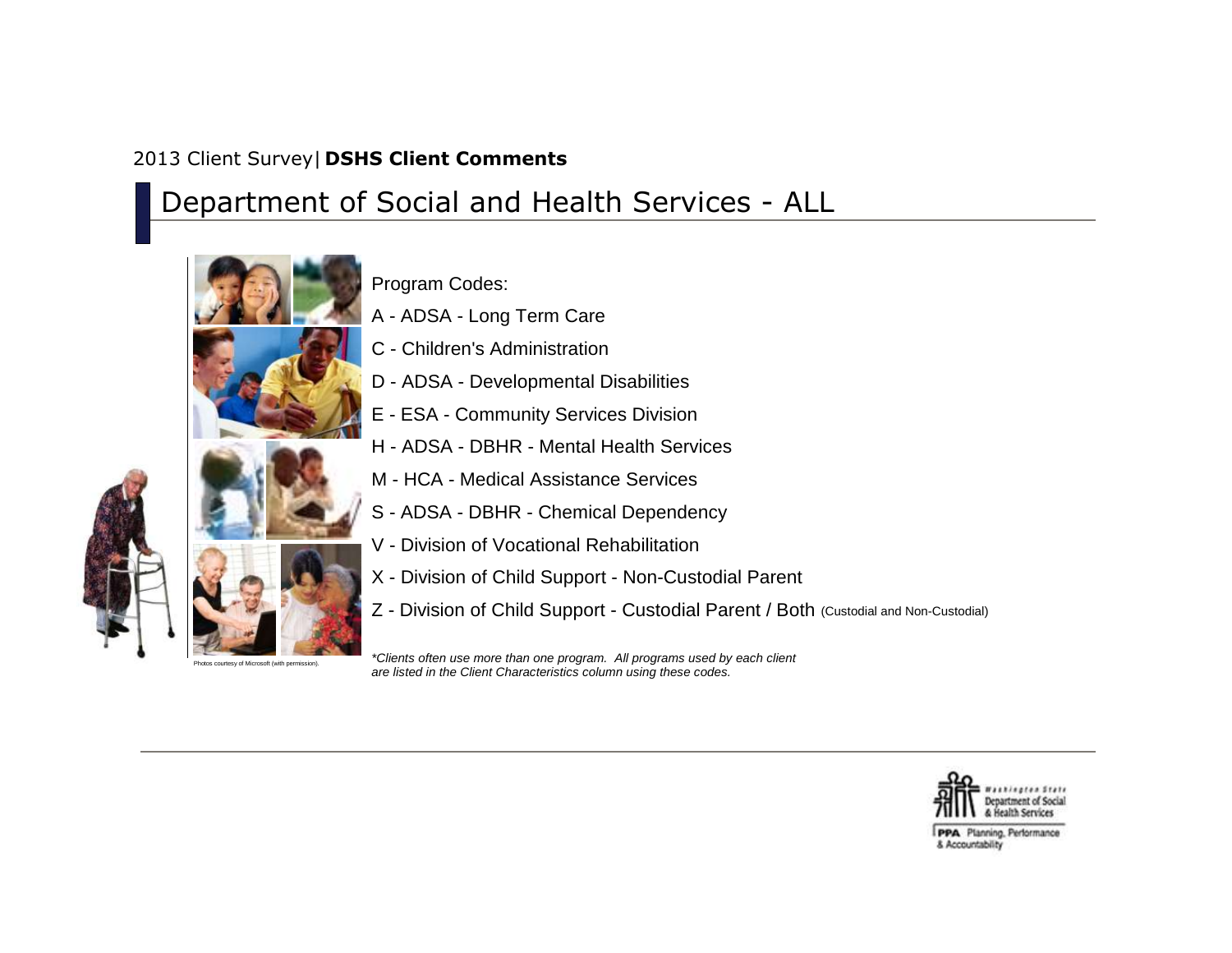2013 Client Survey| **DSHS Client Comments**

# Department of Social and Health Services - ALL

Program Codes:

A - ADSA - Long Term Care

C - Children's Administration

D - ADSA - Developmental Disabilities

E - ESA - Community Services Division

H - ADSA - DBHR - Mental Health Services

M - HCA - Medical Assistance Services

S - ADSA - DBHR - Chemical Dependency

V - Division of Vocational Rehabilitation

X - Division of Child Support - Non-Custodial Parent

Z - Division of Child Support - Custodial Parent / Both (Custodial and Non-Custodial)

*\*Clients often use more than one program. All programs used by each client are listed in the Client Characteristics column using these codes.*

Photos courtesy of Microsoft (with permission).

Washington State Department of Social & Health Services

PPA Planning, Performance & Accountability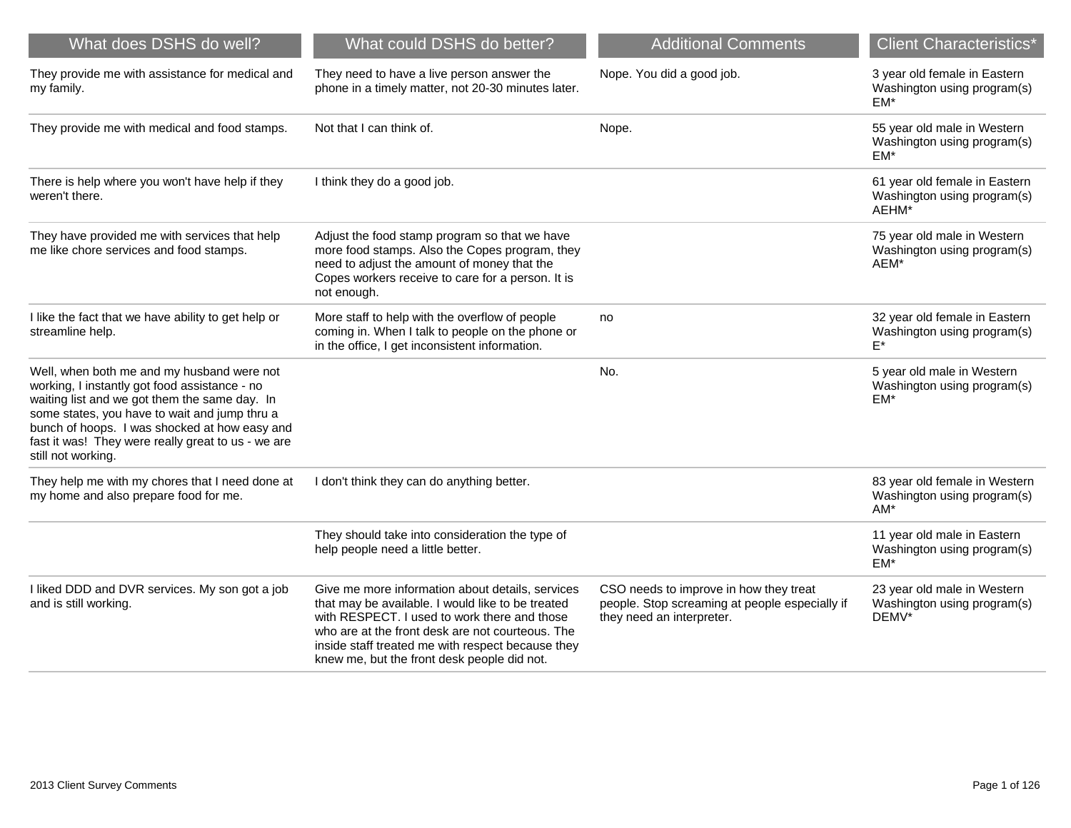| What does DSHS do well? | What could DSHS do better? | Additional Comments | Client Characteristics* |
| --- | --- | --- | --- |
| They provide me with assistance for medical and my family. | They need to have a live person answer the phone in a timely matter, not 20-30 minutes later. | Nope. You did a good job. | 3 year old female in Eastern Washington using program(s) EM* |
| They provide me with medical and food stamps. | Not that I can think of. | Nope. | 55 year old male in Western Washington using program(s) EM* |
| There is help where you won't have help if they weren't there. | I think they do a good job. | | 61 year old female in Eastern Washington using program(s) AEHM* |
| They have provided me with services that help me like chore services and food stamps. | Adjust the food stamp program so that we have more food stamps. Also the Copes program, they need to adjust the amount of money that the Copes workers receive to care for a person. It is not enough. | | 75 year old male in Western Washington using program(s) AEM* |
| I like the fact that we have ability to get help or streamline help. | More staff to help with the overflow of people coming in. When I talk to people on the phone or in the office, I get inconsistent information. | no | 32 year old female in Eastern Washington using program(s) E* |
| Well, when both me and my husband were not working, I instantly got food assistance - no waiting list and we got them the same day. In some states, you have to wait and jump thru a bunch of hoops. I was shocked at how easy and fast it was! They were really great to us - we are still not working. | | No. | 5 year old male in Western Washington using program(s) EM* |
| They help me with my chores that I need done at my home and also prepare food for me. | I don't think they can do anything better. | | 83 year old female in Western Washington using program(s) AM* |
| | They should take into consideration the type of help people need a little better. | | 11 year old male in Eastern Washington using program(s) EM* |
| I liked DDD and DVR services. My son got a job and is still working. | Give me more information about details, services that may be available. I would like to be treated with RESPECT. I used to work there and those who are at the front desk are not courteous. The inside staff treated me with respect because they knew me, but the front desk people did not. | CSO needs to improve in how they treat people. Stop screaming at people especially if they need an interpreter. | 23 year old male in Western Washington using program(s) DEMV* |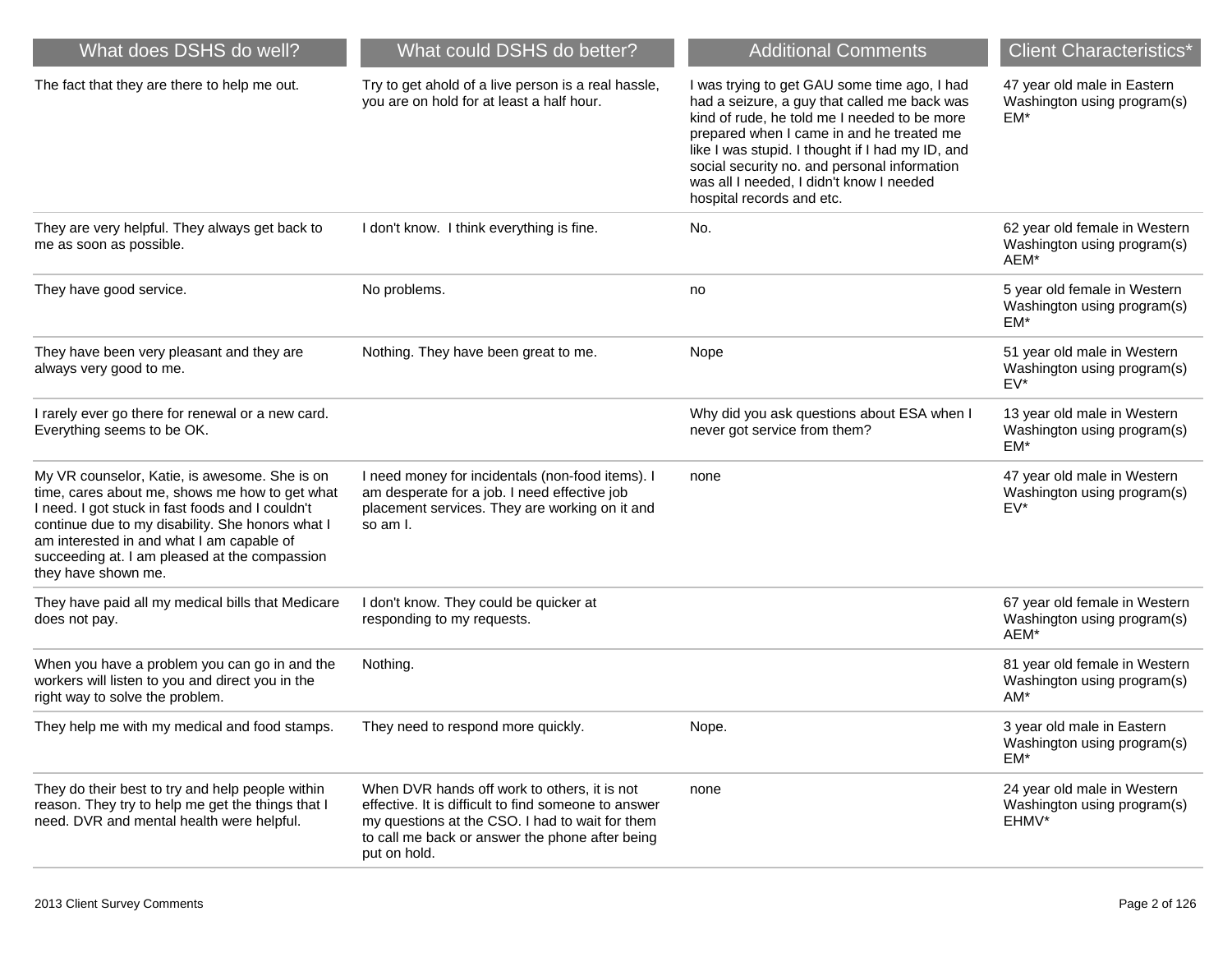| What does DSHS do well? | What could DSHS do better? | Additional Comments | Client Characteristics* |
|---|---|---|---|
| The fact that they are there to help me out. | Try to get ahold of a live person is a real hassle, you are on hold for at least a half hour. | I was trying to get GAU some time ago, I had had a seizure, a guy that called me back was kind of rude, he told me I needed to be more prepared when I came in and he treated me like I was stupid. I thought if I had my ID, and social security no. and personal information was all I needed, I didn't know I needed hospital records and etc. | 47 year old male in Eastern Washington using program(s) EM* |
| They are very helpful. They always get back to me as soon as possible. | I don't know. I think everything is fine. | No. | 62 year old female in Western Washington using program(s) AEM* |
| They have good service. | No problems. | no | 5 year old female in Western Washington using program(s) EM* |
| They have been very pleasant and they are always very good to me. | Nothing. They have been great to me. | Nope | 51 year old male in Western Washington using program(s) EV* |
| I rarely ever go there for renewal or a new card. Everything seems to be OK. | | Why did you ask questions about ESA when I never got service from them? | 13 year old male in Western Washington using program(s) EM* |
| My VR counselor, Katie, is awesome. She is on time, cares about me, shows me how to get what I need. I got stuck in fast foods and I couldn't continue due to my disability. She honors what I am interested in and what I am capable of succeeding at. I am pleased at the compassion they have shown me. | I need money for incidentals (non-food items). I am desperate for a job. I need effective job placement services. They are working on it and so am I. | none | 47 year old male in Western Washington using program(s) EV* |
| They have paid all my medical bills that Medicare does not pay. | I don't know. They could be quicker at responding to my requests. | | 67 year old female in Western Washington using program(s) AEM* |
| When you have a problem you can go in and the workers will listen to you and direct you in the right way to solve the problem. | Nothing. | | 81 year old female in Western Washington using program(s) AM* |
| They help me with my medical and food stamps. | They need to respond more quickly. | Nope. | 3 year old male in Eastern Washington using program(s) EM* |
| They do their best to try and help people within reason. They try to help me get the things that I need. DVR and mental health were helpful. | When DVR hands off work to others, it is not effective. It is difficult to find someone to answer my questions at the CSO. I had to wait for them to call me back or answer the phone after being put on hold. | none | 24 year old male in Western Washington using program(s) EHMV* |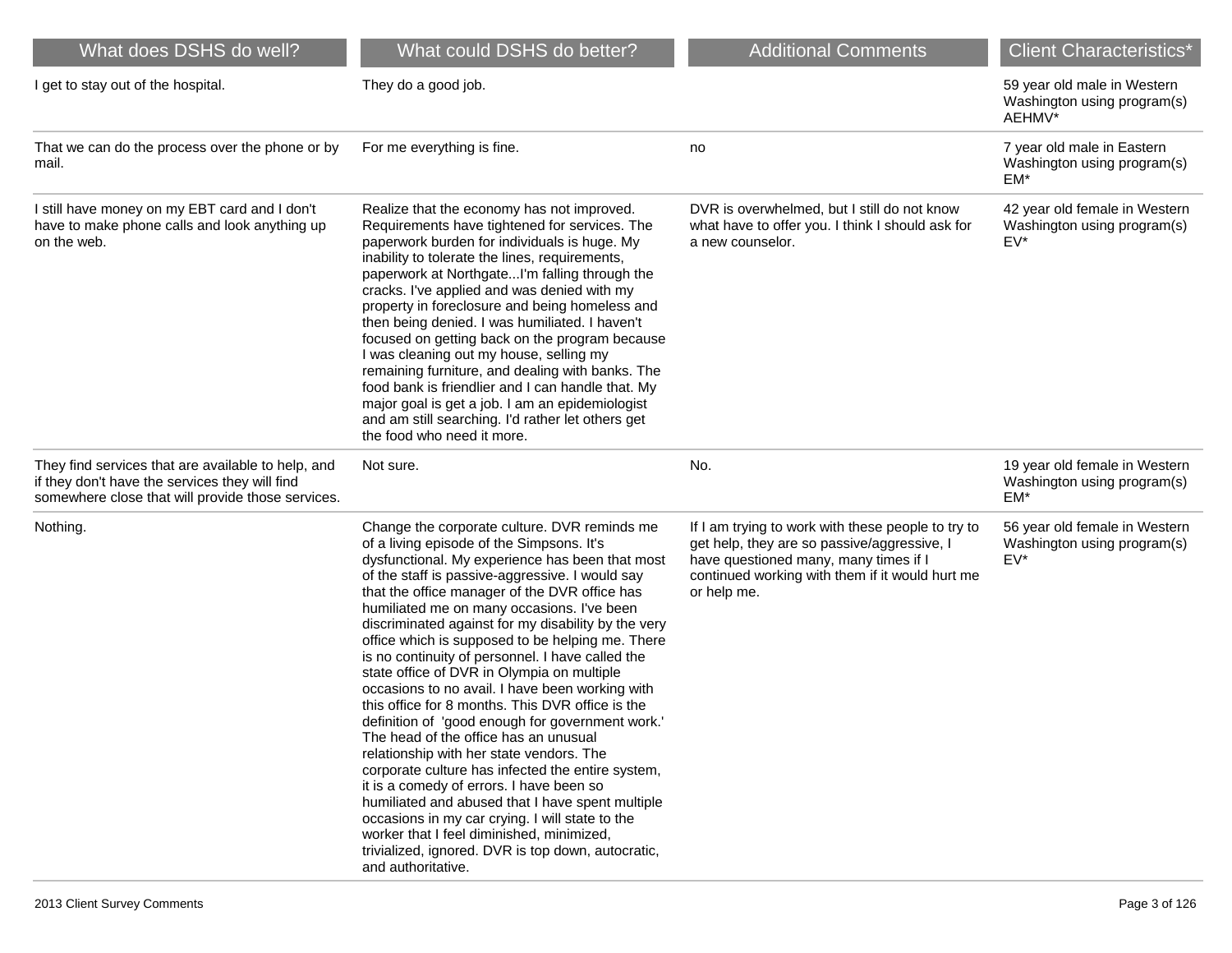| What does DSHS do well? | What could DSHS do better? | Additional Comments | Client Characteristics* |
| --- | --- | --- | --- |
| I get to stay out of the hospital. | They do a good job. | | 59 year old male in Western Washington using program(s) AEHMV* |
| That we can do the process over the phone or by mail. | For me everything is fine. | no | 7 year old male in Eastern Washington using program(s) EM* |
| I still have money on my EBT card and I don't have to make phone calls and look anything up on the web. | Realize that the economy has not improved. Requirements have tightened for services. The paperwork burden for individuals is huge. My inability to tolerate the lines, requirements, paperwork at Northgate...I'm falling through the cracks. I've applied and was denied with my property in foreclosure and being homeless and then being denied. I was humiliated. I haven't focused on getting back on the program because I was cleaning out my house, selling my remaining furniture, and dealing with banks. The food bank is friendlier and I can handle that. My major goal is get a job. I am an epidemiologist and am still searching. I'd rather let others get the food who need it more. | DVR is overwhelmed, but I still do not know what have to offer you. I think I should ask for a new counselor. | 42 year old female in Western Washington using program(s) EV* |
| They find services that are available to help, and if they don't have the services they will find somewhere close that will provide those services. | Not sure. | No. | 19 year old female in Western Washington using program(s) EM* |
| Nothing. | Change the corporate culture. DVR reminds me of a living episode of the Simpsons. It's dysfunctional. My experience has been that most of the staff is passive-aggressive. I would say that the office manager of the DVR office has humiliated me on many occasions. I've been discriminated against for my disability by the very office which is supposed to be helping me. There is no continuity of personnel. I have called the state office of DVR in Olympia on multiple occasions to no avail. I have been working with this office for 8 months. This DVR office is the definition of 'good enough for government work.' The head of the office has an unusual relationship with her state vendors. The corporate culture has infected the entire system, it is a comedy of errors. I have been so humiliated and abused that I have spent multiple occasions in my car crying. I will state to the worker that I feel diminished, minimized, trivialized, ignored. DVR is top down, autocratic, and authoritative. | If I am trying to work with these people to try to get help, they are so passive/aggressive, I have questioned many, many times if I continued working with them if it would hurt me or help me. | 56 year old female in Western Washington using program(s) EV* |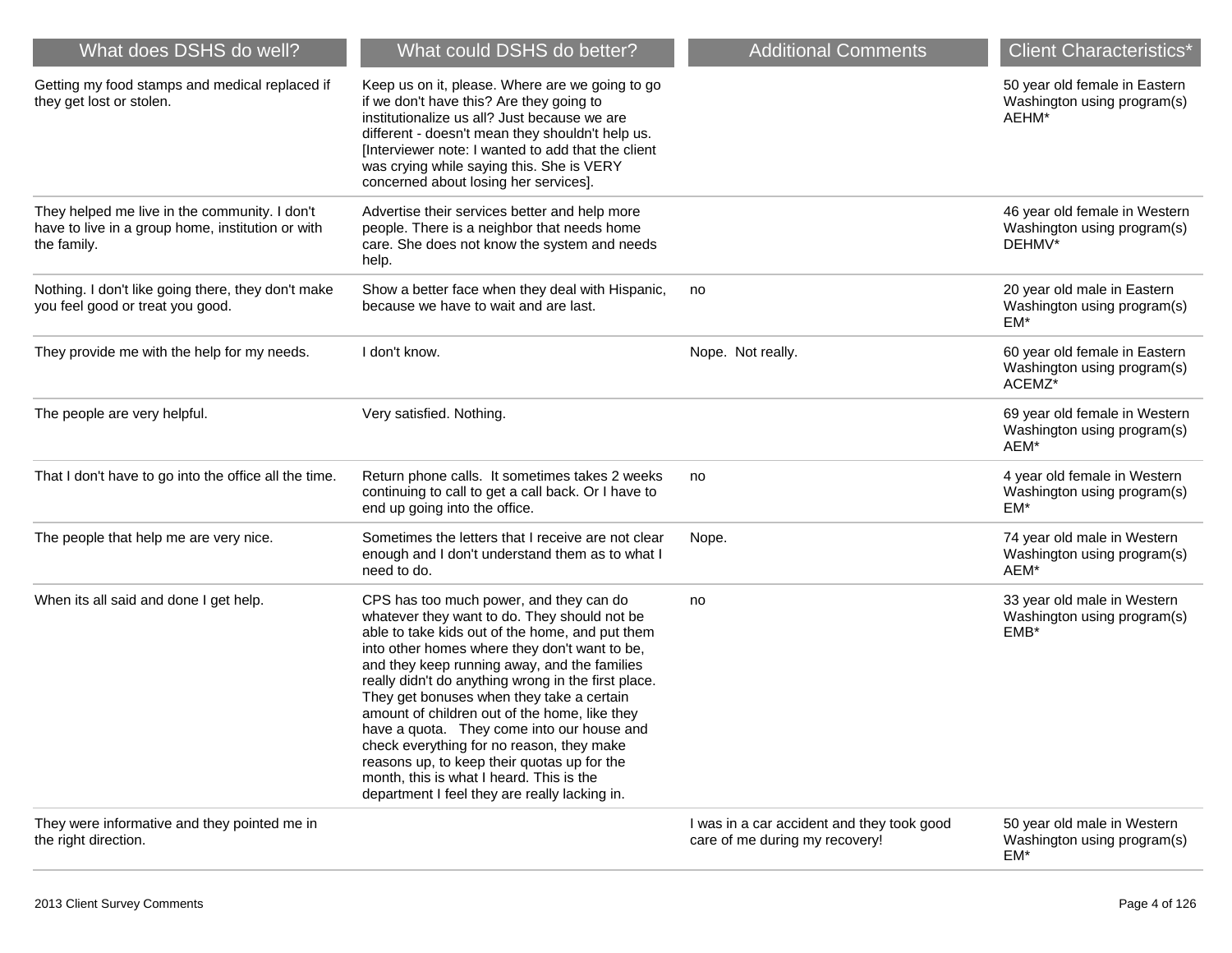| What does DSHS do well? | What could DSHS do better? | Additional Comments | Client Characteristics* |
|---|---|---|---|
| Getting my food stamps and medical replaced if they get lost or stolen. | Keep us on it, please. Where are we going to go if we don't have this? Are they going to institutionalize us all? Just because we are different - doesn't mean they shouldn't help us. [Interviewer note: I wanted to add that the client was crying while saying this. She is VERY concerned about losing her services]. | | 50 year old female in Eastern Washington using program(s) AEHM* |
| They helped me live in the community. I don't have to live in a group home, institution or with the family. | Advertise their services better and help more people. There is a neighbor that needs home care. She does not know the system and needs help. | | 46 year old female in Western Washington using program(s) DEHMV* |
| Nothing. I don't like going there, they don't make you feel good or treat you good. | Show a better face when they deal with Hispanic, because we have to wait and are last. | no | 20 year old male in Eastern Washington using program(s) EM* |
| They provide me with the help for my needs. | I don't know. | Nope. Not really. | 60 year old female in Eastern Washington using program(s) ACEMZ* |
| The people are very helpful. | Very satisfied. Nothing. | | 69 year old female in Western Washington using program(s) AEM* |
| That I don't have to go into the office all the time. | Return phone calls. It sometimes takes 2 weeks continuing to call to get a call back. Or I have to end up going into the office. | no | 4 year old female in Western Washington using program(s) EM* |
| The people that help me are very nice. | Sometimes the letters that I receive are not clear enough and I don't understand them as to what I need to do. | Nope. | 74 year old male in Western Washington using program(s) AEM* |
| When its all said and done I get help. | CPS has too much power, and they can do whatever they want to do. They should not be able to take kids out of the home, and put them into other homes where they don't want to be, and they keep running away, and the families really didn't do anything wrong in the first place. They get bonuses when they take a certain amount of children out of the home, like they have a quota. They come into our house and check everything for no reason, they make reasons up, to keep their quotas up for the month, this is what I heard. This is the department I feel they are really lacking in. | no | 33 year old male in Western Washington using program(s) EMB* |
| They were informative and they pointed me in the right direction. | | I was in a car accident and they took good care of me during my recovery! | 50 year old male in Western Washington using program(s) EM* |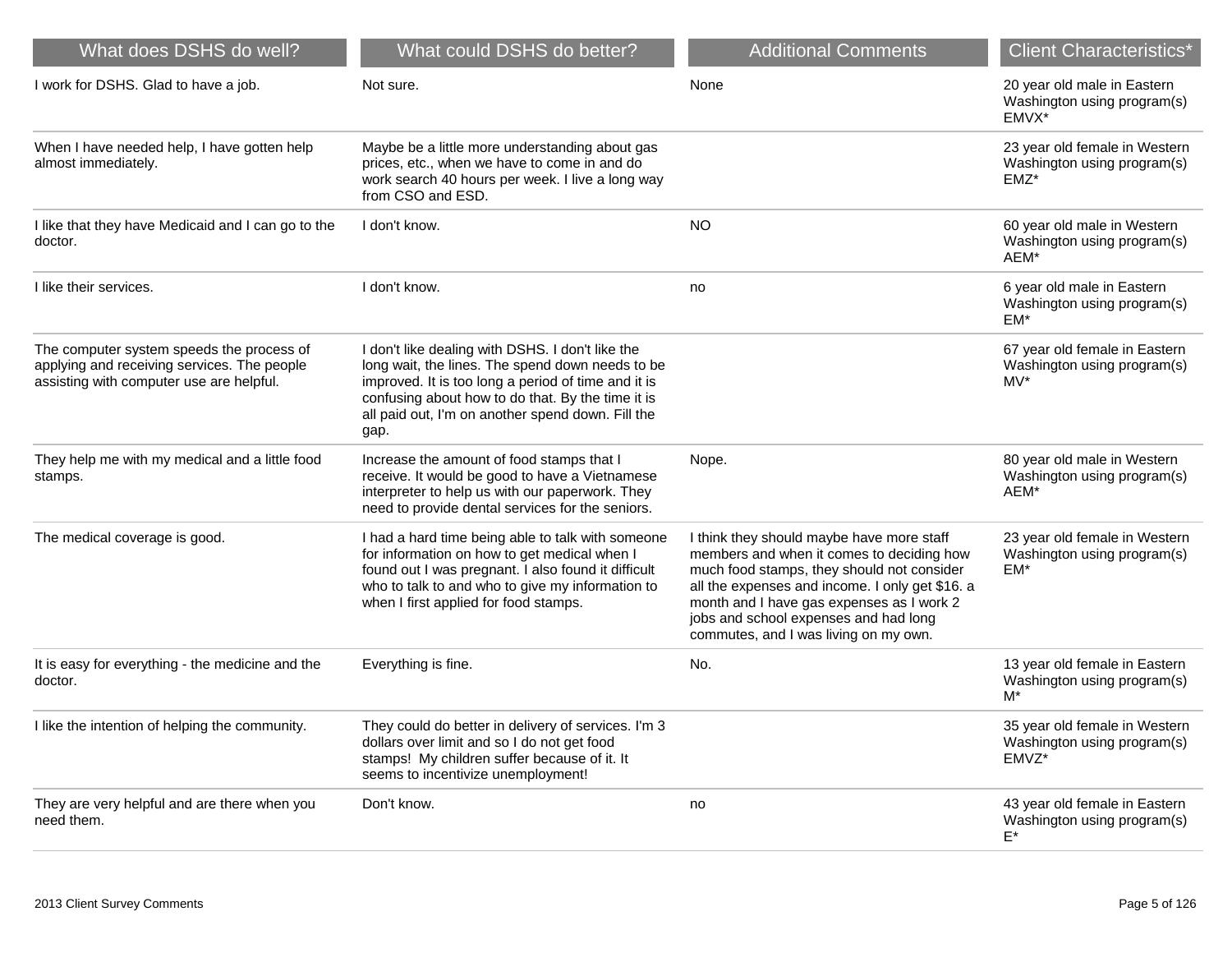| What does DSHS do well? | What could DSHS do better? | Additional Comments | Client Characteristics* |
| --- | --- | --- | --- |
| I work for DSHS. Glad to have a job. | Not sure. | None | 20 year old male in Eastern Washington using program(s) EMVX* |
| When I have needed help, I have gotten help almost immediately. | Maybe be a little more understanding about gas prices, etc., when we have to come in and do work search 40 hours per week. I live a long way from CSO and ESD. | | 23 year old female in Western Washington using program(s) EMZ* |
| I like that they have Medicaid and I can go to the doctor. | I don't know. | NO | 60 year old male in Western Washington using program(s) AEM* |
| I like their services. | I don't know. | no | 6 year old male in Eastern Washington using program(s) EM* |
| The computer system speeds the process of applying and receiving services. The people assisting with computer use are helpful. | I don't like dealing with DSHS. I don't like the long wait, the lines. The spend down needs to be improved. It is too long a period of time and it is confusing about how to do that. By the time it is all paid out, I'm on another spend down. Fill the gap. | | 67 year old female in Eastern Washington using program(s) MV* |
| They help me with my medical and a little food stamps. | Increase the amount of food stamps that I receive. It would be good to have a Vietnamese interpreter to help us with our paperwork. They need to provide dental services for the seniors. | Nope. | 80 year old male in Western Washington using program(s) AEM* |
| The medical coverage is good. | I had a hard time being able to talk with someone for information on how to get medical when I found out I was pregnant. I also found it difficult who to talk to and who to give my information to when I first applied for food stamps. | I think they should maybe have more staff members and when it comes to deciding how much food stamps, they should not consider all the expenses and income. I only get $16. a month and I have gas expenses as I work 2 jobs and school expenses and had long commutes, and I was living on my own. | 23 year old female in Western Washington using program(s) EM* |
| It is easy for everything - the medicine and the doctor. | Everything is fine. | No. | 13 year old female in Eastern Washington using program(s) M* |
| I like the intention of helping the community. | They could do better in delivery of services. I'm 3 dollars over limit and so I do not get food stamps! My children suffer because of it. It seems to incentivize unemployment! | | 35 year old female in Western Washington using program(s) EMVZ* |
| They are very helpful and are there when you need them. | Don't know. | no | 43 year old female in Eastern Washington using program(s) E* |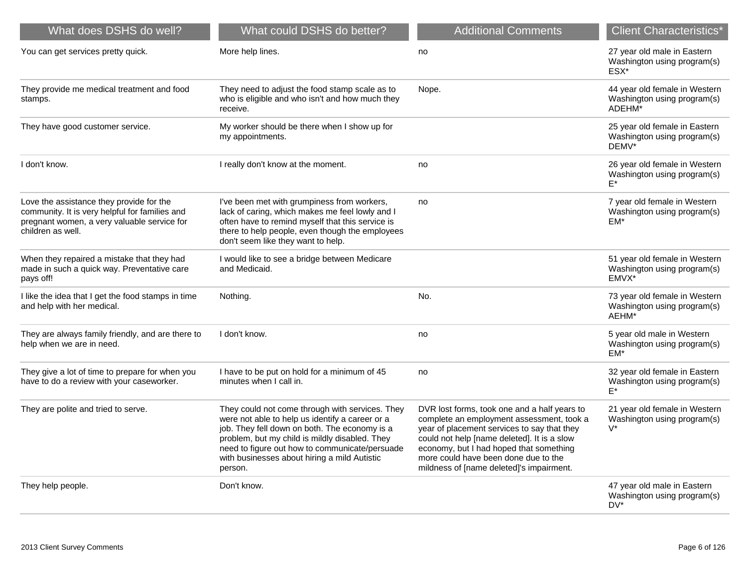| What does DSHS do well? | What could DSHS do better? | Additional Comments | Client Characteristics* |
| --- | --- | --- | --- |
| You can get services pretty quick. | More help lines. | no | 27 year old male in Eastern Washington using program(s) ESX* |
| They provide me medical treatment and food stamps. | They need to adjust the food stamp scale as to who is eligible and who isn't and how much they receive. | Nope. | 44 year old female in Western Washington using program(s) ADEHM* |
| They have good customer service. | My worker should be there when I show up for my appointments. | | 25 year old female in Eastern Washington using program(s) DEMV* |
| I don't know. | I really don't know at the moment. | no | 26 year old female in Western Washington using program(s) E* |
| Love the assistance they provide for the community. It is very helpful for families and pregnant women, a very valuable service for children as well. | I've been met with grumpiness from workers, lack of caring, which makes me feel lowly and I often have to remind myself that this service is there to help people, even though the employees don't seem like they want to help. | no | 7 year old female in Western Washington using program(s) EM* |
| When they repaired a mistake that they had made in such a quick way. Preventative care pays off! | I would like to see a bridge between Medicare and Medicaid. | | 51 year old female in Western Washington using program(s) EMVX* |
| I like the idea that I get the food stamps in time and help with her medical. | Nothing. | No. | 73 year old female in Western Washington using program(s) AEHM* |
| They are always family friendly, and are there to help when we are in need. | I don't know. | no | 5 year old male in Western Washington using program(s) EM* |
| They give a lot of time to prepare for when you have to do a review with your caseworker. | I have to be put on hold for a minimum of 45 minutes when I call in. | no | 32 year old female in Eastern Washington using program(s) E* |
| They are polite and tried to serve. | They could not come through with services. They were not able to help us identify a career or a job. They fell down on both. The economy is a problem, but my child is mildly disabled. They need to figure out how to communicate/persuade with businesses about hiring a mild Autistic person. | DVR lost forms, took one and a half years to complete an employment assessment, took a year of placement services to say that they could not help [name deleted]. It is a slow economy, but I had hoped that something more could have been done due to the mildness of [name deleted]'s impairment. | 21 year old female in Western Washington using program(s) V* |
| They help people. | Don't know. | | 47 year old male in Eastern Washington using program(s) DV* |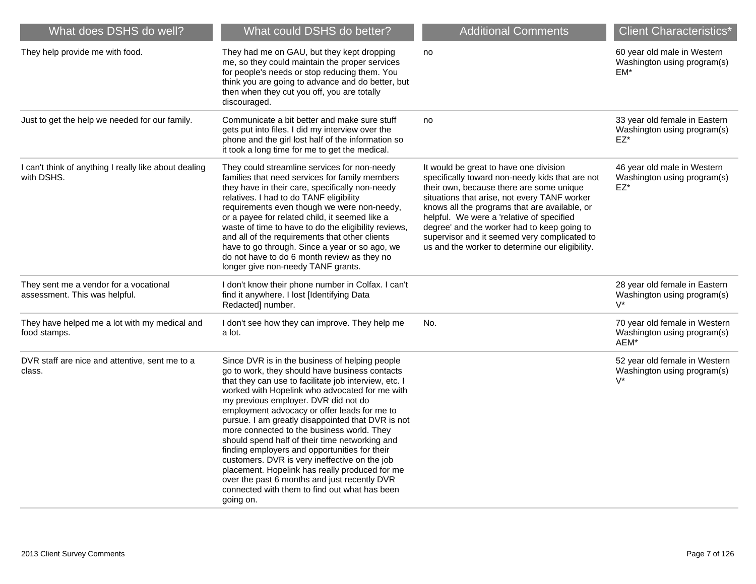| What does DSHS do well? | What could DSHS do better? | Additional Comments | Client Characteristics* |
|---|---|---|---|
| They help provide me with food. | They had me on GAU, but they kept dropping me, so they could maintain the proper services for people's needs or stop reducing them. You think you are going to advance and do better, but then when they cut you off, you are totally discouraged. | no | 60 year old male in Western Washington using program(s) EM* |
| Just to get the help we needed for our family. | Communicate a bit better and make sure stuff gets put into files. I did my interview over the phone and the girl lost half of the information so it took a long time for me to get the medical. | no | 33 year old female in Eastern Washington using program(s) EZ* |
| I can't think of anything I really like about dealing with DSHS. | They could streamline services for non-needy families that need services for family members they have in their care, specifically non-needy relatives. I had to do TANF eligibility requirements even though we were non-needy, or a payee for related child, it seemed like a waste of time to have to do the eligibility reviews, and all of the requirements that other clients have to go through. Since a year or so ago, we do not have to do 6 month review as they no longer give non-needy TANF grants. | It would be great to have one division specifically toward non-needy kids that are not their own, because there are some unique situations that arise, not every TANF worker knows all the programs that are available, or helpful. We were a 'relative of specified degree' and the worker had to keep going to supervisor and it seemed very complicated to us and the worker to determine our eligibility. | 46 year old male in Western Washington using program(s) EZ* |
| They sent me a vendor for a vocational assessment. This was helpful. | I don't know their phone number in Colfax. I can't find it anywhere. I lost [Identifying Data Redacted] number. | | 28 year old female in Eastern Washington using program(s) V* |
| They have helped me a lot with my medical and food stamps. | I don't see how they can improve. They help me a lot. | No. | 70 year old female in Western Washington using program(s) AEM* |
| DVR staff are nice and attentive, sent me to a class. | Since DVR is in the business of helping people go to work, they should have business contacts that they can use to facilitate job interview, etc. I worked with Hopelink who advocated for me with my previous employer. DVR did not do employment advocacy or offer leads for me to pursue. I am greatly disappointed that DVR is not more connected to the business world. They should spend half of their time networking and finding employers and opportunities for their customers. DVR is very ineffective on the job placement. Hopelink has really produced for me over the past 6 months and just recently DVR connected with them to find out what has been going on. | | 52 year old female in Western Washington using program(s) V* |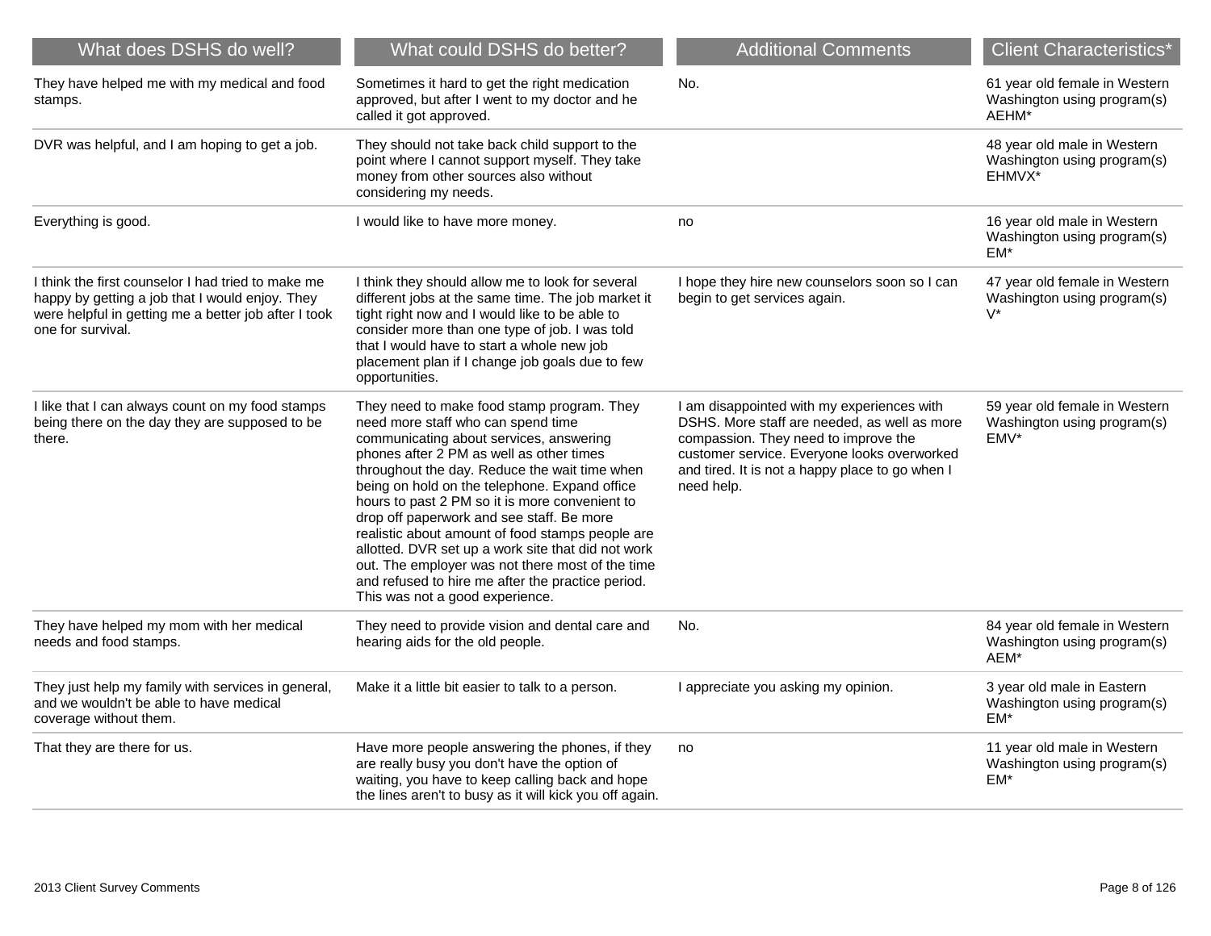| What does DSHS do well? | What could DSHS do better? | Additional Comments | Client Characteristics* |
|---|---|---|---|
| They have helped me with my medical and food stamps. | Sometimes it hard to get the right medication approved, but after I went to my doctor and he called it got approved. | No. | 61 year old female in Western Washington using program(s) AEHM* |
| DVR was helpful, and I am hoping to get a job. | They should not take back child support to the point where I cannot support myself. They take money from other sources also without considering my needs. | | 48 year old male in Western Washington using program(s) EHMVX* |
| Everything is good. | I would like to have more money. | no | 16 year old male in Western Washington using program(s) EM* |
| I think the first counselor I had tried to make me happy by getting a job that I would enjoy. They were helpful in getting me a better job after I took one for survival. | I think they should allow me to look for several different jobs at the same time. The job market it tight right now and I would like to be able to consider more than one type of job. I was told that I would have to start a whole new job placement plan if I change job goals due to few opportunities. | I hope they hire new counselors soon so I can begin to get services again. | 47 year old female in Western Washington using program(s) V* |
| I like that I can always count on my food stamps being there on the day they are supposed to be there. | They need to make food stamp program. They need more staff who can spend time communicating about services, answering phones after 2 PM as well as other times throughout the day. Reduce the wait time when being on hold on the telephone. Expand office hours to past 2 PM so it is more convenient to drop off paperwork and see staff. Be more realistic about amount of food stamps people are allotted. DVR set up a work site that did not work out. The employer was not there most of the time and refused to hire me after the practice period. This was not a good experience. | I am disappointed with my experiences with DSHS. More staff are needed, as well as more compassion. They need to improve the customer service. Everyone looks overworked and tired. It is not a happy place to go when I need help. | 59 year old female in Western Washington using program(s) EMV* |
| They have helped my mom with her medical needs and food stamps. | They need to provide vision and dental care and hearing aids for the old people. | No. | 84 year old female in Western Washington using program(s) AEM* |
| They just help my family with services in general, and we wouldn't be able to have medical coverage without them. | Make it a little bit easier to talk to a person. | I appreciate you asking my opinion. | 3 year old male in Eastern Washington using program(s) EM* |
| That they are there for us. | Have more people answering the phones, if they are really busy you don't have the option of waiting, you have to keep calling back and hope the lines aren't to busy as it will kick you off again. | no | 11 year old male in Western Washington using program(s) EM* |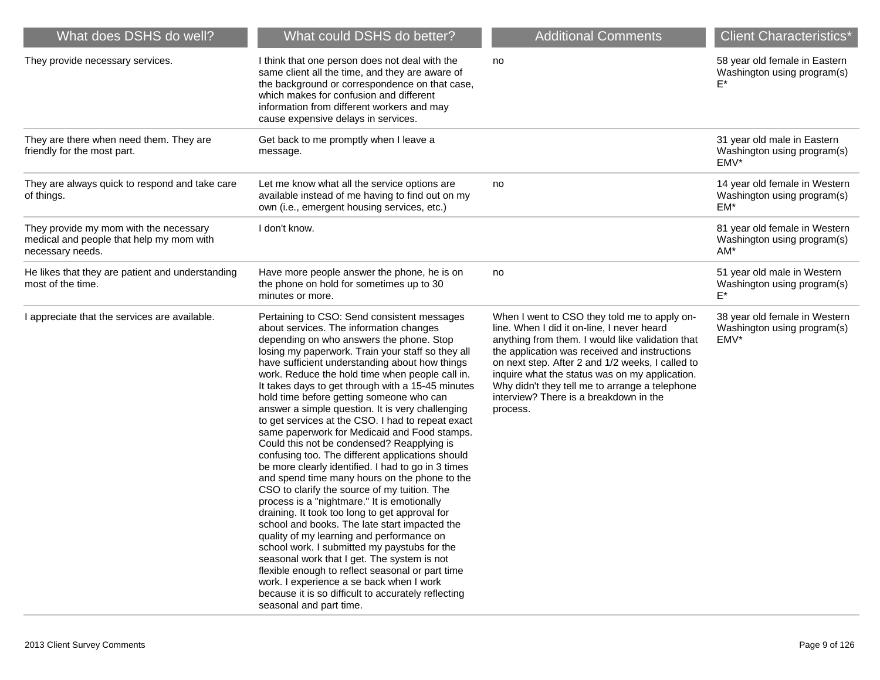| What does DSHS do well? | What could DSHS do better? | Additional Comments | Client Characteristics* |
|---|---|---|---|
| They provide necessary services. | I think that one person does not deal with the same client all the time, and they are aware of the background or correspondence on that case, which makes for confusion and different information from different workers and may cause expensive delays in services. | no | 58 year old female in Eastern Washington using program(s) E* |
| They are there when need them. They are friendly for the most part. | Get back to me promptly when I leave a message. | | 31 year old male in Eastern Washington using program(s) EMV* |
| They are always quick to respond and take care of things. | Let me know what all the service options are available instead of me having to find out on my own (i.e., emergent housing services, etc.) | no | 14 year old female in Western Washington using program(s) EM* |
| They provide my mom with the necessary medical and people that help my mom with necessary needs. | I don't know. | | 81 year old female in Western Washington using program(s) AM* |
| He likes that they are patient and understanding most of the time. | Have more people answer the phone, he is on the phone on hold for sometimes up to 30 minutes or more. | no | 51 year old male in Western Washington using program(s) E* |
| I appreciate that the services are available. | Pertaining to CSO: Send consistent messages about services. The information changes depending on who answers the phone. Stop losing my paperwork. Train your staff so they all have sufficient understanding about how things work. Reduce the hold time when people call in. It takes days to get through with a 15-45 minutes hold time before getting someone who can answer a simple question. It is very challenging to get services at the CSO. I had to repeat exact same paperwork for Medicaid and Food stamps. Could this not be condensed? Reapplying is confusing too. The different applications should be more clearly identified. I had to go in 3 times and spend time many hours on the phone to the CSO to clarify the source of my tuition. The process is a "nightmare." It is emotionally draining. It took too long to get approval for school and books. The late start impacted the quality of my learning and performance on school work. I submitted my paystubs for the seasonal work that I get. The system is not flexible enough to reflect seasonal or part time work. I experience a se back when I work because it is so difficult to accurately reflecting seasonal and part time. | When I went to CSO they told me to apply on-line. When I did it on-line, I never heard anything from them. I would like validation that the application was received and instructions on next step. After 2 and 1/2 weeks, I called to inquire what the status was on my application. Why didn't they tell me to arrange a telephone interview? There is a breakdown in the process. | 38 year old female in Western Washington using program(s) EMV* |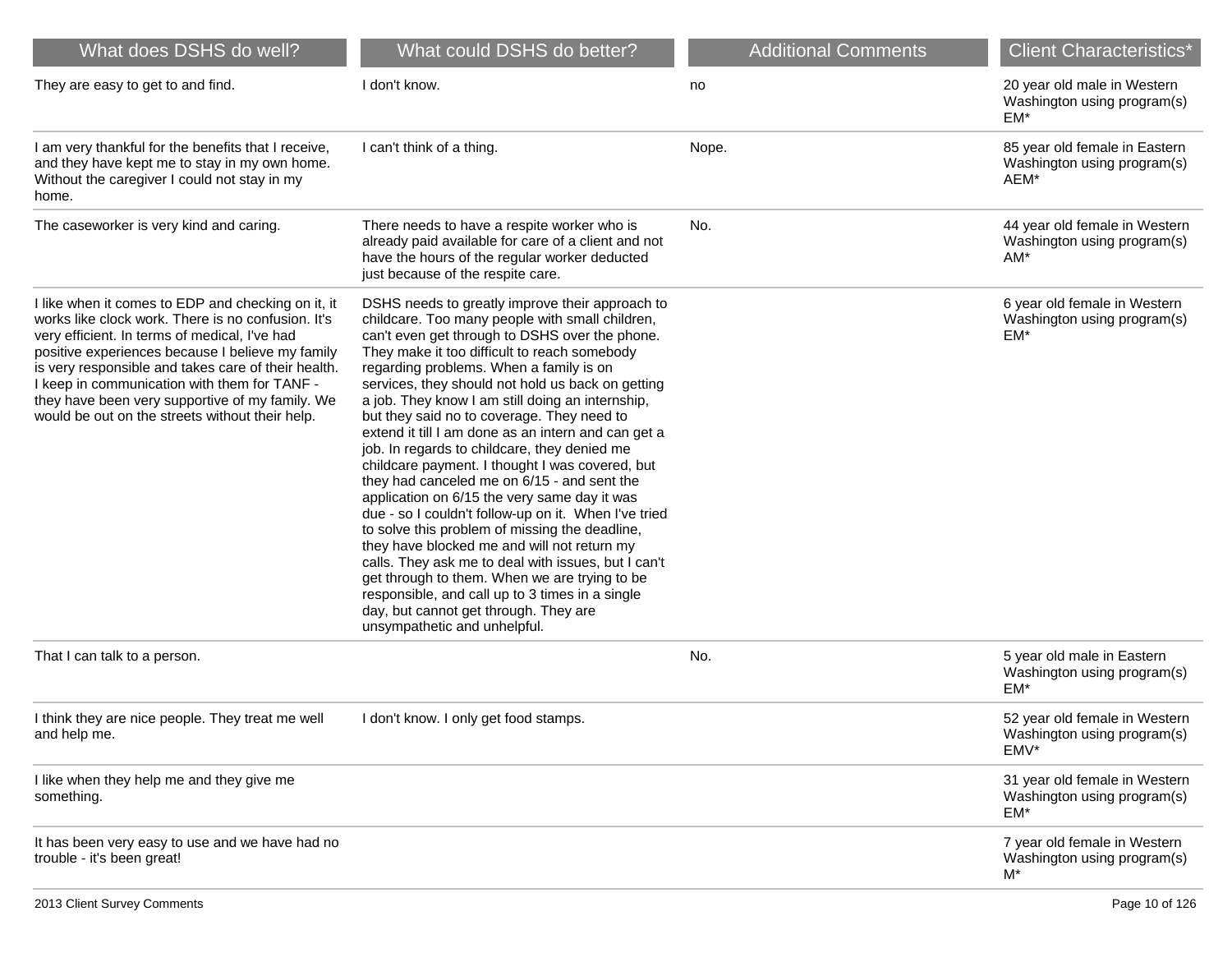| What does DSHS do well? | What could DSHS do better? | Additional Comments | Client Characteristics* |
|---|---|---|---|
| They are easy to get to and find. | I don't know. | no | 20 year old male in Western Washington using program(s) EM* |
| I am very thankful for the benefits that I receive, and they have kept me to stay in my own home. Without the caregiver I could not stay in my home. | I can't think of a thing. | Nope. | 85 year old female in Eastern Washington using program(s) AEM* |
| The caseworker is very kind and caring. | There needs to have a respite worker who is already paid available for care of a client and not have the hours of the regular worker deducted just because of the respite care. | No. | 44 year old female in Western Washington using program(s) AM* |
| I like when it comes to EDP and checking on it, it works like clock work. There is no confusion. It's very efficient. In terms of medical, I've had positive experiences because I believe my family is very responsible and takes care of their health. I keep in communication with them for TANF - they have been very supportive of my family. We would be out on the streets without their help. | DSHS needs to greatly improve their approach to childcare. Too many people with small children, can't even get through to DSHS over the phone. They make it too difficult to reach somebody regarding problems. When a family is on services, they should not hold us back on getting a job. They know I am still doing an internship, but they said no to coverage. They need to extend it till I am done as an intern and can get a job. In regards to childcare, they denied me childcare payment. I thought I was covered, but they had canceled me on 6/15 - and sent the application on 6/15 the very same day it was due - so I couldn't follow-up on it. When I've tried to solve this problem of missing the deadline, they have blocked me and will not return my calls. They ask me to deal with issues, but I can't get through to them. When we are trying to be responsible, and call up to 3 times in a single day, but cannot get through. They are unsympathetic and unhelpful. | | 6 year old female in Western Washington using program(s) EM* |
| That I can talk to a person. | | No. | 5 year old male in Eastern Washington using program(s) EM* |
| I think they are nice people. They treat me well and help me. | I don't know. I only get food stamps. | | 52 year old female in Western Washington using program(s) EMV* |
| I like when they help me and they give me something. | | | 31 year old female in Western Washington using program(s) EM* |
| It has been very easy to use and we have had no trouble - it's been great! | | | 7 year old female in Western Washington using program(s) M* |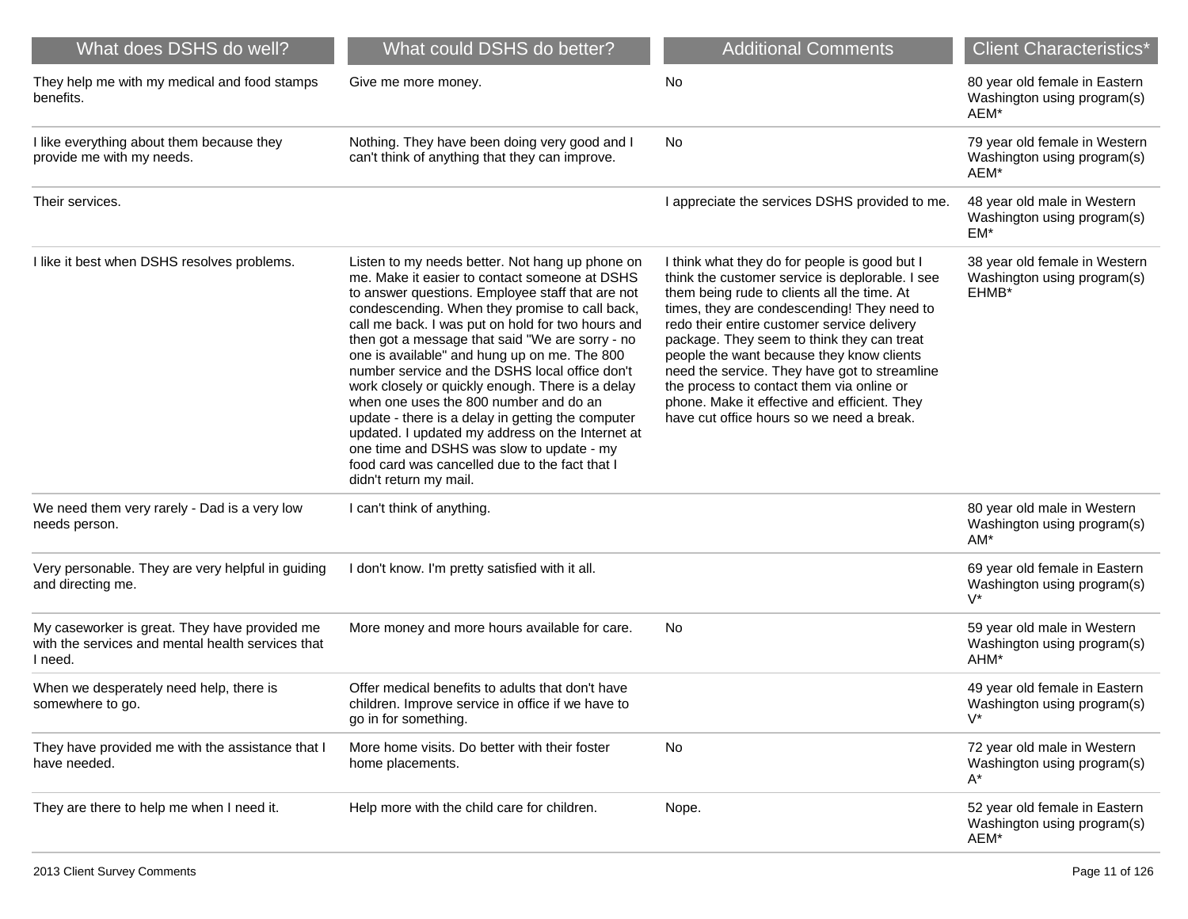| What does DSHS do well? | What could DSHS do better? | Additional Comments | Client Characteristics* |
| --- | --- | --- | --- |
| They help me with my medical and food stamps benefits. | Give me more money. | No | 80 year old female in Eastern Washington using program(s) AEM* |
| I like everything about them because they provide me with my needs. | Nothing. They have been doing very good and I can't think of anything that they can improve. | No | 79 year old female in Western Washington using program(s) AEM* |
| Their services. | | I appreciate the services DSHS provided to me. | 48 year old male in Western Washington using program(s) EM* |
| I like it best when DSHS resolves problems. | Listen to my needs better. Not hang up phone on me. Make it easier to contact someone at DSHS to answer questions. Employee staff that are not condescending. When they promise to call back, call me back. I was put on hold for two hours and then got a message that said "We are sorry - no one is available" and hung up on me. The 800 number service and the DSHS local office don't work closely or quickly enough. There is a delay when one uses the 800 number and do an update - there is a delay in getting the computer updated. I updated my address on the Internet at one time and DSHS was slow to update - my food card was cancelled due to the fact that I didn't return my mail. | I think what they do for people is good but I think the customer service is deplorable. I see them being rude to clients all the time. At times, they are condescending! They need to redo their entire customer service delivery package. They seem to think they can treat people the want because they know clients need the service. They have got to streamline the process to contact them via online or phone. Make it effective and efficient. They have cut office hours so we need a break. | 38 year old female in Western Washington using program(s) EHMB* |
| We need them very rarely - Dad is a very low needs person. | I can't think of anything. | | 80 year old male in Western Washington using program(s) AM* |
| Very personable. They are very helpful in guiding and directing me. | I don't know. I'm pretty satisfied with it all. | | 69 year old female in Eastern Washington using program(s) V* |
| My caseworker is great. They have provided me with the services and mental health services that I need. | More money and more hours available for care. | No | 59 year old male in Western Washington using program(s) AHM* |
| When we desperately need help, there is somewhere to go. | Offer medical benefits to adults that don't have children. Improve service in office if we have to go in for something. | | 49 year old female in Eastern Washington using program(s) V* |
| They have provided me with the assistance that I have needed. | More home visits. Do better with their foster home placements. | No | 72 year old male in Western Washington using program(s) A* |
| They are there to help me when I need it. | Help more with the child care for children. | Nope. | 52 year old female in Eastern Washington using program(s) AEM* |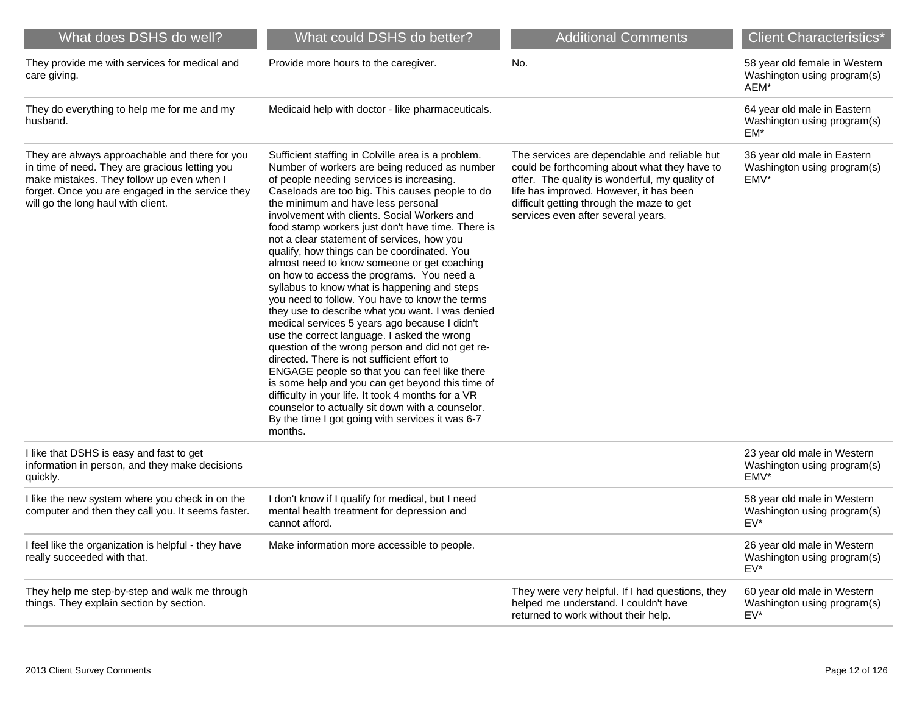| What does DSHS do well? | What could DSHS do better? | Additional Comments | Client Characteristics* |
|---|---|---|---|
| They provide me with services for medical and care giving. | Provide more hours to the caregiver. | No. | 58 year old female in Western Washington using program(s) AEM* |
| They do everything to help me for me and my husband. | Medicaid help with doctor - like pharmaceuticals. | | 64 year old male in Eastern Washington using program(s) EM* |
| They are always approachable and there for you in time of need. They are gracious letting you make mistakes. They follow up even when I forget. Once you are engaged in the service they will go the long haul with client. | Sufficient staffing in Colville area is a problem. Number of workers are being reduced as number of people needing services is increasing. Caseloads are too big. This causes people to do the minimum and have less personal involvement with clients. Social Workers and food stamp workers just don't have time. There is not a clear statement of services, how you qualify, how things can be coordinated. You almost need to know someone or get coaching on how to access the programs. You need a syllabus to know what is happening and steps you need to follow. You have to know the terms they use to describe what you want. I was denied medical services 5 years ago because I didn't use the correct language. I asked the wrong question of the wrong person and did not get re-directed. There is not sufficient effort to ENGAGE people so that you can feel like there is some help and you can get beyond this time of difficulty in your life. It took 4 months for a VR counselor to actually sit down with a counselor. By the time I got going with services it was 6-7 months. | The services are dependable and reliable but could be forthcoming about what they have to offer. The quality is wonderful, my quality of life has improved. However, it has been difficult getting through the maze to get services even after several years. | 36 year old male in Eastern Washington using program(s) EMV* |
| I like that DSHS is easy and fast to get information in person, and they make decisions quickly. | | | 23 year old male in Western Washington using program(s) EMV* |
| I like the new system where you check in on the computer and then they call you. It seems faster. | I don't know if I qualify for medical, but I need mental health treatment for depression and cannot afford. | | 58 year old male in Western Washington using program(s) EV* |
| I feel like the organization is helpful - they have really succeeded with that. | Make information more accessible to people. | | 26 year old male in Western Washington using program(s) EV* |
| They help me step-by-step and walk me through things. They explain section by section. | | They were very helpful. If I had questions, they helped me understand. I couldn't have returned to work without their help. | 60 year old male in Western Washington using program(s) EV* |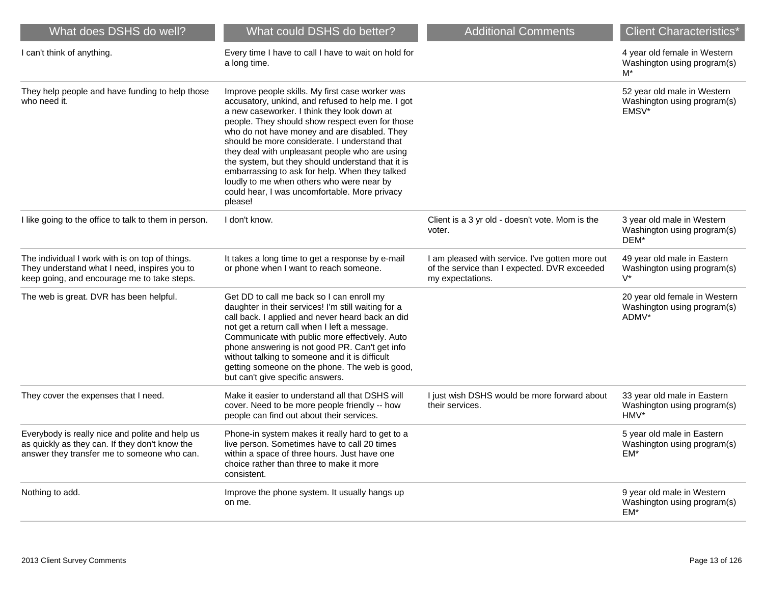| What does DSHS do well? | What could DSHS do better? | Additional Comments | Client Characteristics* |
|---|---|---|---|
| I can't think of anything. | Every time I have to call I have to wait on hold for a long time. | | 4 year old female in Western Washington using program(s) M* |
| They help people and have funding to help those who need it. | Improve people skills. My first case worker was accusatory, unkind, and refused to help me. I got a new caseworker. I think they look down at people. They should show respect even for those who do not have money and are disabled. They should be more considerate. I understand that they deal with unpleasant people who are using the system, but they should understand that it is embarrassing to ask for help. When they talked loudly to me when others who were near by could hear, I was uncomfortable. More privacy please! | | 52 year old male in Western Washington using program(s) EMSV* |
| I like going to the office to talk to them in person. | I don't know. | Client is a 3 yr old - doesn't vote. Mom is the voter. | 3 year old male in Western Washington using program(s) DEM* |
| The individual I work with is on top of things. They understand what I need, inspires you to keep going, and encourage me to take steps. | It takes a long time to get a response by e-mail or phone when I want to reach someone. | I am pleased with service. I've gotten more out of the service than I expected. DVR exceeded my expectations. | 49 year old male in Eastern Washington using program(s) V* |
| The web is great. DVR has been helpful. | Get DD to call me back so I can enroll my daughter in their services! I'm still waiting for a call back. I applied and never heard back an did not get a return call when I left a message. Communicate with public more effectively. Auto phone answering is not good PR. Can't get info without talking to someone and it is difficult getting someone on the phone. The web is good, but can't give specific answers. | | 20 year old female in Western Washington using program(s) ADMV* |
| They cover the expenses that I need. | Make it easier to understand all that DSHS will cover. Need to be more people friendly -- how people can find out about their services. | I just wish DSHS would be more forward about their services. | 33 year old male in Eastern Washington using program(s) HMV* |
| Everybody is really nice and polite and help us as quickly as they can. If they don't know the answer they transfer me to someone who can. | Phone-in system makes it really hard to get to a live person. Sometimes have to call 20 times within a space of three hours. Just have one choice rather than three to make it more consistent. | | 5 year old male in Eastern Washington using program(s) EM* |
| Nothing to add. | Improve the phone system. It usually hangs up on me. | | 9 year old male in Western Washington using program(s) EM* |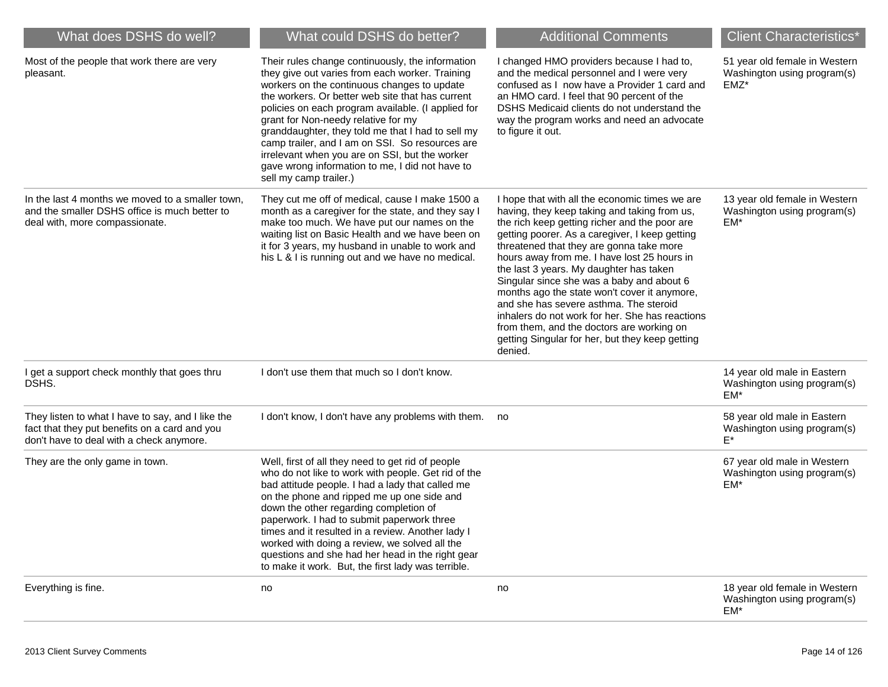| What does DSHS do well? | What could DSHS do better? | Additional Comments | Client Characteristics* |
|---|---|---|---|
| Most of the people that work there are very pleasant. | Their rules change continuously, the information they give out varies from each worker. Training workers on the continuous changes to update the workers. Or better web site that has current policies on each program available. (I applied for grant for Non-needy relative for my granddaughter, they told me that I had to sell my camp trailer, and I am on SSI. So resources are irrelevant when you are on SSI, but the worker gave wrong information to me, I did not have to sell my camp trailer.) | I changed HMO providers because I had to, and the medical personnel and I were very confused as I now have a Provider 1 card and an HMO card. I feel that 90 percent of the DSHS Medicaid clients do not understand the way the program works and need an advocate to figure it out. | 51 year old female in Western Washington using program(s) EMZ* |
| In the last 4 months we moved to a smaller town, and the smaller DSHS office is much better to deal with, more compassionate. | They cut me off of medical, cause I make 1500 a month as a caregiver for the state, and they say I make too much. We have put our names on the waiting list on Basic Health and we have been on it for 3 years, my husband in unable to work and his L & I is running out and we have no medical. | I hope that with all the economic times we are having, they keep taking and taking from us, the rich keep getting richer and the poor are getting poorer. As a caregiver, I keep getting threatened that they are gonna take more hours away from me. I have lost 25 hours in the last 3 years. My daughter has taken Singular since she was a baby and about 6 months ago the state won't cover it anymore, and she has severe asthma. The steroid inhalers do not work for her. She has reactions from them, and the doctors are working on getting Singular for her, but they keep getting denied. | 13 year old female in Western Washington using program(s) EM* |
| I get a support check monthly that goes thru DSHS. | I don't use them that much so I don't know. | | 14 year old male in Eastern Washington using program(s) EM* |
| They listen to what I have to say, and I like the fact that they put benefits on a card and you don't have to deal with a check anymore. | I don't know, I don't have any problems with them. | no | 58 year old male in Eastern Washington using program(s) E* |
| They are the only game in town. | Well, first of all they need to get rid of people who do not like to work with people. Get rid of the bad attitude people. I had a lady that called me on the phone and ripped me up one side and down the other regarding completion of paperwork. I had to submit paperwork three times and it resulted in a review. Another lady I worked with doing a review, we solved all the questions and she had her head in the right gear to make it work. But, the first lady was terrible. | | 67 year old male in Western Washington using program(s) EM* |
| Everything is fine. | no | no | 18 year old female in Western Washington using program(s) EM* |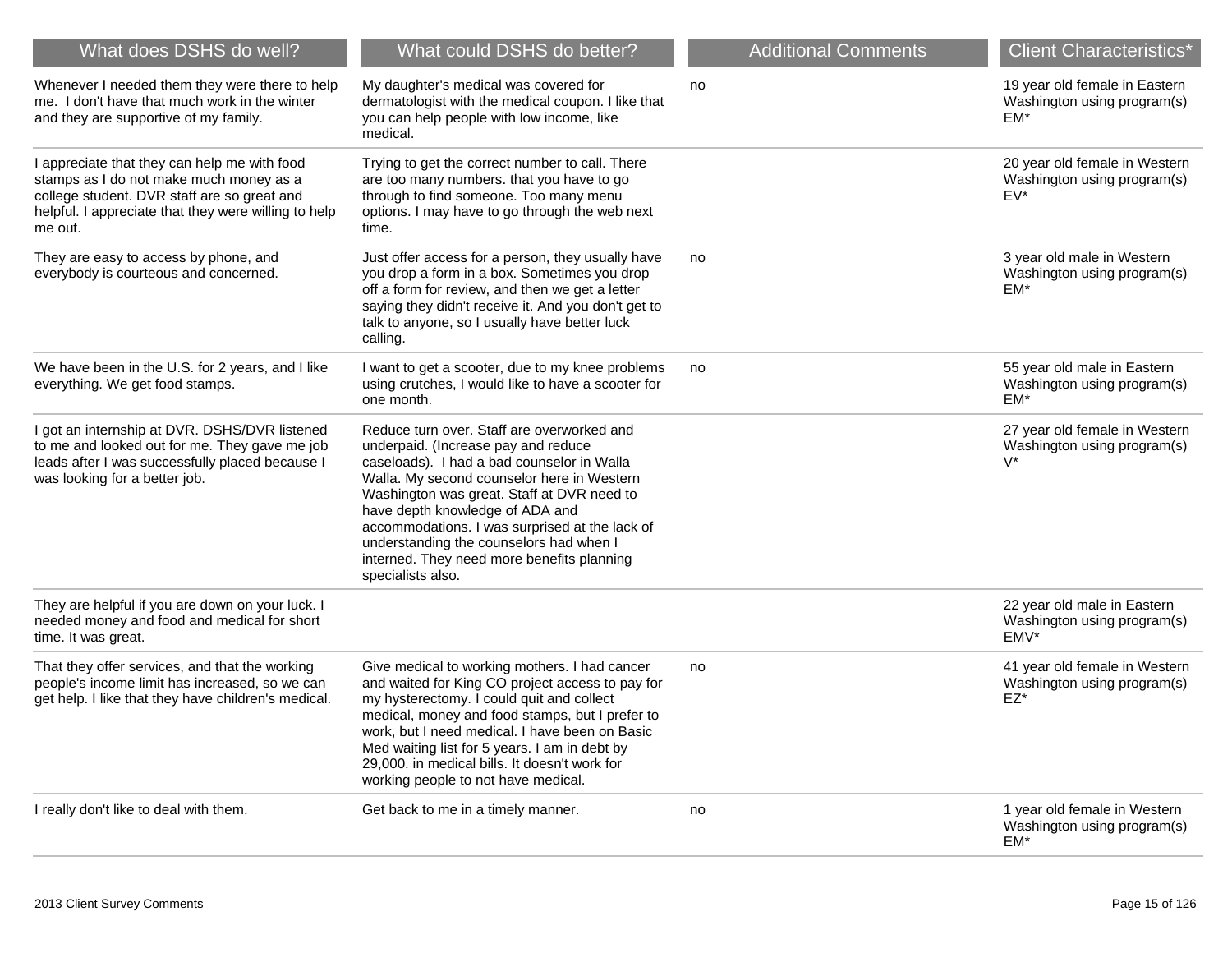| What does DSHS do well? | What could DSHS do better? | Additional Comments | Client Characteristics* |
|---|---|---|---|
| Whenever I needed them they were there to help me. I don't have that much work in the winter and they are supportive of my family. | My daughter's medical was covered for dermatologist with the medical coupon. I like that you can help people with low income, like medical. | no | 19 year old female in Eastern Washington using program(s) EM* |
| I appreciate that they can help me with food stamps as I do not make much money as a college student. DVR staff are so great and helpful. I appreciate that they were willing to help me out. | Trying to get the correct number to call. There are too many numbers. that you have to go through to find someone. Too many menu options. I may have to go through the web next time. | | 20 year old female in Western Washington using program(s) EV* |
| They are easy to access by phone, and everybody is courteous and concerned. | Just offer access for a person, they usually have you drop a form in a box. Sometimes you drop off a form for review, and then we get a letter saying they didn't receive it. And you don't get to talk to anyone, so I usually have better luck calling. | no | 3 year old male in Western Washington using program(s) EM* |
| We have been in the U.S. for 2 years, and I like everything. We get food stamps. | I want to get a scooter, due to my knee problems using crutches, I would like to have a scooter for one month. | no | 55 year old male in Eastern Washington using program(s) EM* |
| I got an internship at DVR. DSHS/DVR listened to me and looked out for me. They gave me job leads after I was successfully placed because I was looking for a better job. | Reduce turn over. Staff are overworked and underpaid. (Increase pay and reduce caseloads). I had a bad counselor in Walla Walla. My second counselor here in Western Washington was great. Staff at DVR need to have depth knowledge of ADA and accommodations. I was surprised at the lack of understanding the counselors had when I interned. They need more benefits planning specialists also. | | 27 year old female in Western Washington using program(s) V* |
| They are helpful if you are down on your luck. I needed money and food and medical for short time. It was great. | | | 22 year old male in Eastern Washington using program(s) EMV* |
| That they offer services, and that the working people's income limit has increased, so we can get help. I like that they have children's medical. | Give medical to working mothers. I had cancer and waited for King CO project access to pay for my hysterectomy. I could quit and collect medical, money and food stamps, but I prefer to work, but I need medical. I have been on Basic Med waiting list for 5 years. I am in debt by 29,000. in medical bills. It doesn't work for working people to not have medical. | no | 41 year old female in Western Washington using program(s) EZ* |
| I really don't like to deal with them. | Get back to me in a timely manner. | no | 1 year old female in Western Washington using program(s) EM* |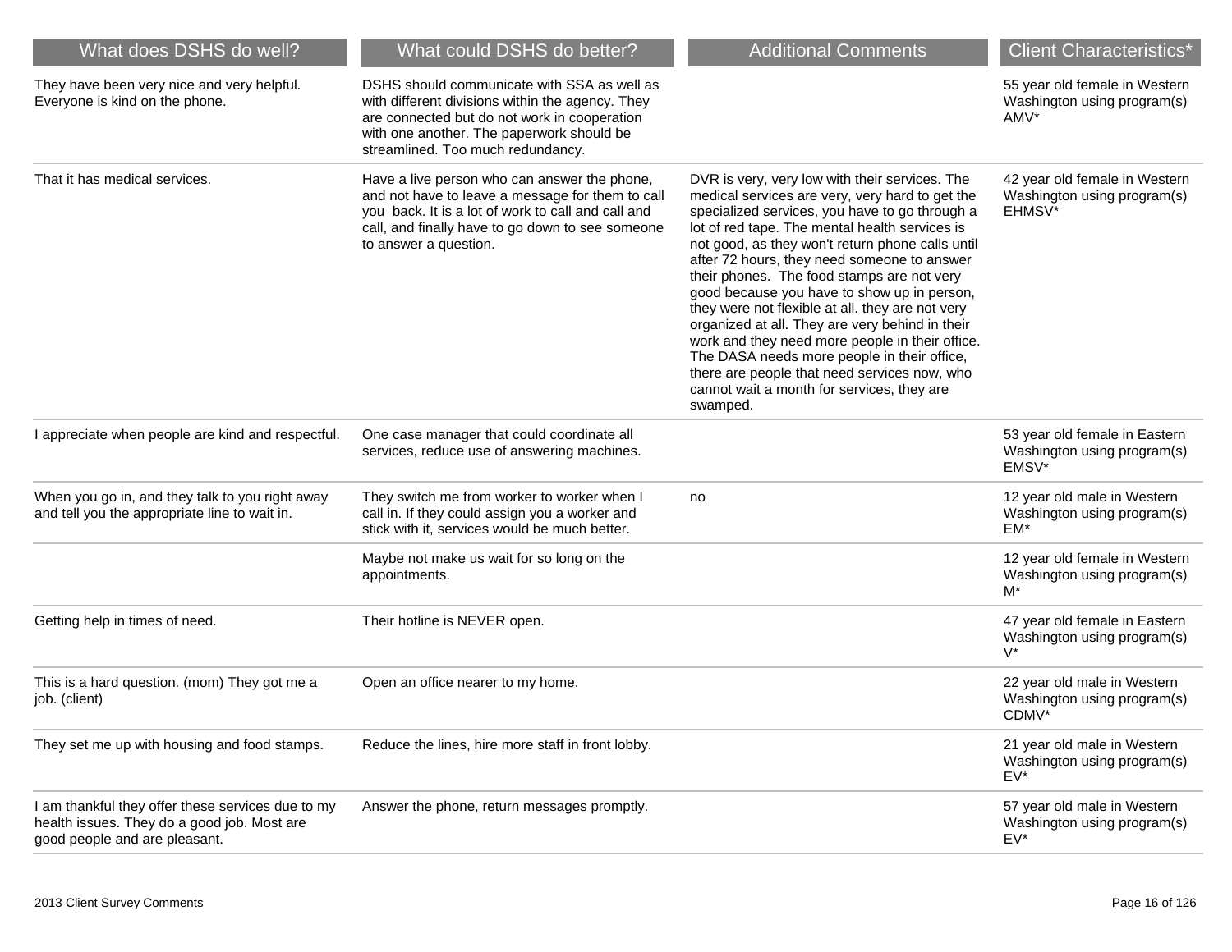| What does DSHS do well? | What could DSHS do better? | Additional Comments | Client Characteristics* |
| --- | --- | --- | --- |
| They have been very nice and very helpful. Everyone is kind on the phone. | DSHS should communicate with SSA as well as with different divisions within the agency. They are connected but do not work in cooperation with one another. The paperwork should be streamlined. Too much redundancy. | | 55 year old female in Western Washington using program(s) AMV* |
| That it has medical services. | Have a live person who can answer the phone, and not have to leave a message for them to call you back. It is a lot of work to call and call and call, and finally have to go down to see someone to answer a question. | DVR is very, very low with their services. The medical services are very, very hard to get the specialized services, you have to go through a lot of red tape. The mental health services is not good, as they won't return phone calls until after 72 hours, they need someone to answer their phones. The food stamps are not very good because you have to show up in person, they were not flexible at all. they are not very organized at all. They are very behind in their work and they need more people in their office. The DASA needs more people in their office, there are people that need services now, who cannot wait a month for services, they are swamped. | 42 year old female in Western Washington using program(s) EHMSV* |
| I appreciate when people are kind and respectful. | One case manager that could coordinate all services, reduce use of answering machines. | | 53 year old female in Eastern Washington using program(s) EMSV* |
| When you go in, and they talk to you right away and tell you the appropriate line to wait in. | They switch me from worker to worker when I call in. If they could assign you a worker and stick with it, services would be much better. | no | 12 year old male in Western Washington using program(s) EM* |
| | Maybe not make us wait for so long on the appointments. | | 12 year old female in Western Washington using program(s) M* |
| Getting help in times of need. | Their hotline is NEVER open. | | 47 year old female in Eastern Washington using program(s) V* |
| This is a hard question. (mom) They got me a job. (client) | Open an office nearer to my home. | | 22 year old male in Western Washington using program(s) CDMV* |
| They set me up with housing and food stamps. | Reduce the lines, hire more staff in front lobby. | | 21 year old male in Western Washington using program(s) EV* |
| I am thankful they offer these services due to my health issues. They do a good job. Most are good people and are pleasant. | Answer the phone, return messages promptly. | | 57 year old male in Western Washington using program(s) EV* |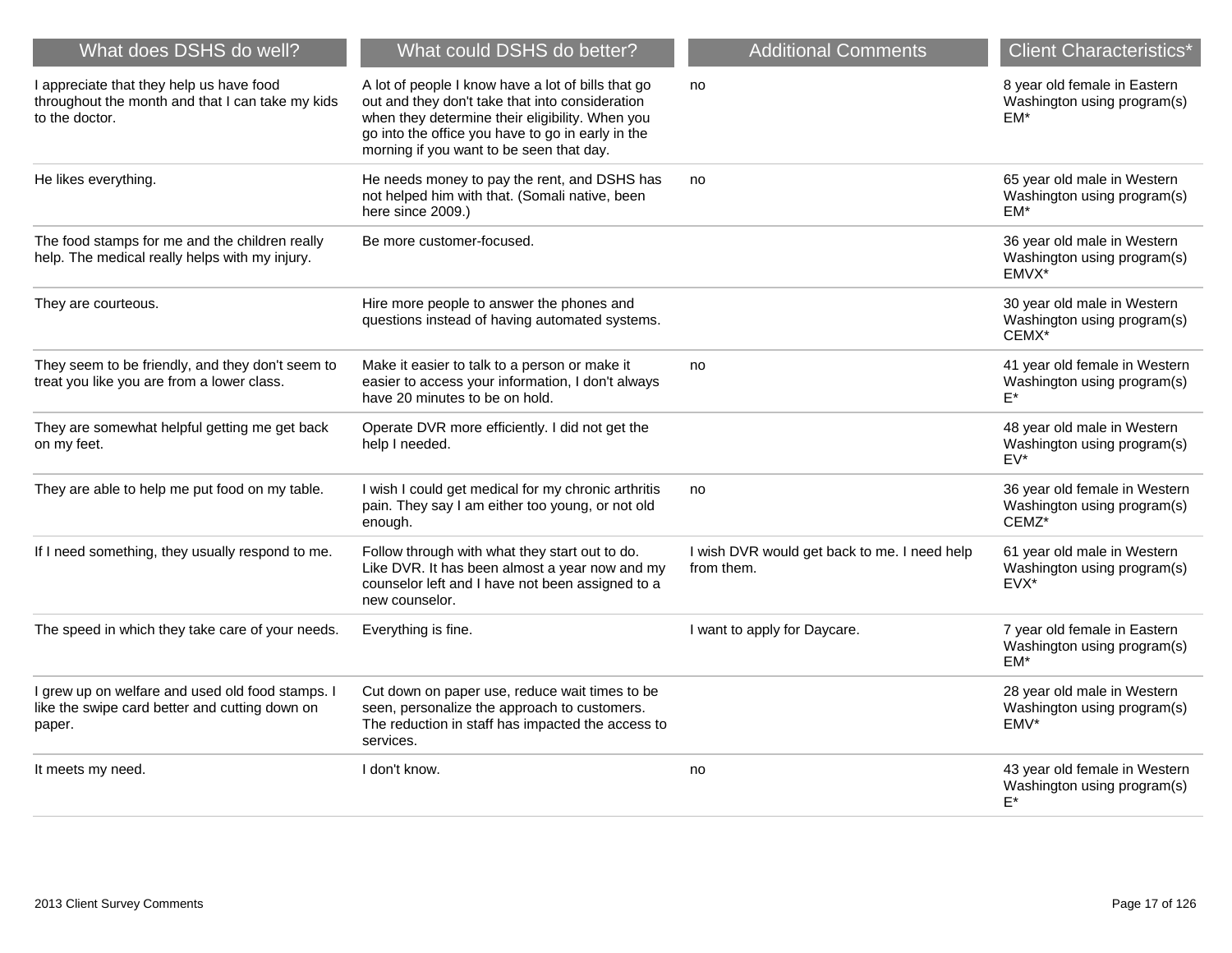| What does DSHS do well? | What could DSHS do better? | Additional Comments | Client Characteristics* |
|---|---|---|---|
| I appreciate that they help us have food throughout the month and that I can take my kids to the doctor. | A lot of people I know have a lot of bills that go out and they don't take that into consideration when they determine their eligibility. When you go into the office you have to go in early in the morning if you want to be seen that day. | no | 8 year old female in Eastern Washington using program(s) EM* |
| He likes everything. | He needs money to pay the rent, and DSHS has not helped him with that. (Somali native, been here since 2009.) | no | 65 year old male in Western Washington using program(s) EM* |
| The food stamps for me and the children really help. The medical really helps with my injury. | Be more customer-focused. | | 36 year old male in Western Washington using program(s) EMVX* |
| They are courteous. | Hire more people to answer the phones and questions instead of having automated systems. | | 30 year old male in Western Washington using program(s) CEMX* |
| They seem to be friendly, and they don't seem to treat you like you are from a lower class. | Make it easier to talk to a person or make it easier to access your information, I don't always have 20 minutes to be on hold. | no | 41 year old female in Western Washington using program(s) E* |
| They are somewhat helpful getting me get back on my feet. | Operate DVR more efficiently. I did not get the help I needed. | | 48 year old male in Western Washington using program(s) EV* |
| They are able to help me put food on my table. | I wish I could get medical for my chronic arthritis pain. They say I am either too young, or not old enough. | no | 36 year old female in Western Washington using program(s) CEMZ* |
| If I need something, they usually respond to me. | Follow through with what they start out to do. Like DVR. It has been almost a year now and my counselor left and I have not been assigned to a new counselor. | I wish DVR would get back to me. I need help from them. | 61 year old male in Western Washington using program(s) EVX* |
| The speed in which they take care of your needs. | Everything is fine. | I want to apply for Daycare. | 7 year old female in Eastern Washington using program(s) EM* |
| I grew up on welfare and used old food stamps. I like the swipe card better and cutting down on paper. | Cut down on paper use, reduce wait times to be seen, personalize the approach to customers. The reduction in staff has impacted the access to services. | | 28 year old male in Western Washington using program(s) EMV* |
| It meets my need. | I don't know. | no | 43 year old female in Western Washington using program(s) E* |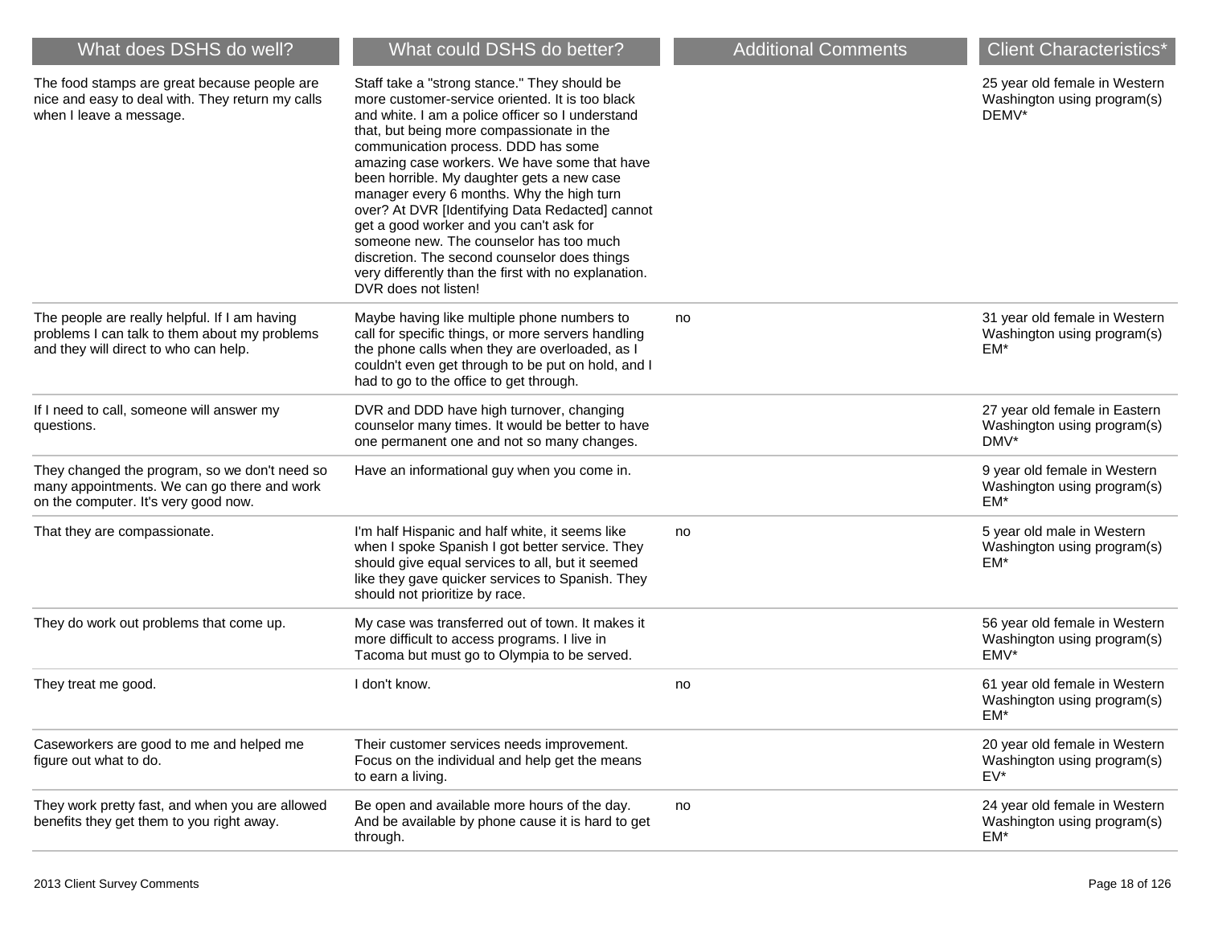| What does DSHS do well? | What could DSHS do better? | Additional Comments | Client Characteristics* |
|---|---|---|---|
| The food stamps are great because people are nice and easy to deal with. They return my calls when I leave a message. | Staff take a "strong stance." They should be more customer-service oriented. It is too black and white. I am a police officer so I understand that, but being more compassionate in the communication process. DDD has some amazing case workers. We have some that have been horrible. My daughter gets a new case manager every 6 months. Why the high turn over? At DVR [Identifying Data Redacted] cannot get a good worker and you can't ask for someone new. The counselor has too much discretion. The second counselor does things very differently than the first with no explanation. DVR does not listen! | | 25 year old female in Western Washington using program(s) DEMV* |
| The people are really helpful. If I am having problems I can talk to them about my problems and they will direct to who can help. | Maybe having like multiple phone numbers to call for specific things, or more servers handling the phone calls when they are overloaded, as I couldn't even get through to be put on hold, and I had to go to the office to get through. | no | 31 year old female in Western Washington using program(s) EM* |
| If I need to call, someone will answer my questions. | DVR and DDD have high turnover, changing counselor many times. It would be better to have one permanent one and not so many changes. | | 27 year old female in Eastern Washington using program(s) DMV* |
| They changed the program, so we don't need so many appointments. We can go there and work on the computer. It's very good now. | Have an informational guy when you come in. | | 9 year old female in Western Washington using program(s) EM* |
| That they are compassionate. | I'm half Hispanic and half white, it seems like when I spoke Spanish I got better service. They should give equal services to all, but it seemed like they gave quicker services to Spanish. They should not prioritize by race. | no | 5 year old male in Western Washington using program(s) EM* |
| They do work out problems that come up. | My case was transferred out of town. It makes it more difficult to access programs. I live in Tacoma but must go to Olympia to be served. | | 56 year old female in Western Washington using program(s) EMV* |
| They treat me good. | I don't know. | no | 61 year old female in Western Washington using program(s) EM* |
| Caseworkers are good to me and helped me figure out what to do. | Their customer services needs improvement. Focus on the individual and help get the means to earn a living. | | 20 year old female in Western Washington using program(s) EV* |
| They work pretty fast, and when you are allowed benefits they get them to you right away. | Be open and available more hours of the day. And be available by phone cause it is hard to get through. | no | 24 year old female in Western Washington using program(s) EM* |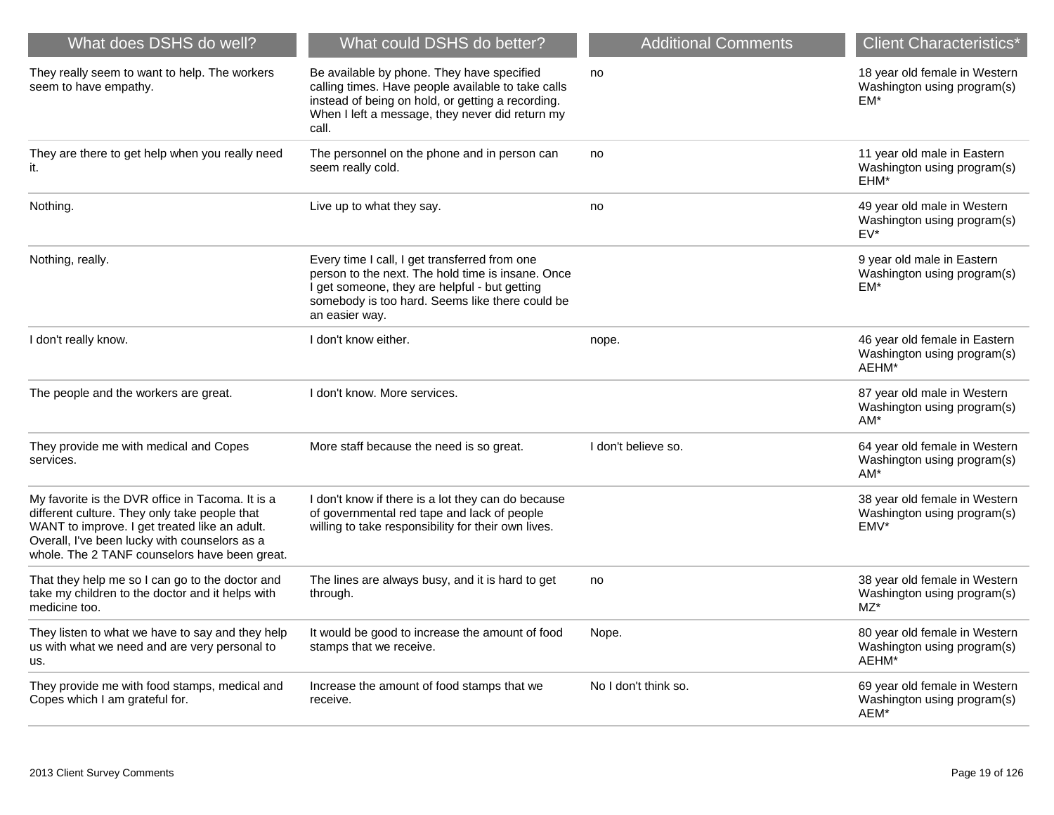| What does DSHS do well? | What could DSHS do better? | Additional Comments | Client Characteristics* |
|---|---|---|---|
| They really seem to want to help. The workers seem to have empathy. | Be available by phone. They have specified calling times. Have people available to take calls instead of being on hold, or getting a recording. When I left a message, they never did return my call. | no | 18 year old female in Western Washington using program(s) EM* |
| They are there to get help when you really need it. | The personnel on the phone and in person can seem really cold. | no | 11 year old male in Eastern Washington using program(s) EHM* |
| Nothing. | Live up to what they say. | no | 49 year old male in Western Washington using program(s) EV* |
| Nothing, really. | Every time I call, I get transferred from one person to the next. The hold time is insane. Once I get someone, they are helpful - but getting somebody is too hard. Seems like there could be an easier way. | | 9 year old male in Eastern Washington using program(s) EM* |
| I don't really know. | I don't know either. | nope. | 46 year old female in Eastern Washington using program(s) AEHM* |
| The people and the workers are great. | I don't know. More services. | | 87 year old male in Western Washington using program(s) AM* |
| They provide me with medical and Copes services. | More staff because the need is so great. | I don't believe so. | 64 year old female in Western Washington using program(s) AM* |
| My favorite is the DVR office in Tacoma. It is a different culture. They only take people that WANT to improve. I get treated like an adult. Overall, I've been lucky with counselors as a whole. The 2 TANF counselors have been great. | I don't know if there is a lot they can do because of governmental red tape and lack of people willing to take responsibility for their own lives. | | 38 year old female in Western Washington using program(s) EMV* |
| That they help me so I can go to the doctor and take my children to the doctor and it helps with medicine too. | The lines are always busy, and it is hard to get through. | no | 38 year old female in Western Washington using program(s) MZ* |
| They listen to what we have to say and they help us with what we need and are very personal to us. | It would be good to increase the amount of food stamps that we receive. | Nope. | 80 year old female in Western Washington using program(s) AEHM* |
| They provide me with food stamps, medical and Copes which I am grateful for. | Increase the amount of food stamps that we receive. | No I don't think so. | 69 year old female in Western Washington using program(s) AEM* |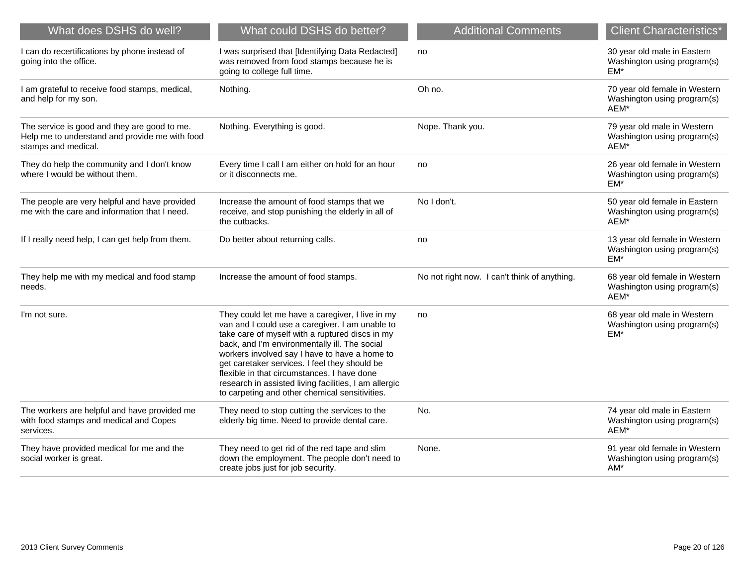| What does DSHS do well? | What could DSHS do better? | Additional Comments | Client Characteristics* |
|---|---|---|---|
| I can do recertifications by phone instead of going into the office. | I was surprised that [Identifying Data Redacted] was removed from food stamps because he is going to college full time. | no | 30 year old male in Eastern Washington using program(s) EM* |
| I am grateful to receive food stamps, medical, and help for my son. | Nothing. | Oh no. | 70 year old female in Western Washington using program(s) AEM* |
| The service is good and they are good to me. Help me to understand and provide me with food stamps and medical. | Nothing. Everything is good. | Nope. Thank you. | 79 year old male in Western Washington using program(s) AEM* |
| They do help the community and I don't know where I would be without them. | Every time I call I am either on hold for an hour or it disconnects me. | no | 26 year old female in Western Washington using program(s) EM* |
| The people are very helpful and have provided me with the care and information that I need. | Increase the amount of food stamps that we receive, and stop punishing the elderly in all of the cutbacks. | No I don't. | 50 year old female in Eastern Washington using program(s) AEM* |
| If I really need help, I can get help from them. | Do better about returning calls. | no | 13 year old female in Western Washington using program(s) EM* |
| They help me with my medical and food stamp needs. | Increase the amount of food stamps. | No not right now. I can't think of anything. | 68 year old female in Western Washington using program(s) AEM* |
| I'm not sure. | They could let me have a caregiver, I live in my van and I could use a caregiver. I am unable to take care of myself with a ruptured discs in my back, and I'm environmentally ill. The social workers involved say I have to have a home to get caretaker services. I feel they should be flexible in that circumstances. I have done research in assisted living facilities, I am allergic to carpeting and other chemical sensitivities. | no | 68 year old male in Western Washington using program(s) EM* |
| The workers are helpful and have provided me with food stamps and medical and Copes services. | They need to stop cutting the services to the elderly big time. Need to provide dental care. | No. | 74 year old male in Eastern Washington using program(s) AEM* |
| They have provided medical for me and the social worker is great. | They need to get rid of the red tape and slim down the employment. The people don't need to create jobs just for job security. | None. | 91 year old female in Western Washington using program(s) AM* |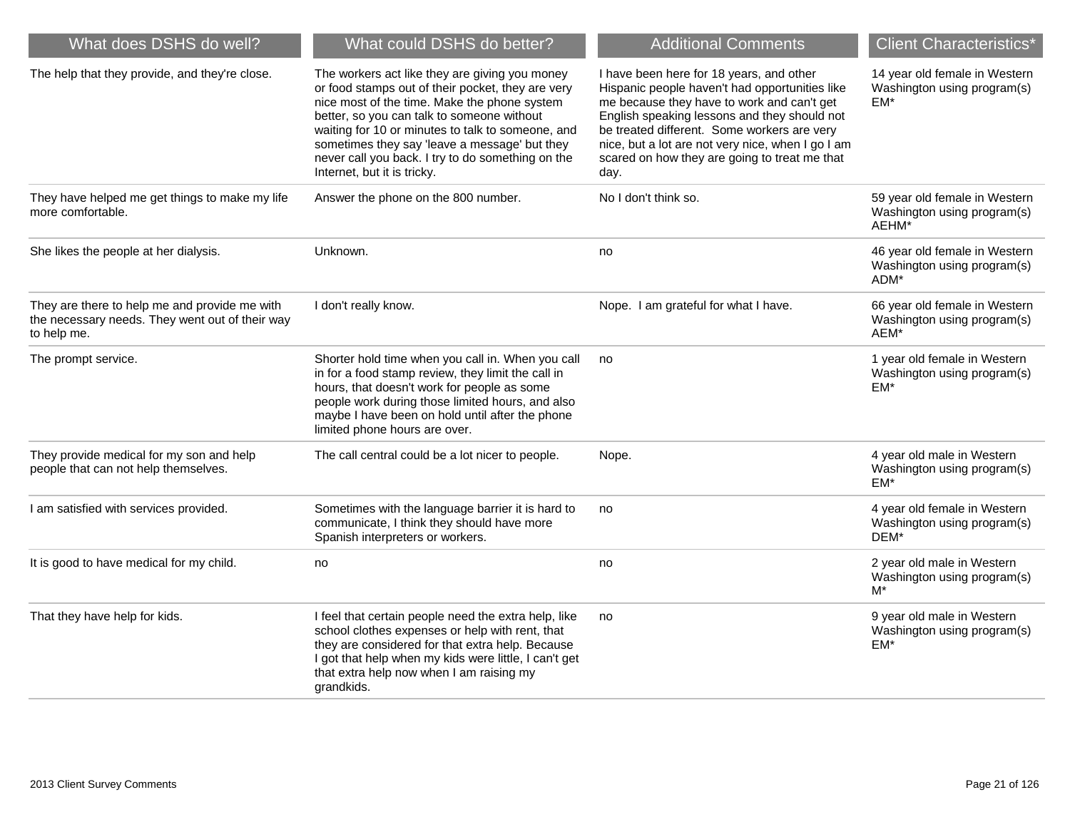| What does DSHS do well? | What could DSHS do better? | Additional Comments | Client Characteristics* |
| --- | --- | --- | --- |
| The help that they provide, and they're close. | The workers act like they are giving you money or food stamps out of their pocket, they are very nice most of the time. Make the phone system better, so you can talk to someone without waiting for 10 or minutes to talk to someone, and sometimes they say 'leave a message' but they never call you back. I try to do something on the Internet, but it is tricky. | I have been here for 18 years, and other Hispanic people haven't had opportunities like me because they have to work and can't get English speaking lessons and they should not be treated different. Some workers are very nice, but a lot are not very nice, when I go I am scared on how they are going to treat me that day. | 14 year old female in Western Washington using program(s) EM* |
| They have helped me get things to make my life more comfortable. | Answer the phone on the 800 number. | No I don't think so. | 59 year old female in Western Washington using program(s) AEHM* |
| She likes the people at her dialysis. | Unknown. | no | 46 year old female in Western Washington using program(s) ADM* |
| They are there to help me and provide me with the necessary needs. They went out of their way to help me. | I don't really know. | Nope. I am grateful for what I have. | 66 year old female in Western Washington using program(s) AEM* |
| The prompt service. | Shorter hold time when you call in. When you call in for a food stamp review, they limit the call in hours, that doesn't work for people as some people work during those limited hours, and also maybe I have been on hold until after the phone limited phone hours are over. | no | 1 year old female in Western Washington using program(s) EM* |
| They provide medical for my son and help people that can not help themselves. | The call central could be a lot nicer to people. | Nope. | 4 year old male in Western Washington using program(s) EM* |
| I am satisfied with services provided. | Sometimes with the language barrier it is hard to communicate, I think they should have more Spanish interpreters or workers. | no | 4 year old female in Western Washington using program(s) DEM* |
| It is good to have medical for my child. | no | no | 2 year old male in Western Washington using program(s) M* |
| That they have help for kids. | I feel that certain people need the extra help, like school clothes expenses or help with rent, that they are considered for that extra help. Because I got that help when my kids were little, I can't get that extra help now when I am raising my grandkids. | no | 9 year old male in Western Washington using program(s) EM* |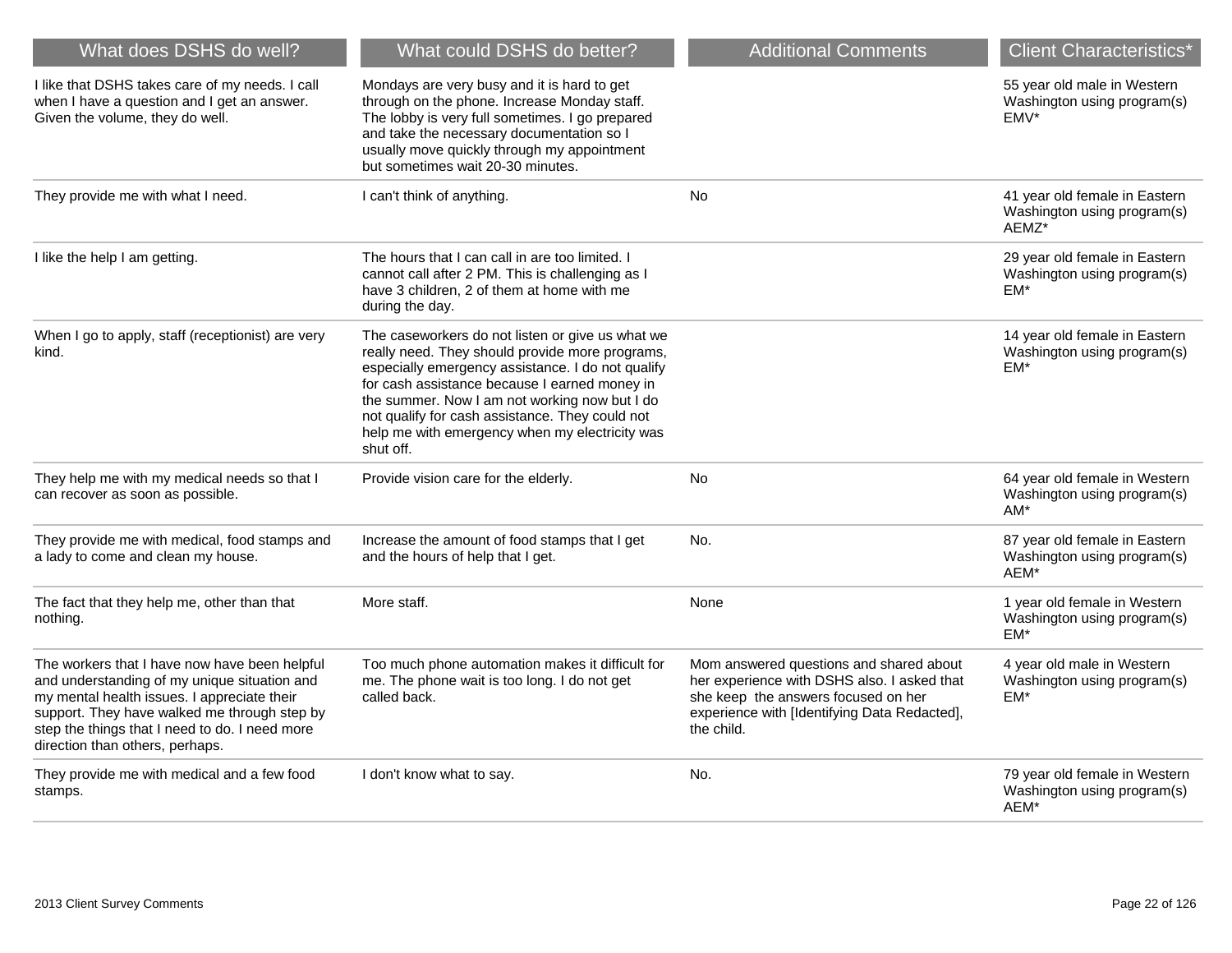| What does DSHS do well? | What could DSHS do better? | Additional Comments | Client Characteristics* |
|---|---|---|---|
| I like that DSHS takes care of my needs. I call when I have a question and I get an answer. Given the volume, they do well. | Mondays are very busy and it is hard to get through on the phone. Increase Monday staff. The lobby is very full sometimes. I go prepared and take the necessary documentation so I usually move quickly through my appointment but sometimes wait 20-30 minutes. | | 55 year old male in Western Washington using program(s) EMV* |
| They provide me with what I need. | I can't think of anything. | No | 41 year old female in Eastern Washington using program(s) AEMZ* |
| I like the help I am getting. | The hours that I can call in are too limited. I cannot call after 2 PM. This is challenging as I have 3 children, 2 of them at home with me during the day. | | 29 year old female in Eastern Washington using program(s) EM* |
| When I go to apply, staff (receptionist) are very kind. | The caseworkers do not listen or give us what we really need. They should provide more programs, especially emergency assistance. I do not qualify for cash assistance because I earned money in the summer. Now I am not working now but I do not qualify for cash assistance. They could not help me with emergency when my electricity was shut off. | | 14 year old female in Eastern Washington using program(s) EM* |
| They help me with my medical needs so that I can recover as soon as possible. | Provide vision care for the elderly. | No | 64 year old female in Western Washington using program(s) AM* |
| They provide me with medical, food stamps and a lady to come and clean my house. | Increase the amount of food stamps that I get and the hours of help that I get. | No. | 87 year old female in Eastern Washington using program(s) AEM* |
| The fact that they help me, other than that nothing. | More staff. | None | 1 year old female in Western Washington using program(s) EM* |
| The workers that I have now have been helpful and understanding of my unique situation and my mental health issues. I appreciate their support. They have walked me through step by step the things that I need to do. I need more direction than others, perhaps. | Too much phone automation makes it difficult for me. The phone wait is too long. I do not get called back. | Mom answered questions and shared about her experience with DSHS also. I asked that she keep the answers focused on her experience with [Identifying Data Redacted], the child. | 4 year old male in Western Washington using program(s) EM* |
| They provide me with medical and a few food stamps. | I don't know what to say. | No. | 79 year old female in Western Washington using program(s) AEM* |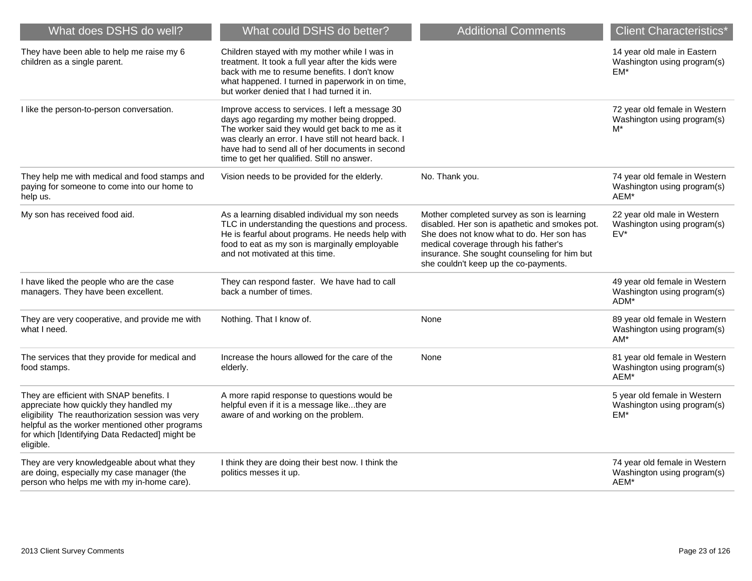| What does DSHS do well? | What could DSHS do better? | Additional Comments | Client Characteristics* |
| --- | --- | --- | --- |
| They have been able to help me raise my 6 children as a single parent. | Children stayed with my mother while I was in treatment. It took a full year after the kids were back with me to resume benefits. I don't know what happened. I turned in paperwork in on time, but worker denied that I had turned it in. | | 14 year old male in Eastern Washington using program(s) EM* |
| I like the person-to-person conversation. | Improve access to services. I left a message 30 days ago regarding my mother being dropped. The worker said they would get back to me as it was clearly an error. I have still not heard back. I have had to send all of her documents in second time to get her qualified. Still no answer. | | 72 year old female in Western Washington using program(s) M* |
| They help me with medical and food stamps and paying for someone to come into our home to help us. | Vision needs to be provided for the elderly. | No. Thank you. | 74 year old female in Western Washington using program(s) AEM* |
| My son has received food aid. | As a learning disabled individual my son needs TLC in understanding the questions and process. He is fearful about programs. He needs help with food to eat as my son is marginally employable and not motivated at this time. | Mother completed survey as son is learning disabled. Her son is apathetic and smokes pot. She does not know what to do. Her son has medical coverage through his father's insurance. She sought counseling for him but she couldn't keep up the co-payments. | 22 year old male in Western Washington using program(s) EV* |
| I have liked the people who are the case managers. They have been excellent. | They can respond faster. We have had to call back a number of times. | | 49 year old female in Western Washington using program(s) ADM* |
| They are very cooperative, and provide me with what I need. | Nothing. That I know of. | None | 89 year old female in Western Washington using program(s) AM* |
| The services that they provide for medical and food stamps. | Increase the hours allowed for the care of the elderly. | None | 81 year old female in Western Washington using program(s) AEM* |
| They are efficient with SNAP benefits. I appreciate how quickly they handled my eligibility The reauthorization session was very helpful as the worker mentioned other programs for which [Identifying Data Redacted] might be eligible. | A more rapid response to questions would be helpful even if it is a message like...they are aware of and working on the problem. | | 5 year old female in Western Washington using program(s) EM* |
| They are very knowledgeable about what they are doing, especially my case manager (the person who helps me with my in-home care). | I think they are doing their best now. I think the politics messes it up. | | 74 year old female in Western Washington using program(s) AEM* |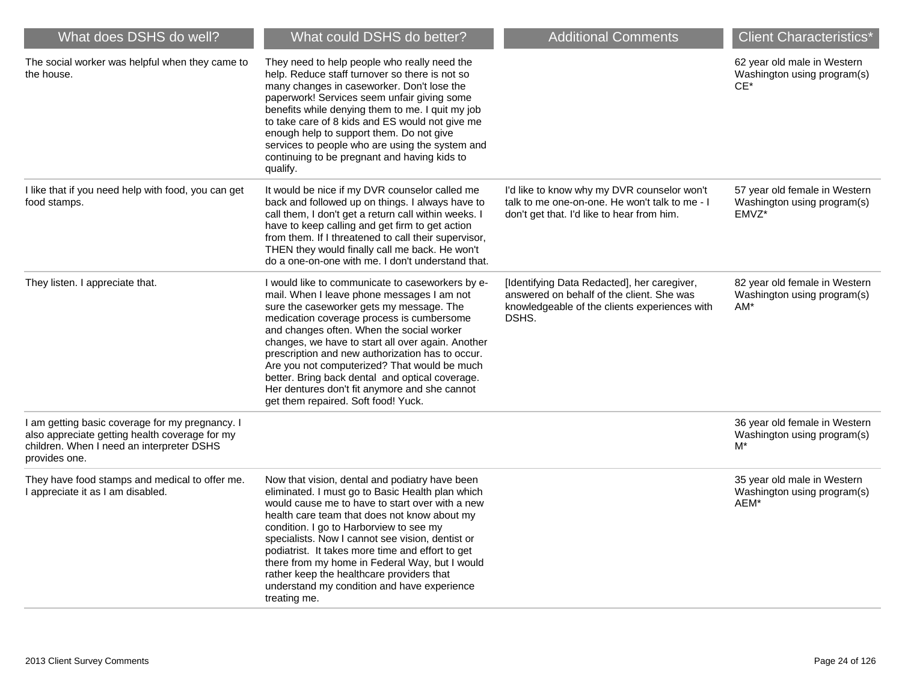| What does DSHS do well? | What could DSHS do better? | Additional Comments | Client Characteristics* |
|---|---|---|---|
| The social worker was helpful when they came to the house. | They need to help people who really need the help. Reduce staff turnover so there is not so many changes in caseworker. Don't lose the paperwork! Services seem unfair giving some benefits while denying them to me. I quit my job to take care of 8 kids and ES would not give me enough help to support them. Do not give services to people who are using the system and continuing to be pregnant and having kids to qualify. | | 62 year old male in Western Washington using program(s) CE* |
| I like that if you need help with food, you can get food stamps. | It would be nice if my DVR counselor called me back and followed up on things. I always have to call them, I don't get a return call within weeks. I have to keep calling and get firm to get action from them. If I threatened to call their supervisor, THEN they would finally call me back. He won't do a one-on-one with me. I don't understand that. | I'd like to know why my DVR counselor won't talk to me one-on-one. He won't talk to me - I don't get that. I'd like to hear from him. | 57 year old female in Western Washington using program(s) EMVZ* |
| They listen. I appreciate that. | I would like to communicate to caseworkers by e-mail. When I leave phone messages I am not sure the caseworker gets my message. The medication coverage process is cumbersome and changes often. When the social worker changes, we have to start all over again. Another prescription and new authorization has to occur. Are you not computerized? That would be much better. Bring back dental and optical coverage. Her dentures don't fit anymore and she cannot get them repaired. Soft food! Yuck. | [Identifying Data Redacted], her caregiver, answered on behalf of the client. She was knowledgeable of the clients experiences with DSHS. | 82 year old female in Western Washington using program(s) AM* |
| I am getting basic coverage for my pregnancy. I also appreciate getting health coverage for my children. When I need an interpreter DSHS provides one. | | | 36 year old female in Western Washington using program(s) M* |
| They have food stamps and medical to offer me. I appreciate it as I am disabled. | Now that vision, dental and podiatry have been eliminated. I must go to Basic Health plan which would cause me to have to start over with a new health care team that does not know about my condition. I go to Harborview to see my specialists. Now I cannot see vision, dentist or podiatrist. It takes more time and effort to get there from my home in Federal Way, but I would rather keep the healthcare providers that understand my condition and have experience treating me. | | 35 year old male in Western Washington using program(s) AEM* |

2013 Client Survey Comments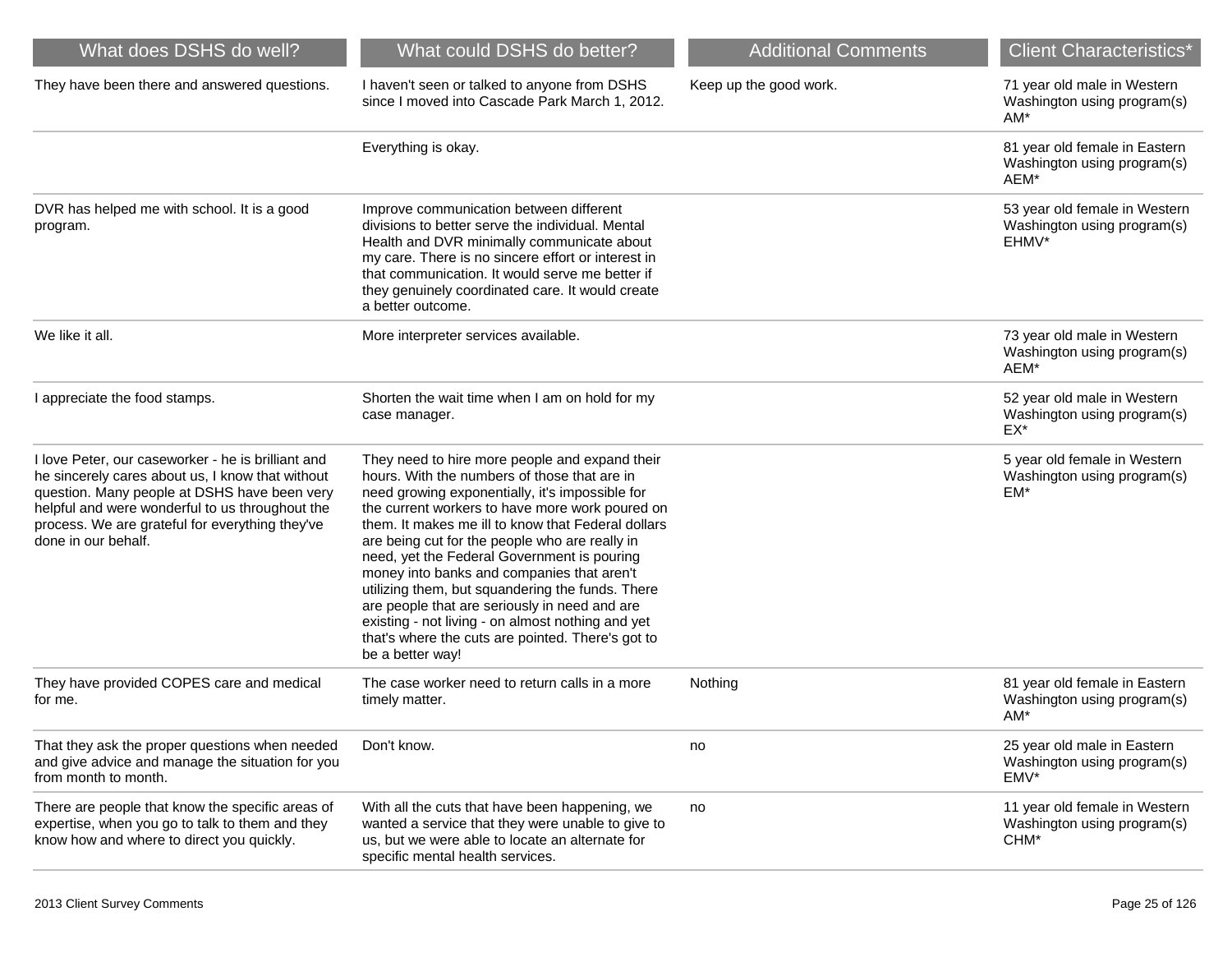| What does DSHS do well? | What could DSHS do better? | Additional Comments | Client Characteristics* |
| --- | --- | --- | --- |
| They have been there and answered questions. | I haven't seen or talked to anyone from DSHS since I moved into Cascade Park March 1, 2012. | Keep up the good work. | 71 year old male in Western Washington using program(s) AM* |
| | Everything is okay. | | 81 year old female in Eastern Washington using program(s) AEM* |
| DVR has helped me with school. It is a good program. | Improve communication between different divisions to better serve the individual. Mental Health and DVR minimally communicate about my care. There is no sincere effort or interest in that communication. It would serve me better if they genuinely coordinated care. It would create a better outcome. | | 53 year old female in Western Washington using program(s) EHMV* |
| We like it all. | More interpreter services available. | | 73 year old male in Western Washington using program(s) AEM* |
| I appreciate the food stamps. | Shorten the wait time when I am on hold for my case manager. | | 52 year old male in Western Washington using program(s) EX* |
| I love Peter, our caseworker - he is brilliant and he sincerely cares about us, I know that without question. Many people at DSHS have been very helpful and were wonderful to us throughout the process. We are grateful for everything they've done in our behalf. | They need to hire more people and expand their hours. With the numbers of those that are in need growing exponentially, it's impossible for the current workers to have more work poured on them. It makes me ill to know that Federal dollars are being cut for the people who are really in need, yet the Federal Government is pouring money into banks and companies that aren't utilizing them, but squandering the funds. There are people that are seriously in need and are existing - not living - on almost nothing and yet that's where the cuts are pointed. There's got to be a better way! | | 5 year old female in Western Washington using program(s) EM* |
| They have provided COPES care and medical for me. | The case worker need to return calls in a more timely matter. | Nothing | 81 year old female in Eastern Washington using program(s) AM* |
| That they ask the proper questions when needed and give advice and manage the situation for you from month to month. | Don't know. | no | 25 year old male in Eastern Washington using program(s) EMV* |
| There are people that know the specific areas of expertise, when you go to talk to them and they know how and where to direct you quickly. | With all the cuts that have been happening, we wanted a service that they were unable to give to us, but we were able to locate an alternate for specific mental health services. | no | 11 year old female in Western Washington using program(s) CHM* |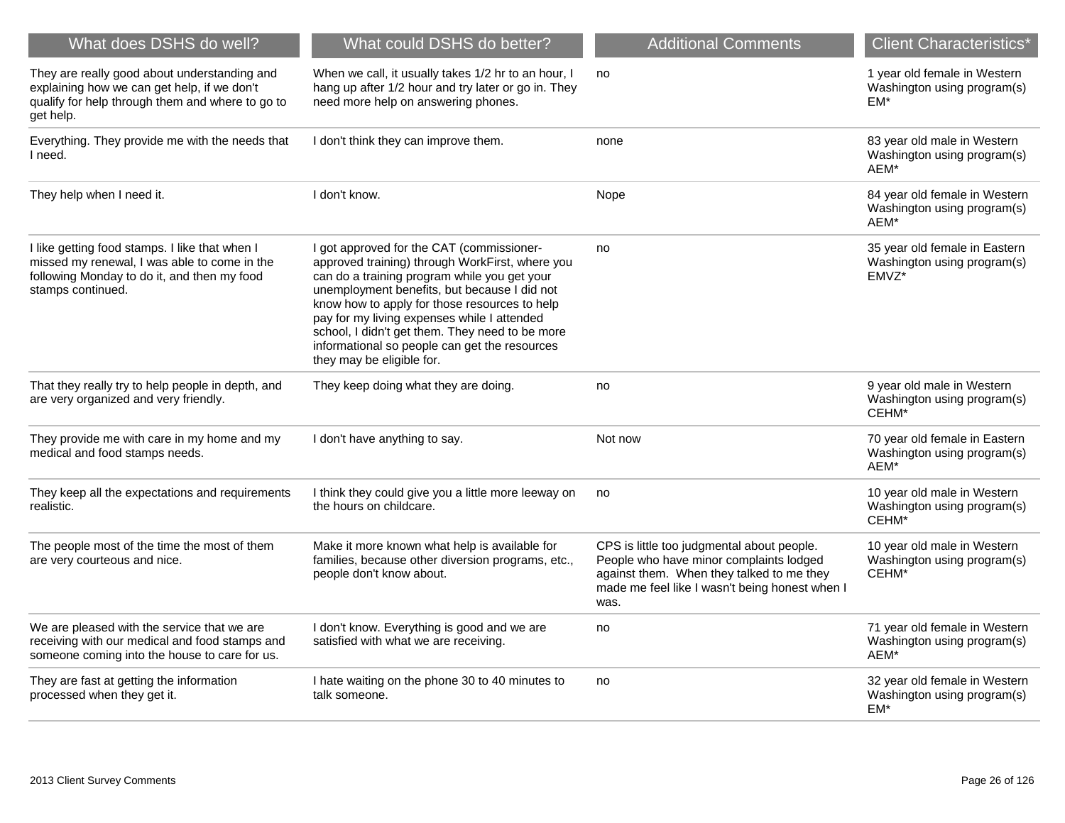| What does DSHS do well? | What could DSHS do better? | Additional Comments | Client Characteristics* |
|---|---|---|---|
| They are really good about understanding and explaining how we can get help, if we don't qualify for help through them and where to go to get help. | When we call, it usually takes 1/2 hr to an hour, I hang up after 1/2 hour and try later or go in. They need more help on answering phones. | no | 1 year old female in Western Washington using program(s) EM* |
| Everything. They provide me with the needs that I need. | I don't think they can improve them. | none | 83 year old male in Western Washington using program(s) AEM* |
| They help when I need it. | I don't know. | Nope | 84 year old female in Western Washington using program(s) AEM* |
| I like getting food stamps. I like that when I missed my renewal, I was able to come in the following Monday to do it, and then my food stamps continued. | I got approved for the CAT (commissioner-approved training) through WorkFirst, where you can do a training program while you get your unemployment benefits, but because I did not know how to apply for those resources to help pay for my living expenses while I attended school, I didn't get them. They need to be more informational so people can get the resources they may be eligible for. | no | 35 year old female in Eastern Washington using program(s) EMVZ* |
| That they really try to help people in depth, and are very organized and very friendly. | They keep doing what they are doing. | no | 9 year old male in Western Washington using program(s) CEHM* |
| They provide me with care in my home and my medical and food stamps needs. | I don't have anything to say. | Not now | 70 year old female in Eastern Washington using program(s) AEM* |
| They keep all the expectations and requirements realistic. | I think they could give you a little more leeway on the hours on childcare. | no | 10 year old male in Western Washington using program(s) CEHM* |
| The people most of the time the most of them are very courteous and nice. | Make it more known what help is available for families, because other diversion programs, etc., people don't know about. | CPS is little too judgmental about people. People who have minor complaints lodged against them. When they talked to me they made me feel like I wasn't being honest when I was. | 10 year old male in Western Washington using program(s) CEHM* |
| We are pleased with the service that we are receiving with our medical and food stamps and someone coming into the house to care for us. | I don't know. Everything is good and we are satisfied with what we are receiving. | no | 71 year old female in Western Washington using program(s) AEM* |
| They are fast at getting the information processed when they get it. | I hate waiting on the phone 30 to 40 minutes to talk someone. | no | 32 year old female in Western Washington using program(s) EM* |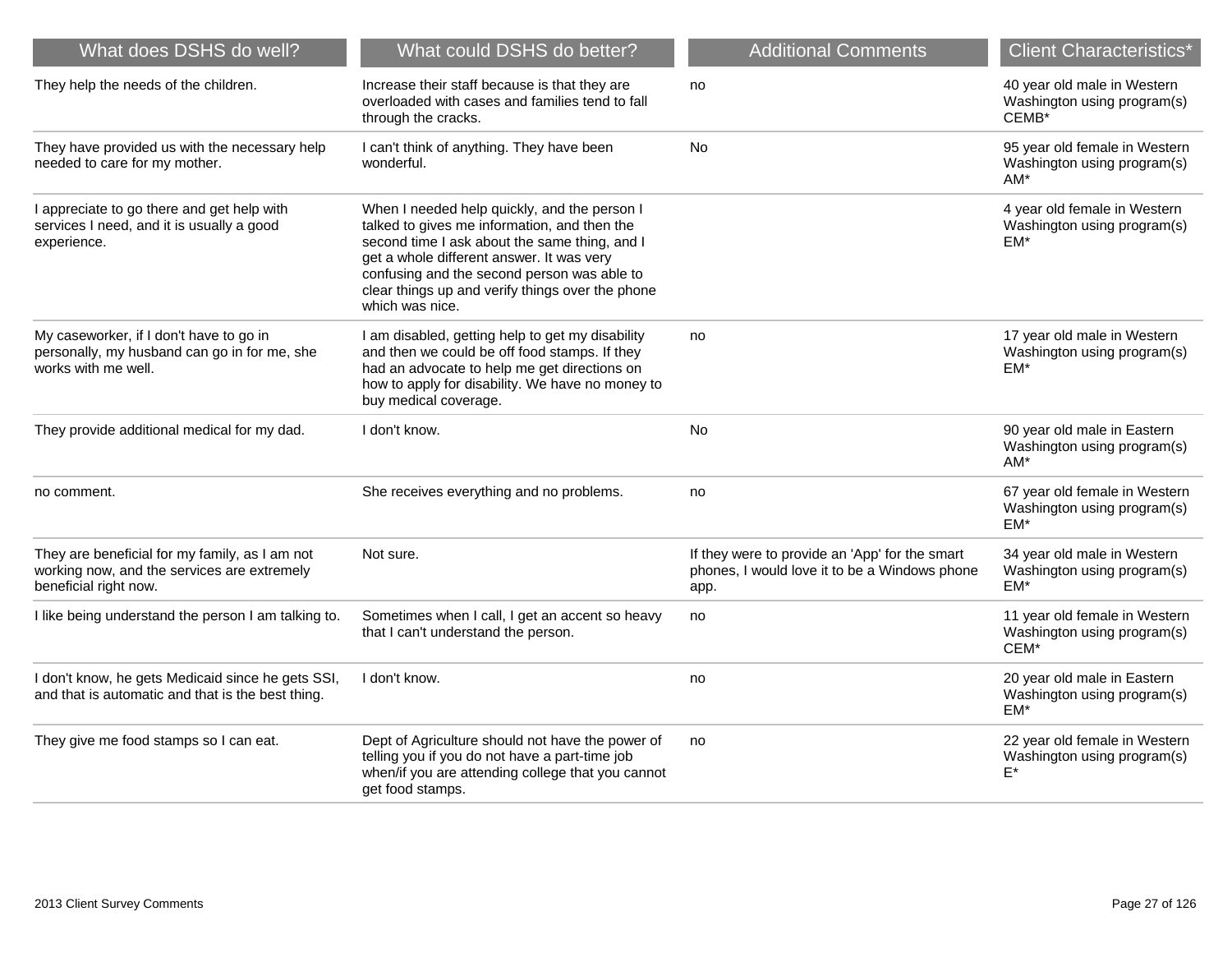| What does DSHS do well? | What could DSHS do better? | Additional Comments | Client Characteristics* |
|---|---|---|---|
| They help the needs of the children. | Increase their staff because is that they are overloaded with cases and families tend to fall through the cracks. | no | 40 year old male in Western Washington using program(s) CEMB* |
| They have provided us with the necessary help needed to care for my mother. | I can't think of anything. They have been wonderful. | No | 95 year old female in Western Washington using program(s) AM* |
| I appreciate to go there and get help with services I need, and it is usually a good experience. | When I needed help quickly, and the person I talked to gives me information, and then the second time I ask about the same thing, and I get a whole different answer. It was very confusing and the second person was able to clear things up and verify things over the phone which was nice. | | 4 year old female in Western Washington using program(s) EM* |
| My caseworker, if I don't have to go in personally, my husband can go in for me, she works with me well. | I am disabled, getting help to get my disability and then we could be off food stamps. If they had an advocate to help me get directions on how to apply for disability. We have no money to buy medical coverage. | no | 17 year old male in Western Washington using program(s) EM* |
| They provide additional medical for my dad. | I don't know. | No | 90 year old male in Eastern Washington using program(s) AM* |
| no comment. | She receives everything and no problems. | no | 67 year old female in Western Washington using program(s) EM* |
| They are beneficial for my family, as I am not working now, and the services are extremely beneficial right now. | Not sure. | If they were to provide an 'App' for the smart phones, I would love it to be a Windows phone app. | 34 year old male in Western Washington using program(s) EM* |
| I like being understand the person I am talking to. | Sometimes when I call, I get an accent so heavy that I can't understand the person. | no | 11 year old female in Western Washington using program(s) CEM* |
| I don't know, he gets Medicaid since he gets SSI, and that is automatic and that is the best thing. | I don't know. | no | 20 year old male in Eastern Washington using program(s) EM* |
| They give me food stamps so I can eat. | Dept of Agriculture should not have the power of telling you if you do not have a part-time job when/if you are attending college that you cannot get food stamps. | no | 22 year old female in Western Washington using program(s) E* |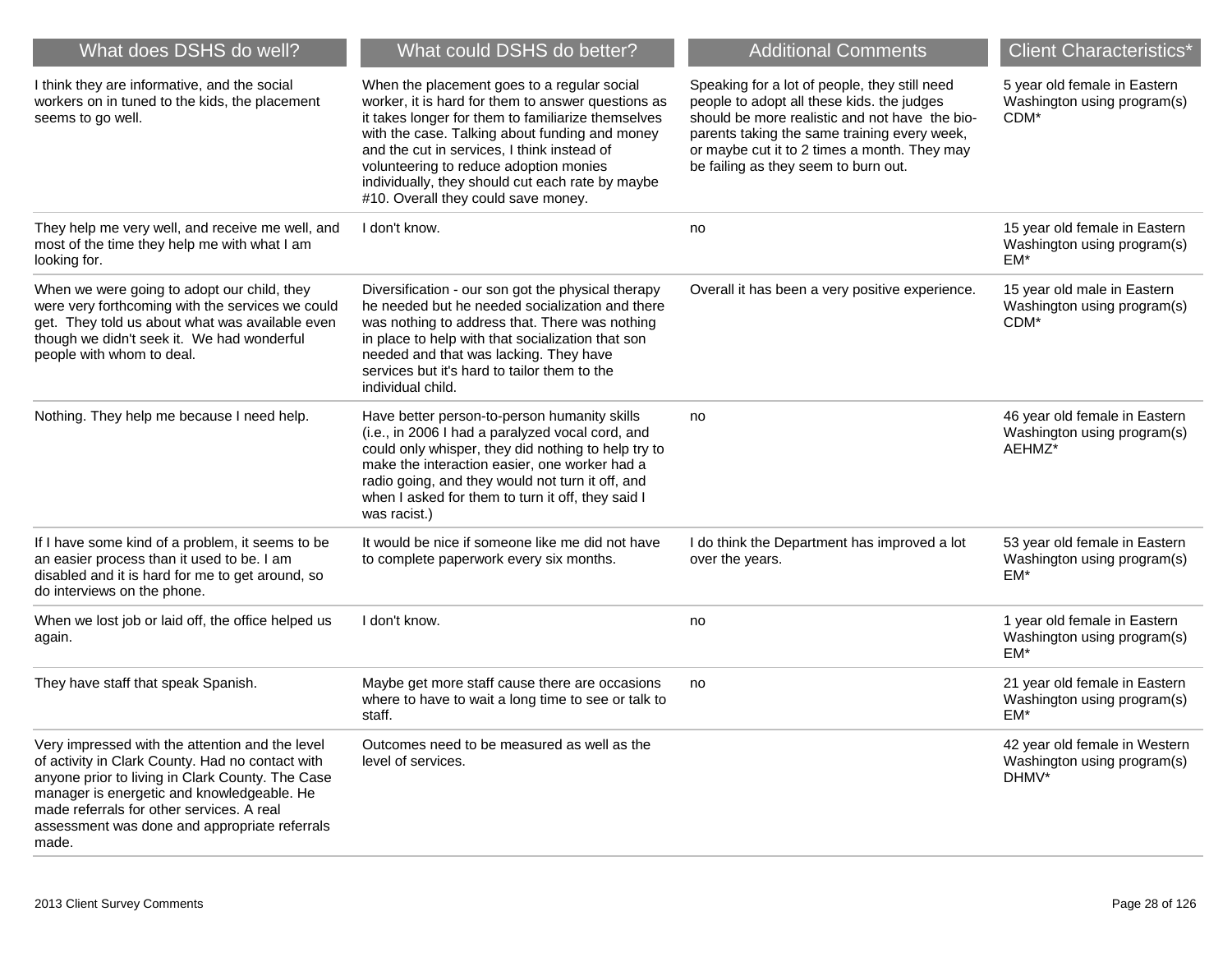| What does DSHS do well? | What could DSHS do better? | Additional Comments | Client Characteristics* |
|---|---|---|---|
| I think they are informative, and the social workers on in tuned to the kids, the placement seems to go well. | When the placement goes to a regular social worker, it is hard for them to answer questions as it takes longer for them to familiarize themselves with the case. Talking about funding and money and the cut in services, I think instead of volunteering to reduce adoption monies individually, they should cut each rate by maybe #10. Overall they could save money. | Speaking for a lot of people, they still need people to adopt all these kids. the judges should be more realistic and not have the bio-parents taking the same training every week, or maybe cut it to 2 times a month. They may be failing as they seem to burn out. | 5 year old female in Eastern Washington using program(s) CDM* |
| They help me very well, and receive me well, and most of the time they help me with what I am looking for. | I don't know. | no | 15 year old female in Eastern Washington using program(s) EM* |
| When we were going to adopt our child, they were very forthcoming with the services we could get. They told us about what was available even though we didn't seek it. We had wonderful people with whom to deal. | Diversification - our son got the physical therapy he needed but he needed socialization and there was nothing to address that. There was nothing in place to help with that socialization that son needed and that was lacking. They have services but it's hard to tailor them to the individual child. | Overall it has been a very positive experience. | 15 year old male in Eastern Washington using program(s) CDM* |
| Nothing. They help me because I need help. | Have better person-to-person humanity skills (i.e., in 2006 I had a paralyzed vocal cord, and could only whisper, they did nothing to help try to make the interaction easier, one worker had a radio going, and they would not turn it off, and when I asked for them to turn it off, they said I was racist.) | no | 46 year old female in Eastern Washington using program(s) AEHMZ* |
| If I have some kind of a problem, it seems to be an easier process than it used to be. I am disabled and it is hard for me to get around, so do interviews on the phone. | It would be nice if someone like me did not have to complete paperwork every six months. | I do think the Department has improved a lot over the years. | 53 year old female in Eastern Washington using program(s) EM* |
| When we lost job or laid off, the office helped us again. | I don't know. | no | 1 year old female in Eastern Washington using program(s) EM* |
| They have staff that speak Spanish. | Maybe get more staff cause there are occasions where to have to wait a long time to see or talk to staff. | no | 21 year old female in Eastern Washington using program(s) EM* |
| Very impressed with the attention and the level of activity in Clark County. Had no contact with anyone prior to living in Clark County. The Case manager is energetic and knowledgeable. He made referrals for other services. A real assessment was done and appropriate referrals made. | Outcomes need to be measured as well as the level of services. | | 42 year old female in Western Washington using program(s) DHMV* |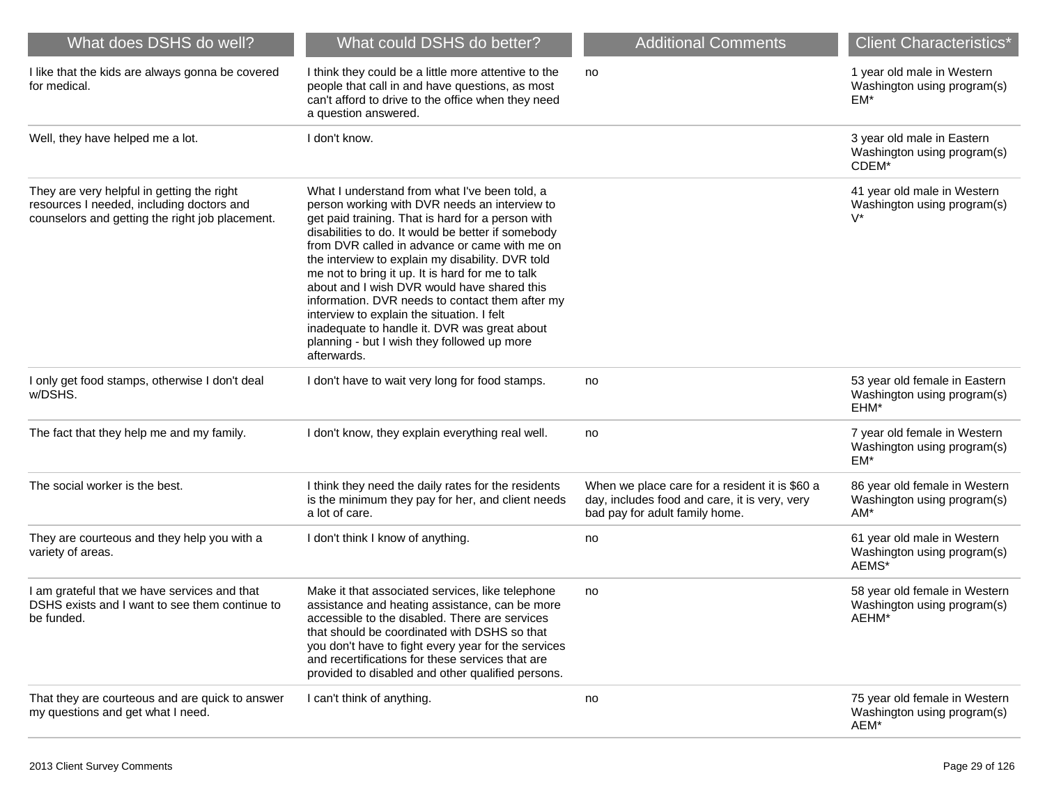| What does DSHS do well? | What could DSHS do better? | Additional Comments | Client Characteristics* |
|---|---|---|---|
| I like that the kids are always gonna be covered for medical. | I think they could be a little more attentive to the people that call in and have questions, as most can't afford to drive to the office when they need a question answered. | no | 1 year old male in Western Washington using program(s) EM* |
| Well, they have helped me a lot. | I don't know. | | 3 year old male in Eastern Washington using program(s) CDEM* |
| They are very helpful in getting the right resources I needed, including doctors and counselors and getting the right job placement. | What I understand from what I've been told, a person working with DVR needs an interview to get paid training. That is hard for a person with disabilities to do. It would be better if somebody from DVR called in advance or came with me on the interview to explain my disability. DVR told me not to bring it up. It is hard for me to talk about and I wish DVR would have shared this information. DVR needs to contact them after my interview to explain the situation. I felt inadequate to handle it. DVR was great about planning - but I wish they followed up more afterwards. | | 41 year old male in Western Washington using program(s) V* |
| I only get food stamps, otherwise I don't deal w/DSHS. | I don't have to wait very long for food stamps. | no | 53 year old female in Eastern Washington using program(s) EHM* |
| The fact that they help me and my family. | I don't know, they explain everything real well. | no | 7 year old female in Western Washington using program(s) EM* |
| The social worker is the best. | I think they need the daily rates for the residents is the minimum they pay for her, and client needs a lot of care. | When we place care for a resident it is $60 a day, includes food and care, it is very, very bad pay for adult family home. | 86 year old female in Western Washington using program(s) AM* |
| They are courteous and they help you with a variety of areas. | I don't think I know of anything. | no | 61 year old male in Western Washington using program(s) AEMS* |
| I am grateful that we have services and that DSHS exists and I want to see them continue to be funded. | Make it that associated services, like telephone assistance and heating assistance, can be more accessible to the disabled. There are services that should be coordinated with DSHS so that you don't have to fight every year for the services and recertifications for these services that are provided to disabled and other qualified persons. | no | 58 year old female in Western Washington using program(s) AEHM* |
| That they are courteous and are quick to answer my questions and get what I need. | I can't think of anything. | no | 75 year old female in Western Washington using program(s) AEM* |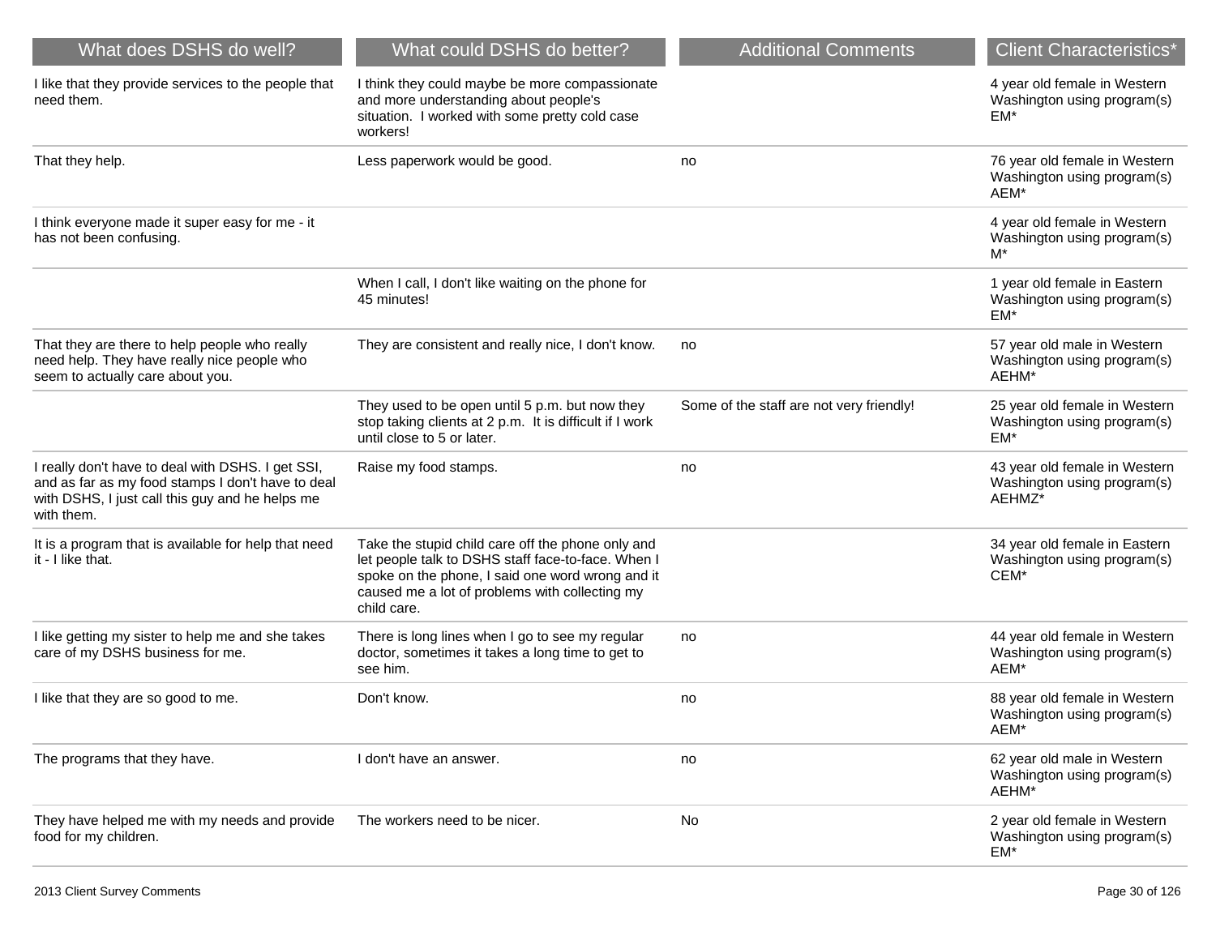| What does DSHS do well? | What could DSHS do better? | Additional Comments | Client Characteristics* |
| --- | --- | --- | --- |
| I like that they provide services to the people that need them. | I think they could maybe be more compassionate and more understanding about people's situation. I worked with some pretty cold case workers! | | 4 year old female in Western Washington using program(s) EM* |
| That they help. | Less paperwork would be good. | no | 76 year old female in Western Washington using program(s) AEM* |
| I think everyone made it super easy for me - it has not been confusing. | | | 4 year old female in Western Washington using program(s) M* |
| | When I call, I don't like waiting on the phone for 45 minutes! | | 1 year old female in Eastern Washington using program(s) EM* |
| That they are there to help people who really need help. They have really nice people who seem to actually care about you. | They are consistent and really nice, I don't know. | no | 57 year old male in Western Washington using program(s) AEHM* |
| | They used to be open until 5 p.m. but now they stop taking clients at 2 p.m. It is difficult if I work until close to 5 or later. | Some of the staff are not very friendly! | 25 year old female in Western Washington using program(s) EM* |
| I really don't have to deal with DSHS. I get SSI, and as far as my food stamps I don't have to deal with DSHS, I just call this guy and he helps me with them. | Raise my food stamps. | no | 43 year old female in Western Washington using program(s) AEHMZ* |
| It is a program that is available for help that need it - I like that. | Take the stupid child care off the phone only and let people talk to DSHS staff face-to-face. When I spoke on the phone, I said one word wrong and it caused me a lot of problems with collecting my child care. | | 34 year old female in Eastern Washington using program(s) CEM* |
| I like getting my sister to help me and she takes care of my DSHS business for me. | There is long lines when I go to see my regular doctor, sometimes it takes a long time to get to see him. | no | 44 year old female in Western Washington using program(s) AEM* |
| I like that they are so good to me. | Don't know. | no | 88 year old female in Western Washington using program(s) AEM* |
| The programs that they have. | I don't have an answer. | no | 62 year old male in Western Washington using program(s) AEHM* |
| They have helped me with my needs and provide food for my children. | The workers need to be nicer. | No | 2 year old female in Western Washington using program(s) EM* |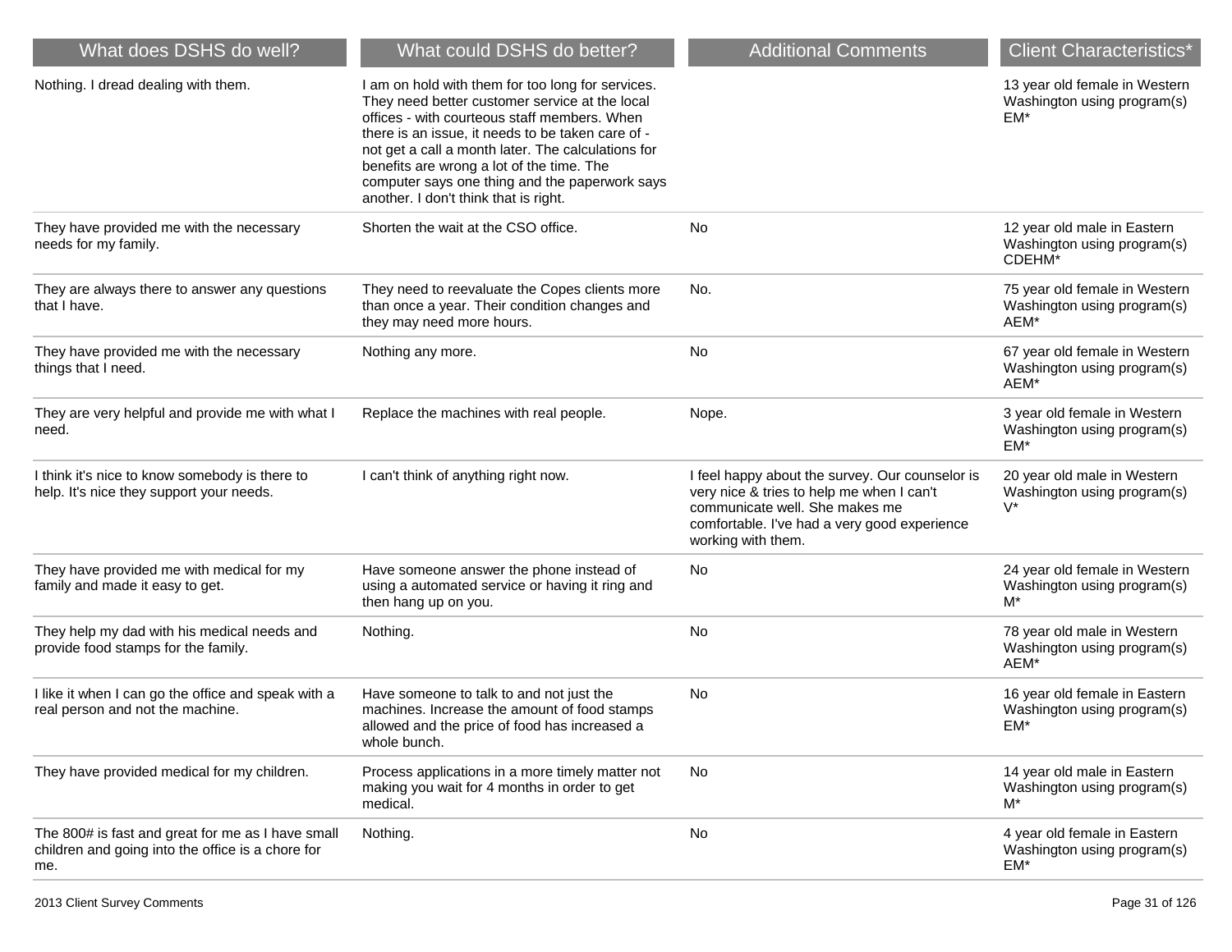| What does DSHS do well? | What could DSHS do better? | Additional Comments | Client Characteristics* |
|---|---|---|---|
| Nothing. I dread dealing with them. | I am on hold with them for too long for services. They need better customer service at the local offices - with courteous staff members. When there is an issue, it needs to be taken care of - not get a call a month later. The calculations for benefits are wrong a lot of the time. The computer says one thing and the paperwork says another. I don't think that is right. | | 13 year old female in Western Washington using program(s) EM* |
| They have provided me with the necessary needs for my family. | Shorten the wait at the CSO office. | No | 12 year old male in Eastern Washington using program(s) CDEHM* |
| They are always there to answer any questions that I have. | They need to reevaluate the Copes clients more than once a year. Their condition changes and they may need more hours. | No. | 75 year old female in Western Washington using program(s) AEM* |
| They have provided me with the necessary things that I need. | Nothing any more. | No | 67 year old female in Western Washington using program(s) AEM* |
| They are very helpful and provide me with what I need. | Replace the machines with real people. | Nope. | 3 year old female in Western Washington using program(s) EM* |
| I think it's nice to know somebody is there to help. It's nice they support your needs. | I can't think of anything right now. | I feel happy about the survey. Our counselor is very nice & tries to help me when I can't communicate well. She makes me comfortable. I've had a very good experience working with them. | 20 year old male in Western Washington using program(s) V* |
| They have provided me with medical for my family and made it easy to get. | Have someone answer the phone instead of using a automated service or having it ring and then hang up on you. | No | 24 year old female in Western Washington using program(s) M* |
| They help my dad with his medical needs and provide food stamps for the family. | Nothing. | No | 78 year old male in Western Washington using program(s) AEM* |
| I like it when I can go the office and speak with a real person and not the machine. | Have someone to talk to and not just the machines. Increase the amount of food stamps allowed and the price of food has increased a whole bunch. | No | 16 year old female in Eastern Washington using program(s) EM* |
| They have provided medical for my children. | Process applications in a more timely matter not making you wait for 4 months in order to get medical. | No | 14 year old male in Eastern Washington using program(s) M* |
| The 800# is fast and great for me as I have small children and going into the office is a chore for me. | Nothing. | No | 4 year old female in Eastern Washington using program(s) EM* |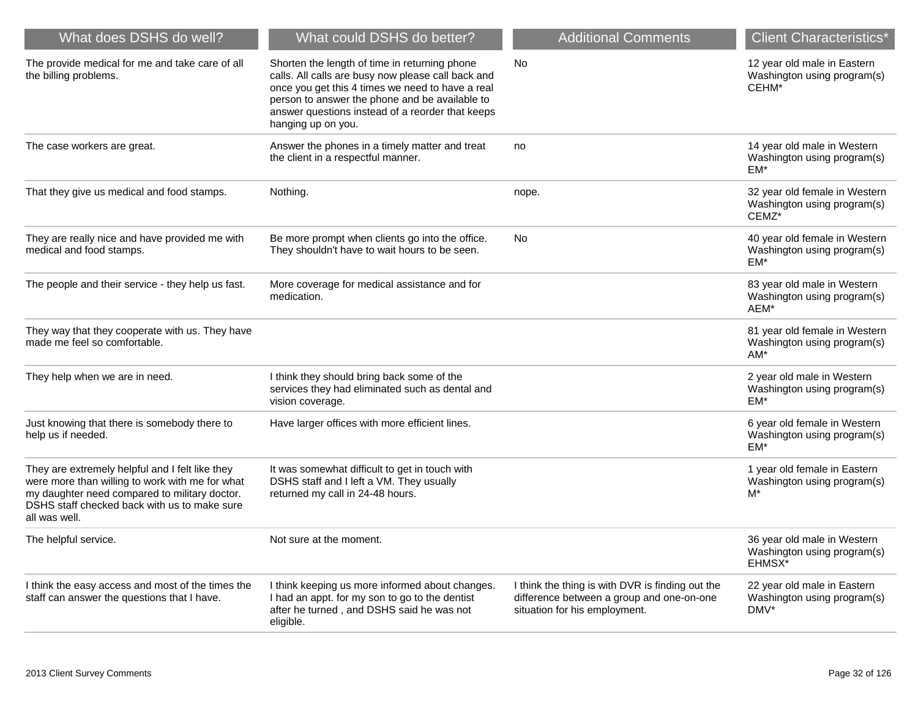| What does DSHS do well? | What could DSHS do better? | Additional Comments | Client Characteristics* |
|---|---|---|---|
| The provide medical for me and take care of all the billing problems. | Shorten the length of time in returning phone calls. All calls are busy now please call back and once you get this 4 times we need to have a real person to answer the phone and be available to answer questions instead of a reorder that keeps hanging up on you. | No | 12 year old male in Eastern Washington using program(s) CEHM* |
| The case workers are great. | Answer the phones in a timely matter and treat the client in a respectful manner. | no | 14 year old male in Western Washington using program(s) EM* |
| That they give us medical and food stamps. | Nothing. | nope. | 32 year old female in Western Washington using program(s) CEMZ* |
| They are really nice and have provided me with medical and food stamps. | Be more prompt when clients go into the office. They shouldn't have to wait hours to be seen. | No | 40 year old female in Western Washington using program(s) EM* |
| The people and their service - they help us fast. | More coverage for medical assistance and for medication. | | 83 year old male in Western Washington using program(s) AEM* |
| They way that they cooperate with us. They have made me feel so comfortable. | | | 81 year old female in Western Washington using program(s) AM* |
| They help when we are in need. | I think they should bring back some of the services they had eliminated such as dental and vision coverage. | | 2 year old male in Western Washington using program(s) EM* |
| Just knowing that there is somebody there to help us if needed. | Have larger offices with more efficient lines. | | 6 year old female in Western Washington using program(s) EM* |
| They are extremely helpful and I felt like they were more than willing to work with me for what my daughter need compared to military doctor. DSHS staff checked back with us to make sure all was well. | It was somewhat difficult to get in touch with DSHS staff and I left a VM. They usually returned my call in 24-48 hours. | | 1 year old female in Eastern Washington using program(s) M* |
| The helpful service. | Not sure at the moment. | | 36 year old male in Western Washington using program(s) EHMSX* |
| I think the easy access and most of the times the staff can answer the questions that I have. | I think keeping us more informed about changes. I had an appt. for my son to go to the dentist after he turned , and DSHS said he was not eligible. | I think the thing is with DVR is finding out the difference between a group and one-on-one situation for his employment. | 22 year old male in Eastern Washington using program(s) DMV* |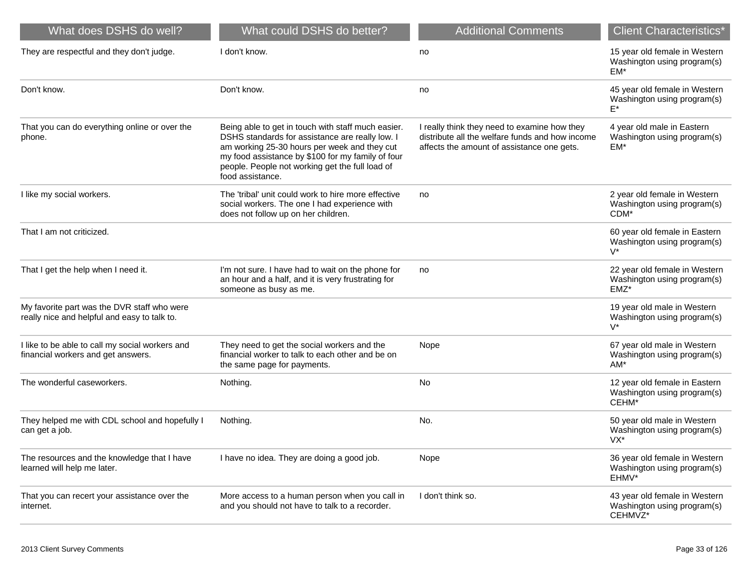| What does DSHS do well? | What could DSHS do better? | Additional Comments | Client Characteristics* |
| --- | --- | --- | --- |
| They are respectful and they don't judge. | I don't know. | no | 15 year old female in Western Washington using program(s) EM* |
| Don't know. | Don't know. | no | 45 year old female in Western Washington using program(s) E* |
| That you can do everything online or over the phone. | Being able to get in touch with staff much easier. DSHS standards for assistance are really low. I am working 25-30 hours per week and they cut my food assistance by $100 for my family of four people. People not working get the full load of food assistance. | I really think they need to examine how they distribute all the welfare funds and how income affects the amount of assistance one gets. | 4 year old male in Eastern Washington using program(s) EM* |
| I like my social workers. | The 'tribal' unit could work to hire more effective social workers. The one I had experience with does not follow up on her children. | no | 2 year old female in Western Washington using program(s) CDM* |
| That I am not criticized. | | | 60 year old female in Eastern Washington using program(s) V* |
| That I get the help when I need it. | I'm not sure. I have had to wait on the phone for an hour and a half, and it is very frustrating for someone as busy as me. | no | 22 year old female in Western Washington using program(s) EMZ* |
| My favorite part was the DVR staff who were really nice and helpful and easy to talk to. | | | 19 year old male in Western Washington using program(s) V* |
| I like to be able to call my social workers and financial workers and get answers. | They need to get the social workers and the financial worker to talk to each other and be on the same page for payments. | Nope | 67 year old male in Western Washington using program(s) AM* |
| The wonderful caseworkers. | Nothing. | No | 12 year old female in Eastern Washington using program(s) CEHM* |
| They helped me with CDL school and hopefully I can get a job. | Nothing. | No. | 50 year old male in Western Washington using program(s) VX* |
| The resources and the knowledge that I have learned will help me later. | I have no idea. They are doing a good job. | Nope | 36 year old female in Western Washington using program(s) EHMV* |
| That you can recert your assistance over the internet. | More access to a human person when you call in and you should not have to talk to a recorder. | I don't think so. | 43 year old female in Western Washington using program(s) CEHMVZ* |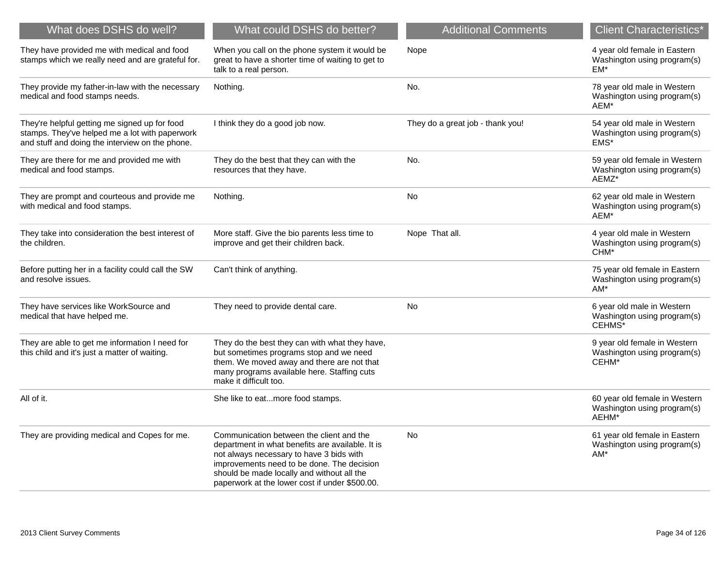| What does DSHS do well? | What could DSHS do better? | Additional Comments | Client Characteristics* |
| --- | --- | --- | --- |
| They have provided me with medical and food stamps which we really need and are grateful for. | When you call on the phone system it would be great to have a shorter time of waiting to get to talk to a real person. | Nope | 4 year old female in Eastern Washington using program(s) EM* |
| They provide my father-in-law with the necessary medical and food stamps needs. | Nothing. | No. | 78 year old male in Western Washington using program(s) AEM* |
| They're helpful getting me signed up for food stamps. They've helped me a lot with paperwork and stuff and doing the interview on the phone. | I think they do a good job now. | They do a great job - thank you! | 54 year old male in Western Washington using program(s) EMS* |
| They are there for me and provided me with medical and food stamps. | They do the best that they can with the resources that they have. | No. | 59 year old female in Western Washington using program(s) AEMZ* |
| They are prompt and courteous and provide me with medical and food stamps. | Nothing. | No | 62 year old male in Western Washington using program(s) AEM* |
| They take into consideration the best interest of the children. | More staff. Give the bio parents less time to improve and get their children back. | Nope  That all. | 4 year old male in Western Washington using program(s) CHM* |
| Before putting her in a facility could call the SW and resolve issues. | Can't think of anything. | | 75 year old female in Eastern Washington using program(s) AM* |
| They have services like WorkSource and medical that have helped me. | They need to provide dental care. | No | 6 year old male in Western Washington using program(s) CEHMS* |
| They are able to get me information I need for this child and it's just a matter of waiting. | They do the best they can with what they have, but sometimes programs stop and we need them. We moved away and there are not that many programs available here. Staffing cuts make it difficult too. | | 9 year old female in Western Washington using program(s) CEHM* |
| All of it. | She like to eat...more food stamps. | | 60 year old female in Western Washington using program(s) AEHM* |
| They are providing medical and Copes for me. | Communication between the client and the department in what benefits are available. It is not always necessary to have 3 bids with improvements need to be done. The decision should be made locally and without all the paperwork at the lower cost if under $500.00. | No | 61 year old female in Eastern Washington using program(s) AM* |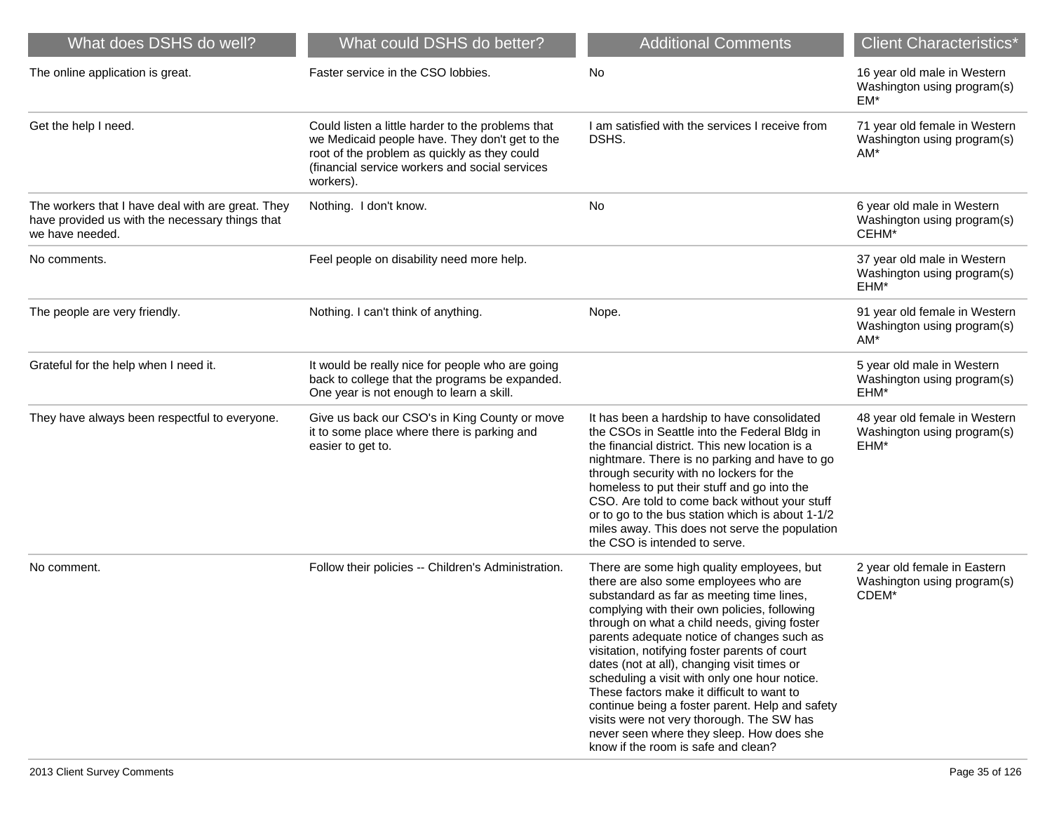| What does DSHS do well? | What could DSHS do better? | Additional Comments | Client Characteristics* |
| --- | --- | --- | --- |
| The online application is great. | Faster service in the CSO lobbies. | No | 16 year old male in Western Washington using program(s) EM* |
| Get the help I need. | Could listen a little harder to the problems that we Medicaid people have. They don't get to the root of the problem as quickly as they could (financial service workers and social services workers). | I am satisfied with the services I receive from DSHS. | 71 year old female in Western Washington using program(s) AM* |
| The workers that I have deal with are great. They have provided us with the necessary things that we have needed. | Nothing. I don't know. | No | 6 year old male in Western Washington using program(s) CEHM* |
| No comments. | Feel people on disability need more help. | | 37 year old male in Western Washington using program(s) EHM* |
| The people are very friendly. | Nothing. I can't think of anything. | Nope. | 91 year old female in Western Washington using program(s) AM* |
| Grateful for the help when I need it. | It would be really nice for people who are going back to college that the programs be expanded. One year is not enough to learn a skill. | | 5 year old male in Western Washington using program(s) EHM* |
| They have always been respectful to everyone. | Give us back our CSO's in King County or move it to some place where there is parking and easier to get to. | It has been a hardship to have consolidated the CSOs in Seattle into the Federal Bldg in the financial district. This new location is a nightmare. There is no parking and have to go through security with no lockers for the homeless to put their stuff and go into the CSO. Are told to come back without your stuff or to go to the bus station which is about 1-1/2 miles away. This does not serve the population the CSO is intended to serve. | 48 year old female in Western Washington using program(s) EHM* |
| No comment. | Follow their policies -- Children's Administration. | There are some high quality employees, but there are also some employees who are substandard as far as meeting time lines, complying with their own policies, following through on what a child needs, giving foster parents adequate notice of changes such as visitation, notifying foster parents of court dates (not at all), changing visit times or scheduling a visit with only one hour notice. These factors make it difficult to want to continue being a foster parent. Help and safety visits were not very thorough. The SW has never seen where they sleep. How does she know if the room is safe and clean? | 2 year old female in Eastern Washington using program(s) CDEM* |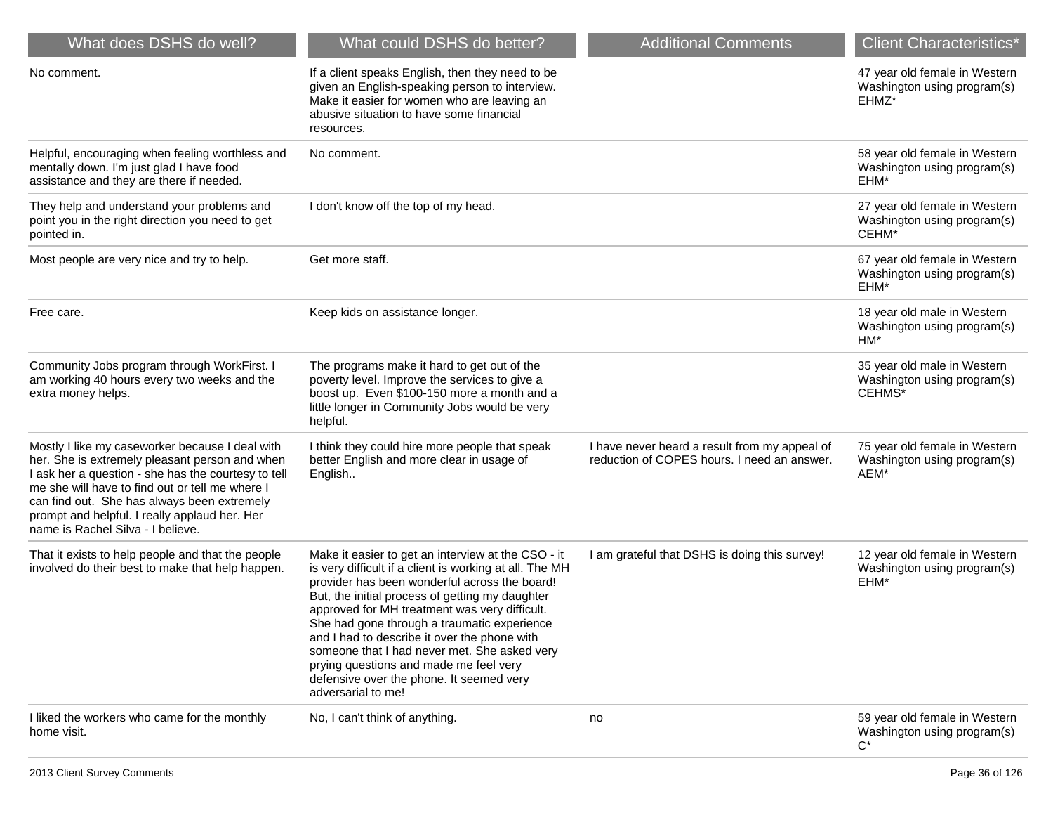| What does DSHS do well? | What could DSHS do better? | Additional Comments | Client Characteristics* |
| --- | --- | --- | --- |
| No comment. | If a client speaks English, then they need to be given an English-speaking person to interview. Make it easier for women who are leaving an abusive situation to have some financial resources. | | 47 year old female in Western Washington using program(s) EHMZ* |
| Helpful, encouraging when feeling worthless and mentally down. I'm just glad I have food assistance and they are there if needed. | No comment. | | 58 year old female in Western Washington using program(s) EHM* |
| They help and understand your problems and point you in the right direction you need to get pointed in. | I don't know off the top of my head. | | 27 year old female in Western Washington using program(s) CEHM* |
| Most people are very nice and try to help. | Get more staff. | | 67 year old female in Western Washington using program(s) EHM* |
| Free care. | Keep kids on assistance longer. | | 18 year old male in Western Washington using program(s) HM* |
| Community Jobs program through WorkFirst. I am working 40 hours every two weeks and the extra money helps. | The programs make it hard to get out of the poverty level. Improve the services to give a boost up. Even $100-150 more a month and a little longer in Community Jobs would be very helpful. | | 35 year old male in Western Washington using program(s) CEHMS* |
| Mostly I like my caseworker because I deal with her. She is extremely pleasant person and when I ask her a question - she has the courtesy to tell me she will have to find out or tell me where I can find out. She has always been extremely prompt and helpful. I really applaud her. Her name is Rachel Silva - I believe. | I think they could hire more people that speak better English and more clear in usage of English.. | I have never heard a result from my appeal of reduction of COPES hours. I need an answer. | 75 year old female in Western Washington using program(s) AEM* |
| That it exists to help people and that the people involved do their best to make that help happen. | Make it easier to get an interview at the CSO - it is very difficult if a client is working at all. The MH provider has been wonderful across the board! But, the initial process of getting my daughter approved for MH treatment was very difficult. She had gone through a traumatic experience and I had to describe it over the phone with someone that I had never met. She asked very prying questions and made me feel very defensive over the phone. It seemed very adversarial to me! | I am grateful that DSHS is doing this survey! | 12 year old female in Western Washington using program(s) EHM* |
| I liked the workers who came for the monthly home visit. | No, I can't think of anything. | no | 59 year old female in Western Washington using program(s) C* |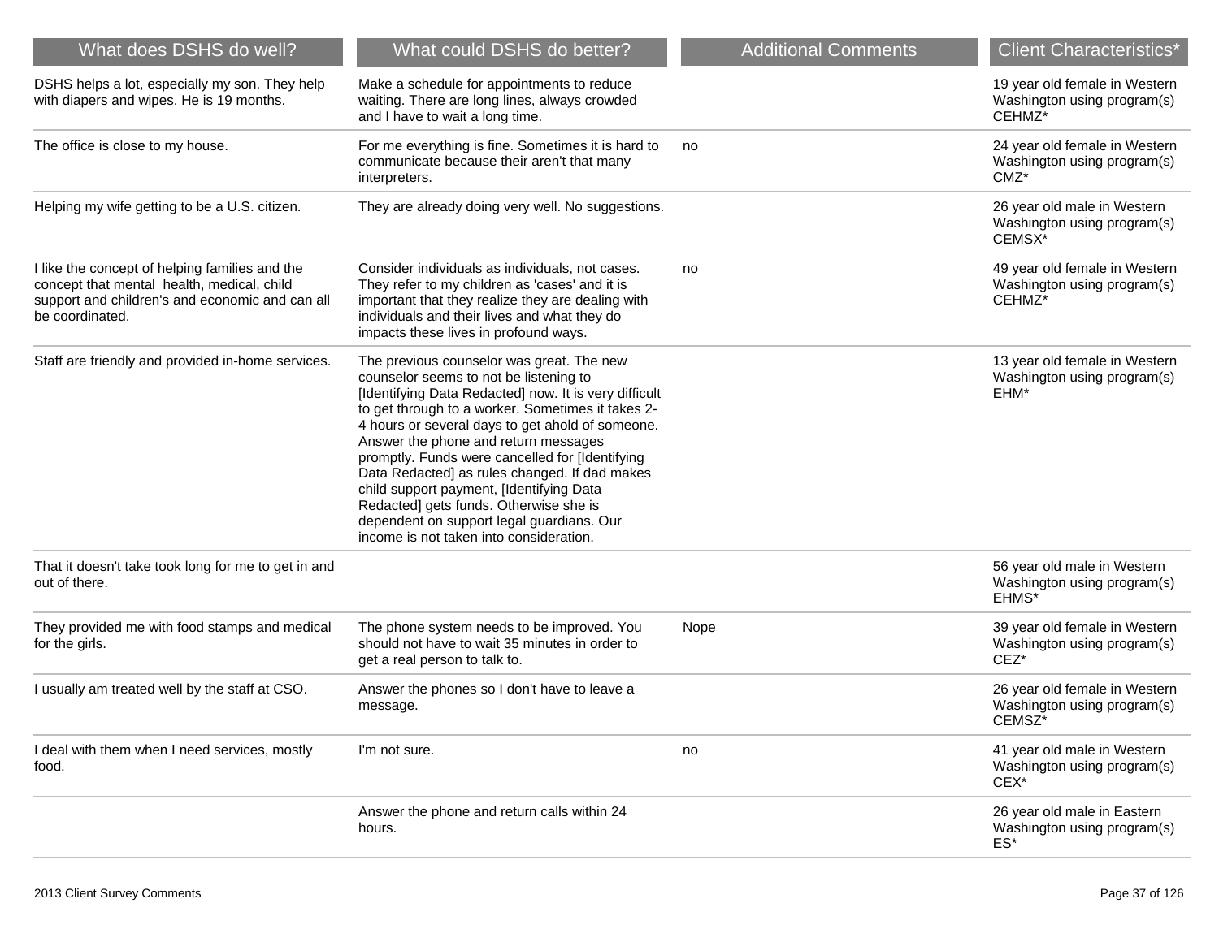| What does DSHS do well? | What could DSHS do better? | Additional Comments | Client Characteristics* |
|---|---|---|---|
| DSHS helps a lot, especially my son. They help with diapers and wipes. He is 19 months. | Make a schedule for appointments to reduce waiting. There are long lines, always crowded and I have to wait a long time. | | 19 year old female in Western Washington using program(s) CEHMZ* |
| The office is close to my house. | For me everything is fine. Sometimes it is hard to communicate because their aren't that many interpreters. | no | 24 year old female in Western Washington using program(s) CMZ* |
| Helping my wife getting to be a U.S. citizen. | They are already doing very well. No suggestions. | | 26 year old male in Western Washington using program(s) CEMSX* |
| I like the concept of helping families and the concept that mental health, medical, child support and children's and economic and can all be coordinated. | Consider individuals as individuals, not cases. They refer to my children as 'cases' and it is important that they realize they are dealing with individuals and their lives and what they do impacts these lives in profound ways. | no | 49 year old female in Western Washington using program(s) CEHMZ* |
| Staff are friendly and provided in-home services. | The previous counselor was great. The new counselor seems to not be listening to [Identifying Data Redacted] now. It is very difficult to get through to a worker. Sometimes it takes 2-4 hours or several days to get ahold of someone. Answer the phone and return messages promptly. Funds were cancelled for [Identifying Data Redacted] as rules changed. If dad makes child support payment, [Identifying Data Redacted] gets funds. Otherwise she is dependent on support legal guardians. Our income is not taken into consideration. | | 13 year old female in Western Washington using program(s) EHM* |
| That it doesn't take took long for me to get in and out of there. | | | 56 year old male in Western Washington using program(s) EHMS* |
| They provided me with food stamps and medical for the girls. | The phone system needs to be improved. You should not have to wait 35 minutes in order to get a real person to talk to. | Nope | 39 year old female in Western Washington using program(s) CEZ* |
| I usually am treated well by the staff at CSO. | Answer the phones so I don't have to leave a message. | | 26 year old female in Western Washington using program(s) CEMSZ* |
| I deal with them when I need services, mostly food. | I'm not sure. | no | 41 year old male in Western Washington using program(s) CEX* |
| | Answer the phone and return calls within 24 hours. | | 26 year old male in Eastern Washington using program(s) ES* |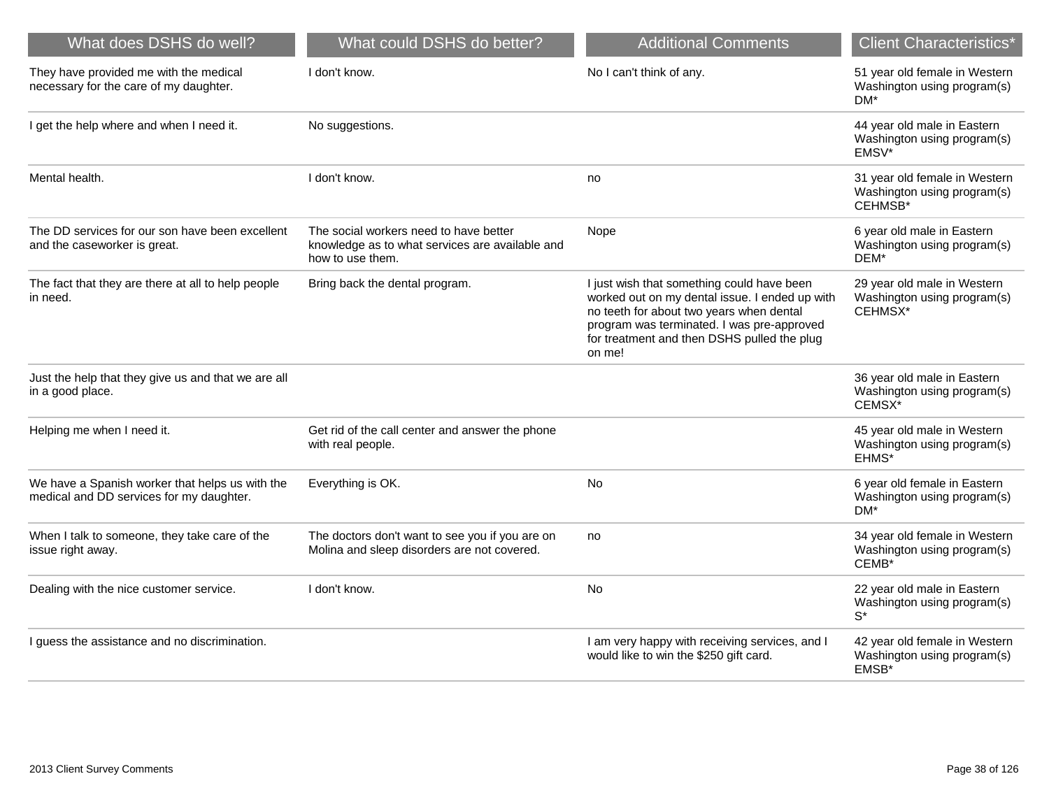| What does DSHS do well? | What could DSHS do better? | Additional Comments | Client Characteristics* |
| --- | --- | --- | --- |
| They have provided me with the medical necessary for the care of my daughter. | I don't know. | No I can't think of any. | 51 year old female in Western Washington using program(s) DM* |
| I get the help where and when I need it. | No suggestions. | | 44 year old male in Eastern Washington using program(s) EMSV* |
| Mental health. | I don't know. | no | 31 year old female in Western Washington using program(s) CEHMSB* |
| The DD services for our son have been excellent and the caseworker is great. | The social workers need to have better knowledge as to what services are available and how to use them. | Nope | 6 year old male in Eastern Washington using program(s) DEM* |
| The fact that they are there at all to help people in need. | Bring back the dental program. | I just wish that something could have been worked out on my dental issue. I ended up with no teeth for about two years when dental program was terminated. I was pre-approved for treatment and then DSHS pulled the plug on me! | 29 year old male in Western Washington using program(s) CEHMSX* |
| Just the help that they give us and that we are all in a good place. | | | 36 year old male in Eastern Washington using program(s) CEMSX* |
| Helping me when I need it. | Get rid of the call center and answer the phone with real people. | | 45 year old male in Western Washington using program(s) EHMS* |
| We have a Spanish worker that helps us with the medical and DD services for my daughter. | Everything is OK. | No | 6 year old female in Eastern Washington using program(s) DM* |
| When I talk to someone, they take care of the issue right away. | The doctors don't want to see you if you are on Molina and sleep disorders are not covered. | no | 34 year old female in Western Washington using program(s) CEMB* |
| Dealing with the nice customer service. | I don't know. | No | 22 year old male in Eastern Washington using program(s) S* |
| I guess the assistance and no discrimination. | | I am very happy with receiving services, and I would like to win the $250 gift card. | 42 year old female in Western Washington using program(s) EMSB* |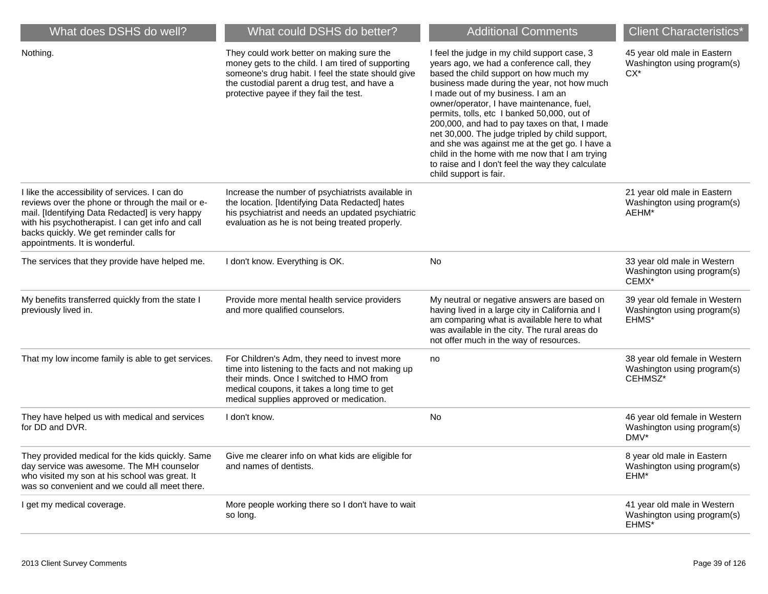| What does DSHS do well? | What could DSHS do better? | Additional Comments | Client Characteristics* |
|---|---|---|---|
| Nothing. | They could work better on making sure the money gets to the child. I am tired of supporting someone's drug habit. I feel the state should give the custodial parent a drug test, and have a protective payee if they fail the test. | I feel the judge in my child support case, 3 years ago, we had a conference call, they based the child support on how much my business made during the year, not how much I made out of my business. I am an owner/operator, I have maintenance, fuel, permits, tolls, etc I banked 50,000, out of 200,000, and had to pay taxes on that, I made net 30,000. The judge tripled by child support, and she was against me at the get go. I have a child in the home with me now that I am trying to raise and I don't feel the way they calculate child support is fair. | 45 year old male in Eastern Washington using program(s) CX* |
| I like the accessibility of services. I can do reviews over the phone or through the mail or e-mail. [Identifying Data Redacted] is very happy with his psychotherapist. I can get info and call backs quickly. We get reminder calls for appointments. It is wonderful. | Increase the number of psychiatrists available in the location. [Identifying Data Redacted] hates his psychiatrist and needs an updated psychiatric evaluation as he is not being treated properly. | | 21 year old male in Eastern Washington using program(s) AEHM* |
| The services that they provide have helped me. | I don't know. Everything is OK. | No | 33 year old male in Western Washington using program(s) CEMX* |
| My benefits transferred quickly from the state I previously lived in. | Provide more mental health service providers and more qualified counselors. | My neutral or negative answers are based on having lived in a large city in California and I am comparing what is available here to what was available in the city. The rural areas do not offer much in the way of resources. | 39 year old female in Western Washington using program(s) EHMS* |
| That my low income family is able to get services. | For Children's Adm, they need to invest more time into listening to the facts and not making up their minds. Once I switched to HMO from medical coupons, it takes a long time to get medical supplies approved or medication. | no | 38 year old female in Western Washington using program(s) CEHMSZ* |
| They have helped us with medical and services for DD and DVR. | I don't know. | No | 46 year old female in Western Washington using program(s) DMV* |
| They provided medical for the kids quickly. Same day service was awesome. The MH counselor who visited my son at his school was great. It was so convenient and we could all meet there. | Give me clearer info on what kids are eligible for and names of dentists. | | 8 year old male in Eastern Washington using program(s) EHM* |
| I get my medical coverage. | More people working there so I don't have to wait so long. | | 41 year old male in Western Washington using program(s) EHMS* |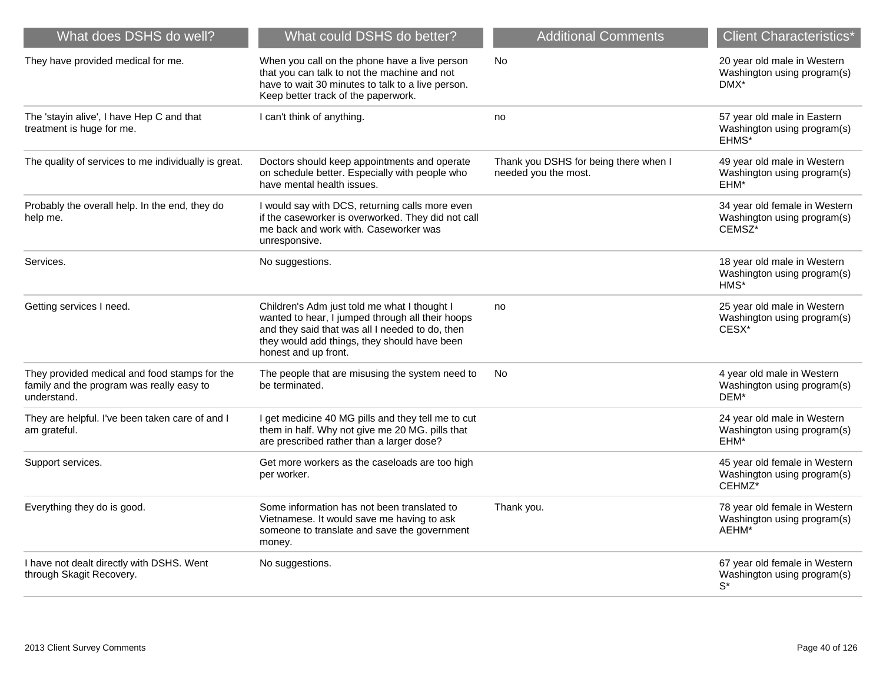| What does DSHS do well? | What could DSHS do better? | Additional Comments | Client Characteristics* |
|---|---|---|---|
| They have provided medical for me. | When you call on the phone have a live person that you can talk to not the machine and not have to wait 30 minutes to talk to a live person. Keep better track of the paperwork. | No | 20 year old male in Western Washington using program(s) DMX* |
| The 'stayin alive', I have Hep C and that treatment is huge for me. | I can't think of anything. | no | 57 year old male in Eastern Washington using program(s) EHMS* |
| The quality of services to me individually is great. | Doctors should keep appointments and operate on schedule better. Especially with people who have mental health issues. | Thank you DSHS for being there when I needed you the most. | 49 year old male in Western Washington using program(s) EHM* |
| Probably the overall help. In the end, they do help me. | I would say with DCS, returning calls more even if the caseworker is overworked. They did not call me back and work with. Caseworker was unresponsive. | | 34 year old female in Western Washington using program(s) CEMSZ* |
| Services. | No suggestions. | | 18 year old male in Western Washington using program(s) HMS* |
| Getting services I need. | Children's Adm just told me what I thought I wanted to hear, I jumped through all their hoops and they said that was all I needed to do, then they would add things, they should have been honest and up front. | no | 25 year old male in Western Washington using program(s) CESX* |
| They provided medical and food stamps for the family and the program was really easy to understand. | The people that are misusing the system need to be terminated. | No | 4 year old male in Western Washington using program(s) DEM* |
| They are helpful. I've been taken care of and I am grateful. | I get medicine 40 MG pills and they tell me to cut them in half. Why not give me 20 MG. pills that are prescribed rather than a larger dose? | | 24 year old male in Western Washington using program(s) EHM* |
| Support services. | Get more workers as the caseloads are too high per worker. | | 45 year old female in Western Washington using program(s) CEHMZ* |
| Everything they do is good. | Some information has not been translated to Vietnamese. It would save me having to ask someone to translate and save the government money. | Thank you. | 78 year old female in Western Washington using program(s) AEHM* |
| I have not dealt directly with DSHS. Went through Skagit Recovery. | No suggestions. | | 67 year old female in Western Washington using program(s) S* |

2013 Client Survey Comments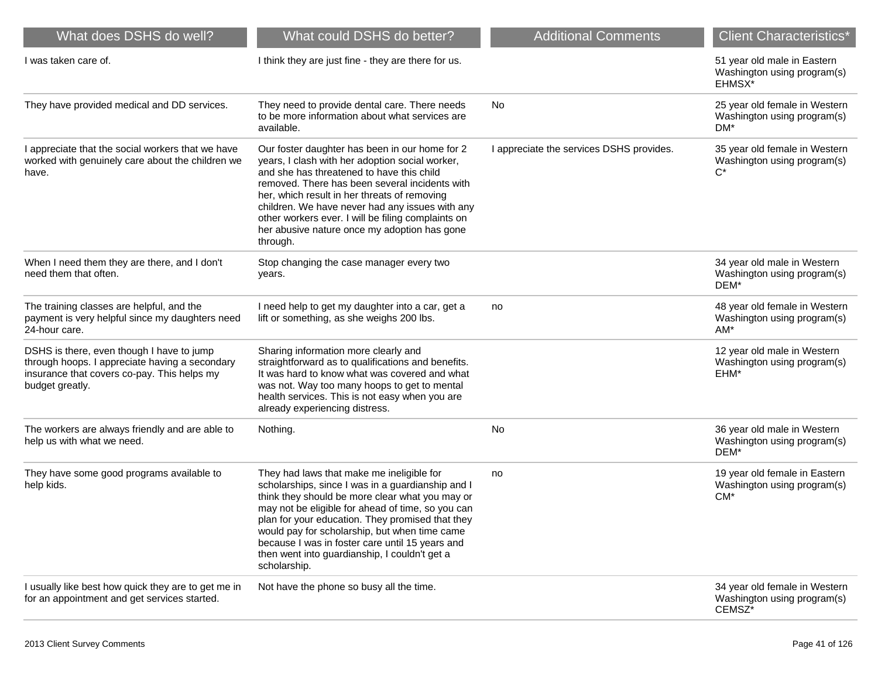| What does DSHS do well? | What could DSHS do better? | Additional Comments | Client Characteristics* |
|---|---|---|---|
| I was taken care of. | I think they are just fine - they are there for us. | | 51 year old male in Eastern Washington using program(s) EHMSX* |
| They have provided medical and DD services. | They need to provide dental care. There needs to be more information about what services are available. | No | 25 year old female in Western Washington using program(s) DM* |
| I appreciate that the social workers that we have worked with genuinely care about the children we have. | Our foster daughter has been in our home for 2 years, I clash with her adoption social worker, and she has threatened to have this child removed. There has been several incidents with her, which result in her threats of removing children. We have never had any issues with any other workers ever. I will be filing complaints on her abusive nature once my adoption has gone through. | I appreciate the services DSHS provides. | 35 year old female in Western Washington using program(s) C* |
| When I need them they are there, and I don't need them that often. | Stop changing the case manager every two years. | | 34 year old male in Western Washington using program(s) DEM* |
| The training classes are helpful, and the payment is very helpful since my daughters need 24-hour care. | I need help to get my daughter into a car, get a lift or something, as she weighs 200 lbs. | no | 48 year old female in Western Washington using program(s) AM* |
| DSHS is there, even though I have to jump through hoops. I appreciate having a secondary insurance that covers co-pay. This helps my budget greatly. | Sharing information more clearly and straightforward as to qualifications and benefits. It was hard to know what was covered and what was not. Way too many hoops to get to mental health services. This is not easy when you are already experiencing distress. | | 12 year old male in Western Washington using program(s) EHM* |
| The workers are always friendly and are able to help us with what we need. | Nothing. | No | 36 year old male in Western Washington using program(s) DEM* |
| They have some good programs available to help kids. | They had laws that make me ineligible for scholarships, since I was in a guardianship and I think they should be more clear what you may or may not be eligible for ahead of time, so you can plan for your education. They promised that they would pay for scholarship, but when time came because I was in foster care until 15 years and then went into guardianship, I couldn't get a scholarship. | no | 19 year old female in Eastern Washington using program(s) CM* |
| I usually like best how quick they are to get me in for an appointment and get services started. | Not have the phone so busy all the time. | | 34 year old female in Western Washington using program(s) CEMSZ* |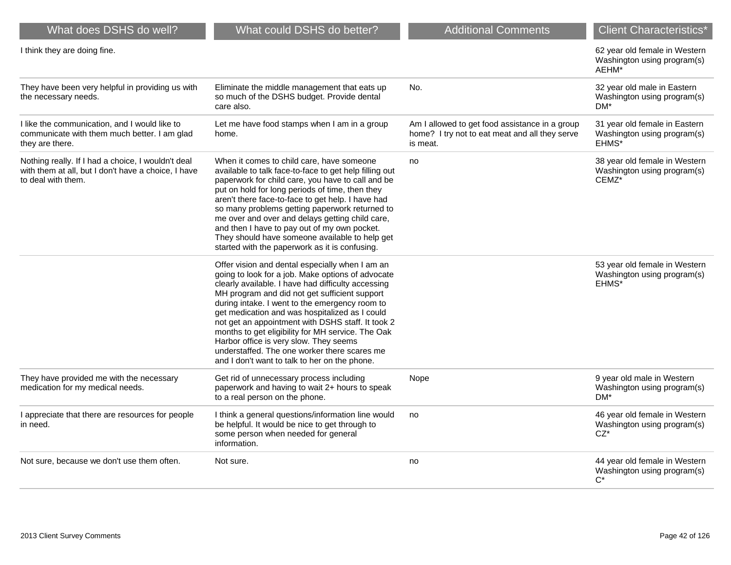| What does DSHS do well? | What could DSHS do better? | Additional Comments | Client Characteristics* |
|---|---|---|---|
| I think they are doing fine. | | | 62 year old female in Western Washington using program(s) AEHM* |
| They have been very helpful in providing us with the necessary needs. | Eliminate the middle management that eats up so much of the DSHS budget. Provide dental care also. | No. | 32 year old male in Eastern Washington using program(s) DM* |
| I like the communication, and I would like to communicate with them much better. I am glad they are there. | Let me have food stamps when I am in a group home. | Am I allowed to get food assistance in a group home? I try not to eat meat and all they serve is meat. | 31 year old female in Eastern Washington using program(s) EHMS* |
| Nothing really. If I had a choice, I wouldn't deal with them at all, but I don't have a choice, I have to deal with them. | When it comes to child care, have someone available to talk face-to-face to get help filling out paperwork for child care, you have to call and be put on hold for long periods of time, then they aren't there face-to-face to get help. I have had so many problems getting paperwork returned to me over and over and delays getting child care, and then I have to pay out of my own pocket. They should have someone available to help get started with the paperwork as it is confusing. | no | 38 year old female in Western Washington using program(s) CEMZ* |
| | Offer vision and dental especially when I am an going to look for a job. Make options of advocate clearly available. I have had difficulty accessing MH program and did not get sufficient support during intake. I went to the emergency room to get medication and was hospitalized as I could not get an appointment with DSHS staff. It took 2 months to get eligibility for MH service. The Oak Harbor office is very slow. They seems understaffed. The one worker there scares me and I don't want to talk to her on the phone. | | 53 year old female in Western Washington using program(s) EHMS* |
| They have provided me with the necessary medication for my medical needs. | Get rid of unnecessary process including paperwork and having to wait 2+ hours to speak to a real person on the phone. | Nope | 9 year old male in Western Washington using program(s) DM* |
| I appreciate that there are resources for people in need. | I think a general questions/information line would be helpful. It would be nice to get through to some person when needed for general information. | no | 46 year old female in Western Washington using program(s) CZ* |
| Not sure, because we don't use them often. | Not sure. | no | 44 year old female in Western Washington using program(s) C* |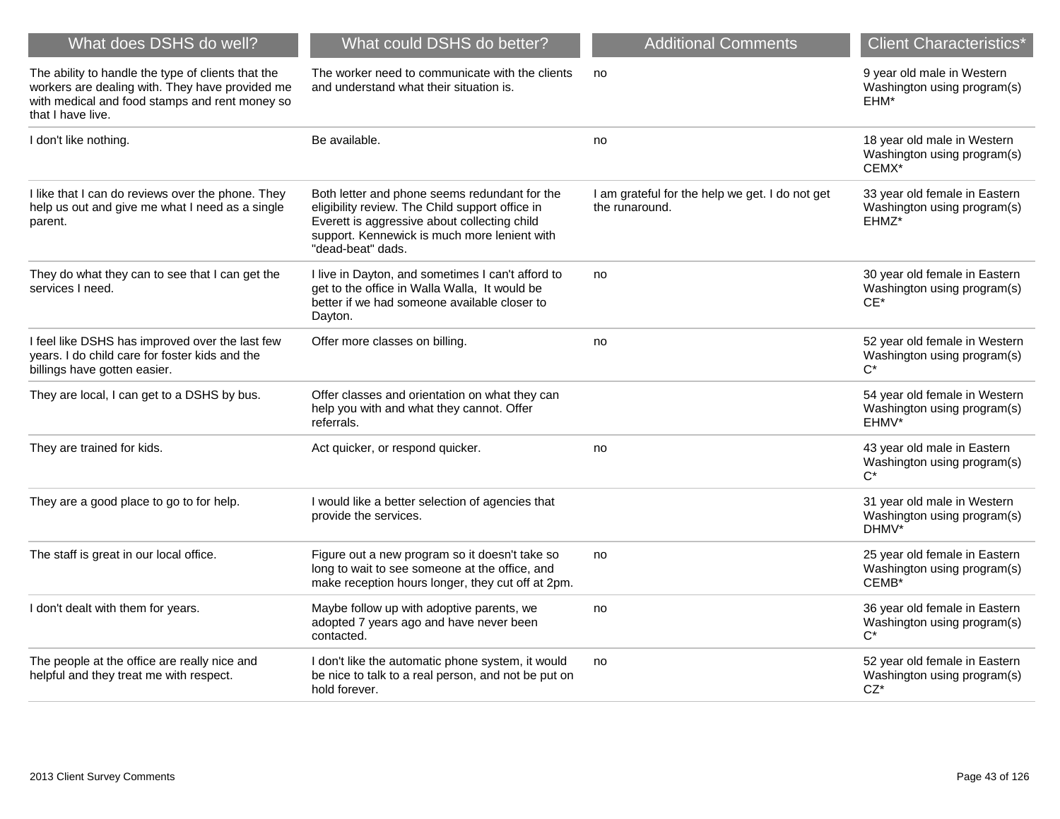| What does DSHS do well? | What could DSHS do better? | Additional Comments | Client Characteristics* |
| --- | --- | --- | --- |
| The ability to handle the type of clients that the workers are dealing with. They have provided me with medical and food stamps and rent money so that I have live. | The worker need to communicate with the clients and understand what their situation is. | no | 9 year old male in Western Washington using program(s) EHM* |
| I don't like nothing. | Be available. | no | 18 year old male in Western Washington using program(s) CEMX* |
| I like that I can do reviews over the phone. They help us out and give me what I need as a single parent. | Both letter and phone seems redundant for the eligibility review. The Child support office in Everett is aggressive about collecting child support. Kennewick is much more lenient with "dead-beat" dads. | I am grateful for the help we get. I do not get the runaround. | 33 year old female in Eastern Washington using program(s) EHMZ* |
| They do what they can to see that I can get the services I need. | I live in Dayton, and sometimes I can't afford to get to the office in Walla Walla, It would be better if we had someone available closer to Dayton. | no | 30 year old female in Eastern Washington using program(s) CE* |
| I feel like DSHS has improved over the last few years. I do child care for foster kids and the billings have gotten easier. | Offer more classes on billing. | no | 52 year old female in Western Washington using program(s) C* |
| They are local, I can get to a DSHS by bus. | Offer classes and orientation on what they can help you with and what they cannot. Offer referrals. | | 54 year old female in Western Washington using program(s) EHMV* |
| They are trained for kids. | Act quicker, or respond quicker. | no | 43 year old male in Eastern Washington using program(s) C* |
| They are a good place to go to for help. | I would like a better selection of agencies that provide the services. | | 31 year old male in Western Washington using program(s) DHMV* |
| The staff is great in our local office. | Figure out a new program so it doesn't take so long to wait to see someone at the office, and make reception hours longer, they cut off at 2pm. | no | 25 year old female in Eastern Washington using program(s) CEMB* |
| I don't dealt with them for years. | Maybe follow up with adoptive parents, we adopted 7 years ago and have never been contacted. | no | 36 year old female in Eastern Washington using program(s) C* |
| The people at the office are really nice and helpful and they treat me with respect. | I don't like the automatic phone system, it would be nice to talk to a real person, and not be put on hold forever. | no | 52 year old female in Eastern Washington using program(s) CZ* |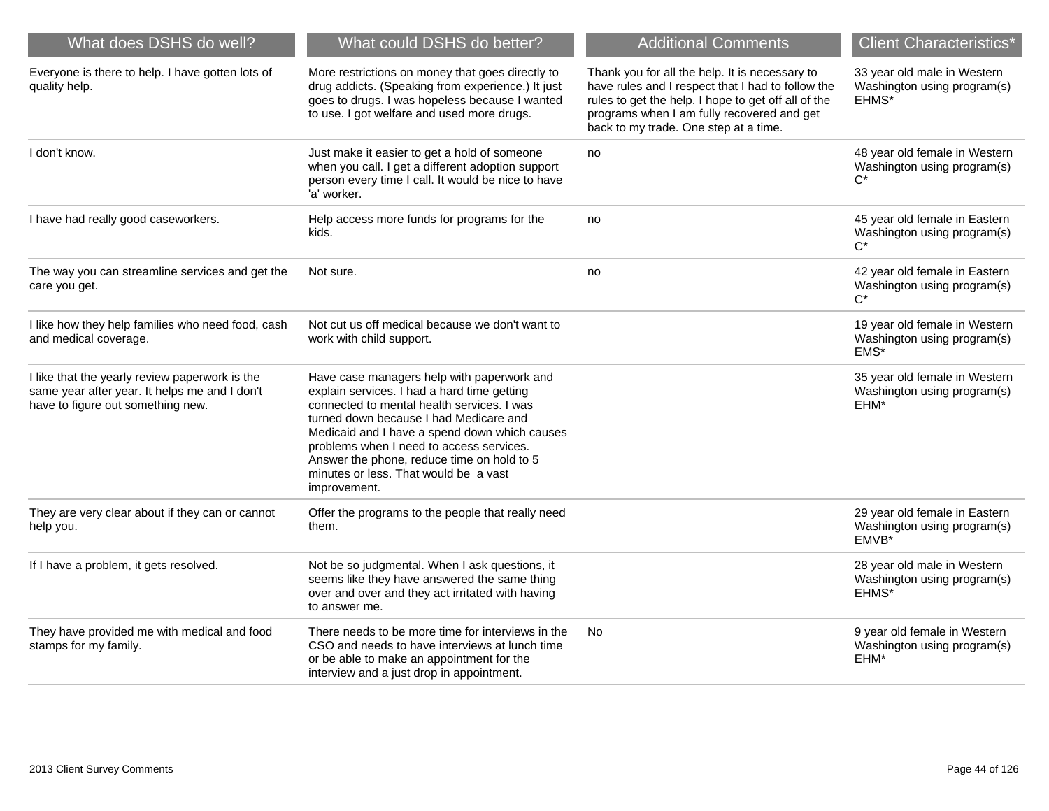| What does DSHS do well? | What could DSHS do better? | Additional Comments | Client Characteristics* |
| --- | --- | --- | --- |
| Everyone is there to help. I have gotten lots of quality help. | More restrictions on money that goes directly to drug addicts. (Speaking from experience.) It just goes to drugs. I was hopeless because I wanted to use. I got welfare and used more drugs. | Thank you for all the help. It is necessary to have rules and I respect that I had to follow the rules to get the help. I hope to get off all of the programs when I am fully recovered and get back to my trade. One step at a time. | 33 year old male in Western Washington using program(s) EHMS* |
| I don't know. | Just make it easier to get a hold of someone when you call. I get a different adoption support person every time I call. It would be nice to have 'a' worker. | no | 48 year old female in Western Washington using program(s) C* |
| I have had really good caseworkers. | Help access more funds for programs for the kids. | no | 45 year old female in Eastern Washington using program(s) C* |
| The way you can streamline services and get the care you get. | Not sure. | no | 42 year old female in Eastern Washington using program(s) C* |
| I like how they help families who need food, cash and medical coverage. | Not cut us off medical because we don't want to work with child support. | | 19 year old female in Western Washington using program(s) EMS* |
| I like that the yearly review paperwork is the same year after year. It helps me and I don't have to figure out something new. | Have case managers help with paperwork and explain services. I had a hard time getting connected to mental health services. I was turned down because I had Medicare and Medicaid and I have a spend down which causes problems when I need to access services. Answer the phone, reduce time on hold to 5 minutes or less. That would be a vast improvement. | | 35 year old female in Western Washington using program(s) EHM* |
| They are very clear about if they can or cannot help you. | Offer the programs to the people that really need them. | | 29 year old female in Eastern Washington using program(s) EMVB* |
| If I have a problem, it gets resolved. | Not be so judgmental. When I ask questions, it seems like they have answered the same thing over and over and they act irritated with having to answer me. | | 28 year old male in Western Washington using program(s) EHMS* |
| They have provided me with medical and food stamps for my family. | There needs to be more time for interviews in the CSO and needs to have interviews at lunch time or be able to make an appointment for the interview and a just drop in appointment. | No | 9 year old female in Western Washington using program(s) EHM* |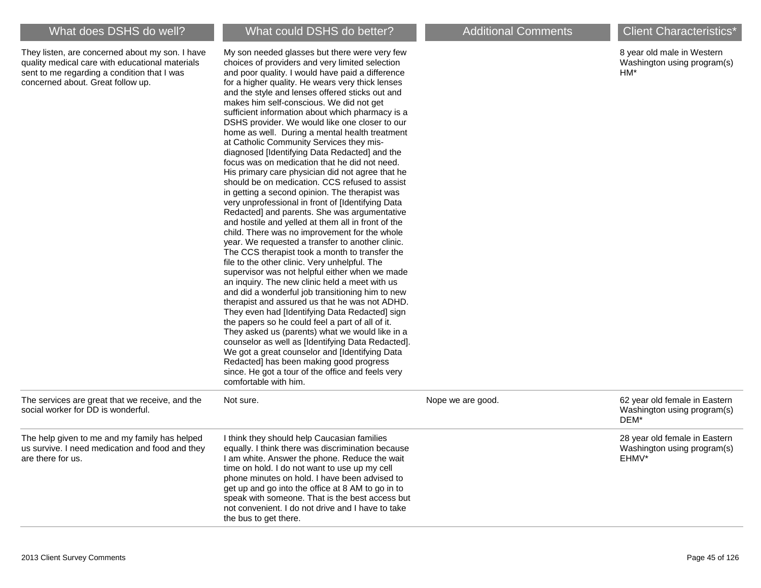| What does DSHS do well? | What could DSHS do better? | Additional Comments | Client Characteristics* |
|---|---|---|---|
| They listen, are concerned about my son. I have quality medical care with educational materials sent to me regarding a condition that I was concerned about. Great follow up. | My son needed glasses but there were very few choices of providers and very limited selection and poor quality. I would have paid a difference for a higher quality. He wears very thick lenses and the style and lenses offered sticks out and makes him self-conscious. We did not get sufficient information about which pharmacy is a DSHS provider. We would like one closer to our home as well. During a mental health treatment at Catholic Community Services they mis-diagnosed [Identifying Data Redacted] and the focus was on medication that he did not need. His primary care physician did not agree that he should be on medication. CCS refused to assist in getting a second opinion. The therapist was very unprofessional in front of [Identifying Data Redacted] and parents. She was argumentative and hostile and yelled at them all in front of the child. There was no improvement for the whole year. We requested a transfer to another clinic. The CCS therapist took a month to transfer the file to the other clinic. Very unhelpful. The supervisor was not helpful either when we made an inquiry. The new clinic held a meet with us and did a wonderful job transitioning him to new therapist and assured us that he was not ADHD. They even had [Identifying Data Redacted] sign the papers so he could feel a part of all of it. They asked us (parents) what we would like in a counselor as well as [Identifying Data Redacted]. We got a great counselor and [Identifying Data Redacted] has been making good progress since. He got a tour of the office and feels very comfortable with him. | | 8 year old male in Western Washington using program(s) HM* |
| The services are great that we receive, and the social worker for DD is wonderful. | Not sure. | Nope we are good. | 62 year old female in Eastern Washington using program(s) DEM* |
| The help given to me and my family has helped us survive. I need medication and food and they are there for us. | I think they should help Caucasian families equally. I think there was discrimination because I am white. Answer the phone. Reduce the wait time on hold. I do not want to use up my cell phone minutes on hold. I have been advised to get up and go into the office at 8 AM to go in to speak with someone. That is the best access but not convenient. I do not drive and I have to take the bus to get there. | | 28 year old female in Eastern Washington using program(s) EHMV* |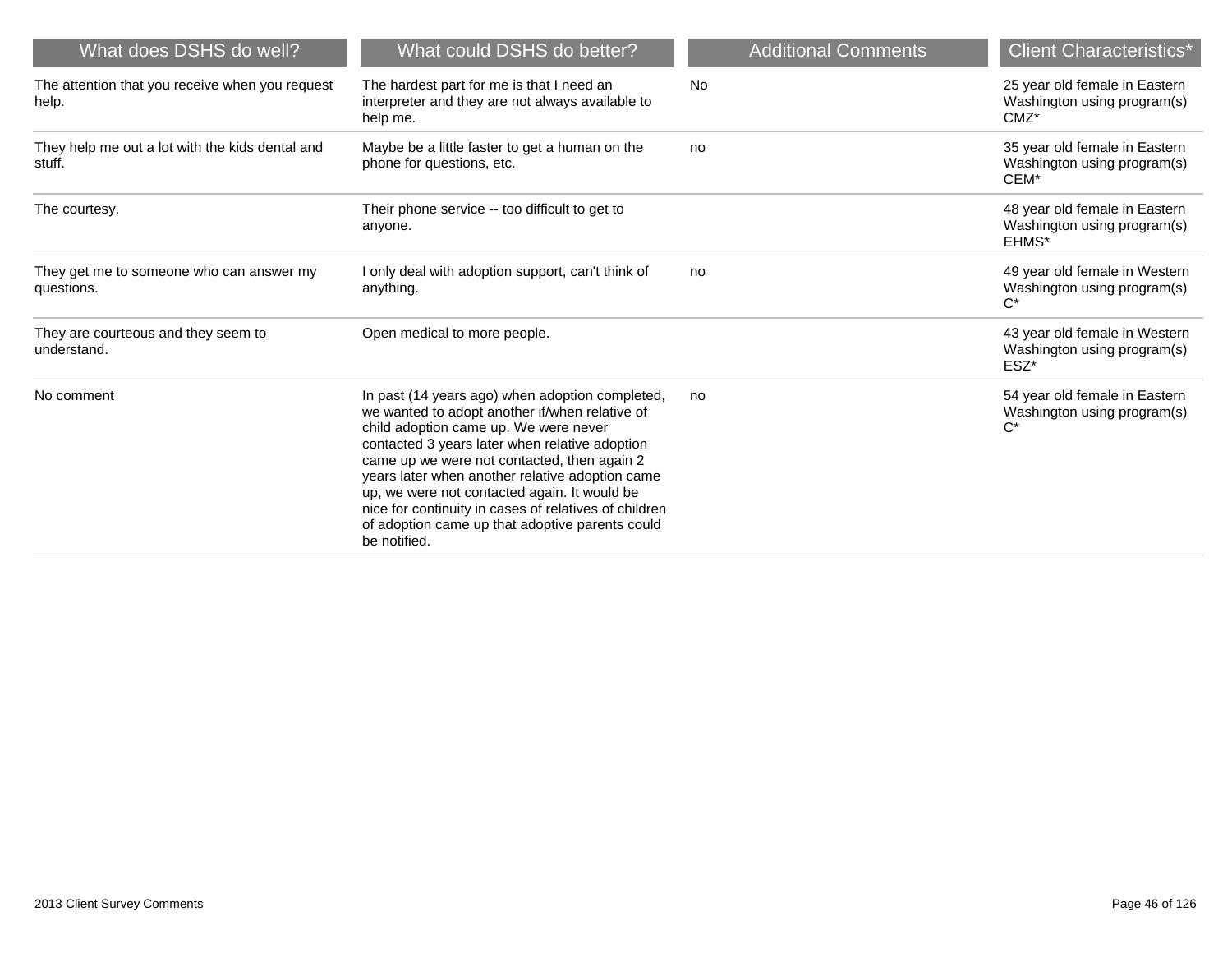| What does DSHS do well? | What could DSHS do better? | Additional Comments | Client Characteristics* |
|---|---|---|---|
| The attention that you receive when you request help. | The hardest part for me is that I need an interpreter and they are not always available to help me. | No | 25 year old female in Eastern Washington using program(s) CMZ* |
| They help me out a lot with the kids dental and stuff. | Maybe be a little faster to get a human on the phone for questions, etc. | no | 35 year old female in Eastern Washington using program(s) CEM* |
| The courtesy. | Their phone service -- too difficult to get to anyone. | | 48 year old female in Eastern Washington using program(s) EHMS* |
| They get me to someone who can answer my questions. | I only deal with adoption support, can't think of anything. | no | 49 year old female in Western Washington using program(s) C* |
| They are courteous and they seem to understand. | Open medical to more people. | | 43 year old female in Western Washington using program(s) ESZ* |
| No comment | In past (14 years ago) when adoption completed, we wanted to adopt another if/when relative of child adoption came up. We were never contacted 3 years later when relative adoption came up we were not contacted, then again 2 years later when another relative adoption came up, we were not contacted again. It would be nice for continuity in cases of relatives of children of adoption came up that adoptive parents could be notified. | no | 54 year old female in Eastern Washington using program(s) C* |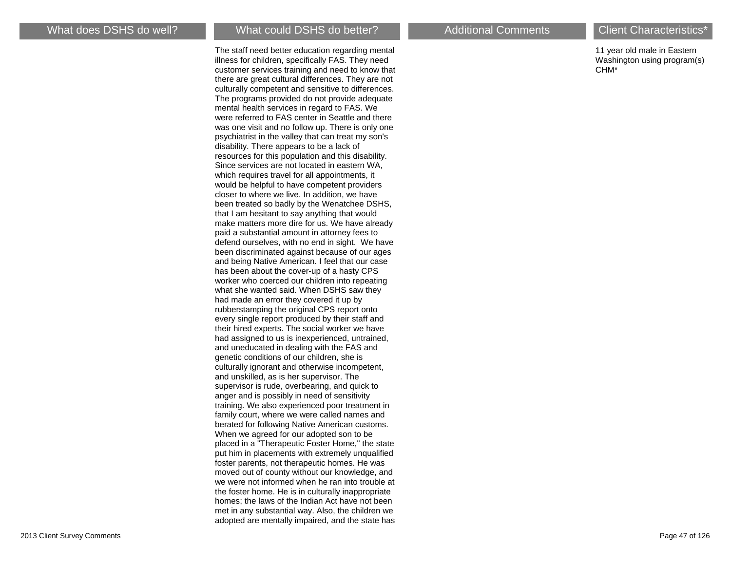| What does DSHS do well? | What could DSHS do better? | Additional Comments | Client Characteristics* |
|---|---|---|---|
| | The staff need better education regarding mental illness for children, specifically FAS. They need customer services training and need to know that there are great cultural differences. They are not culturally competent and sensitive to differences. The programs provided do not provide adequate mental health services in regard to FAS. We were referred to FAS center in Seattle and there was one visit and no follow up. There is only one psychiatrist in the valley that can treat my son's disability. There appears to be a lack of resources for this population and this disability. Since services are not located in eastern WA, which requires travel for all appointments, it would be helpful to have competent providers closer to where we live. In addition, we have been treated so badly by the Wenatchee DSHS, that I am hesitant to say anything that would make matters more dire for us. We have already paid a substantial amount in attorney fees to defend ourselves, with no end in sight. We have been discriminated against because of our ages and being Native American. I feel that our case has been about the cover-up of a hasty CPS worker who coerced our children into repeating what she wanted said. When DSHS saw they had made an error they covered it up by rubberstamping the original CPS report onto every single report produced by their staff and their hired experts. The social worker we have had assigned to us is inexperienced, untrained, and uneducated in dealing with the FAS and genetic conditions of our children, she is culturally ignorant and otherwise incompetent, and unskilled, as is her supervisor. The supervisor is rude, overbearing, and quick to anger and is possibly in need of sensitivity training. We also experienced poor treatment in family court, where we were called names and berated for following Native American customs. When we agreed for our adopted son to be placed in a "Therapeutic Foster Home," the state put him in placements with extremely unqualified foster parents, not therapeutic homes. He was moved out of county without our knowledge, and we were not informed when he ran into trouble at the foster home. He is in culturally inappropriate homes; the laws of the Indian Act have not been met in any substantial way. Also, the children we adopted are mentally impaired, and the state has | | 11 year old male in Eastern Washington using program(s) CHM* |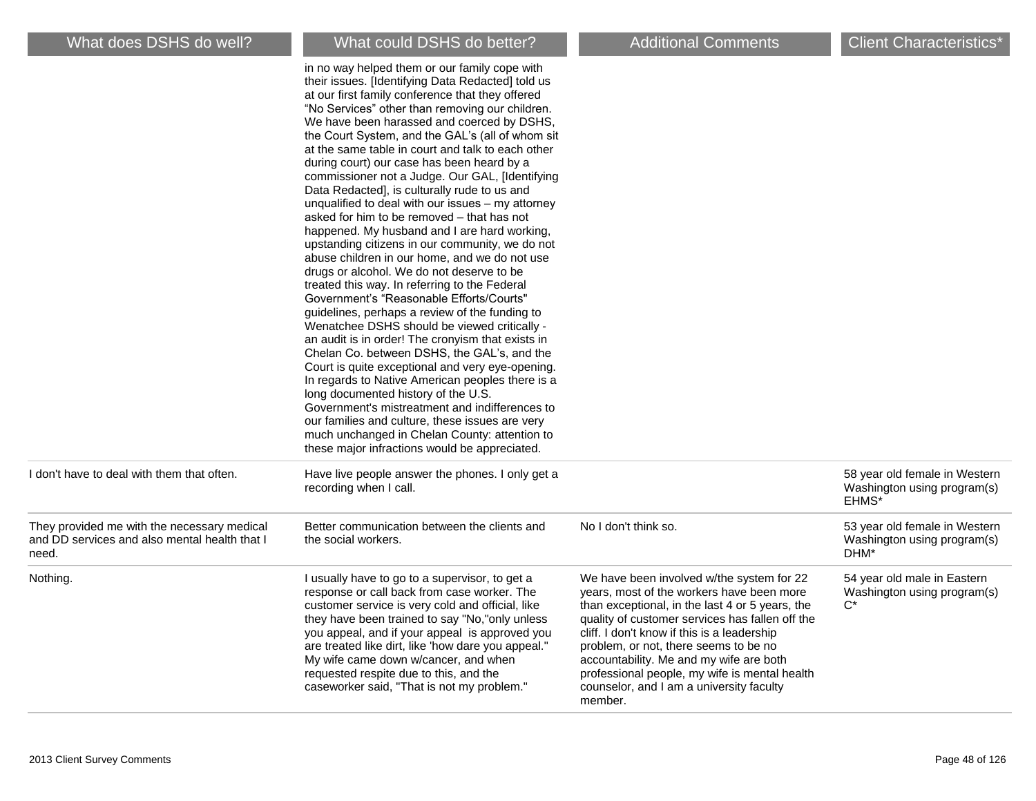| What does DSHS do well? | What could DSHS do better? | Additional Comments | Client Characteristics* |
| --- | --- | --- | --- |
| | in no way helped them or our family cope with their issues. [Identifying Data Redacted] told us at our first family conference that they offered "No Services" other than removing our children. We have been harassed and coerced by DSHS, the Court System, and the GAL's (all of whom sit at the same table in court and talk to each other during court) our case has been heard by a commissioner not a Judge. Our GAL, [Identifying Data Redacted], is culturally rude to us and unqualified to deal with our issues – my attorney asked for him to be removed – that has not happened. My husband and I are hard working, upstanding citizens in our community, we do not abuse children in our home, and we do not use drugs or alcohol. We do not deserve to be treated this way. In referring to the Federal Government's "Reasonable Efforts/Courts" guidelines, perhaps a review of the funding to Wenatchee DSHS should be viewed critically - an audit is in order! The cronyism that exists in Chelan Co. between DSHS, the GAL's, and the Court is quite exceptional and very eye-opening. In regards to Native American peoples there is a long documented history of the U.S. Government's mistreatment and indifferences to our families and culture, these issues are very much unchanged in Chelan County: attention to these major infractions would be appreciated. | | |
| I don't have to deal with them that often. | Have live people answer the phones. I only get a recording when I call. | | 58 year old female in Western Washington using program(s) EHMS* |
| They provided me with the necessary medical and DD services and also mental health that I need. | Better communication between the clients and the social workers. | No I don't think so. | 53 year old female in Western Washington using program(s) DHM* |
| Nothing. | I usually have to go to a supervisor, to get a response or call back from case worker. The customer service is very cold and official, like they have been trained to say "No,"only unless you appeal, and if your appeal is approved you are treated like dirt, like 'how dare you appeal." My wife came down w/cancer, and when requested respite due to this, and the caseworker said, "That is not my problem." | We have been involved w/the system for 22 years, most of the workers have been more than exceptional, in the last 4 or 5 years, the quality of customer services has fallen off the cliff. I don't know if this is a leadership problem, or not, there seems to be no accountability. Me and my wife are both professional people, my wife is mental health counselor, and I am a university faculty member. | 54 year old male in Eastern Washington using program(s) C* |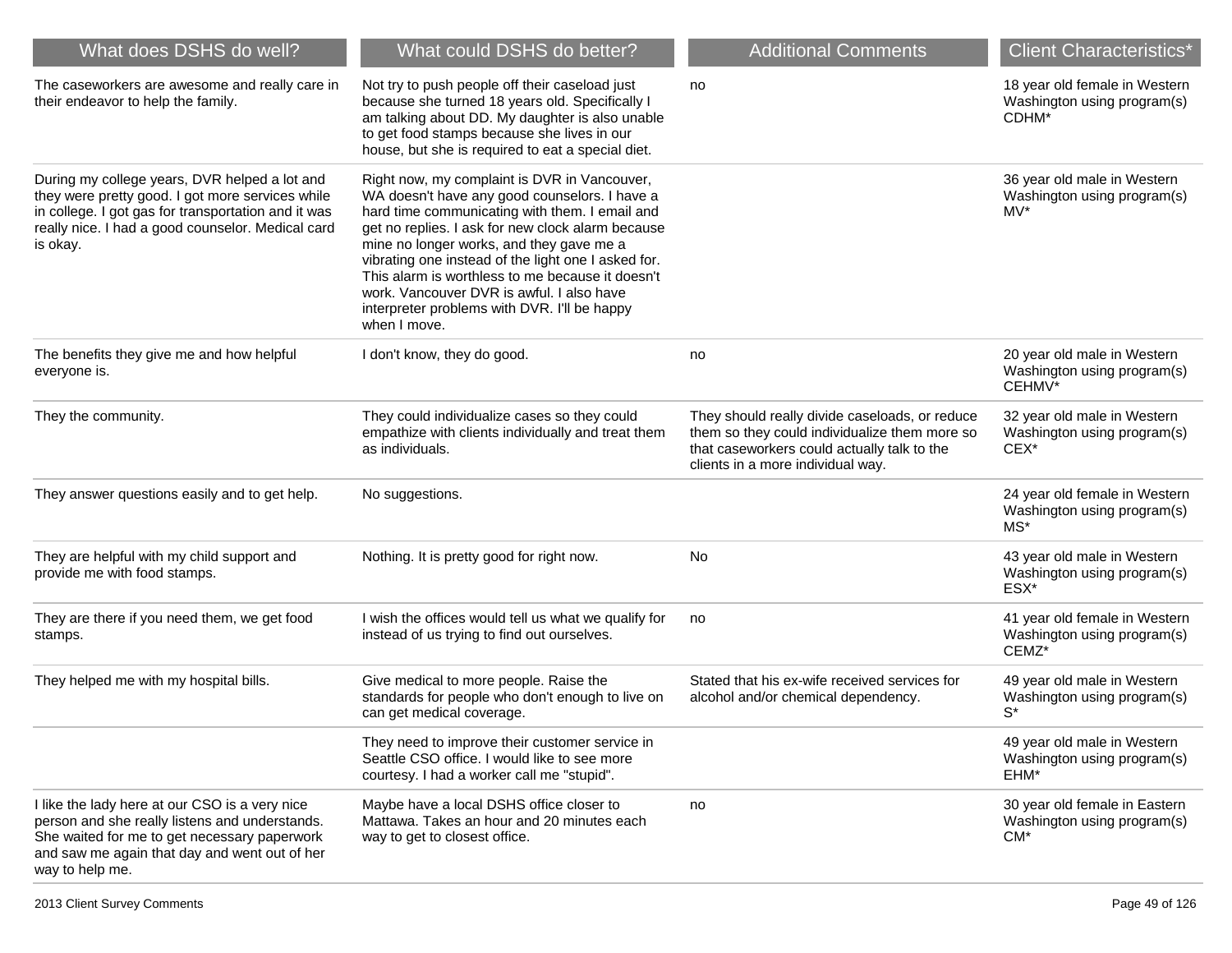| What does DSHS do well? | What could DSHS do better? | Additional Comments | Client Characteristics* |
|---|---|---|---|
| The caseworkers are awesome and really care in their endeavor to help the family. | Not try to push people off their caseload just because she turned 18 years old. Specifically I am talking about DD. My daughter is also unable to get food stamps because she lives in our house, but she is required to eat a special diet. | no | 18 year old female in Western Washington using program(s) CDHM* |
| During my college years, DVR helped a lot and they were pretty good. I got more services while in college. I got gas for transportation and it was really nice. I had a good counselor. Medical card is okay. | Right now, my complaint is DVR in Vancouver, WA doesn't have any good counselors. I have a hard time communicating with them. I email and get no replies. I ask for new clock alarm because mine no longer works, and they gave me a vibrating one instead of the light one I asked for. This alarm is worthless to me because it doesn't work. Vancouver DVR is awful. I also have interpreter problems with DVR. I'll be happy when I move. | | 36 year old male in Western Washington using program(s) MV* |
| The benefits they give me and how helpful everyone is. | I don't know, they do good. | no | 20 year old male in Western Washington using program(s) CEHMV* |
| They the community. | They could individualize cases so they could empathize with clients individually and treat them as individuals. | They should really divide caseloads, or reduce them so they could individualize them more so that caseworkers could actually talk to the clients in a more individual way. | 32 year old male in Western Washington using program(s) CEX* |
| They answer questions easily and to get help. | No suggestions. | | 24 year old female in Western Washington using program(s) MS* |
| They are helpful with my child support and provide me with food stamps. | Nothing. It is pretty good for right now. | No | 43 year old male in Western Washington using program(s) ESX* |
| They are there if you need them, we get food stamps. | I wish the offices would tell us what we qualify for instead of us trying to find out ourselves. | no | 41 year old female in Western Washington using program(s) CEMZ* |
| They helped me with my hospital bills. | Give medical to more people. Raise the standards for people who don't enough to live on can get medical coverage. | Stated that his ex-wife received services for alcohol and/or chemical dependency. | 49 year old male in Western Washington using program(s) S* |
| | They need to improve their customer service in Seattle CSO office. I would like to see more courtesy. I had a worker call me "stupid". | | 49 year old male in Western Washington using program(s) EHM* |
| I like the lady here at our CSO is a very nice person and she really listens and understands. She waited for me to get necessary paperwork and saw me again that day and went out of her way to help me. | Maybe have a local DSHS office closer to Mattawa. Takes an hour and 20 minutes each way to get to closest office. | no | 30 year old female in Eastern Washington using program(s) CM* |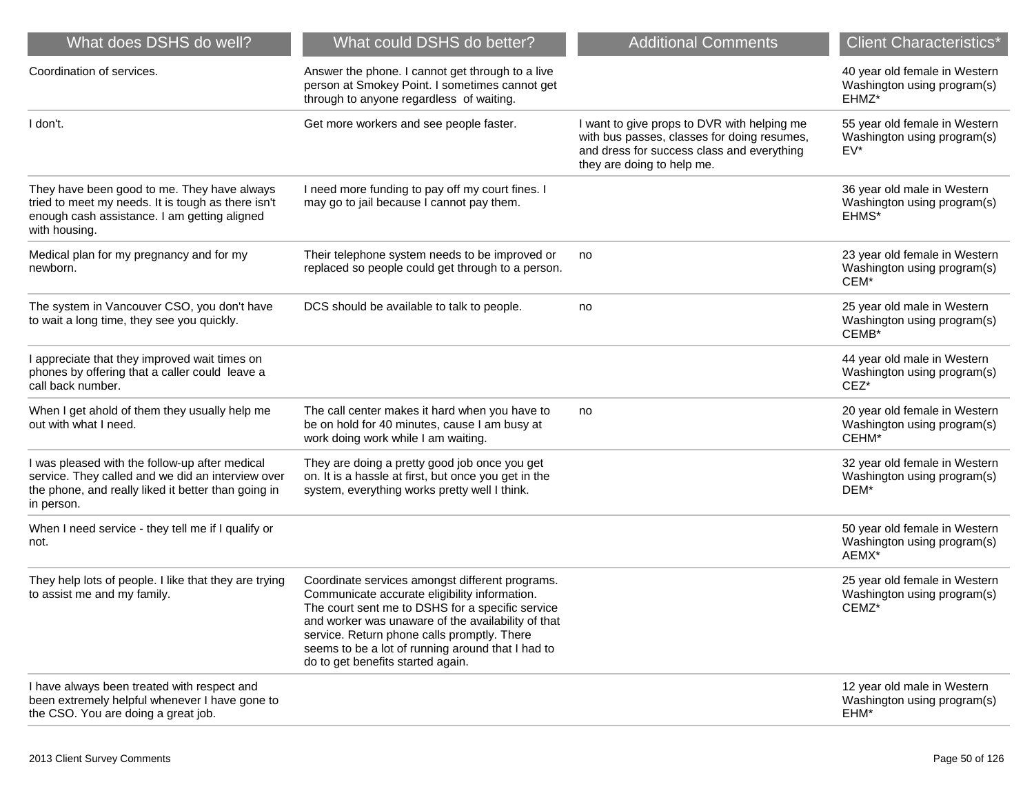| What does DSHS do well? | What could DSHS do better? | Additional Comments | Client Characteristics* |
| --- | --- | --- | --- |
| Coordination of services. | Answer the phone. I cannot get through to a live person at Smokey Point. I sometimes cannot get through to anyone regardless of waiting. | | 40 year old female in Western Washington using program(s) EHMZ* |
| I don't. | Get more workers and see people faster. | I want to give props to DVR with helping me with bus passes, classes for doing resumes, and dress for success class and everything they are doing to help me. | 55 year old female in Western Washington using program(s) EV* |
| They have been good to me. They have always tried to meet my needs. It is tough as there isn't enough cash assistance. I am getting aligned with housing. | I need more funding to pay off my court fines. I may go to jail because I cannot pay them. | | 36 year old male in Western Washington using program(s) EHMS* |
| Medical plan for my pregnancy and for my newborn. | Their telephone system needs to be improved or replaced so people could get through to a person. | no | 23 year old female in Western Washington using program(s) CEM* |
| The system in Vancouver CSO, you don't have to wait a long time, they see you quickly. | DCS should be available to talk to people. | no | 25 year old male in Western Washington using program(s) CEMB* |
| I appreciate that they improved wait times on phones by offering that a caller could leave a call back number. | | | 44 year old male in Western Washington using program(s) CEZ* |
| When I get ahold of them they usually help me out with what I need. | The call center makes it hard when you have to be on hold for 40 minutes, cause I am busy at work doing work while I am waiting. | no | 20 year old female in Western Washington using program(s) CEHM* |
| I was pleased with the follow-up after medical service. They called and we did an interview over the phone, and really liked it better than going in in person. | They are doing a pretty good job once you get on. It is a hassle at first, but once you get in the system, everything works pretty well I think. | | 32 year old female in Western Washington using program(s) DEM* |
| When I need service - they tell me if I qualify or not. | | | 50 year old female in Western Washington using program(s) AEMX* |
| They help lots of people. I like that they are trying to assist me and my family. | Coordinate services amongst different programs. Communicate accurate eligibility information. The court sent me to DSHS for a specific service and worker was unaware of the availability of that service. Return phone calls promptly. There seems to be a lot of running around that I had to do to get benefits started again. | | 25 year old female in Western Washington using program(s) CEMZ* |
| I have always been treated with respect and been extremely helpful whenever I have gone to the CSO. You are doing a great job. | | | 12 year old male in Western Washington using program(s) EHM* |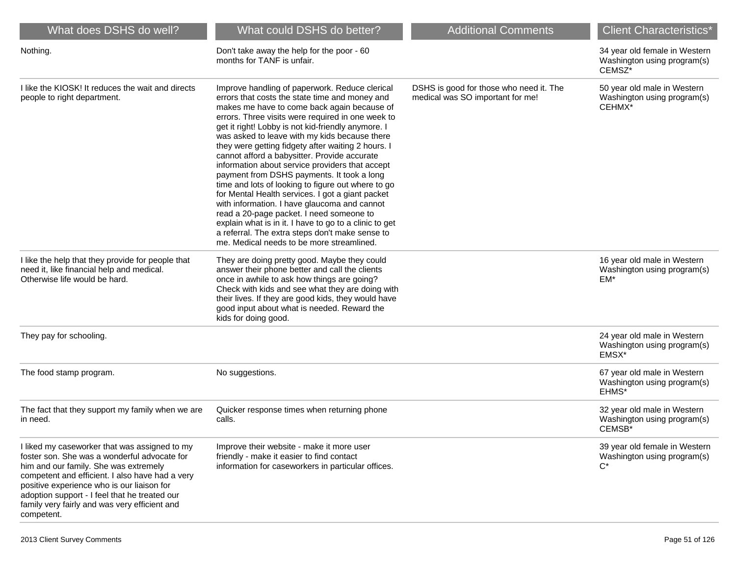| What does DSHS do well? | What could DSHS do better? | Additional Comments | Client Characteristics* |
|---|---|---|---|
| Nothing. | Don't take away the help for the poor - 60 months for TANF is unfair. | | 34 year old female in Western Washington using program(s) CEMSZ* |
| I like the KIOSK! It reduces the wait and directs people to right department. | Improve handling of paperwork. Reduce clerical errors that costs the state time and money and makes me have to come back again because of errors. Three visits were required in one week to get it right! Lobby is not kid-friendly anymore. I was asked to leave with my kids because there they were getting fidgety after waiting 2 hours. I cannot afford a babysitter. Provide accurate information about service providers that accept payment from DSHS payments. It took a long time and lots of looking to figure out where to go for Mental Health services. I got a giant packet with information. I have glaucoma and cannot read a 20-page packet. I need someone to explain what is in it. I have to go to a clinic to get a referral. The extra steps don't make sense to me. Medical needs to be more streamlined. | DSHS is good for those who need it. The medical was SO important for me! | 50 year old male in Western Washington using program(s) CEHMX* |
| I like the help that they provide for people that need it, like financial help and medical. Otherwise life would be hard. | They are doing pretty good. Maybe they could answer their phone better and call the clients once in awhile to ask how things are going? Check with kids and see what they are doing with their lives. If they are good kids, they would have good input about what is needed. Reward the kids for doing good. | | 16 year old male in Western Washington using program(s) EM* |
| They pay for schooling. | | | 24 year old male in Western Washington using program(s) EMSX* |
| The food stamp program. | No suggestions. | | 67 year old male in Western Washington using program(s) EHMS* |
| The fact that they support my family when we are in need. | Quicker response times when returning phone calls. | | 32 year old male in Western Washington using program(s) CEMSB* |
| I liked my caseworker that was assigned to my foster son. She was a wonderful advocate for him and our family. She was extremely competent and efficient. I also have had a very positive experience who is our liaison for adoption support - I feel that he treated our family very fairly and was very efficient and competent. | Improve their website - make it more user friendly - make it easier to find contact information for caseworkers in particular offices. | | 39 year old female in Western Washington using program(s) C* |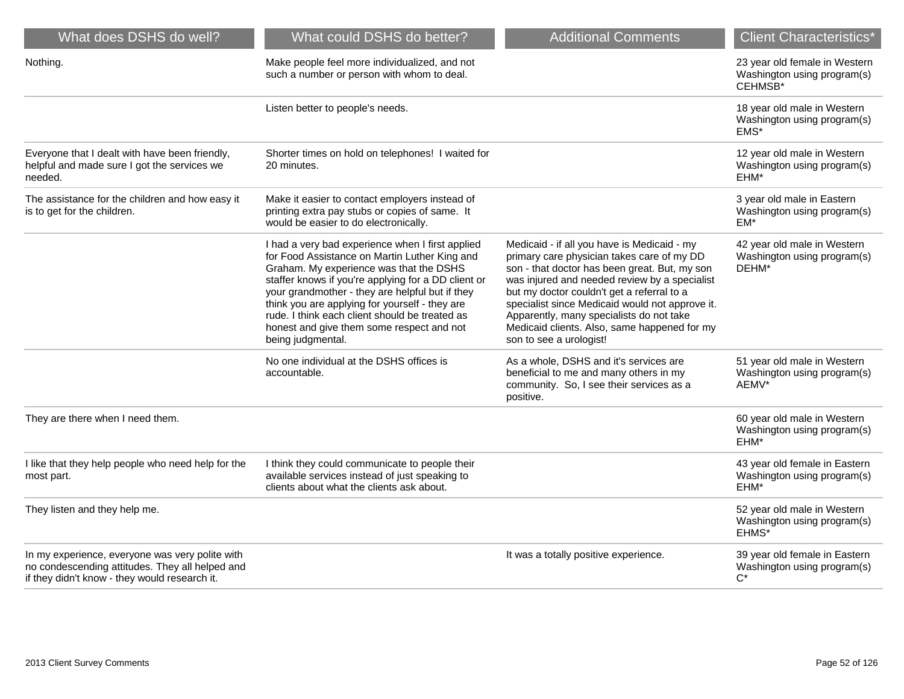| What does DSHS do well? | What could DSHS do better? | Additional Comments | Client Characteristics* |
|---|---|---|---|
| Nothing. | Make people feel more individualized, and not such a number or person with whom to deal. | | 23 year old female in Western Washington using program(s) CEHMSB* |
| | Listen better to people's needs. | | 18 year old male in Western Washington using program(s) EMS* |
| Everyone that I dealt with have been friendly, helpful and made sure I got the services we needed. | Shorter times on hold on telephones! I waited for 20 minutes. | | 12 year old male in Western Washington using program(s) EHM* |
| The assistance for the children and how easy it is to get for the children. | Make it easier to contact employers instead of printing extra pay stubs or copies of same. It would be easier to do electronically. | | 3 year old male in Eastern Washington using program(s) EM* |
| | I had a very bad experience when I first applied for Food Assistance on Martin Luther King and Graham. My experience was that the DSHS staffer knows if you're applying for a DD client or your grandmother - they are helpful but if they think you are applying for yourself - they are rude. I think each client should be treated as honest and give them some respect and not being judgmental. | Medicaid - if all you have is Medicaid - my primary care physician takes care of my DD son - that doctor has been great. But, my son was injured and needed review by a specialist but my doctor couldn't get a referral to a specialist since Medicaid would not approve it. Apparently, many specialists do not take Medicaid clients. Also, same happened for my son to see a urologist! | 42 year old male in Western Washington using program(s) DEHM* |
| | No one individual at the DSHS offices is accountable. | As a whole, DSHS and it's services are beneficial to me and many others in my community. So, I see their services as a positive. | 51 year old male in Western Washington using program(s) AEMV* |
| They are there when I need them. | | | 60 year old male in Western Washington using program(s) EHM* |
| I like that they help people who need help for the most part. | I think they could communicate to people their available services instead of just speaking to clients about what the clients ask about. | | 43 year old female in Eastern Washington using program(s) EHM* |
| They listen and they help me. | | | 52 year old male in Western Washington using program(s) EHMS* |
| In my experience, everyone was very polite with no condescending attitudes. They all helped and if they didn't know - they would research it. | | It was a totally positive experience. | 39 year old female in Eastern Washington using program(s) C* |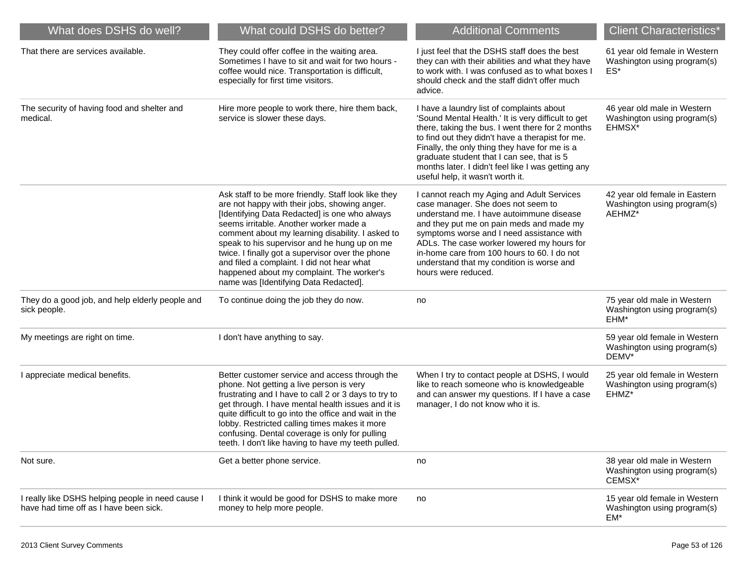| What does DSHS do well? | What could DSHS do better? | Additional Comments | Client Characteristics* |
|---|---|---|---|
| That there are services available. | They could offer coffee in the waiting area. Sometimes I have to sit and wait for two hours - coffee would nice. Transportation is difficult, especially for first time visitors. | I just feel that the DSHS staff does the best they can with their abilities and what they have to work with. I was confused as to what boxes I should check and the staff didn't offer much advice. | 61 year old female in Western Washington using program(s) ES* |
| The security of having food and shelter and medical. | Hire more people to work there, hire them back, service is slower these days. | I have a laundry list of complaints about 'Sound Mental Health.' It is very difficult to get there, taking the bus. I went there for 2 months to find out they didn't have a therapist for me. Finally, the only thing they have for me is a graduate student that I can see, that is 5 months later. I didn't feel like I was getting any useful help, it wasn't worth it. | 46 year old male in Western Washington using program(s) EHMSX* |
| | Ask staff to be more friendly. Staff look like they are not happy with their jobs, showing anger. [Identifying Data Redacted] is one who always seems irritable. Another worker made a comment about my learning disability. I asked to speak to his supervisor and he hung up on me twice. I finally got a supervisor over the phone and filed a complaint. I did not hear what happened about my complaint. The worker's name was [Identifying Data Redacted]. | I cannot reach my Aging and Adult Services case manager. She does not seem to understand me. I have autoimmune disease and they put me on pain meds and made my symptoms worse and I need assistance with ADLs. The case worker lowered my hours for in-home care from 100 hours to 60. I do not understand that my condition is worse and hours were reduced. | 42 year old female in Eastern Washington using program(s) AEHMZ* |
| They do a good job, and help elderly people and sick people. | To continue doing the job they do now. | no | 75 year old male in Western Washington using program(s) EHM* |
| My meetings are right on time. | I don't have anything to say. | | 59 year old female in Western Washington using program(s) DEMV* |
| I appreciate medical benefits. | Better customer service and access through the phone. Not getting a live person is very frustrating and I have to call 2 or 3 days to try to get through. I have mental health issues and it is quite difficult to go into the office and wait in the lobby. Restricted calling times makes it more confusing. Dental coverage is only for pulling teeth. I don't like having to have my teeth pulled. | When I try to contact people at DSHS, I would like to reach someone who is knowledgeable and can answer my questions. If I have a case manager, I do not know who it is. | 25 year old female in Western Washington using program(s) EHMZ* |
| Not sure. | Get a better phone service. | no | 38 year old male in Western Washington using program(s) CEMSX* |
| I really like DSHS helping people in need cause I have had time off as I have been sick. | I think it would be good for DSHS to make more money to help more people. | no | 15 year old female in Western Washington using program(s) EM* |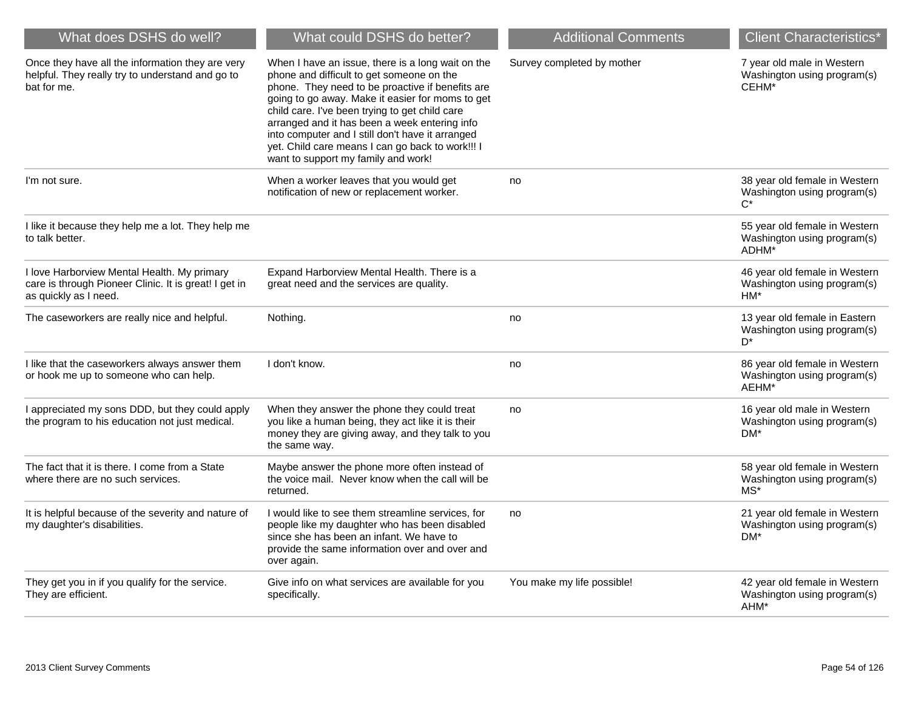| What does DSHS do well? | What could DSHS do better? | Additional Comments | Client Characteristics* |
|---|---|---|---|
| Once they have all the information they are very helpful. They really try to understand and go to bat for me. | When I have an issue, there is a long wait on the phone and difficult to get someone on the phone. They need to be proactive if benefits are going to go away. Make it easier for moms to get child care. I've been trying to get child care arranged and it has been a week entering info into computer and I still don't have it arranged yet. Child care means I can go back to work!!! I want to support my family and work! | Survey completed by mother | 7 year old male in Western Washington using program(s) CEHM* |
| I'm not sure. | When a worker leaves that you would get notification of new or replacement worker. | no | 38 year old female in Western Washington using program(s) C* |
| I like it because they help me a lot. They help me to talk better. | | | 55 year old female in Western Washington using program(s) ADHM* |
| I love Harborview Mental Health. My primary care is through Pioneer Clinic. It is great! I get in as quickly as I need. | Expand Harborview Mental Health. There is a great need and the services are quality. | | 46 year old female in Western Washington using program(s) HM* |
| The caseworkers are really nice and helpful. | Nothing. | no | 13 year old female in Eastern Washington using program(s) D* |
| I like that the caseworkers always answer them or hook me up to someone who can help. | I don't know. | no | 86 year old female in Western Washington using program(s) AEHM* |
| I appreciated my sons DDD, but they could apply the program to his education not just medical. | When they answer the phone they could treat you like a human being, they act like it is their money they are giving away, and they talk to you the same way. | no | 16 year old male in Western Washington using program(s) DM* |
| The fact that it is there. I come from a State where there are no such services. | Maybe answer the phone more often instead of the voice mail. Never know when the call will be returned. | | 58 year old female in Western Washington using program(s) MS* |
| It is helpful because of the severity and nature of my daughter's disabilities. | I would like to see them streamline services, for people like my daughter who has been disabled since she has been an infant. We have to provide the same information over and over and over again. | no | 21 year old female in Western Washington using program(s) DM* |
| They get you in if you qualify for the service. They are efficient. | Give info on what services are available for you specifically. | You make my life possible! | 42 year old female in Western Washington using program(s) AHM* |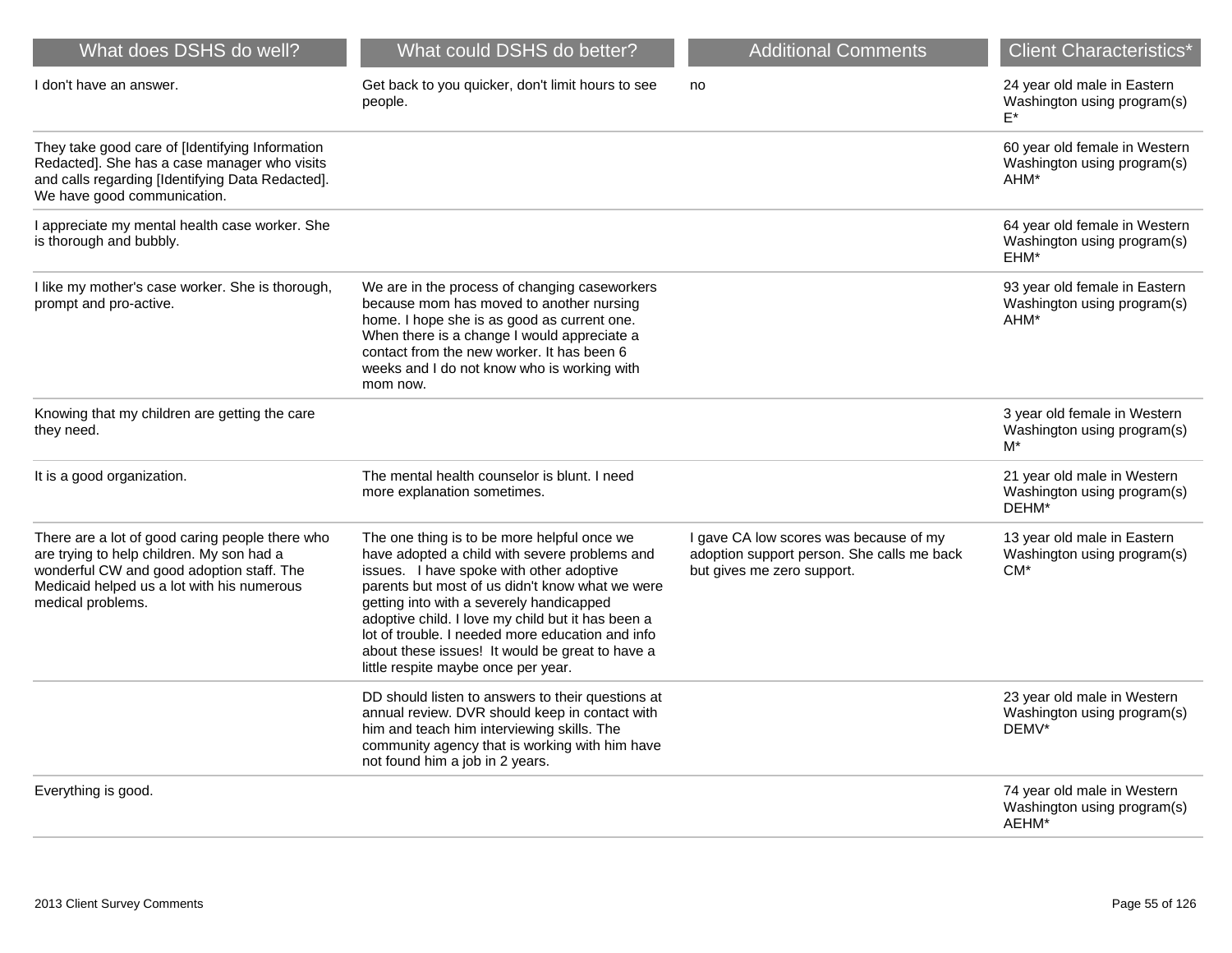| What does DSHS do well? | What could DSHS do better? | Additional Comments | Client Characteristics* |
| --- | --- | --- | --- |
| I don't have an answer. | Get back to you quicker, don't limit hours to see people. | no | 24 year old male in Eastern Washington using program(s) E* |
| They take good care of [Identifying Information Redacted]. She has a case manager who visits and calls regarding [Identifying Data Redacted]. We have good communication. | | | 60 year old female in Western Washington using program(s) AHM* |
| I appreciate my mental health case worker. She is thorough and bubbly. | | | 64 year old female in Western Washington using program(s) EHM* |
| I like my mother's case worker. She is thorough, prompt and pro-active. | We are in the process of changing caseworkers because mom has moved to another nursing home. I hope she is as good as current one. When there is a change I would appreciate a contact from the new worker. It has been 6 weeks and I do not know who is working with mom now. | | 93 year old female in Eastern Washington using program(s) AHM* |
| Knowing that my children are getting the care they need. | | | 3 year old female in Western Washington using program(s) M* |
| It is a good organization. | The mental health counselor is blunt. I need more explanation sometimes. | | 21 year old male in Western Washington using program(s) DEHM* |
| There are a lot of good caring people there who are trying to help children. My son had a wonderful CW and good adoption staff. The Medicaid helped us a lot with his numerous medical problems. | The one thing is to be more helpful once we have adopted a child with severe problems and issues. I have spoke with other adoptive parents but most of us didn't know what we were getting into with a severely handicapped adoptive child. I love my child but it has been a lot of trouble. I needed more education and info about these issues! It would be great to have a little respite maybe once per year. | I gave CA low scores was because of my adoption support person. She calls me back but gives me zero support. | 13 year old male in Eastern Washington using program(s) CM* |
| | DD should listen to answers to their questions at annual review. DVR should keep in contact with him and teach him interviewing skills. The community agency that is working with him have not found him a job in 2 years. | | 23 year old male in Western Washington using program(s) DEMV* |
| Everything is good. | | | 74 year old male in Western Washington using program(s) AEHM* |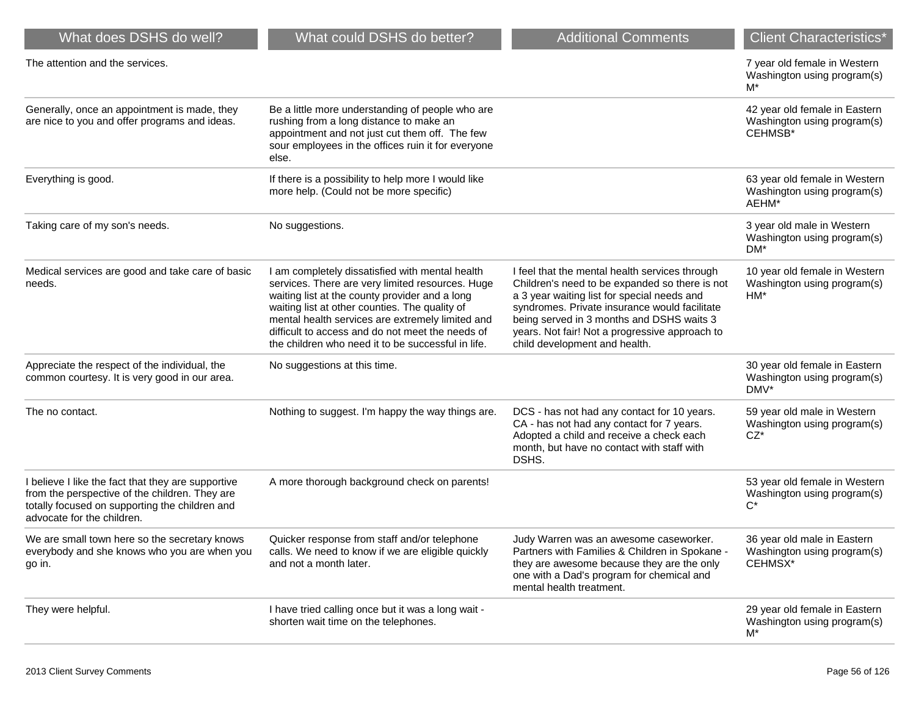| What does DSHS do well? | What could DSHS do better? | Additional Comments | Client Characteristics* |
|---|---|---|---|
| The attention and the services. | | | 7 year old female in Western Washington using program(s) M* |
| Generally, once an appointment is made, they are nice to you and offer programs and ideas. | Be a little more understanding of people who are rushing from a long distance to make an appointment and not just cut them off. The few sour employees in the offices ruin it for everyone else. | | 42 year old female in Eastern Washington using program(s) CEHMSB* |
| Everything is good. | If there is a possibility to help more I would like more help. (Could not be more specific) | | 63 year old female in Western Washington using program(s) AEHM* |
| Taking care of my son's needs. | No suggestions. | | 3 year old male in Western Washington using program(s) DM* |
| Medical services are good and take care of basic needs. | I am completely dissatisfied with mental health services. There are very limited resources. Huge waiting list at the county provider and a long waiting list at other counties. The quality of mental health services are extremely limited and difficult to access and do not meet the needs of the children who need it to be successful in life. | I feel that the mental health services through Children's need to be expanded so there is not a 3 year waiting list for special needs and syndromes. Private insurance would facilitate being served in 3 months and DSHS waits 3 years. Not fair! Not a progressive approach to child development and health. | 10 year old female in Western Washington using program(s) HM* |
| Appreciate the respect of the individual, the common courtesy. It is very good in our area. | No suggestions at this time. | | 30 year old female in Eastern Washington using program(s) DMV* |
| The no contact. | Nothing to suggest. I'm happy the way things are. | DCS - has not had any contact for 10 years. CA - has not had any contact for 7 years. Adopted a child and receive a check each month, but have no contact with staff with DSHS. | 59 year old male in Western Washington using program(s) CZ* |
| I believe I like the fact that they are supportive from the perspective of the children. They are totally focused on supporting the children and advocate for the children. | A more thorough background check on parents! | | 53 year old female in Western Washington using program(s) C* |
| We are small town here so the secretary knows everybody and she knows who you are when you go in. | Quicker response from staff and/or telephone calls. We need to know if we are eligible quickly and not a month later. | Judy Warren was an awesome caseworker. Partners with Families & Children in Spokane - they are awesome because they are the only one with a Dad's program for chemical and mental health treatment. | 36 year old male in Eastern Washington using program(s) CEHMSX* |
| They were helpful. | I have tried calling once but it was a long wait - shorten wait time on the telephones. | | 29 year old female in Eastern Washington using program(s) M* |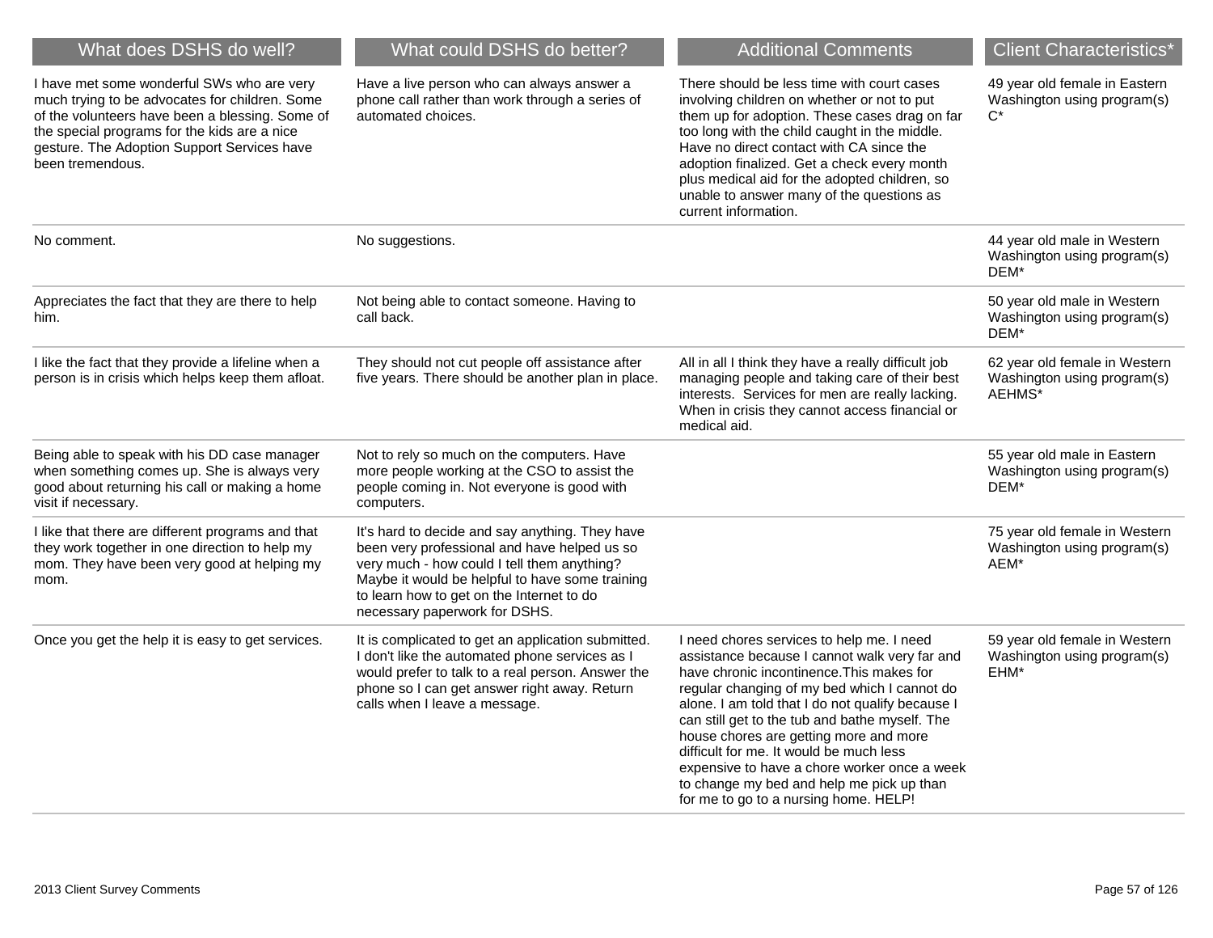| What does DSHS do well? | What could DSHS do better? | Additional Comments | Client Characteristics* |
|---|---|---|---|
| I have met some wonderful SWs who are very much trying to be advocates for children. Some of the volunteers have been a blessing. Some of the special programs for the kids are a nice gesture. The Adoption Support Services have been tremendous. | Have a live person who can always answer a phone call rather than work through a series of automated choices. | There should be less time with court cases involving children on whether or not to put them up for adoption. These cases drag on far too long with the child caught in the middle. Have no direct contact with CA since the adoption finalized. Get a check every month plus medical aid for the adopted children, so unable to answer many of the questions as current information. | 49 year old female in Eastern Washington using program(s) C* |
| No comment. | No suggestions. | | 44 year old male in Western Washington using program(s) DEM* |
| Appreciates the fact that they are there to help him. | Not being able to contact someone. Having to call back. | | 50 year old male in Western Washington using program(s) DEM* |
| I like the fact that they provide a lifeline when a person is in crisis which helps keep them afloat. | They should not cut people off assistance after five years. There should be another plan in place. | All in all I think they have a really difficult job managing people and taking care of their best interests. Services for men are really lacking. When in crisis they cannot access financial or medical aid. | 62 year old female in Western Washington using program(s) AEHMS* |
| Being able to speak with his DD case manager when something comes up. She is always very good about returning his call or making a home visit if necessary. | Not to rely so much on the computers. Have more people working at the CSO to assist the people coming in. Not everyone is good with computers. | | 55 year old male in Eastern Washington using program(s) DEM* |
| I like that there are different programs and that they work together in one direction to help my mom. They have been very good at helping my mom. | It's hard to decide and say anything. They have been very professional and have helped us so very much - how could I tell them anything? Maybe it would be helpful to have some training to learn how to get on the Internet to do necessary paperwork for DSHS. | | 75 year old female in Western Washington using program(s) AEM* |
| Once you get the help it is easy to get services. | It is complicated to get an application submitted. I don't like the automated phone services as I would prefer to talk to a real person. Answer the phone so I can get answer right away. Return calls when I leave a message. | I need chores services to help me. I need assistance because I cannot walk very far and have chronic incontinence.This makes for regular changing of my bed which I cannot do alone. I am told that I do not qualify because I can still get to the tub and bathe myself. The house chores are getting more and more difficult for me. It would be much less expensive to have a chore worker once a week to change my bed and help me pick up than for me to go to a nursing home. HELP! | 59 year old female in Western Washington using program(s) EHM* |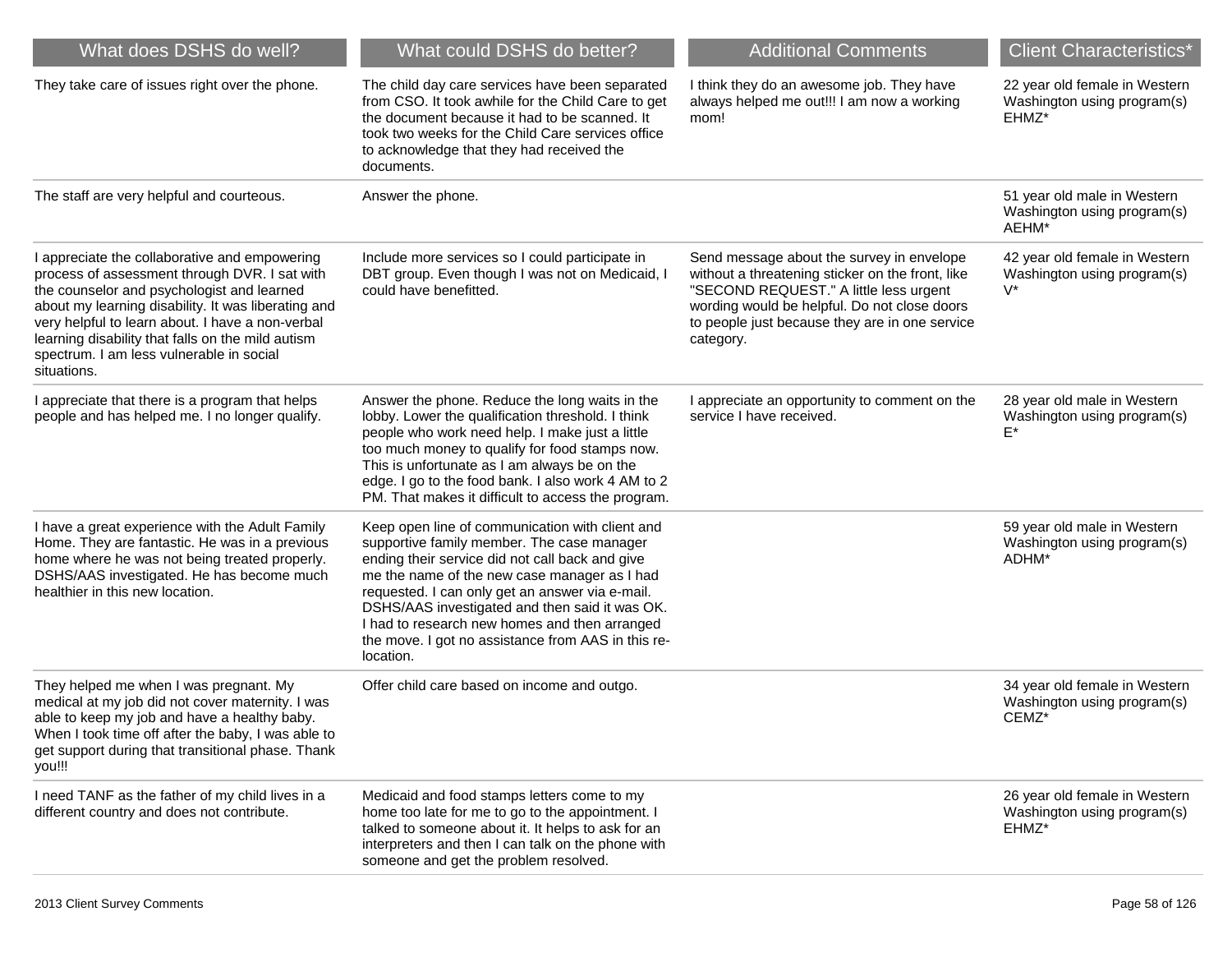| What does DSHS do well? | What could DSHS do better? | Additional Comments | Client Characteristics* |
|---|---|---|---|
| They take care of issues right over the phone. | The child day care services have been separated from CSO. It took awhile for the Child Care to get the document because it had to be scanned. It took two weeks for the Child Care services office to acknowledge that they had received the documents. | I think they do an awesome job. They have always helped me out!!! I am now a working mom! | 22 year old female in Western Washington using program(s) EHMZ* |
| The staff are very helpful and courteous. | Answer the phone. | | 51 year old male in Western Washington using program(s) AEHM* |
| I appreciate the collaborative and empowering process of assessment through DVR. I sat with the counselor and psychologist and learned about my learning disability. It was liberating and very helpful to learn about. I have a non-verbal learning disability that falls on the mild autism spectrum. I am less vulnerable in social situations. | Include more services so I could participate in DBT group. Even though I was not on Medicaid, I could have benefitted. | Send message about the survey in envelope without a threatening sticker on the front, like "SECOND REQUEST." A little less urgent wording would be helpful. Do not close doors to people just because they are in one service category. | 42 year old female in Western Washington using program(s) V* |
| I appreciate that there is a program that helps people and has helped me. I no longer qualify. | Answer the phone. Reduce the long waits in the lobby. Lower the qualification threshold. I think people who work need help. I make just a little too much money to qualify for food stamps now. This is unfortunate as I am always be on the edge. I go to the food bank. I also work 4 AM to 2 PM. That makes it difficult to access the program. | I appreciate an opportunity to comment on the service I have received. | 28 year old male in Western Washington using program(s) E* |
| I have a great experience with the Adult Family Home. They are fantastic. He was in a previous home where he was not being treated properly. DSHS/AAS investigated. He has become much healthier in this new location. | Keep open line of communication with client and supportive family member. The case manager ending their service did not call back and give me the name of the new case manager as I had requested. I can only get an answer via e-mail. DSHS/AAS investigated and then said it was OK. I had to research new homes and then arranged the move. I got no assistance from AAS in this re-location. | | 59 year old male in Western Washington using program(s) ADHM* |
| They helped me when I was pregnant. My medical at my job did not cover maternity. I was able to keep my job and have a healthy baby. When I took time off after the baby, I was able to get support during that transitional phase. Thank you!!! | Offer child care based on income and outgo. | | 34 year old female in Western Washington using program(s) CEMZ* |
| I need TANF as the father of my child lives in a different country and does not contribute. | Medicaid and food stamps letters come to my home too late for me to go to the appointment. I talked to someone about it. It helps to ask for an interpreters and then I can talk on the phone with someone and get the problem resolved. | | 26 year old female in Western Washington using program(s) EHMZ* |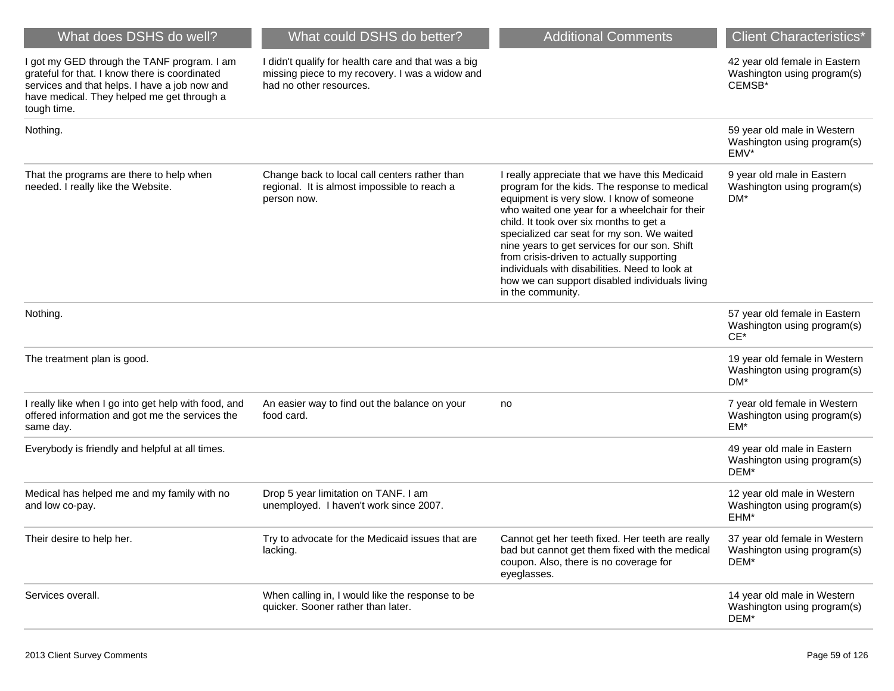| What does DSHS do well? | What could DSHS do better? | Additional Comments | Client Characteristics* |
|---|---|---|---|
| I got my GED through the TANF program. I am grateful for that. I know there is coordinated services and that helps. I have a job now and have medical. They helped me get through a tough time. | I didn't qualify for health care and that was a big missing piece to my recovery. I was a widow and had no other resources. | | 42 year old female in Eastern Washington using program(s) CEMSB* |
| Nothing. | | | 59 year old male in Western Washington using program(s) EMV* |
| That the programs are there to help when needed. I really like the Website. | Change back to local call centers rather than regional. It is almost impossible to reach a person now. | I really appreciate that we have this Medicaid program for the kids. The response to medical equipment is very slow. I know of someone who waited one year for a wheelchair for their child. It took over six months to get a specialized car seat for my son. We waited nine years to get services for our son. Shift from crisis-driven to actually supporting individuals with disabilities. Need to look at how we can support disabled individuals living in the community. | 9 year old male in Eastern Washington using program(s) DM* |
| Nothing. | | | 57 year old female in Eastern Washington using program(s) CE* |
| The treatment plan is good. | | | 19 year old female in Western Washington using program(s) DM* |
| I really like when I go into get help with food, and offered information and got me the services the same day. | An easier way to find out the balance on your food card. | no | 7 year old female in Western Washington using program(s) EM* |
| Everybody is friendly and helpful at all times. | | | 49 year old male in Eastern Washington using program(s) DEM* |
| Medical has helped me and my family with no and low co-pay. | Drop 5 year limitation on TANF. I am unemployed. I haven't work since 2007. | | 12 year old male in Western Washington using program(s) EHM* |
| Their desire to help her. | Try to advocate for the Medicaid issues that are lacking. | Cannot get her teeth fixed. Her teeth are really bad but cannot get them fixed with the medical coupon. Also, there is no coverage for eyeglasses. | 37 year old female in Western Washington using program(s) DEM* |
| Services overall. | When calling in, I would like the response to be quicker. Sooner rather than later. | | 14 year old male in Western Washington using program(s) DEM* |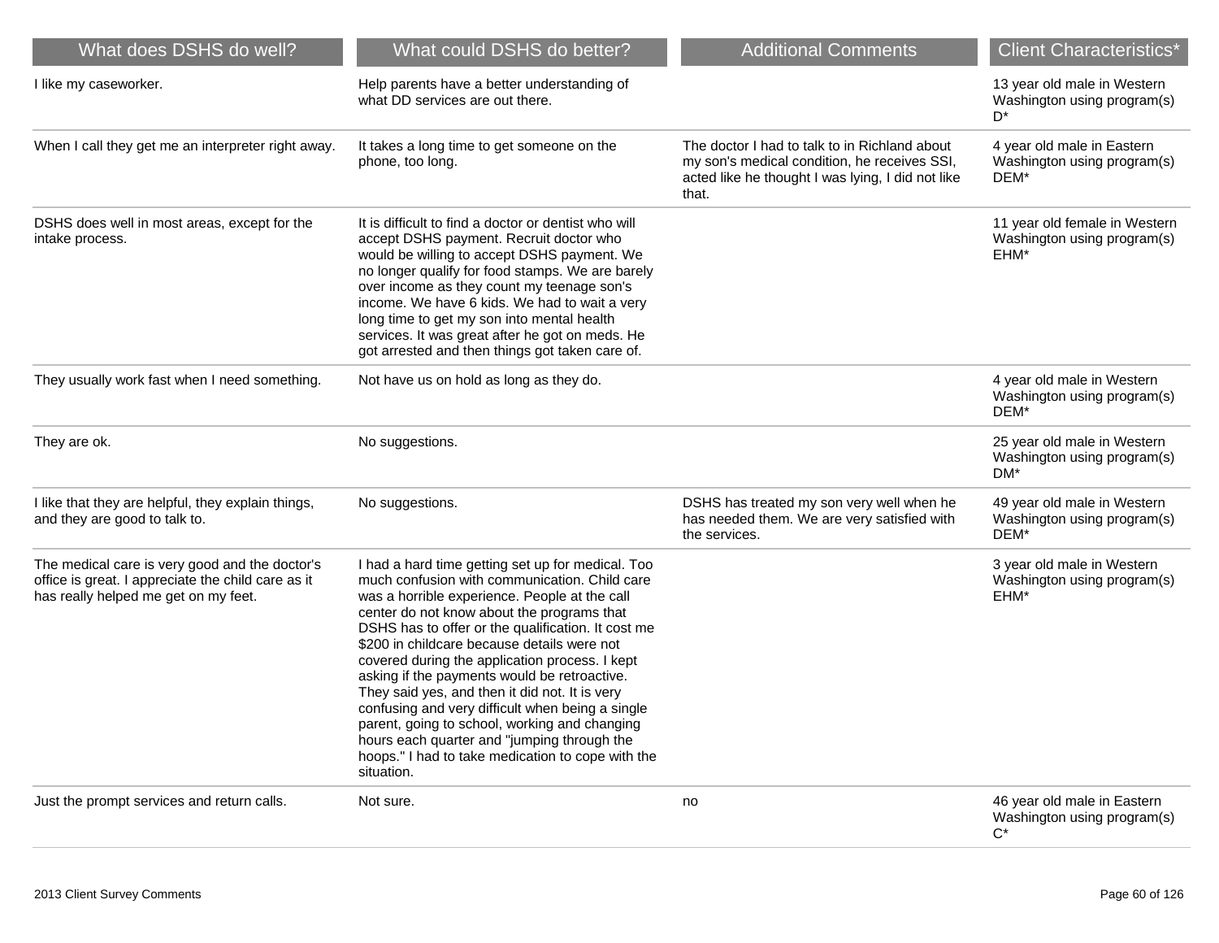| What does DSHS do well? | What could DSHS do better? | Additional Comments | Client Characteristics* |
|---|---|---|---|
| I like my caseworker. | Help parents have a better understanding of what DD services are out there. | | 13 year old male in Western Washington using program(s) D* |
| When I call they get me an interpreter right away. | It takes a long time to get someone on the phone, too long. | The doctor I had to talk to in Richland about my son's medical condition, he receives SSI, acted like he thought I was lying, I did not like that. | 4 year old male in Eastern Washington using program(s) DEM* |
| DSHS does well in most areas, except for the intake process. | It is difficult to find a doctor or dentist who will accept DSHS payment. Recruit doctor who would be willing to accept DSHS payment. We no longer qualify for food stamps. We are barely over income as they count my teenage son's income. We have 6 kids. We had to wait a very long time to get my son into mental health services. It was great after he got on meds. He got arrested and then things got taken care of. | | 11 year old female in Western Washington using program(s) EHM* |
| They usually work fast when I need something. | Not have us on hold as long as they do. | | 4 year old male in Western Washington using program(s) DEM* |
| They are ok. | No suggestions. | | 25 year old male in Western Washington using program(s) DM* |
| I like that they are helpful, they explain things, and they are good to talk to. | No suggestions. | DSHS has treated my son very well when he has needed them. We are very satisfied with the services. | 49 year old male in Western Washington using program(s) DEM* |
| The medical care is very good and the doctor's office is great. I appreciate the child care as it has really helped me get on my feet. | I had a hard time getting set up for medical. Too much confusion with communication. Child care was a horrible experience. People at the call center do not know about the programs that DSHS has to offer or the qualification. It cost me $200 in childcare because details were not covered during the application process. I kept asking if the payments would be retroactive. They said yes, and then it did not. It is very confusing and very difficult when being a single parent, going to school, working and changing hours each quarter and "jumping through the hoops." I had to take medication to cope with the situation. | | 3 year old male in Western Washington using program(s) EHM* |
| Just the prompt services and return calls. | Not sure. | no | 46 year old male in Eastern Washington using program(s) C* |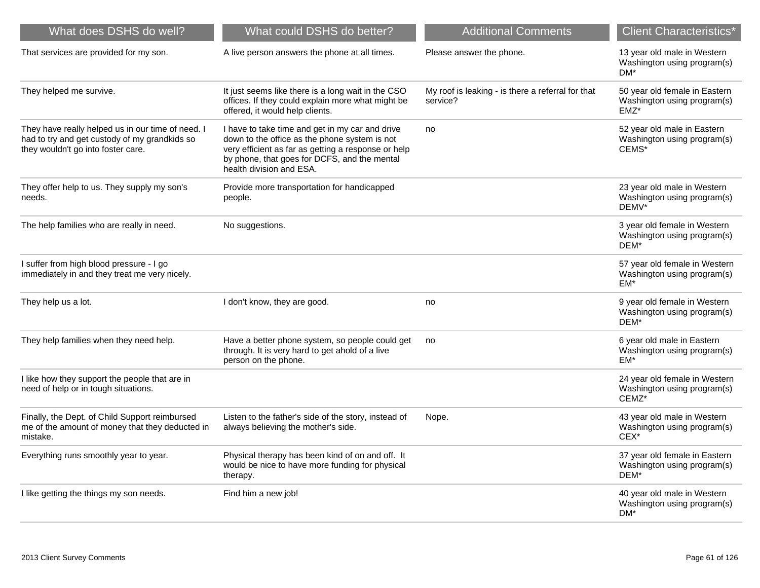| What does DSHS do well? | What could DSHS do better? | Additional Comments | Client Characteristics* |
|---|---|---|---|
| That services are provided for my son. | A live person answers the phone at all times. | Please answer the phone. | 13 year old male in Western Washington using program(s) DM* |
| They helped me survive. | It just seems like there is a long wait in the CSO offices. If they could explain more what might be offered, it would help clients. | My roof is leaking - is there a referral for that service? | 50 year old female in Eastern Washington using program(s) EMZ* |
| They have really helped us in our time of need. I had to try and get custody of my grandkids so they wouldn't go into foster care. | I have to take time and get in my car and drive down to the office as the phone system is not very efficient as far as getting a response or help by phone, that goes for DCFS, and the mental health division and ESA. | no | 52 year old male in Eastern Washington using program(s) CEMS* |
| They offer help to us. They supply my son's needs. | Provide more transportation for handicapped people. | | 23 year old male in Western Washington using program(s) DEMV* |
| The help families who are really in need. | No suggestions. | | 3 year old female in Western Washington using program(s) DEM* |
| I suffer from high blood pressure - I go immediately in and they treat me very nicely. | | | 57 year old female in Western Washington using program(s) EM* |
| They help us a lot. | I don't know, they are good. | no | 9 year old female in Western Washington using program(s) DEM* |
| They help families when they need help. | Have a better phone system, so people could get through. It is very hard to get ahold of a live person on the phone. | no | 6 year old male in Eastern Washington using program(s) EM* |
| I like how they support the people that are in need of help or in tough situations. | | | 24 year old female in Western Washington using program(s) CEMZ* |
| Finally, the Dept. of Child Support reimbursed me of the amount of money that they deducted in mistake. | Listen to the father's side of the story, instead of always believing the mother's side. | Nope. | 43 year old male in Western Washington using program(s) CEX* |
| Everything runs smoothly year to year. | Physical therapy has been kind of on and off. It would be nice to have more funding for physical therapy. | | 37 year old female in Eastern Washington using program(s) DEM* |
| I like getting the things my son needs. | Find him a new job! | | 40 year old male in Western Washington using program(s) DM* |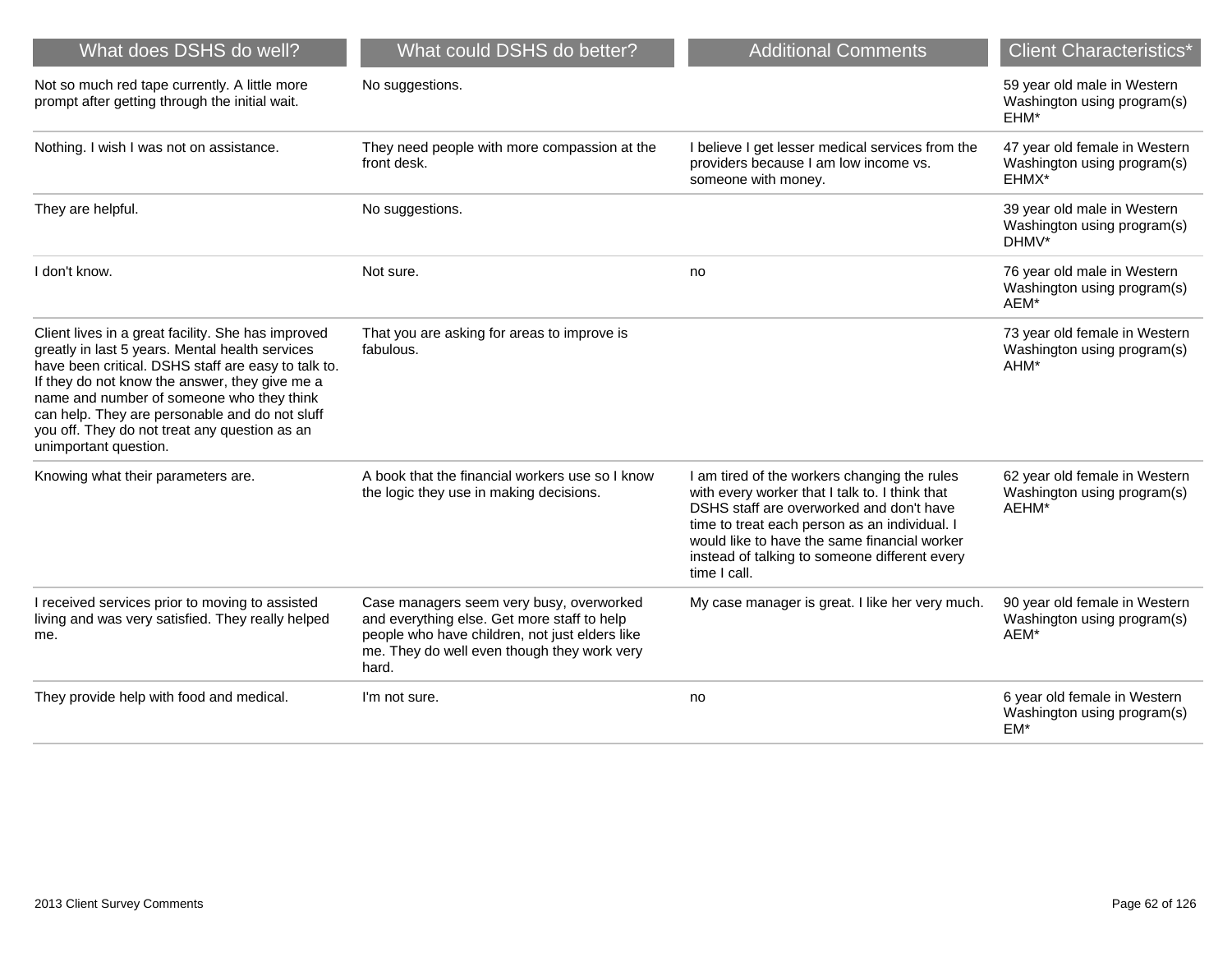| What does DSHS do well? | What could DSHS do better? | Additional Comments | Client Characteristics* |
|---|---|---|---|
| Not so much red tape currently. A little more prompt after getting through the initial wait. | No suggestions. | | 59 year old male in Western Washington using program(s) EHM* |
| Nothing. I wish I was not on assistance. | They need people with more compassion at the front desk. | I believe I get lesser medical services from the providers because I am low income vs. someone with money. | 47 year old female in Western Washington using program(s) EHMX* |
| They are helpful. | No suggestions. | | 39 year old male in Western Washington using program(s) DHMV* |
| I don't know. | Not sure. | no | 76 year old male in Western Washington using program(s) AEM* |
| Client lives in a great facility. She has improved greatly in last 5 years. Mental health services have been critical. DSHS staff are easy to talk to. If they do not know the answer, they give me a name and number of someone who they think can help. They are personable and do not sluff you off. They do not treat any question as an unimportant question. | That you are asking for areas to improve is fabulous. | | 73 year old female in Western Washington using program(s) AHM* |
| Knowing what their parameters are. | A book that the financial workers use so I know the logic they use in making decisions. | I am tired of the workers changing the rules with every worker that I talk to. I think that DSHS staff are overworked and don't have time to treat each person as an individual. I would like to have the same financial worker instead of talking to someone different every time I call. | 62 year old female in Western Washington using program(s) AEHM* |
| I received services prior to moving to assisted living and was very satisfied. They really helped me. | Case managers seem very busy, overworked and everything else. Get more staff to help people who have children, not just elders like me. They do well even though they work very hard. | My case manager is great. I like her very much. | 90 year old female in Western Washington using program(s) AEM* |
| They provide help with food and medical. | I'm not sure. | no | 6 year old female in Western Washington using program(s) EM* |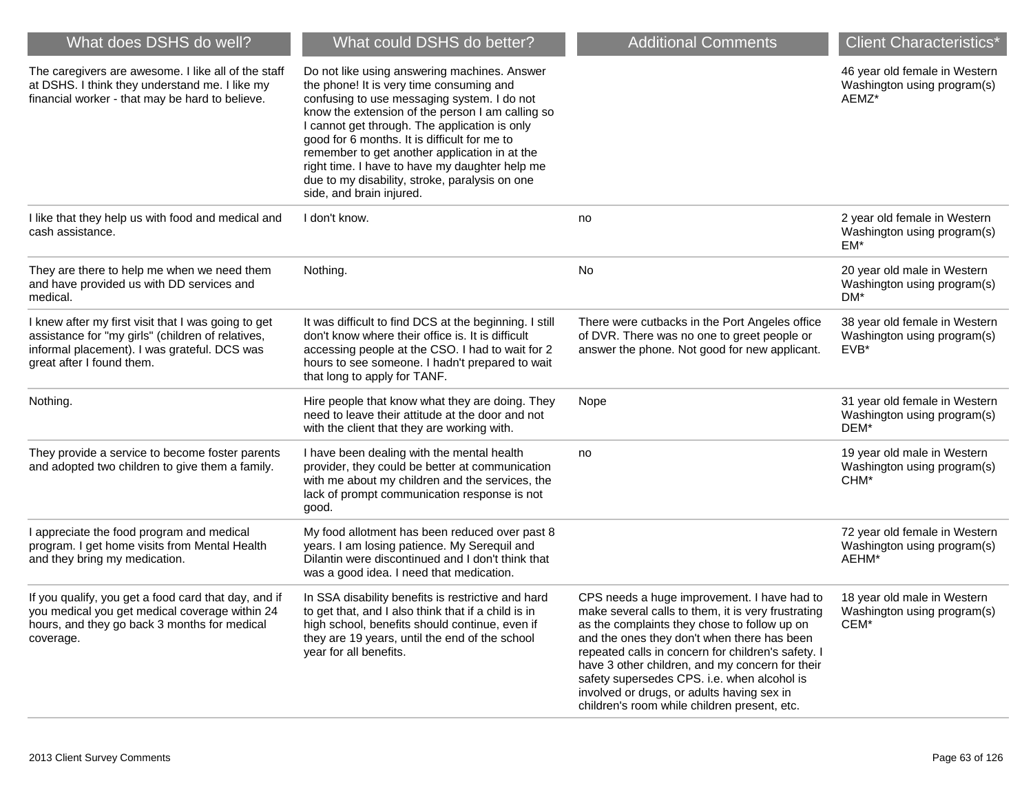| What does DSHS do well? | What could DSHS do better? | Additional Comments | Client Characteristics* |
| --- | --- | --- | --- |
| The caregivers are awesome. I like all of the staff at DSHS. I think they understand me. I like my financial worker - that may be hard to believe. | Do not like using answering machines. Answer the phone! It is very time consuming and confusing to use messaging system. I do not know the extension of the person I am calling so I cannot get through. The application is only good for 6 months. It is difficult for me to remember to get another application in at the right time. I have to have my daughter help me due to my disability, stroke, paralysis on one side, and brain injured. | | 46 year old female in Western Washington using program(s) AEMZ* |
| I like that they help us with food and medical and cash assistance. | I don't know. | no | 2 year old female in Western Washington using program(s) EM* |
| They are there to help me when we need them and have provided us with DD services and medical. | Nothing. | No | 20 year old male in Western Washington using program(s) DM* |
| I knew after my first visit that I was going to get assistance for "my girls" (children of relatives, informal placement). I was grateful. DCS was great after I found them. | It was difficult to find DCS at the beginning. I still don't know where their office is. It is difficult accessing people at the CSO. I had to wait for 2 hours to see someone. I hadn't prepared to wait that long to apply for TANF. | There were cutbacks in the Port Angeles office of DVR. There was no one to greet people or answer the phone. Not good for new applicant. | 38 year old female in Western Washington using program(s) EVB* |
| Nothing. | Hire people that know what they are doing. They need to leave their attitude at the door and not with the client that they are working with. | Nope | 31 year old female in Western Washington using program(s) DEM* |
| They provide a service to become foster parents and adopted two children to give them a family. | I have been dealing with the mental health provider, they could be better at communication with me about my children and the services, the lack of prompt communication response is not good. | no | 19 year old male in Western Washington using program(s) CHM* |
| I appreciate the food program and medical program. I get home visits from Mental Health and they bring my medication. | My food allotment has been reduced over past 8 years. I am losing patience. My Serequil and Dilantin were discontinued and I don't think that was a good idea. I need that medication. | | 72 year old female in Western Washington using program(s) AEHM* |
| If you qualify, you get a food card that day, and if you medical you get medical coverage within 24 hours, and they go back 3 months for medical coverage. | In SSA disability benefits is restrictive and hard to get that, and I also think that if a child is in high school, benefits should continue, even if they are 19 years, until the end of the school year for all benefits. | CPS needs a huge improvement. I have had to make several calls to them, it is very frustrating as the complaints they chose to follow up on and the ones they don't when there has been repeated calls in concern for children's safety. I have 3 other children, and my concern for their safety supersedes CPS. i.e. when alcohol is involved or drugs, or adults having sex in children's room while children present, etc. | 18 year old male in Western Washington using program(s) CEM* |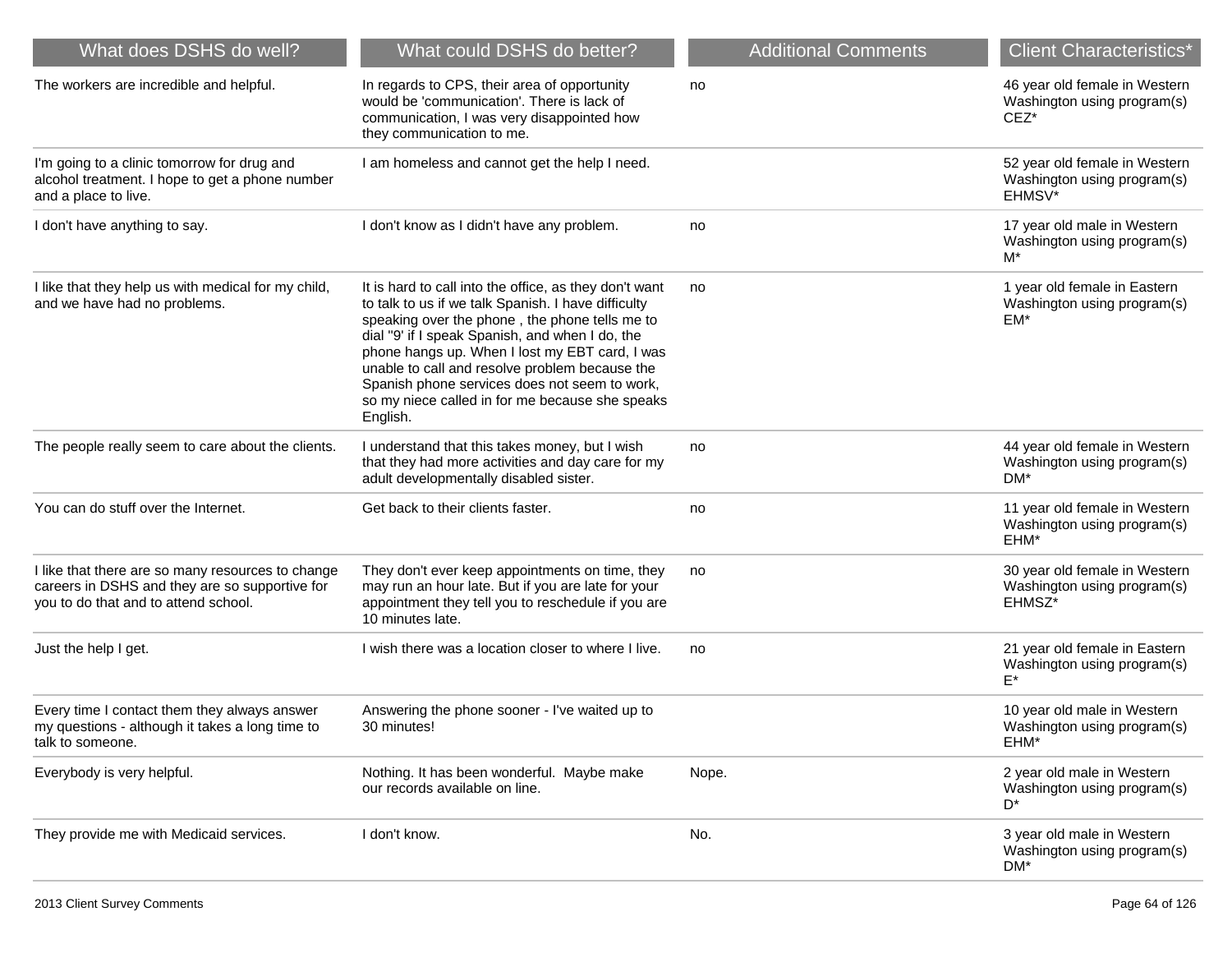| What does DSHS do well? | What could DSHS do better? | Additional Comments | Client Characteristics* |
|---|---|---|---|
| The workers are incredible and helpful. | In regards to CPS, their area of opportunity would be 'communication'. There is lack of communication, I was very disappointed how they communication to me. | no | 46 year old female in Western Washington using program(s) CEZ* |
| I'm going to a clinic tomorrow for drug and alcohol treatment. I hope to get a phone number and a place to live. | I am homeless and cannot get the help I need. | | 52 year old female in Western Washington using program(s) EHMSV* |
| I don't have anything to say. | I don't know as I didn't have any problem. | no | 17 year old male in Western Washington using program(s) M* |
| I like that they help us with medical for my child, and we have had no problems. | It is hard to call into the office, as they don't want to talk to us if we talk Spanish. I have difficulty speaking over the phone , the phone tells me to dial "9' if I speak Spanish, and when I do, the phone hangs up. When I lost my EBT card, I was unable to call and resolve problem because the Spanish phone services does not seem to work, so my niece called in for me because she speaks English. | no | 1 year old female in Eastern Washington using program(s) EM* |
| The people really seem to care about the clients. | I understand that this takes money, but I wish that they had more activities and day care for my adult developmentally disabled sister. | no | 44 year old female in Western Washington using program(s) DM* |
| You can do stuff over the Internet. | Get back to their clients faster. | no | 11 year old female in Western Washington using program(s) EHM* |
| I like that there are so many resources to change careers in DSHS and they are so supportive for you to do that and to attend school. | They don't ever keep appointments on time, they may run an hour late. But if you are late for your appointment they tell you to reschedule if you are 10 minutes late. | no | 30 year old female in Western Washington using program(s) EHMSZ* |
| Just the help I get. | I wish there was a location closer to where I live. | no | 21 year old female in Eastern Washington using program(s) E* |
| Every time I contact them they always answer my questions - although it takes a long time to talk to someone. | Answering the phone sooner - I've waited up to 30 minutes! | | 10 year old male in Western Washington using program(s) EHM* |
| Everybody is very helpful. | Nothing. It has been wonderful. Maybe make our records available on line. | Nope. | 2 year old male in Western Washington using program(s) D* |
| They provide me with Medicaid services. | I don't know. | No. | 3 year old male in Western Washington using program(s) DM* |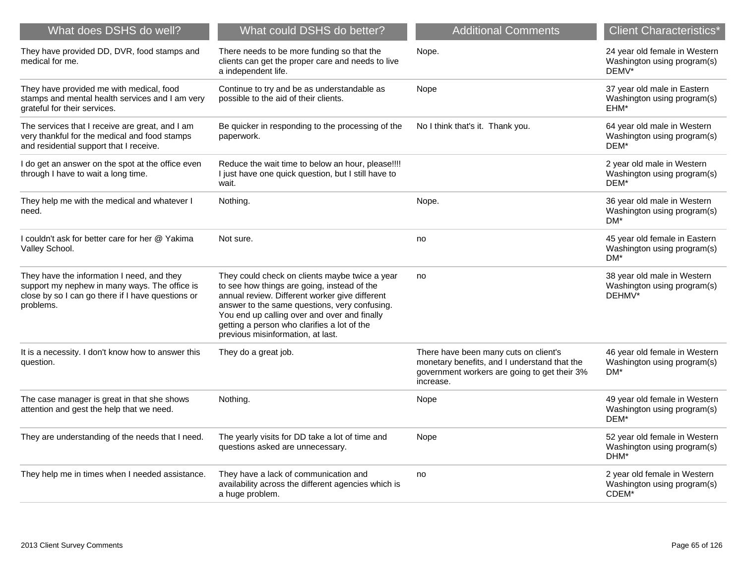| What does DSHS do well? | What could DSHS do better? | Additional Comments | Client Characteristics* |
| --- | --- | --- | --- |
| They have provided DD, DVR, food stamps and medical for me. | There needs to be more funding so that the clients can get the proper care and needs to live a independent life. | Nope. | 24 year old female in Western Washington using program(s) DEMV* |
| They have provided me with medical, food stamps and mental health services and I am very grateful for their services. | Continue to try and be as understandable as possible to the aid of their clients. | Nope | 37 year old male in Eastern Washington using program(s) EHM* |
| The services that I receive are great, and I am very thankful for the medical and food stamps and residential support that I receive. | Be quicker in responding to the processing of the paperwork. | No I think that's it. Thank you. | 64 year old male in Western Washington using program(s) DEM* |
| I do get an answer on the spot at the office even through I have to wait a long time. | Reduce the wait time to below an hour, please!!!! I just have one quick question, but I still have to wait. | | 2 year old male in Western Washington using program(s) DEM* |
| They help me with the medical and whatever I need. | Nothing. | Nope. | 36 year old male in Western Washington using program(s) DM* |
| I couldn't ask for better care for her @ Yakima Valley School. | Not sure. | no | 45 year old female in Eastern Washington using program(s) DM* |
| They have the information I need, and they support my nephew in many ways. The office is close by so I can go there if I have questions or problems. | They could check on clients maybe twice a year to see how things are going, instead of the annual review. Different worker give different answer to the same questions, very confusing. You end up calling over and over and finally getting a person who clarifies a lot of the previous misinformation, at last. | no | 38 year old male in Western Washington using program(s) DEHMV* |
| It is a necessity. I don't know how to answer this question. | They do a great job. | There have been many cuts on client's monetary benefits, and I understand that the government workers are going to get their 3% increase. | 46 year old female in Western Washington using program(s) DM* |
| The case manager is great in that she shows attention and gest the help that we need. | Nothing. | Nope | 49 year old female in Western Washington using program(s) DEM* |
| They are understanding of the needs that I need. | The yearly visits for DD take a lot of time and questions asked are unnecessary. | Nope | 52 year old female in Western Washington using program(s) DHM* |
| They help me in times when I needed assistance. | They have a lack of communication and availability across the different agencies which is a huge problem. | no | 2 year old female in Western Washington using program(s) CDEM* |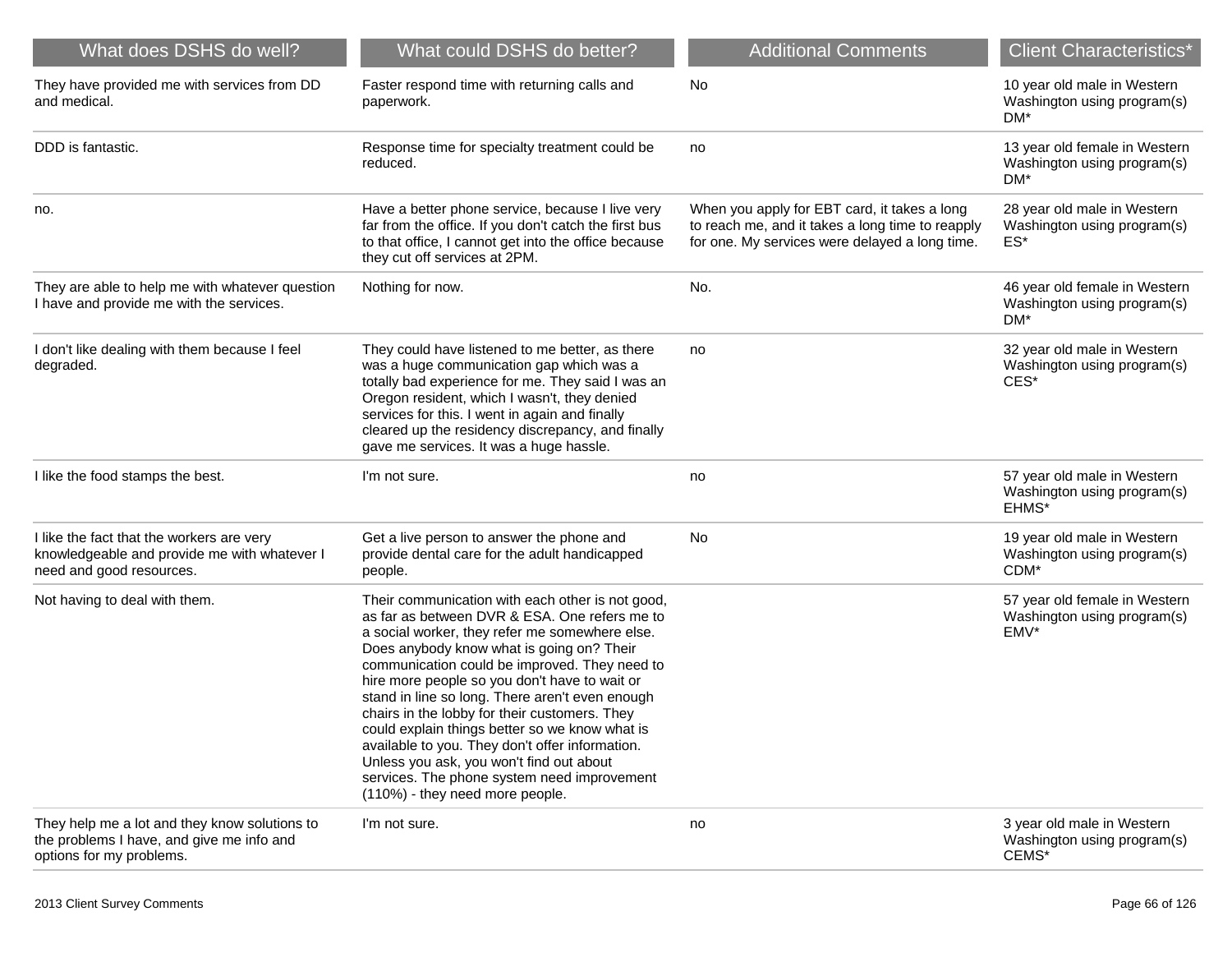| What does DSHS do well? | What could DSHS do better? | Additional Comments | Client Characteristics* |
| --- | --- | --- | --- |
| They have provided me with services from DD and medical. | Faster respond time with returning calls and paperwork. | No | 10 year old male in Western Washington using program(s) DM* |
| DDD is fantastic. | Response time for specialty treatment could be reduced. | no | 13 year old female in Western Washington using program(s) DM* |
| no. | Have a better phone service, because I live very far from the office. If you don't catch the first bus to that office, I cannot get into the office because they cut off services at 2PM. | When you apply for EBT card, it takes a long to reach me, and it takes a long time to reapply for one. My services were delayed a long time. | 28 year old male in Western Washington using program(s) ES* |
| They are able to help me with whatever question I have and provide me with the services. | Nothing for now. | No. | 46 year old female in Western Washington using program(s) DM* |
| I don't like dealing with them because I feel degraded. | They could have listened to me better, as there was a huge communication gap which was a totally bad experience for me. They said I was an Oregon resident, which I wasn't, they denied services for this. I went in again and finally cleared up the residency discrepancy, and finally gave me services. It was a huge hassle. | no | 32 year old male in Western Washington using program(s) CES* |
| I like the food stamps the best. | I'm not sure. | no | 57 year old male in Western Washington using program(s) EHMS* |
| I like the fact that the workers are very knowledgeable and provide me with whatever I need and good resources. | Get a live person to answer the phone and provide dental care for the adult handicapped people. | No | 19 year old male in Western Washington using program(s) CDM* |
| Not having to deal with them. | Their communication with each other is not good, as far as between DVR & ESA. One refers me to a social worker, they refer me somewhere else. Does anybody know what is going on? Their communication could be improved. They need to hire more people so you don't have to wait or stand in line so long. There aren't even enough chairs in the lobby for their customers. They could explain things better so we know what is available to you. They don't offer information. Unless you ask, you won't find out about services. The phone system need improvement (110%) - they need more people. | | 57 year old female in Western Washington using program(s) EMV* |
| They help me a lot and they know solutions to the problems I have, and give me info and options for my problems. | I'm not sure. | no | 3 year old male in Western Washington using program(s) CEMS* |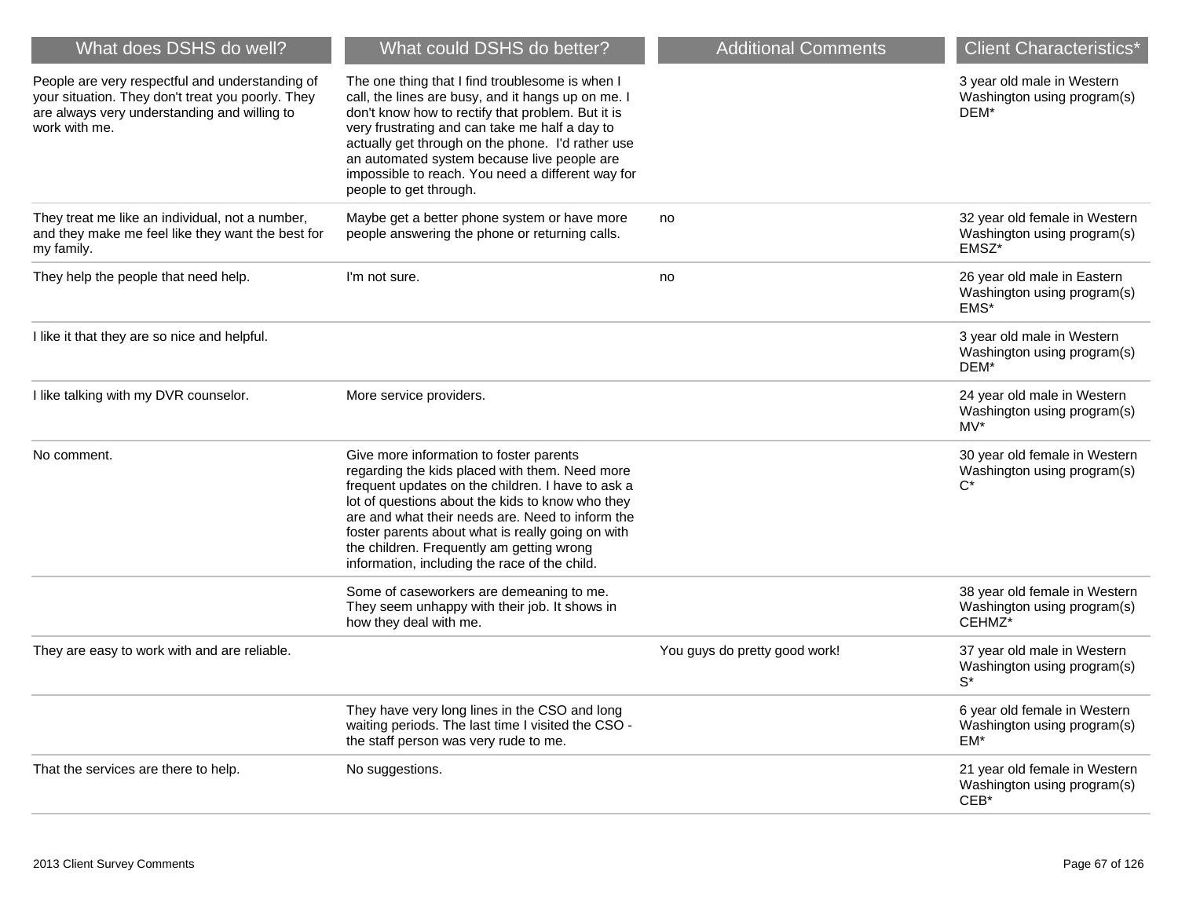| What does DSHS do well? | What could DSHS do better? | Additional Comments | Client Characteristics* |
|---|---|---|---|
| People are very respectful and understanding of your situation. They don't treat you poorly. They are always very understanding and willing to work with me. | The one thing that I find troublesome is when I call, the lines are busy, and it hangs up on me. I don't know how to rectify that problem. But it is very frustrating and can take me half a day to actually get through on the phone. I'd rather use an automated system because live people are impossible to reach. You need a different way for people to get through. | | 3 year old male in Western Washington using program(s) DEM* |
| They treat me like an individual, not a number, and they make me feel like they want the best for my family. | Maybe get a better phone system or have more people answering the phone or returning calls. | no | 32 year old female in Western Washington using program(s) EMSZ* |
| They help the people that need help. | I'm not sure. | no | 26 year old male in Eastern Washington using program(s) EMS* |
| I like it that they are so nice and helpful. | | | 3 year old male in Western Washington using program(s) DEM* |
| I like talking with my DVR counselor. | More service providers. | | 24 year old male in Western Washington using program(s) MV* |
| No comment. | Give more information to foster parents regarding the kids placed with them. Need more frequent updates on the children. I have to ask a lot of questions about the kids to know who they are and what their needs are. Need to inform the foster parents about what is really going on with the children. Frequently am getting wrong information, including the race of the child. | | 30 year old female in Western Washington using program(s) C* |
| | Some of caseworkers are demeaning to me. They seem unhappy with their job. It shows in how they deal with me. | | 38 year old female in Western Washington using program(s) CEHMZ* |
| They are easy to work with and are reliable. | | You guys do pretty good work! | 37 year old male in Western Washington using program(s) S* |
| | They have very long lines in the CSO and long waiting periods. The last time I visited the CSO - the staff person was very rude to me. | | 6 year old female in Western Washington using program(s) EM* |
| That the services are there to help. | No suggestions. | | 21 year old female in Western Washington using program(s) CEB* |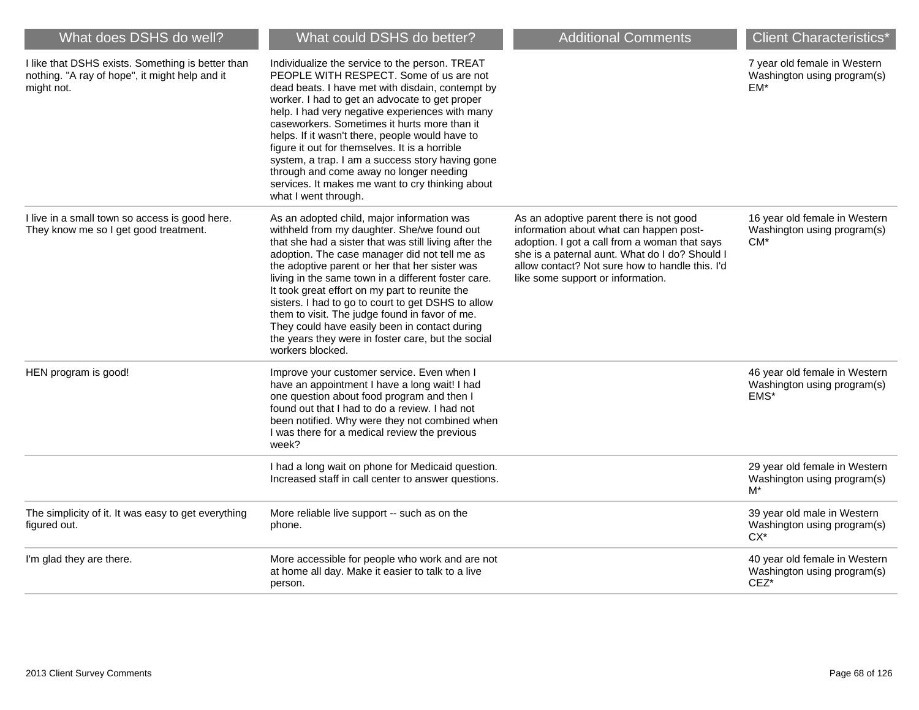| What does DSHS do well? | What could DSHS do better? | Additional Comments | Client Characteristics* |
| --- | --- | --- | --- |
| I like that DSHS exists. Something is better than nothing. "A ray of hope", it might help and it might not. | Individualize the service to the person. TREAT PEOPLE WITH RESPECT. Some of us are not dead beats. I have met with disdain, contempt by worker. I had to get an advocate to get proper help. I had very negative experiences with many caseworkers. Sometimes it hurts more than it helps. If it wasn't there, people would have to figure it out for themselves. It is a horrible system, a trap. I am a success story having gone through and come away no longer needing services. It makes me want to cry thinking about what I went through. | | 7 year old female in Western Washington using program(s) EM* |
| I live in a small town so access is good here. They know me so I get good treatment. | As an adopted child, major information was withheld from my daughter. She/we found out that she had a sister that was still living after the adoption. The case manager did not tell me as the adoptive parent or her that her sister was living in the same town in a different foster care. It took great effort on my part to reunite the sisters. I had to go to court to get DSHS to allow them to visit. The judge found in favor of me. They could have easily been in contact during the years they were in foster care, but the social workers blocked. | As an adoptive parent there is not good information about what can happen post-adoption. I got a call from a woman that says she is a paternal aunt. What do I do? Should I allow contact? Not sure how to handle this. I'd like some support or information. | 16 year old female in Western Washington using program(s) CM* |
| HEN program is good! | Improve your customer service. Even when I have an appointment I have a long wait! I had one question about food program and then I found out that I had to do a review. I had not been notified. Why were they not combined when I was there for a medical review the previous week? | | 46 year old female in Western Washington using program(s) EMS* |
| | I had a long wait on phone for Medicaid question. Increased staff in call center to answer questions. | | 29 year old female in Western Washington using program(s) M* |
| The simplicity of it. It was easy to get everything figured out. | More reliable live support -- such as on the phone. | | 39 year old male in Western Washington using program(s) CX* |
| I'm glad they are there. | More accessible for people who work and are not at home all day. Make it easier to talk to a live person. | | 40 year old female in Western Washington using program(s) CEZ* |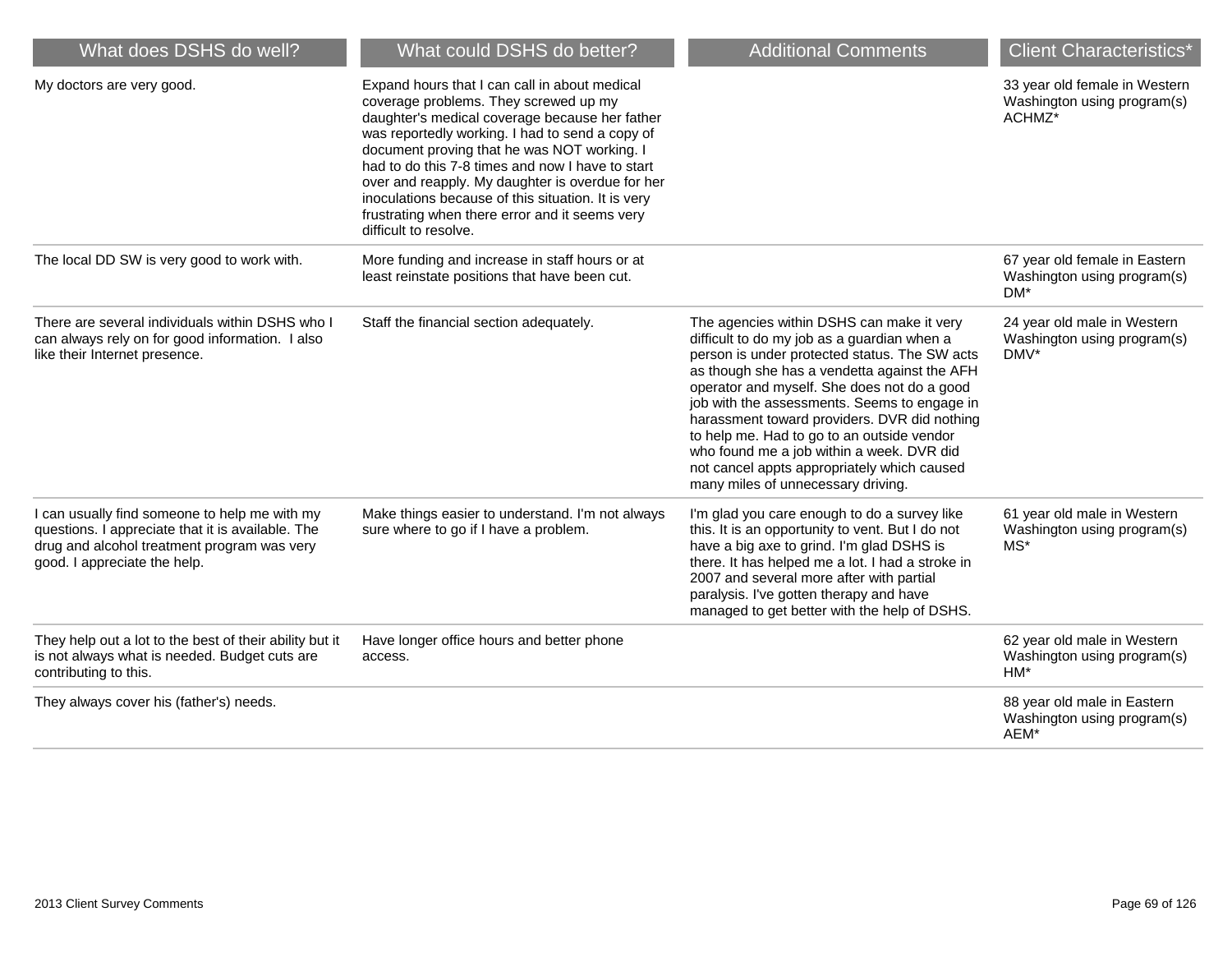| What does DSHS do well? | What could DSHS do better? | Additional Comments | Client Characteristics* |
|---|---|---|---|
| My doctors are very good. | Expand hours that I can call in about medical coverage problems. They screwed up my daughter's medical coverage because her father was reportedly working. I had to send a copy of document proving that he was NOT working. I had to do this 7-8 times and now I have to start over and reapply. My daughter is overdue for her inoculations because of this situation. It is very frustrating when there error and it seems very difficult to resolve. | | 33 year old female in Western Washington using program(s) ACHMZ* |
| The local DD SW is very good to work with. | More funding and increase in staff hours or at least reinstate positions that have been cut. | | 67 year old female in Eastern Washington using program(s) DM* |
| There are several individuals within DSHS who I can always rely on for good information. I also like their Internet presence. | Staff the financial section adequately. | The agencies within DSHS can make it very difficult to do my job as a guardian when a person is under protected status. The SW acts as though she has a vendetta against the AFH operator and myself. She does not do a good job with the assessments. Seems to engage in harassment toward providers. DVR did nothing to help me. Had to go to an outside vendor who found me a job within a week. DVR did not cancel appts appropriately which caused many miles of unnecessary driving. | 24 year old male in Western Washington using program(s) DMV* |
| I can usually find someone to help me with my questions. I appreciate that it is available. The drug and alcohol treatment program was very good. I appreciate the help. | Make things easier to understand. I'm not always sure where to go if I have a problem. | I'm glad you care enough to do a survey like this. It is an opportunity to vent. But I do not have a big axe to grind. I'm glad DSHS is there. It has helped me a lot. I had a stroke in 2007 and several more after with partial paralysis. I've gotten therapy and have managed to get better with the help of DSHS. | 61 year old male in Western Washington using program(s) MS* |
| They help out a lot to the best of their ability but it is not always what is needed. Budget cuts are contributing to this. | Have longer office hours and better phone access. | | 62 year old male in Western Washington using program(s) HM* |
| They always cover his (father's) needs. | | | 88 year old male in Eastern Washington using program(s) AEM* |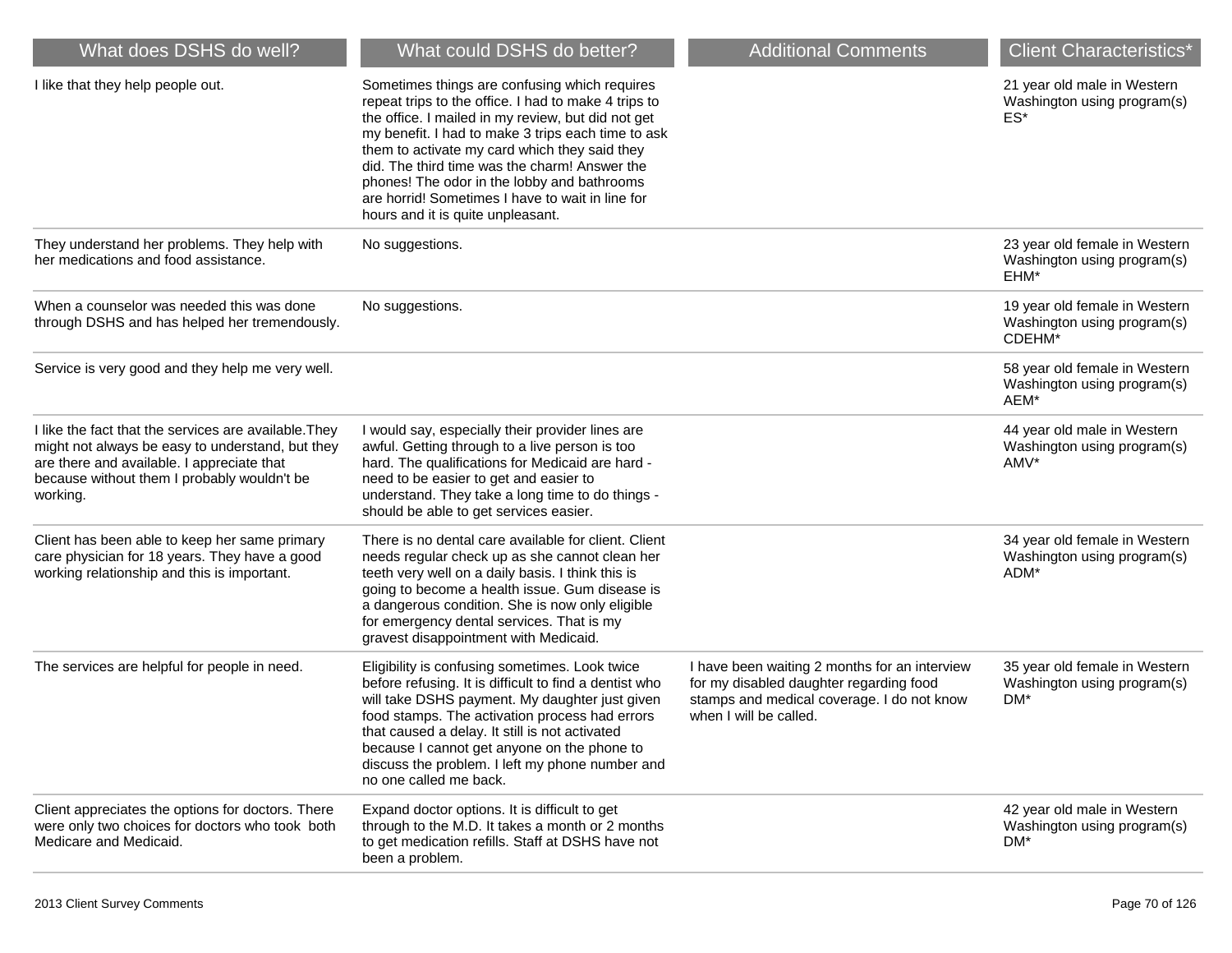| What does DSHS do well? | What could DSHS do better? | Additional Comments | Client Characteristics* |
|---|---|---|---|
| I like that they help people out. | Sometimes things are confusing which requires repeat trips to the office. I had to make 4 trips to the office. I mailed in my review, but did not get my benefit. I had to make 3 trips each time to ask them to activate my card which they said they did. The third time was the charm! Answer the phones! The odor in the lobby and bathrooms are horrid! Sometimes I have to wait in line for hours and it is quite unpleasant. | | 21 year old male in Western Washington using program(s) ES* |
| They understand her problems. They help with her medications and food assistance. | No suggestions. | | 23 year old female in Western Washington using program(s) EHM* |
| When a counselor was needed this was done through DSHS and has helped her tremendously. | No suggestions. | | 19 year old female in Western Washington using program(s) CDEHM* |
| Service is very good and they help me very well. | | | 58 year old female in Western Washington using program(s) AEM* |
| I like the fact that the services are available.They might not always be easy to understand, but they are there and available. I appreciate that because without them I probably wouldn't be working. | I would say, especially their provider lines are awful. Getting through to a live person is too hard. The qualifications for Medicaid are hard - need to be easier to get and easier to understand. They take a long time to do things - should be able to get services easier. | | 44 year old male in Western Washington using program(s) AMV* |
| Client has been able to keep her same primary care physician for 18 years. They have a good working relationship and this is important. | There is no dental care available for client. Client needs regular check up as she cannot clean her teeth very well on a daily basis. I think this is going to become a health issue. Gum disease is a dangerous condition. She is now only eligible for emergency dental services. That is my gravest disappointment with Medicaid. | | 34 year old female in Western Washington using program(s) ADM* |
| The services are helpful for people in need. | Eligibility is confusing sometimes. Look twice before refusing. It is difficult to find a dentist who will take DSHS payment. My daughter just given food stamps. The activation process had errors that caused a delay. It still is not activated because I cannot get anyone on the phone to discuss the problem. I left my phone number and no one called me back. | I have been waiting 2 months for an interview for my disabled daughter regarding food stamps and medical coverage. I do not know when I will be called. | 35 year old female in Western Washington using program(s) DM* |
| Client appreciates the options for doctors. There were only two choices for doctors who took both Medicare and Medicaid. | Expand doctor options. It is difficult to get through to the M.D. It takes a month or 2 months to get medication refills. Staff at DSHS have not been a problem. | | 42 year old male in Western Washington using program(s) DM* |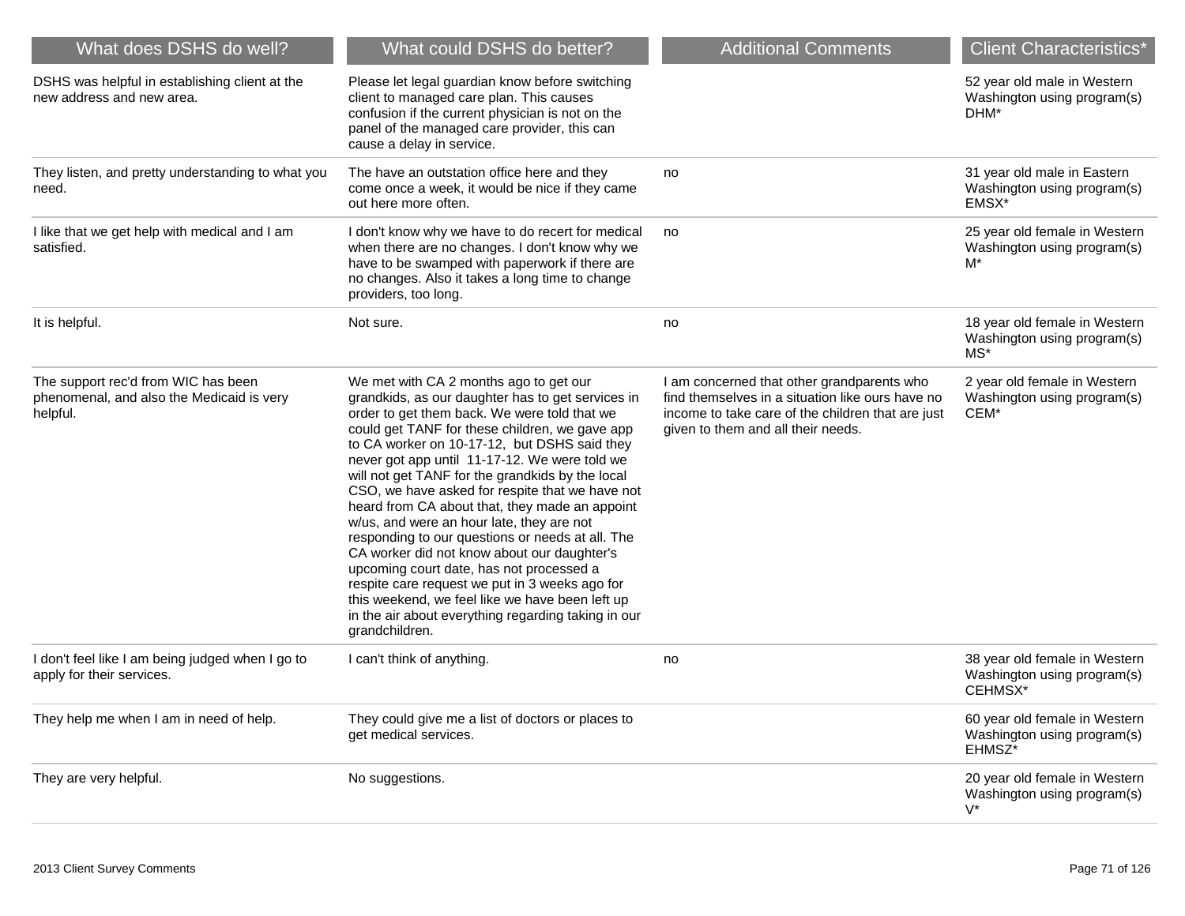| What does DSHS do well? | What could DSHS do better? | Additional Comments | Client Characteristics* |
|---|---|---|---|
| DSHS was helpful in establishing client at the new address and new area. | Please let legal guardian know before switching client to managed care plan. This causes confusion if the current physician is not on the panel of the managed care provider, this can cause a delay in service. | | 52 year old male in Western Washington using program(s) DHM* |
| They listen, and pretty understanding to what you need. | The have an outstation office here and they come once a week, it would be nice if they came out here more often. | no | 31 year old male in Eastern Washington using program(s) EMSX* |
| I like that we get help with medical and I am satisfied. | I don't know why we have to do recert for medical when there are no changes. I don't know why we have to be swamped with paperwork if there are no changes. Also it takes a long time to change providers, too long. | no | 25 year old female in Western Washington using program(s) M* |
| It is helpful. | Not sure. | no | 18 year old female in Western Washington using program(s) MS* |
| The support rec'd from WIC has been phenomenal, and also the Medicaid is very helpful. | We met with CA 2 months ago to get our grandkids, as our daughter has to get services in order to get them back. We were told that we could get TANF for these children, we gave app to CA worker on 10-17-12, but DSHS said they never got app until 11-17-12. We were told we will not get TANF for the grandkids by the local CSO, we have asked for respite that we have not heard from CA about that, they made an appoint w/us, and were an hour late, they are not responding to our questions or needs at all. The CA worker did not know about our daughter's upcoming court date, has not processed a respite care request we put in 3 weeks ago for this weekend, we feel like we have been left up in the air about everything regarding taking in our grandchildren. | I am concerned that other grandparents who find themselves in a situation like ours have no income to take care of the children that are just given to them and all their needs. | 2 year old female in Western Washington using program(s) CEM* |
| I don't feel like I am being judged when I go to apply for their services. | I can't think of anything. | no | 38 year old female in Western Washington using program(s) CEHMSX* |
| They help me when I am in need of help. | They could give me a list of doctors or places to get medical services. | | 60 year old female in Western Washington using program(s) EHMSZ* |
| They are very helpful. | No suggestions. | | 20 year old female in Western Washington using program(s) V* |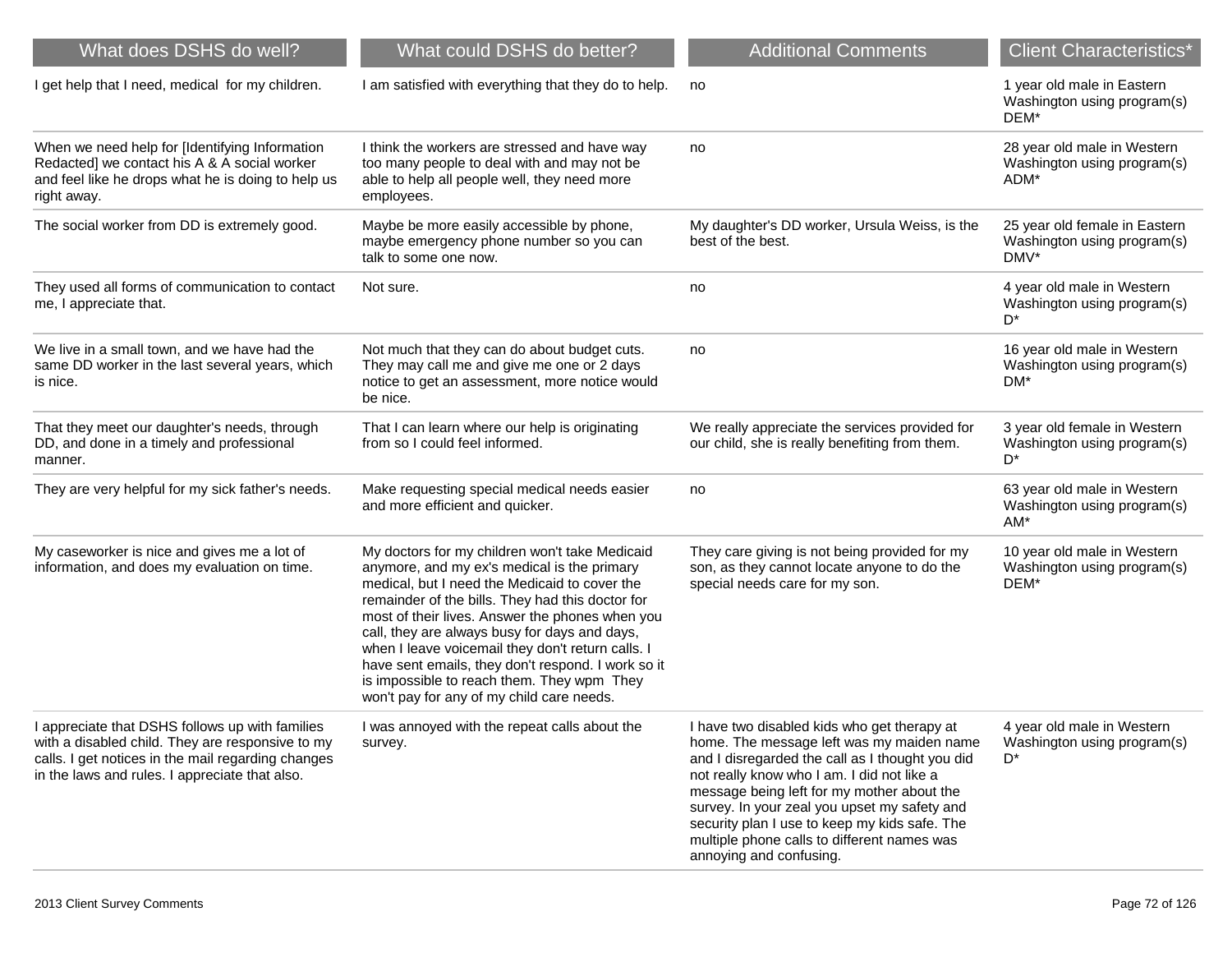| What does DSHS do well? | What could DSHS do better? | Additional Comments | Client Characteristics* |
|---|---|---|---|
| I get help that I need, medical for my children. | I am satisfied with everything that they do to help. | no | 1 year old male in Eastern Washington using program(s) DEM* |
| When we need help for [Identifying Information Redacted] we contact his A & A social worker and feel like he drops what he is doing to help us right away. | I think the workers are stressed and have way too many people to deal with and may not be able to help all people well, they need more employees. | no | 28 year old male in Western Washington using program(s) ADM* |
| The social worker from DD is extremely good. | Maybe be more easily accessible by phone, maybe emergency phone number so you can talk to some one now. | My daughter's DD worker, Ursula Weiss, is the best of the best. | 25 year old female in Eastern Washington using program(s) DMV* |
| They used all forms of communication to contact me, I appreciate that. | Not sure. | no | 4 year old male in Western Washington using program(s) D* |
| We live in a small town, and we have had the same DD worker in the last several years, which is nice. | Not much that they can do about budget cuts. They may call me and give me one or 2 days notice to get an assessment, more notice would be nice. | no | 16 year old male in Western Washington using program(s) DM* |
| That they meet our daughter's needs, through DD, and done in a timely and professional manner. | That I can learn where our help is originating from so I could feel informed. | We really appreciate the services provided for our child, she is really benefiting from them. | 3 year old female in Western Washington using program(s) D* |
| They are very helpful for my sick father's needs. | Make requesting special medical needs easier and more efficient and quicker. | no | 63 year old male in Western Washington using program(s) AM* |
| My caseworker is nice and gives me a lot of information, and does my evaluation on time. | My doctors for my children won't take Medicaid anymore, and my ex's medical is the primary medical, but I need the Medicaid to cover the remainder of the bills. They had this doctor for most of their lives. Answer the phones when you call, they are always busy for days and days, when I leave voicemail they don't return calls. I have sent emails, they don't respond. I work so it is impossible to reach them. They wpm They won't pay for any of my child care needs. | They care giving is not being provided for my son, as they cannot locate anyone to do the special needs care for my son. | 10 year old male in Western Washington using program(s) DEM* |
| I appreciate that DSHS follows up with families with a disabled child. They are responsive to my calls. I get notices in the mail regarding changes in the laws and rules. I appreciate that also. | I was annoyed with the repeat calls about the survey. | I have two disabled kids who get therapy at home. The message left was my maiden name and I disregarded the call as I thought you did not really know who I am. I did not like a message being left for my mother about the survey. In your zeal you upset my safety and security plan I use to keep my kids safe. The multiple phone calls to different names was annoying and confusing. | 4 year old male in Western Washington using program(s) D* |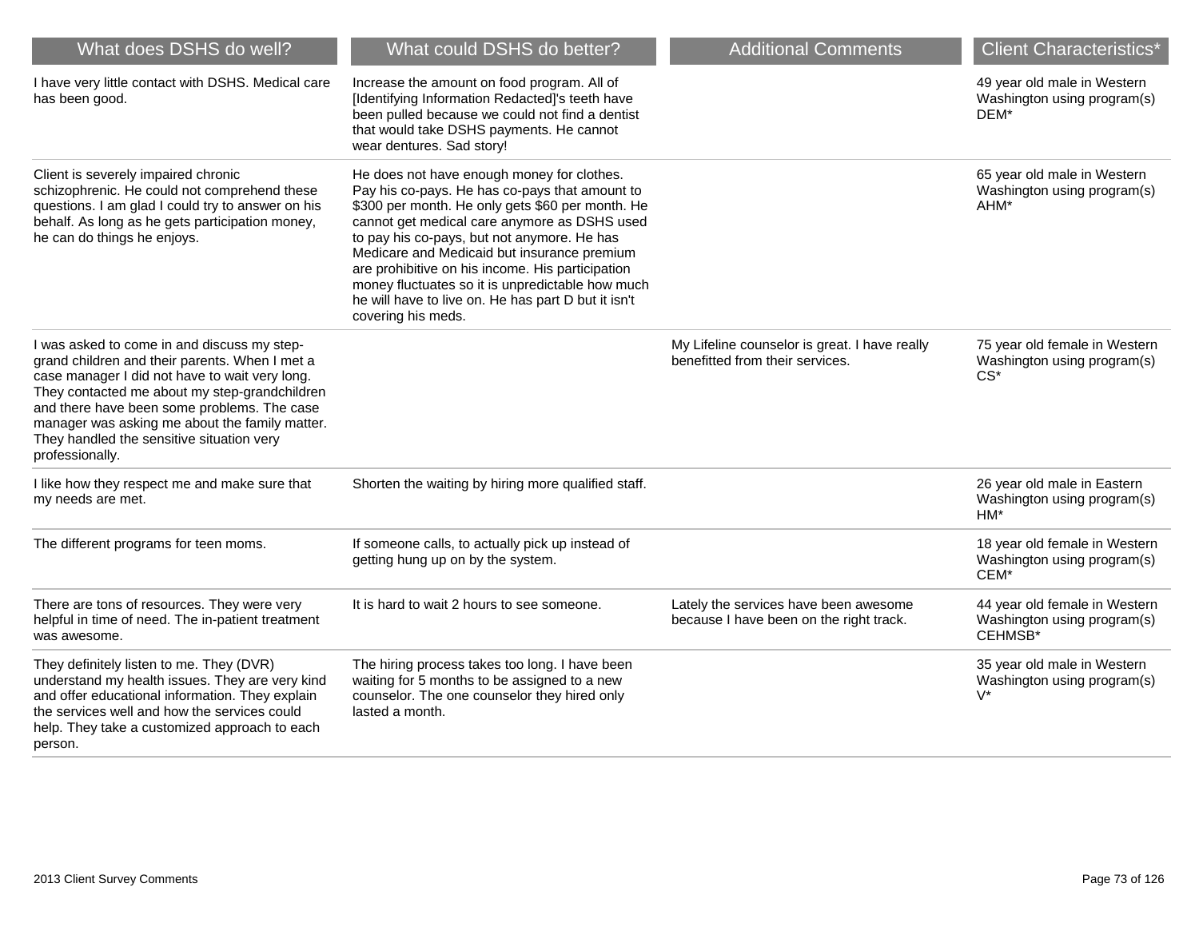| What does DSHS do well? | What could DSHS do better? | Additional Comments | Client Characteristics* |
| --- | --- | --- | --- |
| I have very little contact with DSHS. Medical care has been good. | Increase the amount on food program. All of [Identifying Information Redacted]'s teeth have been pulled because we could not find a dentist that would take DSHS payments. He cannot wear dentures. Sad story! | | 49 year old male in Western Washington using program(s) DEM* |
| Client is severely impaired chronic schizophrenic. He could not comprehend these questions. I am glad I could try to answer on his behalf. As long as he gets participation money, he can do things he enjoys. | He does not have enough money for clothes. Pay his co-pays. He has co-pays that amount to $300 per month. He only gets $60 per month. He cannot get medical care anymore as DSHS used to pay his co-pays, but not anymore. He has Medicare and Medicaid but insurance premium are prohibitive on his income. His participation money fluctuates so it is unpredictable how much he will have to live on. He has part D but it isn't covering his meds. | | 65 year old male in Western Washington using program(s) AHM* |
| I was asked to come in and discuss my step-grand children and their parents. When I met a case manager I did not have to wait very long. They contacted me about my step-grandchildren and there have been some problems. The case manager was asking me about the family matter. They handled the sensitive situation very professionally. | | My Lifeline counselor is great. I have really benefitted from their services. | 75 year old female in Western Washington using program(s) CS* |
| I like how they respect me and make sure that my needs are met. | Shorten the waiting by hiring more qualified staff. | | 26 year old male in Eastern Washington using program(s) HM* |
| The different programs for teen moms. | If someone calls, to actually pick up instead of getting hung up on by the system. | | 18 year old female in Western Washington using program(s) CEM* |
| There are tons of resources. They were very helpful in time of need. The in-patient treatment was awesome. | It is hard to wait 2 hours to see someone. | Lately the services have been awesome because I have been on the right track. | 44 year old female in Western Washington using program(s) CEHMSB* |
| They definitely listen to me. They (DVR) understand my health issues. They are very kind and offer educational information. They explain the services well and how the services could help. They take a customized approach to each person. | The hiring process takes too long. I have been waiting for 5 months to be assigned to a new counselor. The one counselor they hired only lasted a month. | | 35 year old male in Western Washington using program(s) V* |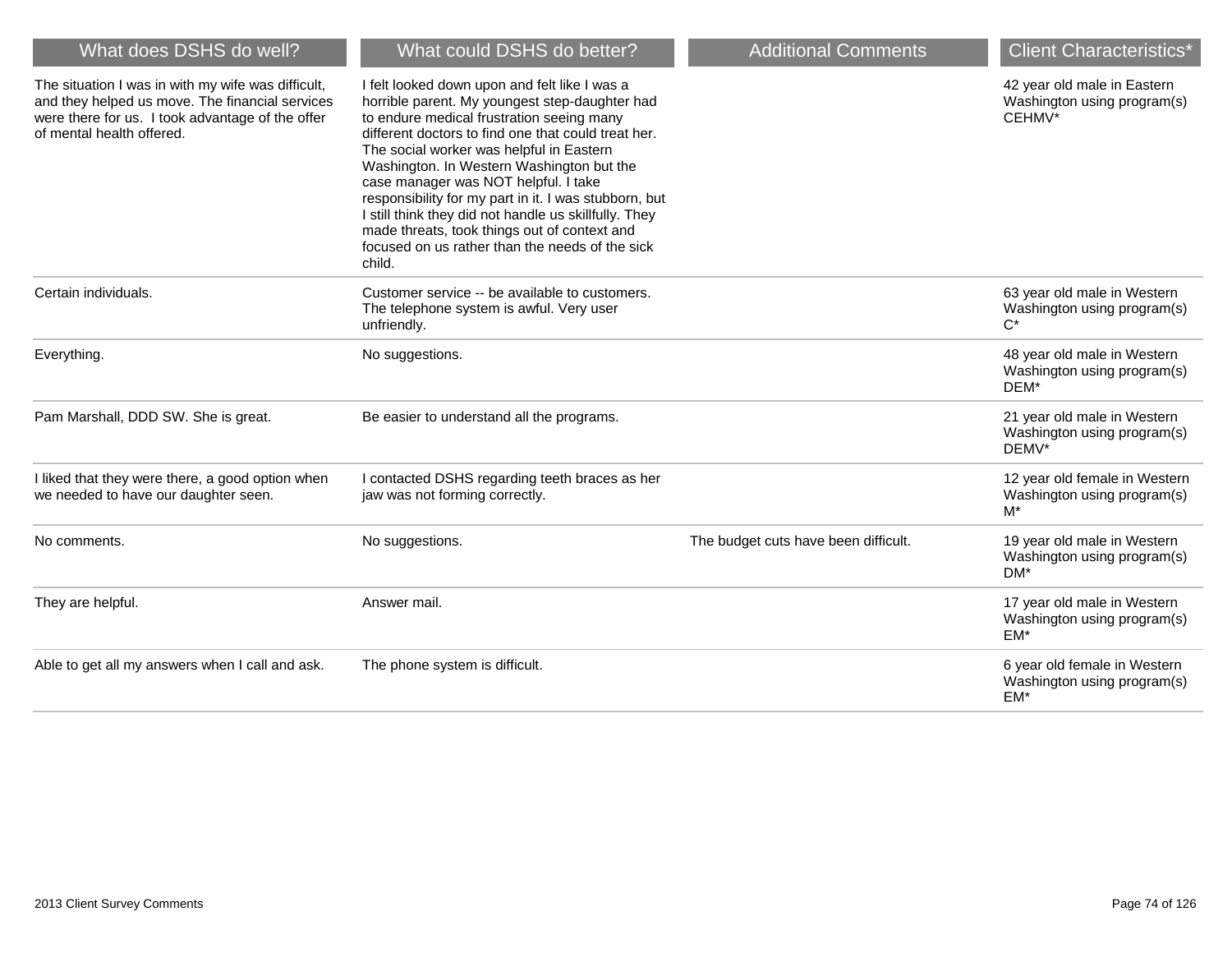| What does DSHS do well? | What could DSHS do better? | Additional Comments | Client Characteristics* |
| --- | --- | --- | --- |
| The situation I was in with my wife was difficult, and they helped us move. The financial services were there for us. I took advantage of the offer of mental health offered. | I felt looked down upon and felt like I was a horrible parent. My youngest step-daughter had to endure medical frustration seeing many different doctors to find one that could treat her. The social worker was helpful in Eastern Washington. In Western Washington but the case manager was NOT helpful. I take responsibility for my part in it. I was stubborn, but I still think they did not handle us skillfully. They made threats, took things out of context and focused on us rather than the needs of the sick child. | | 42 year old male in Eastern Washington using program(s) CEHMV* |
| Certain individuals. | Customer service -- be available to customers. The telephone system is awful. Very user unfriendly. | | 63 year old male in Western Washington using program(s) C* |
| Everything. | No suggestions. | | 48 year old male in Western Washington using program(s) DEM* |
| Pam Marshall, DDD SW. She is great. | Be easier to understand all the programs. | | 21 year old male in Western Washington using program(s) DEMV* |
| I liked that they were there, a good option when we needed to have our daughter seen. | I contacted DSHS regarding teeth braces as her jaw was not forming correctly. | | 12 year old female in Western Washington using program(s) M* |
| No comments. | No suggestions. | The budget cuts have been difficult. | 19 year old male in Western Washington using program(s) DM* |
| They are helpful. | Answer mail. | | 17 year old male in Western Washington using program(s) EM* |
| Able to get all my answers when I call and ask. | The phone system is difficult. | | 6 year old female in Western Washington using program(s) EM* |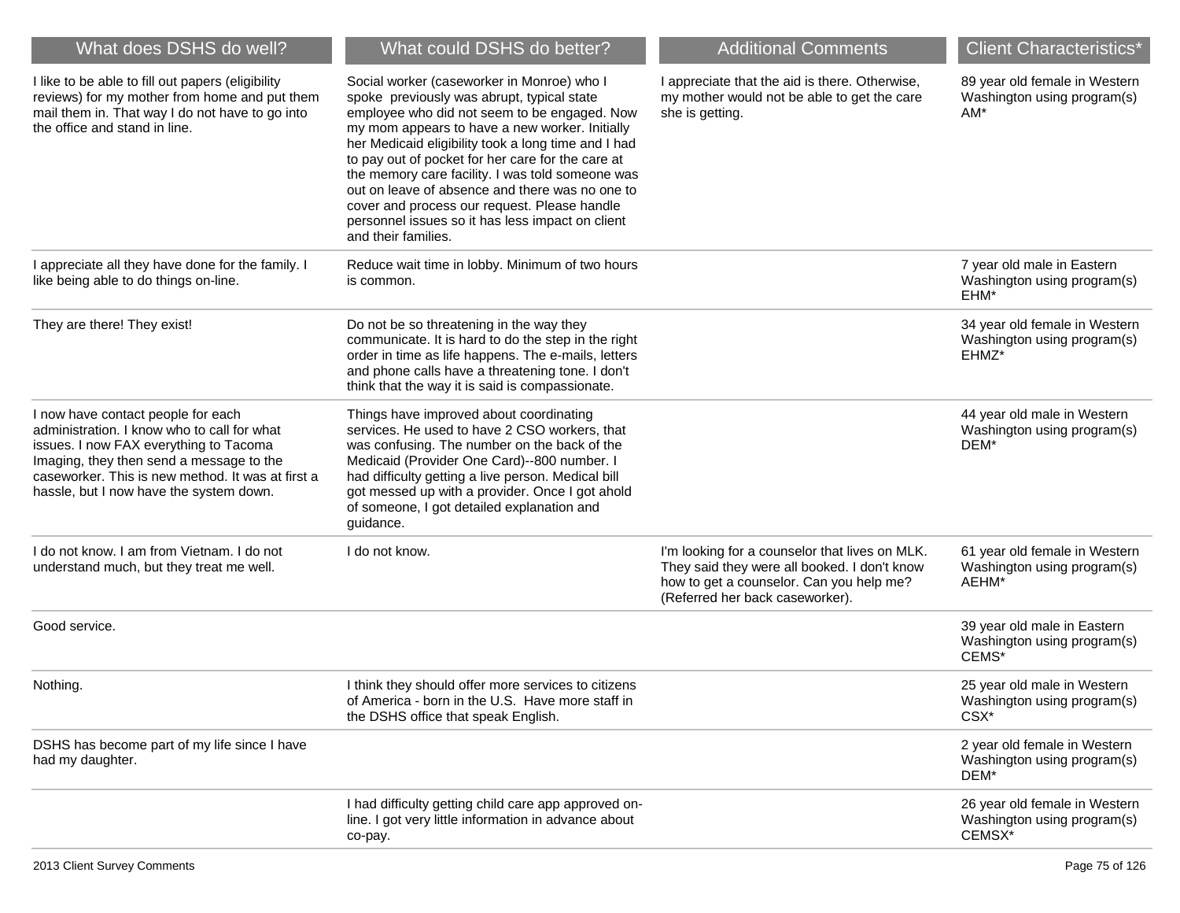| What does DSHS do well? | What could DSHS do better? | Additional Comments | Client Characteristics* |
| --- | --- | --- | --- |
| I like to be able to fill out papers (eligibility reviews) for my mother from home and put them mail them in. That way I do not have to go into the office and stand in line. | Social worker (caseworker in Monroe) who I spoke previously was abrupt, typical state employee who did not seem to be engaged. Now my mom appears to have a new worker. Initially her Medicaid eligibility took a long time and I had to pay out of pocket for her care for the care at the memory care facility. I was told someone was out on leave of absence and there was no one to cover and process our request. Please handle personnel issues so it has less impact on client and their families. | I appreciate that the aid is there. Otherwise, my mother would not be able to get the care she is getting. | 89 year old female in Western Washington using program(s) AM* |
| I appreciate all they have done for the family. I like being able to do things on-line. | Reduce wait time in lobby. Minimum of two hours is common. | | 7 year old male in Eastern Washington using program(s) EHM* |
| They are there! They exist! | Do not be so threatening in the way they communicate. It is hard to do the step in the right order in time as life happens. The e-mails, letters and phone calls have a threatening tone. I don't think that the way it is said is compassionate. | | 34 year old female in Western Washington using program(s) EHMZ* |
| I now have contact people for each administration. I know who to call for what issues. I now FAX everything to Tacoma Imaging, they then send a message to the caseworker. This is new method. It was at first a hassle, but I now have the system down. | Things have improved about coordinating services. He used to have 2 CSO workers, that was confusing. The number on the back of the Medicaid (Provider One Card)--800 number. I had difficulty getting a live person. Medical bill got messed up with a provider. Once I got ahold of someone, I got detailed explanation and guidance. | | 44 year old male in Western Washington using program(s) DEM* |
| I do not know. I am from Vietnam. I do not understand much, but they treat me well. | I do not know. | I'm looking for a counselor that lives on MLK. They said they were all booked. I don't know how to get a counselor. Can you help me? (Referred her back caseworker). | 61 year old female in Western Washington using program(s) AEHM* |
| Good service. | | | 39 year old male in Eastern Washington using program(s) CEMS* |
| Nothing. | I think they should offer more services to citizens of America - born in the U.S. Have more staff in the DSHS office that speak English. | | 25 year old male in Western Washington using program(s) CSX* |
| DSHS has become part of my life since I have had my daughter. | | | 2 year old female in Western Washington using program(s) DEM* |
| | I had difficulty getting child care app approved on-line. I got very little information in advance about co-pay. | | 26 year old female in Western Washington using program(s) CEMSX* |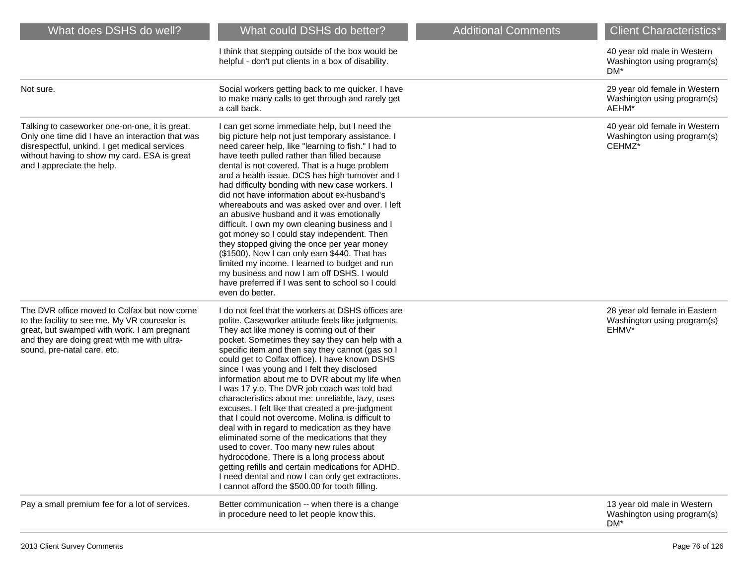| What does DSHS do well? | What could DSHS do better? | Additional Comments | Client Characteristics* |
|---|---|---|---|
| | I think that stepping outside of the box would be helpful - don't put clients in a box of disability. | | 40 year old male in Western Washington using program(s) DM* |
| Not sure. | Social workers getting back to me quicker. I have to make many calls to get through and rarely get a call back. | | 29 year old female in Western Washington using program(s) AEHM* |
| Talking to caseworker one-on-one, it is great. Only one time did I have an interaction that was disrespectful, unkind. I get medical services without having to show my card. ESA is great and I appreciate the help. | I can get some immediate help, but I need the big picture help not just temporary assistance. I need career help, like "learning to fish." I had to have teeth pulled rather than filled because dental is not covered. That is a huge problem and a health issue. DCS has high turnover and I had difficulty bonding with new case workers. I did not have information about ex-husband's whereabouts and was asked over and over. I left an abusive husband and it was emotionally difficult. I own my own cleaning business and I got money so I could stay independent. Then they stopped giving the once per year money ($1500). Now I can only earn $440. That has limited my income. I learned to budget and run my business and now I am off DSHS. I would have preferred if I was sent to school so I could even do better. | | 40 year old female in Western Washington using program(s) CEHMZ* |
| The DVR office moved to Colfax but now come to the facility to see me. My VR counselor is great, but swamped with work. I am pregnant and they are doing great with me with ultra-sound, pre-natal care, etc. | I do not feel that the workers at DSHS offices are polite. Caseworker attitude feels like judgments. They act like money is coming out of their pocket. Sometimes they say they can help with a specific item and then say they cannot (gas so I could get to Colfax office). I have known DSHS since I was young and I felt they disclosed information about me to DVR about my life when I was 17 y.o. The DVR job coach was told bad characteristics about me: unreliable, lazy, uses excuses. I felt like that created a pre-judgment that I could not overcome. Molina is difficult to deal with in regard to medication as they have eliminated some of the medications that they used to cover. Too many new rules about hydrocodone. There is a long process about getting refills and certain medications for ADHD. I need dental and now I can only get extractions. I cannot afford the $500.00 for tooth filling. | | 28 year old female in Eastern Washington using program(s) EHMV* |
| Pay a small premium fee for a lot of services. | Better communication -- when there is a change in procedure need to let people know this. | | 13 year old male in Western Washington using program(s) DM* |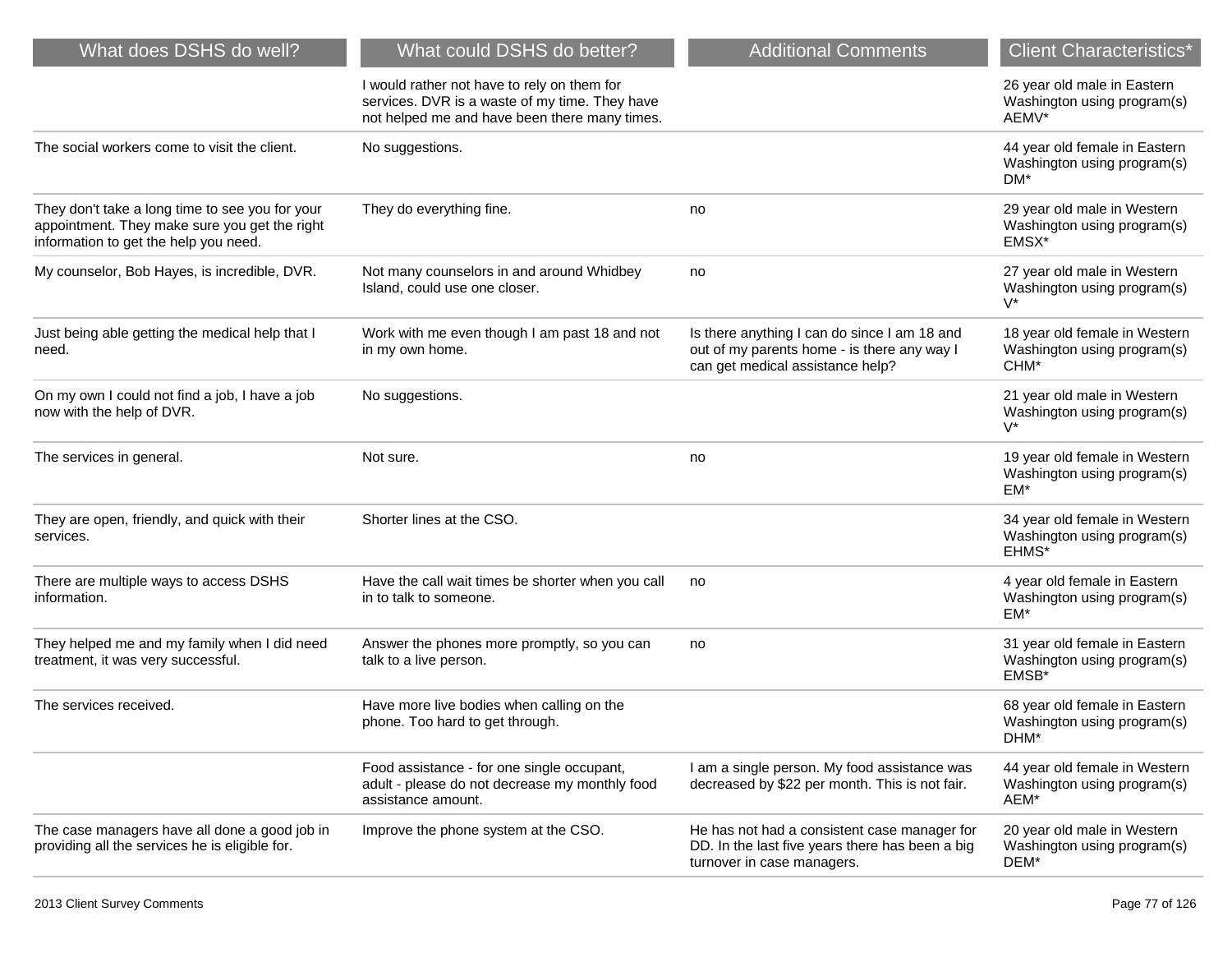| What does DSHS do well? | What could DSHS do better? | Additional Comments | Client Characteristics* |
|---|---|---|---|
| | I would rather not have to rely on them for services. DVR is a waste of my time. They have not helped me and have been there many times. | | 26 year old male in Eastern Washington using program(s) AEMV* |
| The social workers come to visit the client. | No suggestions. | | 44 year old female in Eastern Washington using program(s) DM* |
| They don't take a long time to see you for your appointment. They make sure you get the right information to get the help you need. | They do everything fine. | no | 29 year old male in Western Washington using program(s) EMSX* |
| My counselor, Bob Hayes, is incredible, DVR. | Not many counselors in and around Whidbey Island, could use one closer. | no | 27 year old male in Western Washington using program(s) V* |
| Just being able getting the medical help that I need. | Work with me even though I am past 18 and not in my own home. | Is there anything I can do since I am 18 and out of my parents home - is there any way I can get medical assistance help? | 18 year old female in Western Washington using program(s) CHM* |
| On my own I could not find a job, I have a job now with the help of DVR. | No suggestions. | | 21 year old male in Western Washington using program(s) V* |
| The services in general. | Not sure. | no | 19 year old female in Western Washington using program(s) EM* |
| They are open, friendly, and quick with their services. | Shorter lines at the CSO. | | 34 year old female in Western Washington using program(s) EHMS* |
| There are multiple ways to access DSHS information. | Have the call wait times be shorter when you call in to talk to someone. | no | 4 year old female in Eastern Washington using program(s) EM* |
| They helped me and my family when I did need treatment, it was very successful. | Answer the phones more promptly, so you can talk to a live person. | no | 31 year old female in Eastern Washington using program(s) EMSB* |
| The services received. | Have more live bodies when calling on the phone. Too hard to get through. | | 68 year old female in Eastern Washington using program(s) DHM* |
| | Food assistance - for one single occupant, adult - please do not decrease my monthly food assistance amount. | I am a single person. My food assistance was decreased by $22 per month. This is not fair. | 44 year old female in Western Washington using program(s) AEM* |
| The case managers have all done a good job in providing all the services he is eligible for. | Improve the phone system at the CSO. | He has not had a consistent case manager for DD. In the last five years there has been a big turnover in case managers. | 20 year old male in Western Washington using program(s) DEM* |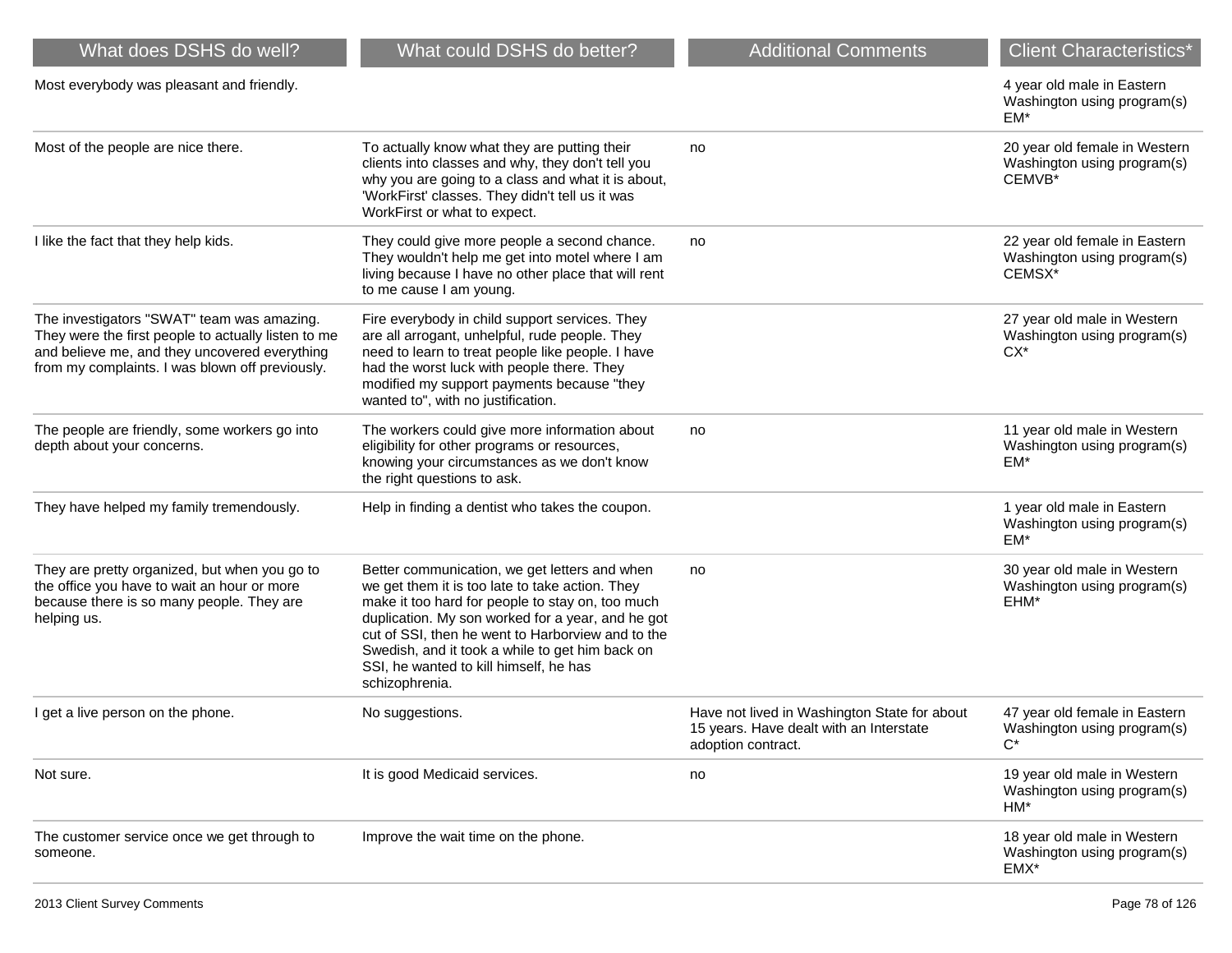| What does DSHS do well? | What could DSHS do better? | Additional Comments | Client Characteristics* |
| --- | --- | --- | --- |
| Most everybody was pleasant and friendly. | | | 4 year old male in Eastern Washington using program(s) EM* |
| Most of the people are nice there. | To actually know what they are putting their clients into classes and why, they don't tell you why you are going to a class and what it is about, 'WorkFirst' classes. They didn't tell us it was WorkFirst or what to expect. | no | 20 year old female in Western Washington using program(s) CEMVB* |
| I like the fact that they help kids. | They could give more people a second chance. They wouldn't help me get into motel where I am living because I have no other place that will rent to me cause I am young. | no | 22 year old female in Eastern Washington using program(s) CEMSX* |
| The investigators "SWAT" team was amazing. They were the first people to actually listen to me and believe me, and they uncovered everything from my complaints. I was blown off previously. | Fire everybody in child support services. They are all arrogant, unhelpful, rude people. They need to learn to treat people like people. I have had the worst luck with people there. They modified my support payments because "they wanted to", with no justification. | | 27 year old male in Western Washington using program(s) CX* |
| The people are friendly, some workers go into depth about your concerns. | The workers could give more information about eligibility for other programs or resources, knowing your circumstances as we don't know the right questions to ask. | no | 11 year old male in Western Washington using program(s) EM* |
| They have helped my family tremendously. | Help in finding a dentist who takes the coupon. | | 1 year old male in Eastern Washington using program(s) EM* |
| They are pretty organized, but when you go to the office you have to wait an hour or more because there is so many people. They are helping us. | Better communication, we get letters and when we get them it is too late to take action. They make it too hard for people to stay on, too much duplication. My son worked for a year, and he got cut of SSI, then he went to Harborview and to the Swedish, and it took a while to get him back on SSI, he wanted to kill himself, he has schizophrenia. | no | 30 year old male in Western Washington using program(s) EHM* |
| I get a live person on the phone. | No suggestions. | Have not lived in Washington State for about 15 years. Have dealt with an Interstate adoption contract. | 47 year old female in Eastern Washington using program(s) C* |
| Not sure. | It is good Medicaid services. | no | 19 year old male in Western Washington using program(s) HM* |
| The customer service once we get through to someone. | Improve the wait time on the phone. | | 18 year old male in Western Washington using program(s) EMX* |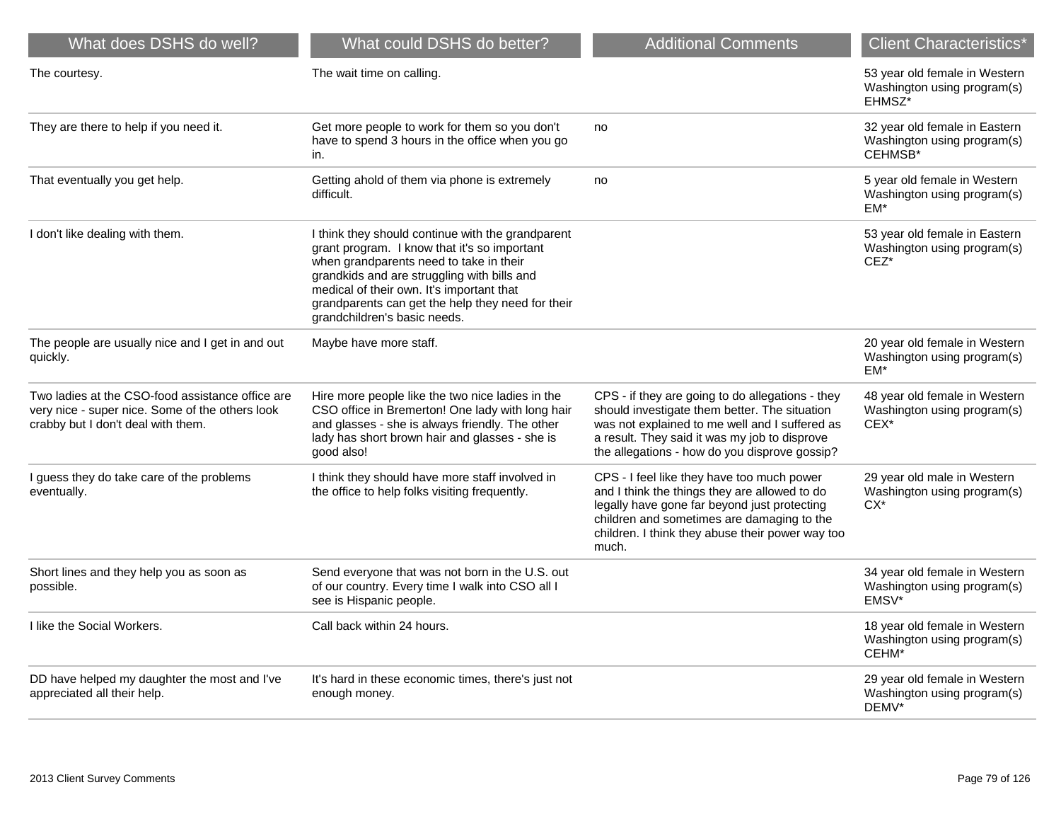| What does DSHS do well? | What could DSHS do better? | Additional Comments | Client Characteristics* |
|---|---|---|---|
| The courtesy. | The wait time on calling. | | 53 year old female in Western Washington using program(s) EHMSZ* |
| They are there to help if you need it. | Get more people to work for them so you don't have to spend 3 hours in the office when you go in. | no | 32 year old female in Eastern Washington using program(s) CEHMSB* |
| That eventually you get help. | Getting ahold of them via phone is extremely difficult. | no | 5 year old female in Western Washington using program(s) EM* |
| I don't like dealing with them. | I think they should continue with the grandparent grant program. I know that it's so important when grandparents need to take in their grandkids and are struggling with bills and medical of their own. It's important that grandparents can get the help they need for their grandchildren's basic needs. | | 53 year old female in Eastern Washington using program(s) CEZ* |
| The people are usually nice and I get in and out quickly. | Maybe have more staff. | | 20 year old female in Western Washington using program(s) EM* |
| Two ladies at the CSO-food assistance office are very nice - super nice. Some of the others look crabby but I don't deal with them. | Hire more people like the two nice ladies in the CSO office in Bremerton! One lady with long hair and glasses - she is always friendly. The other lady has short brown hair and glasses - she is good also! | CPS - if they are going to do allegations - they should investigate them better. The situation was not explained to me well and I suffered as a result. They said it was my job to disprove the allegations - how do you disprove gossip? | 48 year old female in Western Washington using program(s) CEX* |
| I guess they do take care of the problems eventually. | I think they should have more staff involved in the office to help folks visiting frequently. | CPS - I feel like they have too much power and I think the things they are allowed to do legally have gone far beyond just protecting children and sometimes are damaging to the children. I think they abuse their power way too much. | 29 year old male in Western Washington using program(s) CX* |
| Short lines and they help you as soon as possible. | Send everyone that was not born in the U.S. out of our country. Every time I walk into CSO all I see is Hispanic people. | | 34 year old female in Western Washington using program(s) EMSV* |
| I like the Social Workers. | Call back within 24 hours. | | 18 year old female in Western Washington using program(s) CEHM* |
| DD have helped my daughter the most and I've appreciated all their help. | It's hard in these economic times, there's just not enough money. | | 29 year old female in Western Washington using program(s) DEMV* |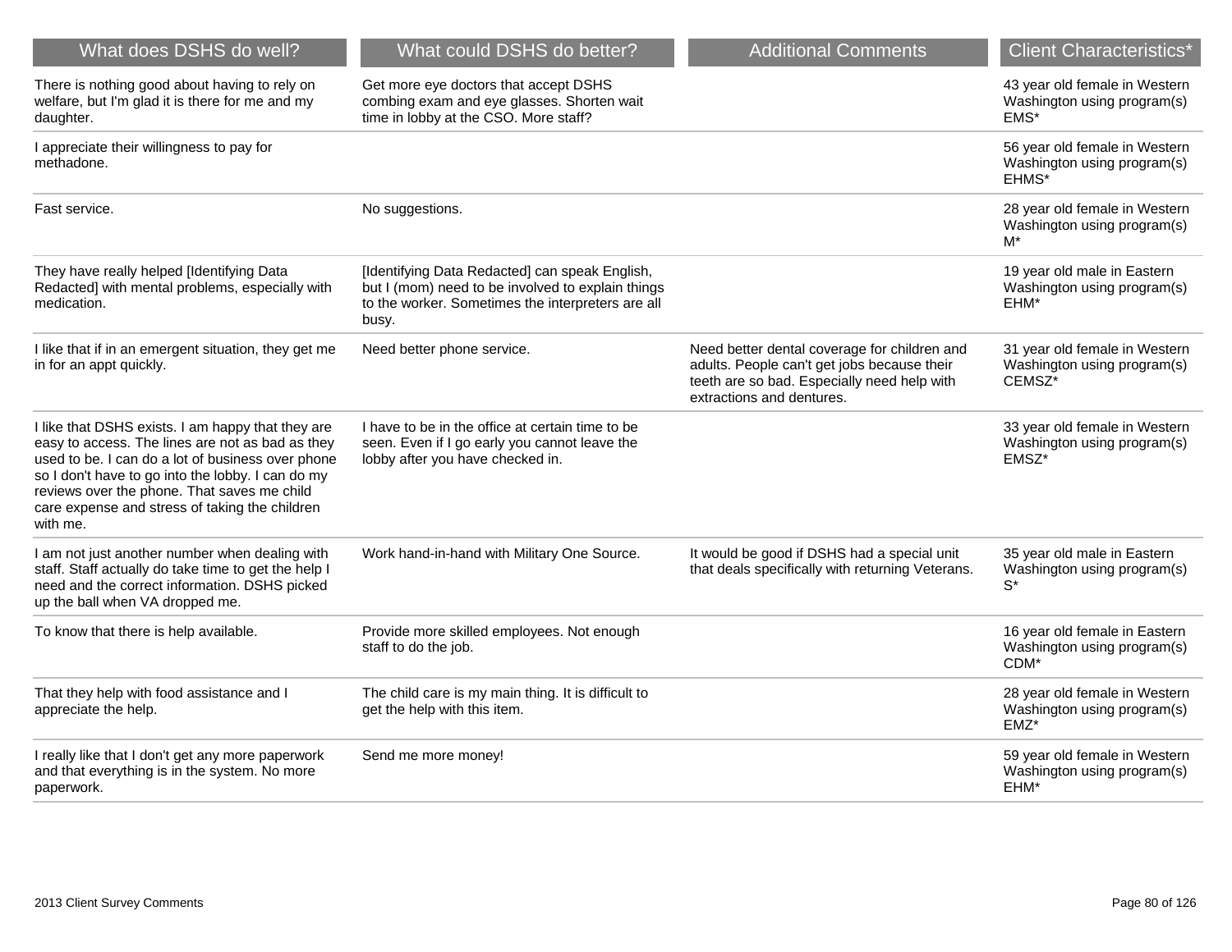| What does DSHS do well? | What could DSHS do better? | Additional Comments | Client Characteristics* |
|---|---|---|---|
| There is nothing good about having to rely on welfare, but I'm glad it is there for me and my daughter. | Get more eye doctors that accept DSHS combing exam and eye glasses. Shorten wait time in lobby at the CSO. More staff? | | 43 year old female in Western Washington using program(s) EMS* |
| I appreciate their willingness to pay for methadone. | | | 56 year old female in Western Washington using program(s) EHMS* |
| Fast service. | No suggestions. | | 28 year old female in Western Washington using program(s) M* |
| They have really helped [Identifying Data Redacted] with mental problems, especially with medication. | [Identifying Data Redacted] can speak English, but I (mom) need to be involved to explain things to the worker. Sometimes the interpreters are all busy. | | 19 year old male in Eastern Washington using program(s) EHM* |
| I like that if in an emergent situation, they get me in for an appt quickly. | Need better phone service. | Need better dental coverage for children and adults. People can't get jobs because their teeth are so bad. Especially need help with extractions and dentures. | 31 year old female in Western Washington using program(s) CEMSZ* |
| I like that DSHS exists. I am happy that they are easy to access. The lines are not as bad as they used to be. I can do a lot of business over phone so I don't have to go into the lobby. I can do my reviews over the phone. That saves me child care expense and stress of taking the children with me. | I have to be in the office at certain time to be seen. Even if I go early you cannot leave the lobby after you have checked in. | | 33 year old female in Western Washington using program(s) EMSZ* |
| I am not just another number when dealing with staff. Staff actually do take time to get the help I need and the correct information. DSHS picked up the ball when VA dropped me. | Work hand-in-hand with Military One Source. | It would be good if DSHS had a special unit that deals specifically with returning Veterans. | 35 year old male in Eastern Washington using program(s) S* |
| To know that there is help available. | Provide more skilled employees. Not enough staff to do the job. | | 16 year old female in Eastern Washington using program(s) CDM* |
| That they help with food assistance and I appreciate the help. | The child care is my main thing. It is difficult to get the help with this item. | | 28 year old female in Western Washington using program(s) EMZ* |
| I really like that I don't get any more paperwork and that everything is in the system. No more paperwork. | Send me more money! | | 59 year old female in Western Washington using program(s) EHM* |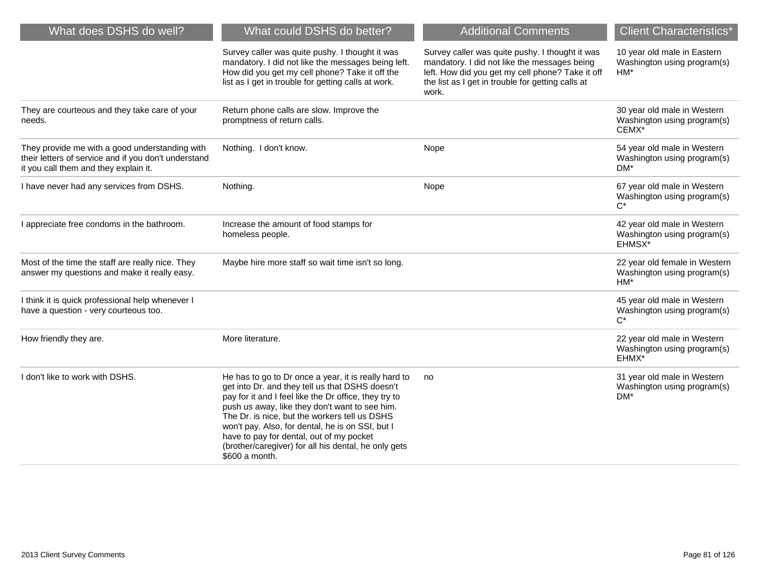| What does DSHS do well? | What could DSHS do better? | Additional Comments | Client Characteristics* |
|---|---|---|---|
| | Survey caller was quite pushy. I thought it was mandatory. I did not like the messages being left. How did you get my cell phone? Take it off the list as I get in trouble for getting calls at work. | Survey caller was quite pushy. I thought it was mandatory. I did not like the messages being left. How did you get my cell phone? Take it off the list as I get in trouble for getting calls at work. | 10 year old male in Eastern Washington using program(s) HM* |
| They are courteous and they take care of your needs. | Return phone calls are slow. Improve the promptness of return calls. | | 30 year old male in Western Washington using program(s) CEMX* |
| They provide me with a good understanding with their letters of service and if you don't understand it you call them and they explain it. | Nothing. I don't know. | Nope | 54 year old male in Western Washington using program(s) DM* |
| I have never had any services from DSHS. | Nothing. | Nope | 67 year old male in Western Washington using program(s) C* |
| I appreciate free condoms in the bathroom. | Increase the amount of food stamps for homeless people. | | 42 year old male in Western Washington using program(s) EHMSX* |
| Most of the time the staff are really nice. They answer my questions and make it really easy. | Maybe hire more staff so wait time isn't so long. | | 22 year old female in Western Washington using program(s) HM* |
| I think it is quick professional help whenever I have a question - very courteous too. | | | 45 year old male in Western Washington using program(s) C* |
| How friendly they are. | More literature. | | 22 year old male in Western Washington using program(s) EHMX* |
| I don't like to work with DSHS. | He has to go to Dr once a year, it is really hard to get into Dr. and they tell us that DSHS doesn't pay for it and I feel like the Dr office, they try to push us away, like they don't want to see him. The Dr. is nice, but the workers tell us DSHS won't pay. Also, for dental, he is on SSI, but I have to pay for dental, out of my pocket (brother/caregiver) for all his dental, he only gets $600 a month. | no | 31 year old male in Western Washington using program(s) DM* |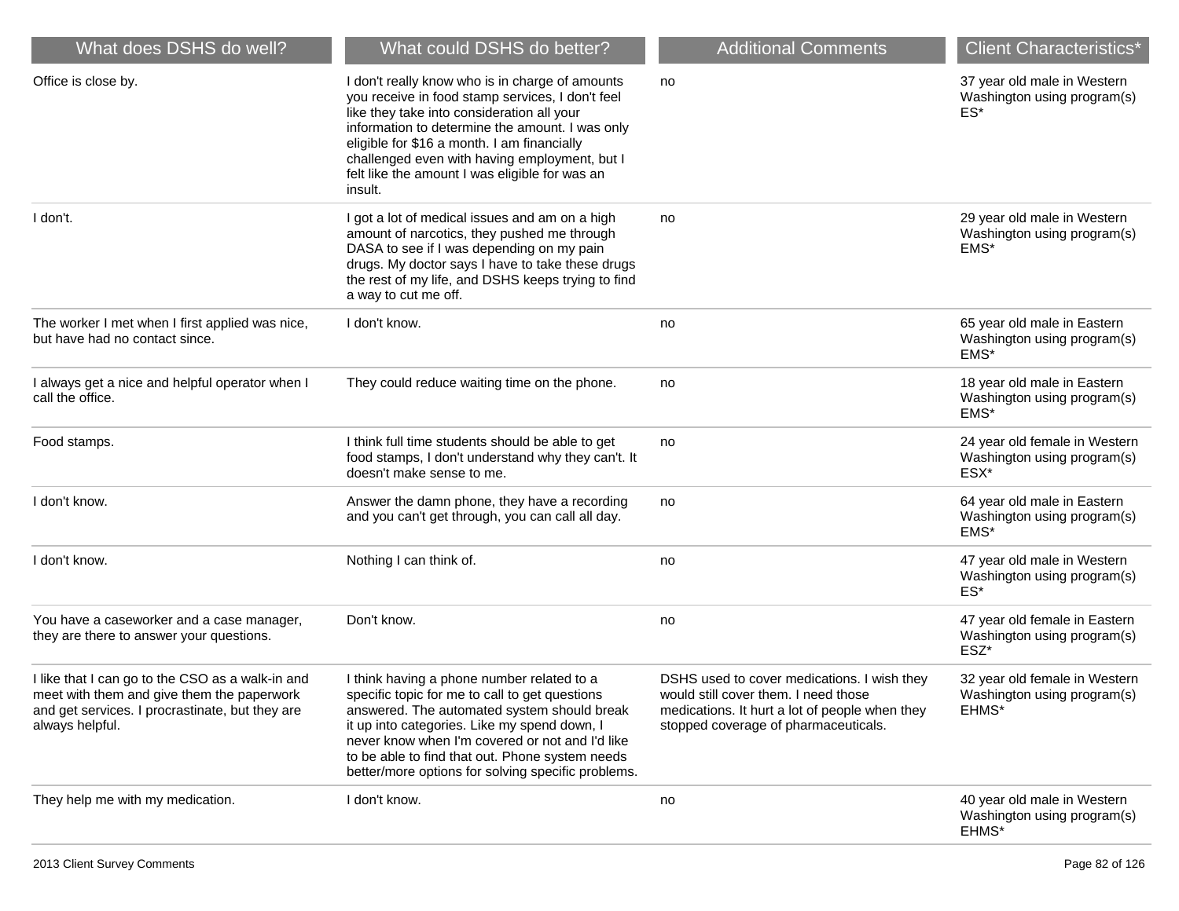| What does DSHS do well? | What could DSHS do better? | Additional Comments | Client Characteristics* |
| --- | --- | --- | --- |
| Office is close by. | I don't really know who is in charge of amounts you receive in food stamp services, I don't feel like they take into consideration all your information to determine the amount. I was only eligible for $16 a month. I am financially challenged even with having employment, but I felt like the amount I was eligible for was an insult. | no | 37 year old male in Western Washington using program(s) ES* |
| I don't. | I got a lot of medical issues and am on a high amount of narcotics, they pushed me through DASA to see if I was depending on my pain drugs. My doctor says I have to take these drugs the rest of my life, and DSHS keeps trying to find a way to cut me off. | no | 29 year old male in Western Washington using program(s) EMS* |
| The worker I met when I first applied was nice, but have had no contact since. | I don't know. | no | 65 year old male in Eastern Washington using program(s) EMS* |
| I always get a nice and helpful operator when I call the office. | They could reduce waiting time on the phone. | no | 18 year old male in Eastern Washington using program(s) EMS* |
| Food stamps. | I think full time students should be able to get food stamps, I don't understand why they can't. It doesn't make sense to me. | no | 24 year old female in Western Washington using program(s) ESX* |
| I don't know. | Answer the damn phone, they have a recording and you can't get through, you can call all day. | no | 64 year old male in Eastern Washington using program(s) EMS* |
| I don't know. | Nothing I can think of. | no | 47 year old male in Western Washington using program(s) ES* |
| You have a caseworker and a case manager, they are there to answer your questions. | Don't know. | no | 47 year old female in Eastern Washington using program(s) ESZ* |
| I like that I can go to the CSO as a walk-in and meet with them and give them the paperwork and get services. I procrastinate, but they are always helpful. | I think having a phone number related to a specific topic for me to call to get questions answered. The automated system should break it up into categories. Like my spend down, I never know when I'm covered or not and I'd like to be able to find that out. Phone system needs better/more options for solving specific problems. | DSHS used to cover medications. I wish they would still cover them. I need those medications. It hurt a lot of people when they stopped coverage of pharmaceuticals. | 32 year old female in Western Washington using program(s) EHMS* |
| They help me with my medication. | I don't know. | no | 40 year old male in Western Washington using program(s) EHMS* |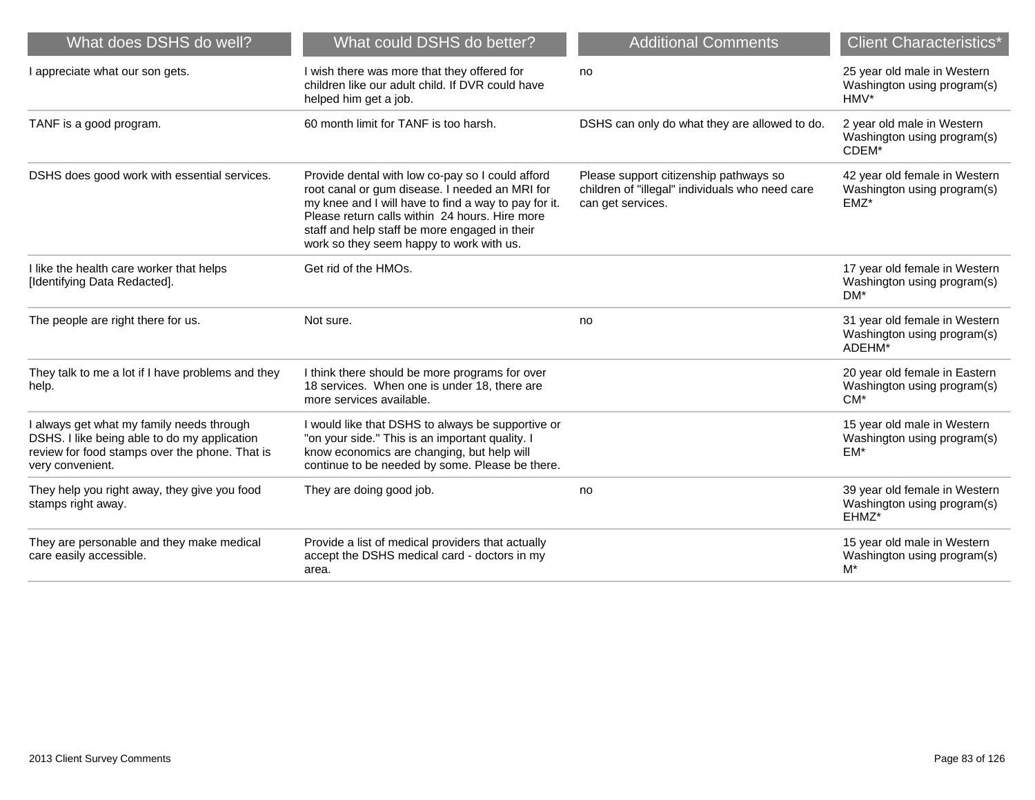| What does DSHS do well? | What could DSHS do better? | Additional Comments | Client Characteristics* |
|---|---|---|---|
| I appreciate what our son gets. | I wish there was more that they offered for children like our adult child. If DVR could have helped him get a job. | no | 25 year old male in Western Washington using program(s) HMV* |
| TANF is a good program. | 60 month limit for TANF is too harsh. | DSHS can only do what they are allowed to do. | 2 year old male in Western Washington using program(s) CDEM* |
| DSHS does good work with essential services. | Provide dental with low co-pay so I could afford root canal or gum disease. I needed an MRI for my knee and I will have to find a way to pay for it. Please return calls within 24 hours. Hire more staff and help staff be more engaged in their work so they seem happy to work with us. | Please support citizenship pathways so children of "illegal" individuals who need care can get services. | 42 year old female in Western Washington using program(s) EMZ* |
| I like the health care worker that helps [Identifying Data Redacted]. | Get rid of the HMOs. | | 17 year old female in Western Washington using program(s) DM* |
| The people are right there for us. | Not sure. | no | 31 year old female in Western Washington using program(s) ADEHM* |
| They talk to me a lot if I have problems and they help. | I think there should be more programs for over 18 services. When one is under 18, there are more services available. | | 20 year old female in Eastern Washington using program(s) CM* |
| I always get what my family needs through DSHS. I like being able to do my application review for food stamps over the phone. That is very convenient. | I would like that DSHS to always be supportive or "on your side." This is an important quality. I know economics are changing, but help will continue to be needed by some. Please be there. | | 15 year old male in Western Washington using program(s) EM* |
| They help you right away, they give you food stamps right away. | They are doing good job. | no | 39 year old female in Western Washington using program(s) EHMZ* |
| They are personable and they make medical care easily accessible. | Provide a list of medical providers that actually accept the DSHS medical card - doctors in my area. | | 15 year old male in Western Washington using program(s) M* |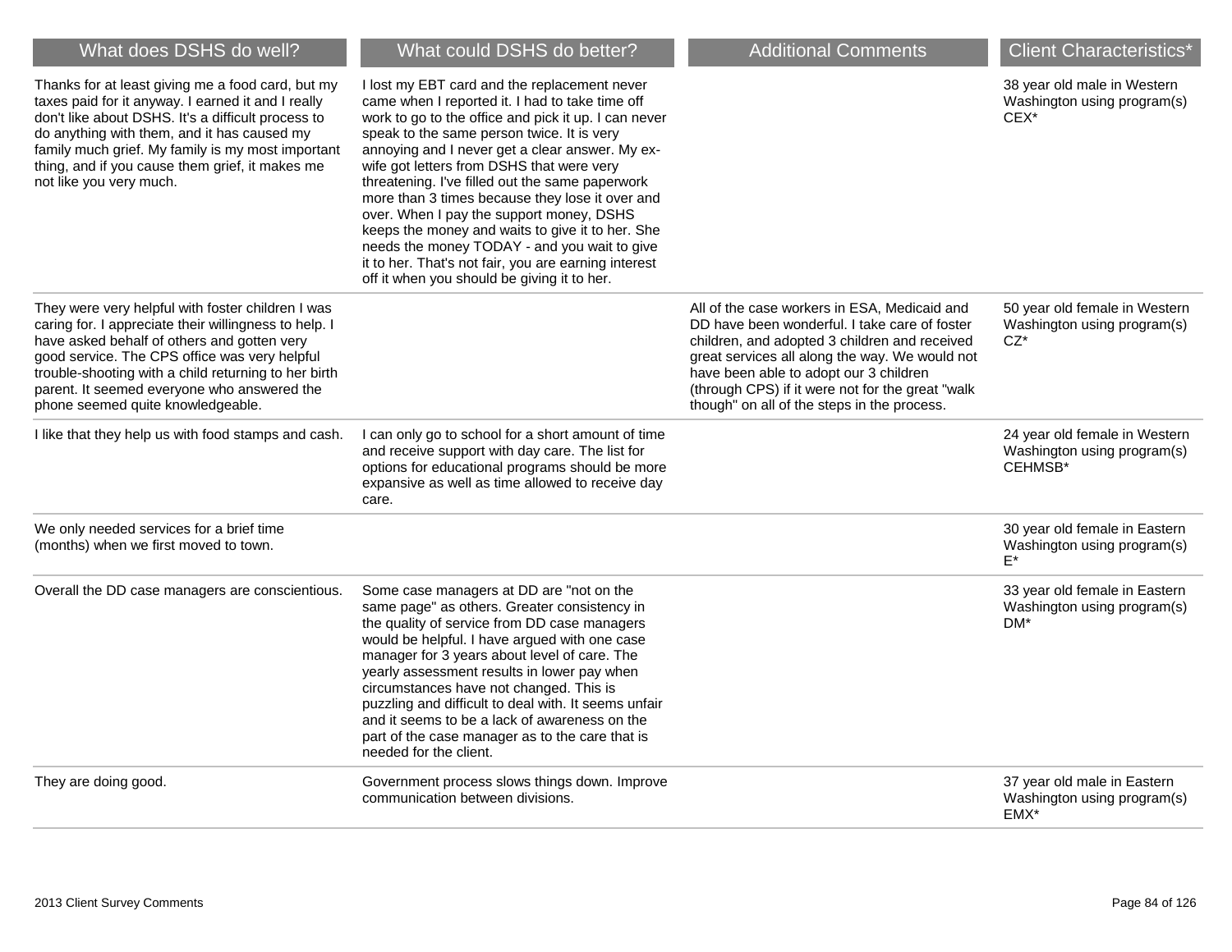| What does DSHS do well? | What could DSHS do better? | Additional Comments | Client Characteristics* |
| --- | --- | --- | --- |
| Thanks for at least giving me a food card, but my taxes paid for it anyway. I earned it and I really don't like about DSHS. It's a difficult process to do anything with them, and it has caused my family much grief. My family is my most important thing, and if you cause them grief, it makes me not like you very much. | I lost my EBT card and the replacement never came when I reported it. I had to take time off work to go to the office and pick it up. I can never speak to the same person twice. It is very annoying and I never get a clear answer. My ex-wife got letters from DSHS that were very threatening. I've filled out the same paperwork more than 3 times because they lose it over and over. When I pay the support money, DSHS keeps the money and waits to give it to her. She needs the money TODAY - and you wait to give it to her. That's not fair, you are earning interest off it when you should be giving it to her. | | 38 year old male in Western Washington using program(s) CEX* |
| They were very helpful with foster children I was caring for. I appreciate their willingness to help. I have asked behalf of others and gotten very good service. The CPS office was very helpful trouble-shooting with a child returning to her birth parent. It seemed everyone who answered the phone seemed quite knowledgeable. | | All of the case workers in ESA, Medicaid and DD have been wonderful. I take care of foster children, and adopted 3 children and received great services all along the way. We would not have been able to adopt our 3 children (through CPS) if it were not for the great "walk though" on all of the steps in the process. | 50 year old female in Western Washington using program(s) CZ* |
| I like that they help us with food stamps and cash. | I can only go to school for a short amount of time and receive support with day care. The list for options for educational programs should be more expansive as well as time allowed to receive day care. | | 24 year old female in Western Washington using program(s) CEHMSB* |
| We only needed services for a brief time (months) when we first moved to town. | | | 30 year old female in Eastern Washington using program(s) E* |
| Overall the DD case managers are conscientious. | Some case managers at DD are "not on the same page" as others. Greater consistency in the quality of service from DD case managers would be helpful. I have argued with one case manager for 3 years about level of care. The yearly assessment results in lower pay when circumstances have not changed. This is puzzling and difficult to deal with. It seems unfair and it seems to be a lack of awareness on the part of the case manager as to the care that is needed for the client. | | 33 year old female in Eastern Washington using program(s) DM* |
| They are doing good. | Government process slows things down. Improve communication between divisions. | | 37 year old male in Eastern Washington using program(s) EMX* |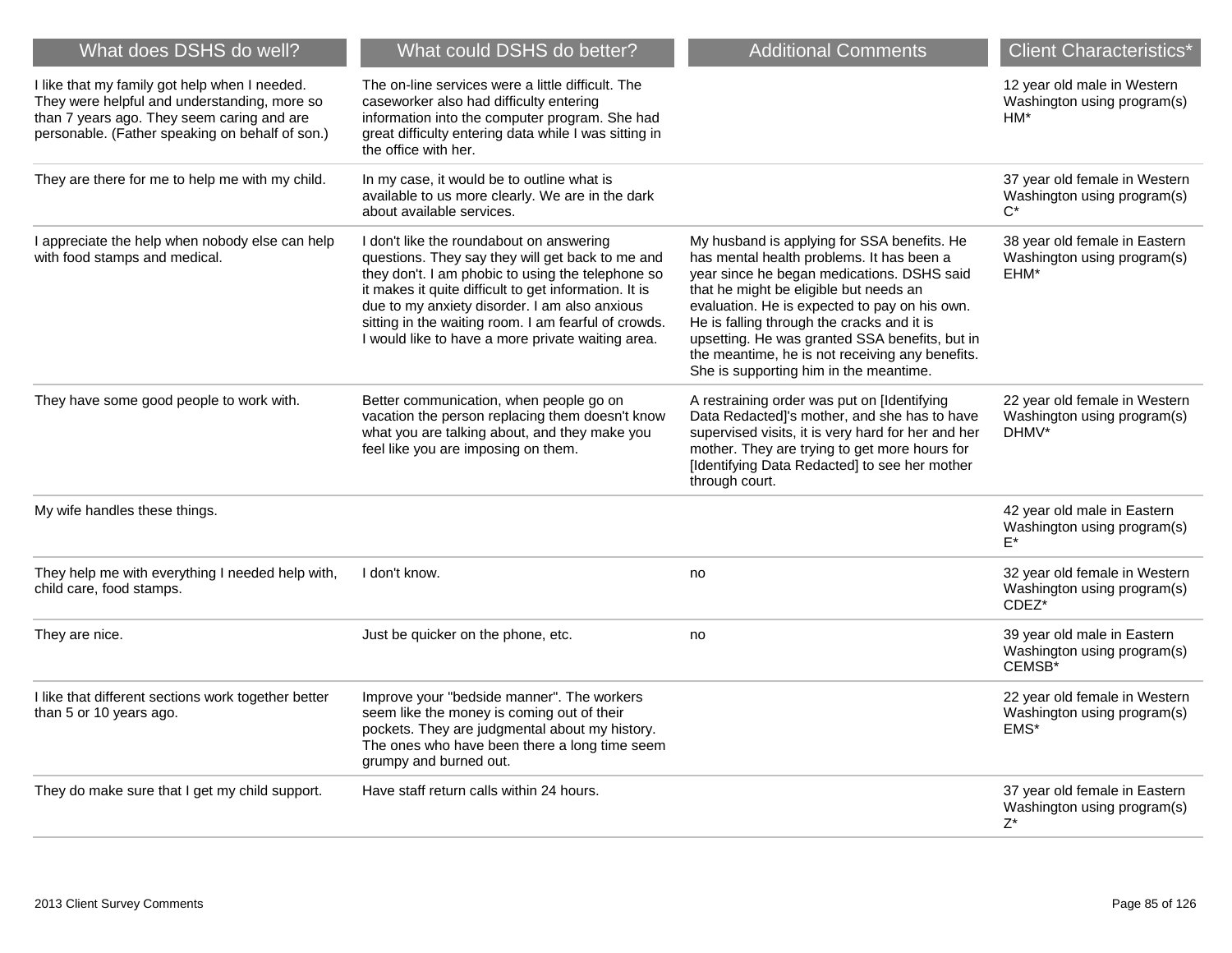| What does DSHS do well? | What could DSHS do better? | Additional Comments | Client Characteristics* |
|---|---|---|---|
| I like that my family got help when I needed. They were helpful and understanding, more so than 7 years ago. They seem caring and are personable. (Father speaking on behalf of son.) | The on-line services were a little difficult. The caseworker also had difficulty entering information into the computer program. She had great difficulty entering data while I was sitting in the office with her. | | 12 year old male in Western Washington using program(s) HM* |
| They are there for me to help me with my child. | In my case, it would be to outline what is available to us more clearly. We are in the dark about available services. | | 37 year old female in Western Washington using program(s) C* |
| I appreciate the help when nobody else can help with food stamps and medical. | I don't like the roundabout on answering questions. They say they will get back to me and they don't. I am phobic to using the telephone so it makes it quite difficult to get information. It is due to my anxiety disorder. I am also anxious sitting in the waiting room. I am fearful of crowds. I would like to have a more private waiting area. | My husband is applying for SSA benefits. He has mental health problems. It has been a year since he began medications. DSHS said that he might be eligible but needs an evaluation. He is expected to pay on his own. He is falling through the cracks and it is upsetting. He was granted SSA benefits, but in the meantime, he is not receiving any benefits. She is supporting him in the meantime. | 38 year old female in Eastern Washington using program(s) EHM* |
| They have some good people to work with. | Better communication, when people go on vacation the person replacing them doesn't know what you are talking about, and they make you feel like you are imposing on them. | A restraining order was put on [Identifying Data Redacted]'s mother, and she has to have supervised visits, it is very hard for her and her mother. They are trying to get more hours for [Identifying Data Redacted] to see her mother through court. | 22 year old female in Western Washington using program(s) DHMV* |
| My wife handles these things. | | | 42 year old male in Eastern Washington using program(s) E* |
| They help me with everything I needed help with, child care, food stamps. | I don't know. | no | 32 year old female in Western Washington using program(s) CDEZ* |
| They are nice. | Just be quicker on the phone, etc. | no | 39 year old male in Eastern Washington using program(s) CEMSB* |
| I like that different sections work together better than 5 or 10 years ago. | Improve your "bedside manner". The workers seem like the money is coming out of their pockets. They are judgmental about my history. The ones who have been there a long time seem grumpy and burned out. | | 22 year old female in Western Washington using program(s) EMS* |
| They do make sure that I get my child support. | Have staff return calls within 24 hours. | | 37 year old female in Eastern Washington using program(s) Z* |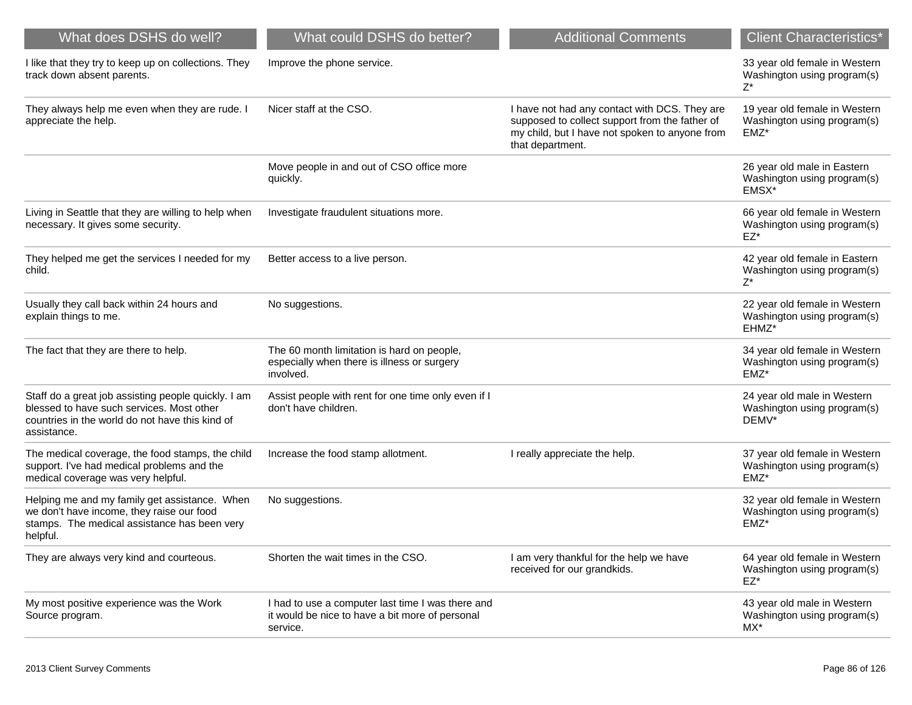| What does DSHS do well? | What could DSHS do better? | Additional Comments | Client Characteristics* |
| --- | --- | --- | --- |
| I like that they try to keep up on collections. They track down absent parents. | Improve the phone service. | | 33 year old female in Western Washington using program(s) Z* |
| They always help me even when they are rude. I appreciate the help. | Nicer staff at the CSO. | I have not had any contact with DCS. They are supposed to collect support from the father of my child, but I have not spoken to anyone from that department. | 19 year old female in Western Washington using program(s) EMZ* |
| | Move people in and out of CSO office more quickly. | | 26 year old male in Eastern Washington using program(s) EMSX* |
| Living in Seattle that they are willing to help when necessary. It gives some security. | Investigate fraudulent situations more. | | 66 year old female in Western Washington using program(s) EZ* |
| They helped me get the services I needed for my child. | Better access to a live person. | | 42 year old female in Eastern Washington using program(s) Z* |
| Usually they call back within 24 hours and explain things to me. | No suggestions. | | 22 year old female in Western Washington using program(s) EHMZ* |
| The fact that they are there to help. | The 60 month limitation is hard on people, especially when there is illness or surgery involved. | | 34 year old female in Western Washington using program(s) EMZ* |
| Staff do a great job assisting people quickly. I am blessed to have such services. Most other countries in the world do not have this kind of assistance. | Assist people with rent for one time only even if I don't have children. | | 24 year old male in Western Washington using program(s) DEMV* |
| The medical coverage, the food stamps, the child support. I've had medical problems and the medical coverage was very helpful. | Increase the food stamp allotment. | I really appreciate the help. | 37 year old female in Western Washington using program(s) EMZ* |
| Helping me and my family get assistance. When we don't have income, they raise our food stamps. The medical assistance has been very helpful. | No suggestions. | | 32 year old female in Western Washington using program(s) EMZ* |
| They are always very kind and courteous. | Shorten the wait times in the CSO. | I am very thankful for the help we have received for our grandkids. | 64 year old female in Western Washington using program(s) EZ* |
| My most positive experience was the Work Source program. | I had to use a computer last time I was there and it would be nice to have a bit more of personal service. | | 43 year old male in Western Washington using program(s) MX* |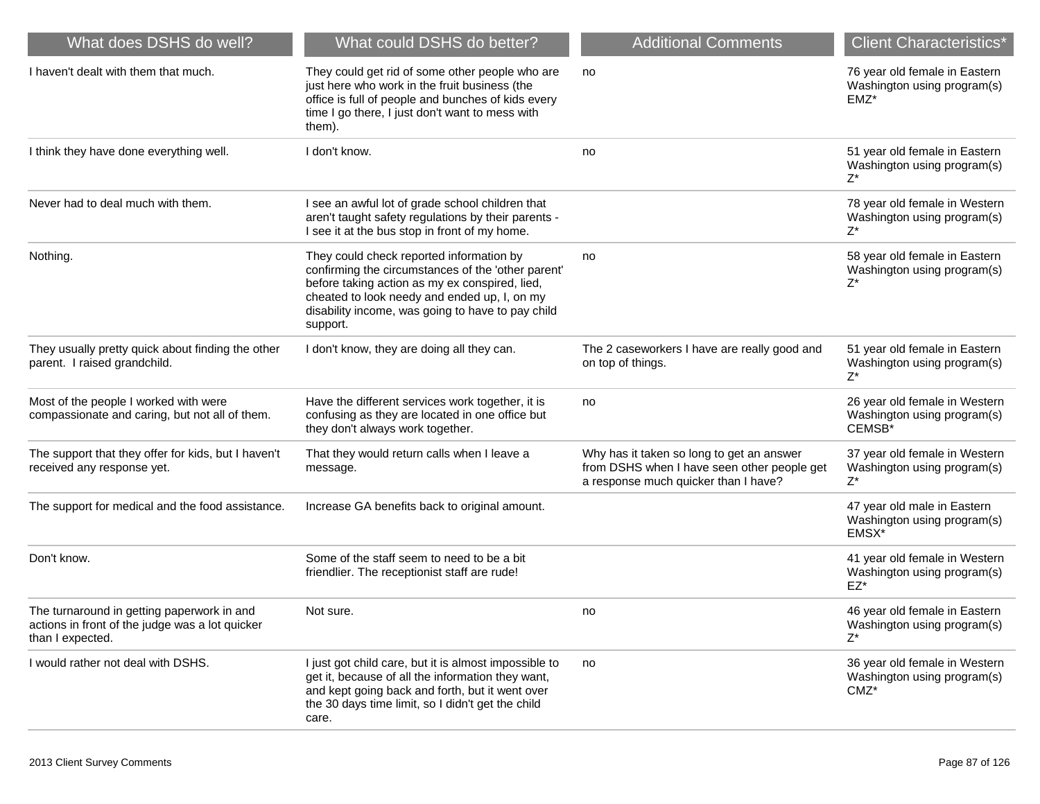| What does DSHS do well? | What could DSHS do better? | Additional Comments | Client Characteristics* |
| --- | --- | --- | --- |
| I haven't dealt with them that much. | They could get rid of some other people who are just here who work in the fruit business (the office is full of people and bunches of kids every time I go there, I just don't want to mess with them). | no | 76 year old female in Eastern Washington using program(s) EMZ* |
| I think they have done everything well. | I don't know. | no | 51 year old female in Eastern Washington using program(s) Z* |
| Never had to deal much with them. | I see an awful lot of grade school children that aren't taught safety regulations by their parents - I see it at the bus stop in front of my home. | | 78 year old female in Western Washington using program(s) Z* |
| Nothing. | They could check reported information by confirming the circumstances of the 'other parent' before taking action as my ex conspired, lied, cheated to look needy and ended up, I, on my disability income, was going to have to pay child support. | no | 58 year old female in Eastern Washington using program(s) Z* |
| They usually pretty quick about finding the other parent. I raised grandchild. | I don't know, they are doing all they can. | The 2 caseworkers I have are really good and on top of things. | 51 year old female in Eastern Washington using program(s) Z* |
| Most of the people I worked with were compassionate and caring, but not all of them. | Have the different services work together, it is confusing as they are located in one office but they don't always work together. | no | 26 year old female in Western Washington using program(s) CEMSB* |
| The support that they offer for kids, but I haven't received any response yet. | That they would return calls when I leave a message. | Why has it taken so long to get an answer from DSHS when I have seen other people get a response much quicker than I have? | 37 year old female in Western Washington using program(s) Z* |
| The support for medical and the food assistance. | Increase GA benefits back to original amount. | | 47 year old male in Eastern Washington using program(s) EMSX* |
| Don't know. | Some of the staff seem to need to be a bit friendlier. The receptionist staff are rude! | | 41 year old female in Western Washington using program(s) EZ* |
| The turnaround in getting paperwork in and actions in front of the judge was a lot quicker than I expected. | Not sure. | no | 46 year old female in Eastern Washington using program(s) Z* |
| I would rather not deal with DSHS. | I just got child care, but it is almost impossible to get it, because of all the information they want, and kept going back and forth, but it went over the 30 days time limit, so I didn't get the child care. | no | 36 year old female in Western Washington using program(s) CMZ* |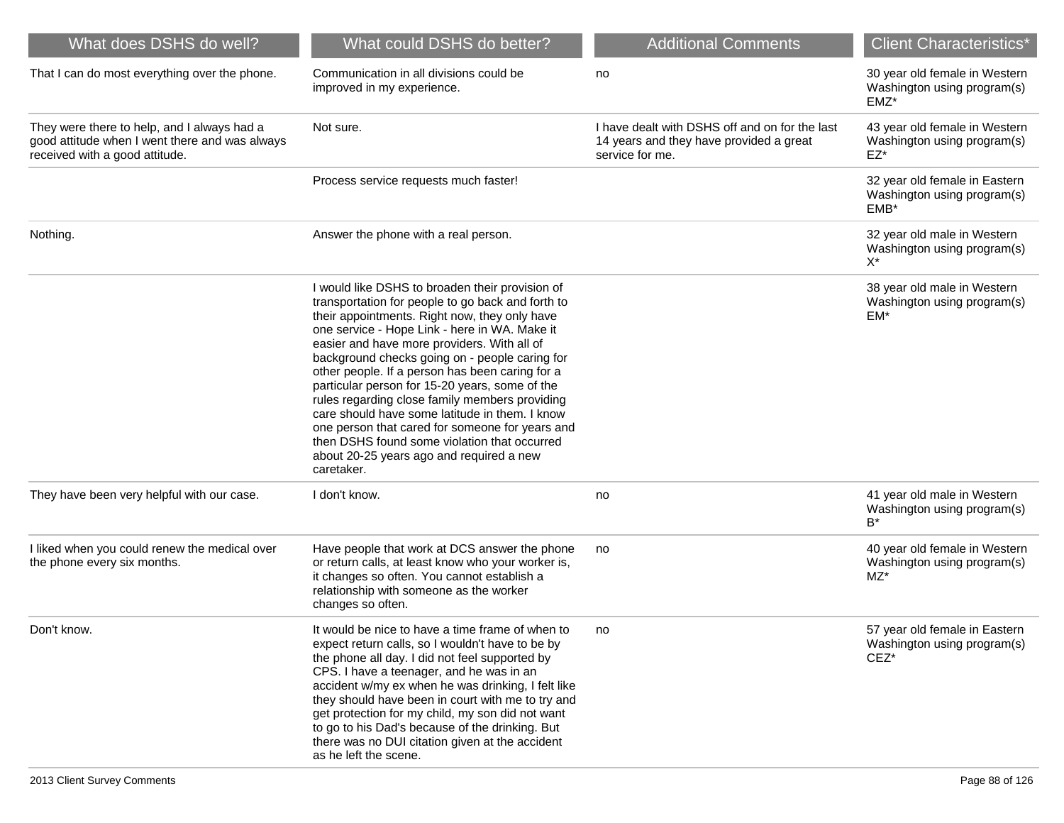| What does DSHS do well? | What could DSHS do better? | Additional Comments | Client Characteristics* |
|---|---|---|---|
| That I can do most everything over the phone. | Communication in all divisions could be improved in my experience. | no | 30 year old female in Western Washington using program(s) EMZ* |
| They were there to help, and I always had a good attitude when I went there and was always received with a good attitude. | Not sure. | I have dealt with DSHS off and on for the last 14 years and they have provided a great service for me. | 43 year old female in Western Washington using program(s) EZ* |
| | Process service requests much faster! | | 32 year old female in Eastern Washington using program(s) EMB* |
| Nothing. | Answer the phone with a real person. | | 32 year old male in Western Washington using program(s) X* |
| | I would like DSHS to broaden their provision of transportation for people to go back and forth to their appointments. Right now, they only have one service - Hope Link - here in WA. Make it easier and have more providers. With all of background checks going on - people caring for other people. If a person has been caring for a particular person for 15-20 years, some of the rules regarding close family members providing care should have some latitude in them. I know one person that cared for someone for years and then DSHS found some violation that occurred about 20-25 years ago and required a new caretaker. | | 38 year old male in Western Washington using program(s) EM* |
| They have been very helpful with our case. | I don't know. | no | 41 year old male in Western Washington using program(s) B* |
| I liked when you could renew the medical over the phone every six months. | Have people that work at DCS answer the phone or return calls, at least know who your worker is, it changes so often. You cannot establish a relationship with someone as the worker changes so often. | no | 40 year old female in Western Washington using program(s) MZ* |
| Don't know. | It would be nice to have a time frame of when to expect return calls, so I wouldn't have to be by the phone all day. I did not feel supported by CPS. I have a teenager, and he was in an accident w/my ex when he was drinking, I felt like they should have been in court with me to try and get protection for my child, my son did not want to go to his Dad's because of the drinking. But there was no DUI citation given at the accident as he left the scene. | no | 57 year old female in Eastern Washington using program(s) CEZ* |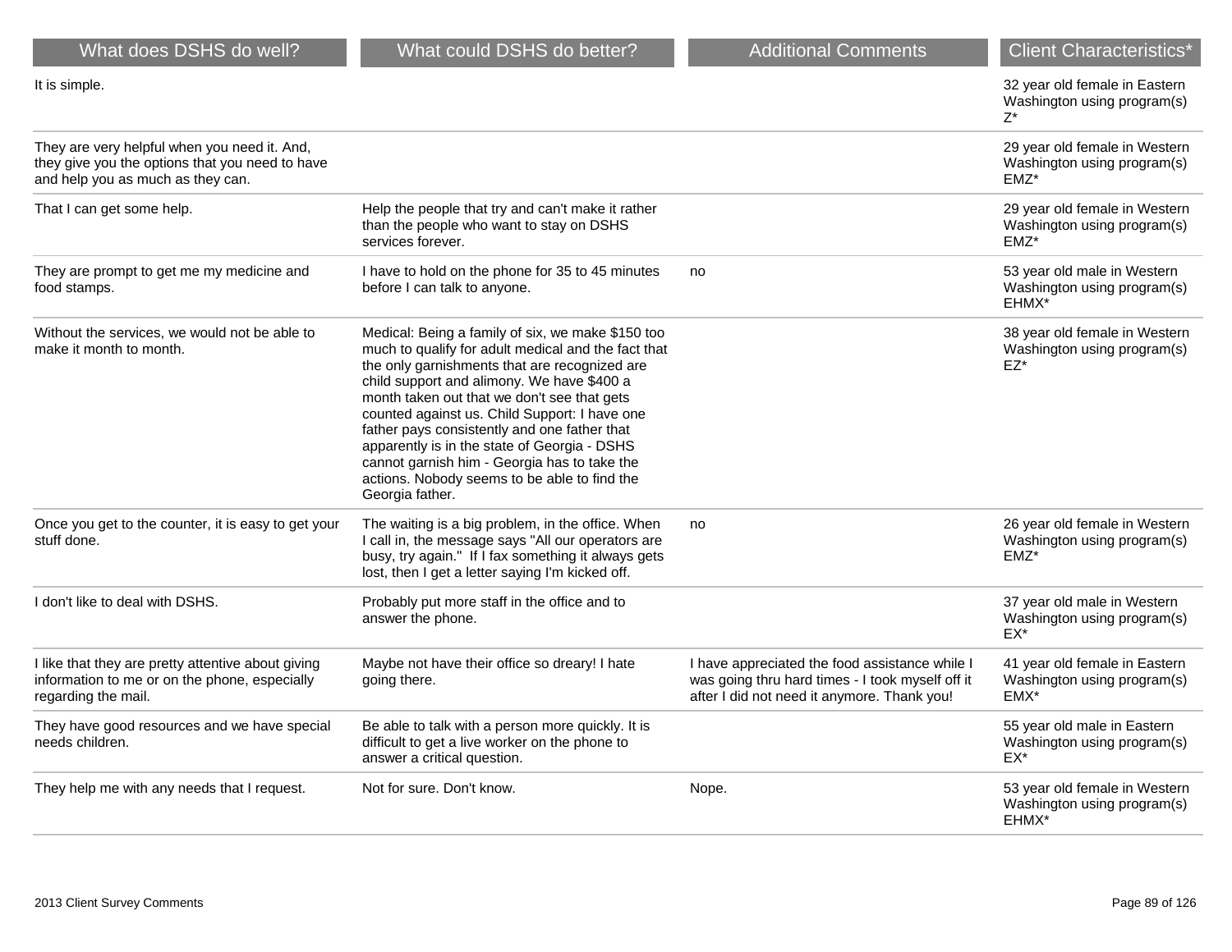| What does DSHS do well? | What could DSHS do better? | Additional Comments | Client Characteristics* |
|---|---|---|---|
| It is simple. | | | 32 year old female in Eastern Washington using program(s) Z* |
| They are very helpful when you need it. And, they give you the options that you need to have and help you as much as they can. | | | 29 year old female in Western Washington using program(s) EMZ* |
| That I can get some help. | Help the people that try and can't make it rather than the people who want to stay on DSHS services forever. | | 29 year old female in Western Washington using program(s) EMZ* |
| They are prompt to get me my medicine and food stamps. | I have to hold on the phone for 35 to 45 minutes before I can talk to anyone. | no | 53 year old male in Western Washington using program(s) EHMX* |
| Without the services, we would not be able to make it month to month. | Medical: Being a family of six, we make $150 too much to qualify for adult medical and the fact that the only garnishments that are recognized are child support and alimony. We have $400 a month taken out that we don't see that gets counted against us. Child Support: I have one father pays consistently and one father that apparently is in the state of Georgia - DSHS cannot garnish him - Georgia has to take the actions. Nobody seems to be able to find the Georgia father. | | 38 year old female in Western Washington using program(s) EZ* |
| Once you get to the counter, it is easy to get your stuff done. | The waiting is a big problem, in the office. When I call in, the message says "All our operators are busy, try again." If I fax something it always gets lost, then I get a letter saying I'm kicked off. | no | 26 year old female in Western Washington using program(s) EMZ* |
| I don't like to deal with DSHS. | Probably put more staff in the office and to answer the phone. | | 37 year old male in Western Washington using program(s) EX* |
| I like that they are pretty attentive about giving information to me or on the phone, especially regarding the mail. | Maybe not have their office so dreary! I hate going there. | I have appreciated the food assistance while I was going thru hard times - I took myself off it after I did not need it anymore. Thank you! | 41 year old female in Eastern Washington using program(s) EMX* |
| They have good resources and we have special needs children. | Be able to talk with a person more quickly. It is difficult to get a live worker on the phone to answer a critical question. | | 55 year old male in Eastern Washington using program(s) EX* |
| They help me with any needs that I request. | Not for sure. Don't know. | Nope. | 53 year old female in Western Washington using program(s) EHMX* |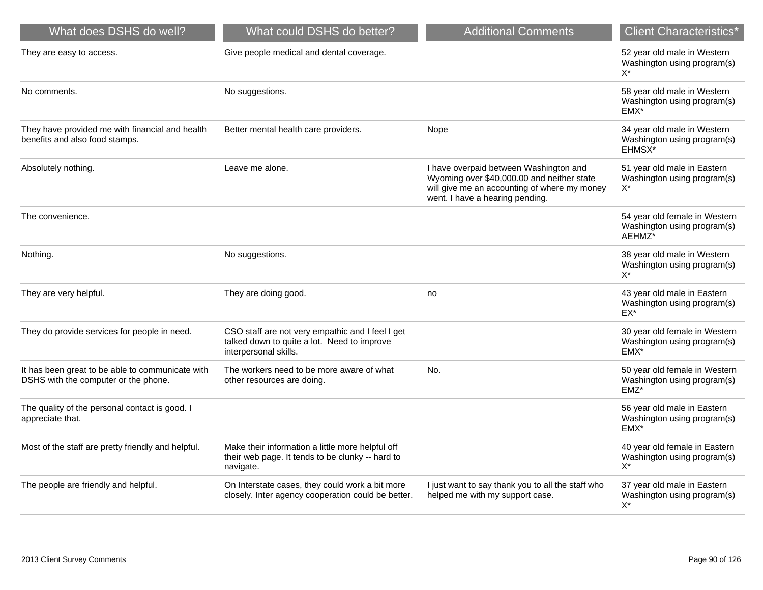| What does DSHS do well? | What could DSHS do better? | Additional Comments | Client Characteristics* |
| --- | --- | --- | --- |
| They are easy to access. | Give people medical and dental coverage. | | 52 year old male in Western Washington using program(s) X* |
| No comments. | No suggestions. | | 58 year old male in Western Washington using program(s) EMX* |
| They have provided me with financial and health benefits and also food stamps. | Better mental health care providers. | Nope | 34 year old male in Western Washington using program(s) EHMSX* |
| Absolutely nothing. | Leave me alone. | I have overpaid between Washington and Wyoming over $40,000.00 and neither state will give me an accounting of where my money went. I have a hearing pending. | 51 year old male in Eastern Washington using program(s) X* |
| The convenience. | | | 54 year old female in Western Washington using program(s) AEHMZ* |
| Nothing. | No suggestions. | | 38 year old male in Western Washington using program(s) X* |
| They are very helpful. | They are doing good. | no | 43 year old male in Eastern Washington using program(s) EX* |
| They do provide services for people in need. | CSO staff are not very empathic and I feel I get talked down to quite a lot. Need to improve interpersonal skills. | | 30 year old female in Western Washington using program(s) EMX* |
| It has been great to be able to communicate with DSHS with the computer or the phone. | The workers need to be more aware of what other resources are doing. | No. | 50 year old female in Western Washington using program(s) EMZ* |
| The quality of the personal contact is good. I appreciate that. | | | 56 year old male in Eastern Washington using program(s) EMX* |
| Most of the staff are pretty friendly and helpful. | Make their information a little more helpful off their web page. It tends to be clunky -- hard to navigate. | | 40 year old female in Eastern Washington using program(s) X* |
| The people are friendly and helpful. | On Interstate cases, they could work a bit more closely. Inter agency cooperation could be better. | I just want to say thank you to all the staff who helped me with my support case. | 37 year old male in Eastern Washington using program(s) X* |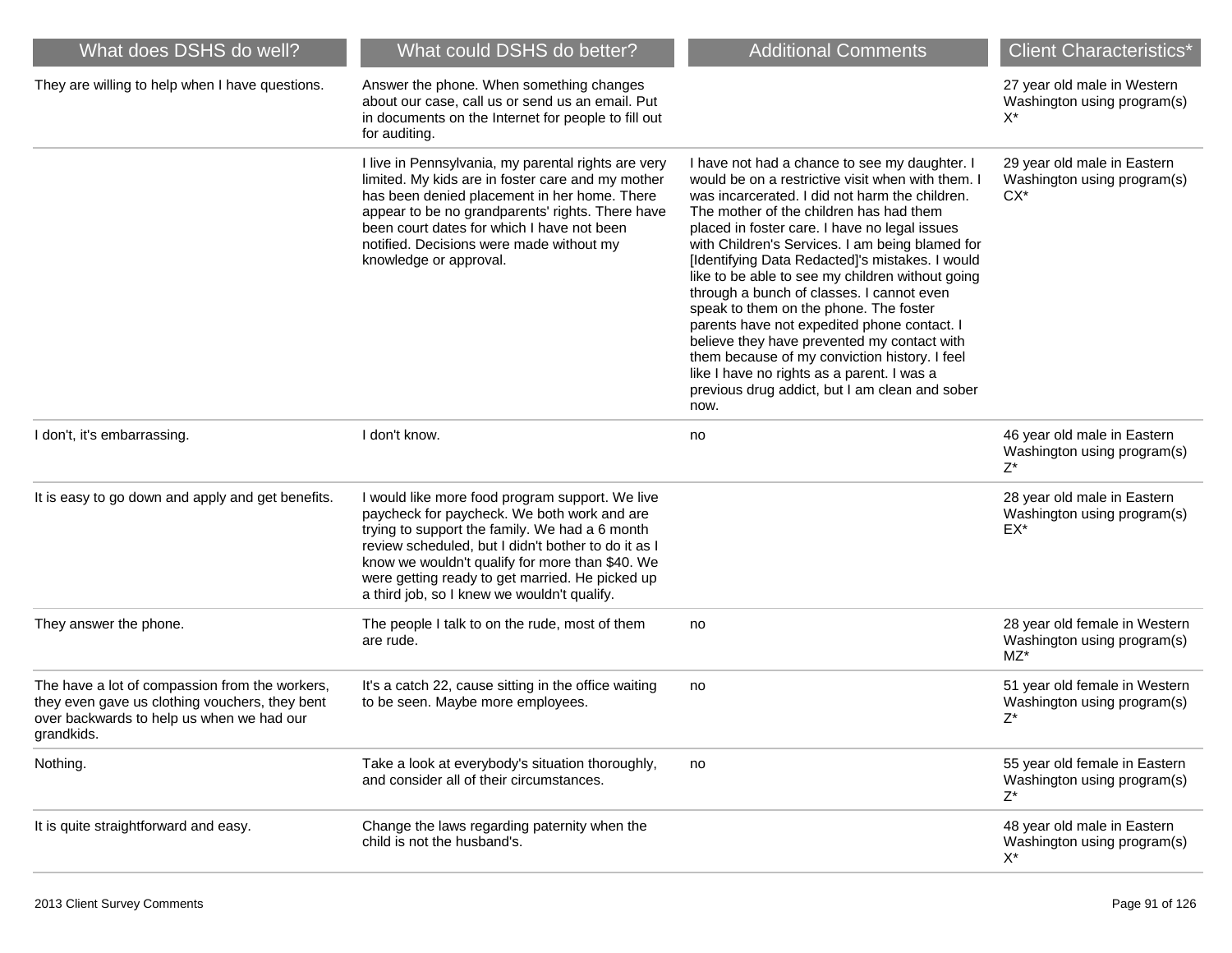| What does DSHS do well? | What could DSHS do better? | Additional Comments | Client Characteristics* |
|---|---|---|---|
| They are willing to help when I have questions. | Answer the phone. When something changes about our case, call us or send us an email. Put in documents on the Internet for people to fill out for auditing. | | 27 year old male in Western Washington using program(s) X* |
| | I live in Pennsylvania, my parental rights are very limited. My kids are in foster care and my mother has been denied placement in her home. There appear to be no grandparents' rights. There have been court dates for which I have not been notified. Decisions were made without my knowledge or approval. | I have not had a chance to see my daughter. I would be on a restrictive visit when with them. I was incarcerated. I did not harm the children. The mother of the children has had them placed in foster care. I have no legal issues with Children's Services. I am being blamed for [Identifying Data Redacted]'s mistakes. I would like to be able to see my children without going through a bunch of classes. I cannot even speak to them on the phone. The foster parents have not expedited phone contact. I believe they have prevented my contact with them because of my conviction history. I feel like I have no rights as a parent. I was a previous drug addict, but I am clean and sober now. | 29 year old male in Eastern Washington using program(s) CX* |
| I don't, it's embarrassing. | I don't know. | no | 46 year old male in Eastern Washington using program(s) Z* |
| It is easy to go down and apply and get benefits. | I would like more food program support. We live paycheck for paycheck. We both work and are trying to support the family. We had a 6 month review scheduled, but I didn't bother to do it as I know we wouldn't qualify for more than $40. We were getting ready to get married. He picked up a third job, so I knew we wouldn't qualify. | | 28 year old male in Eastern Washington using program(s) EX* |
| They answer the phone. | The people I talk to on the rude, most of them are rude. | no | 28 year old female in Western Washington using program(s) MZ* |
| The have a lot of compassion from the workers, they even gave us clothing vouchers, they bent over backwards to help us when we had our grandkids. | It's a catch 22, cause sitting in the office waiting to be seen. Maybe more employees. | no | 51 year old female in Western Washington using program(s) Z* |
| Nothing. | Take a look at everybody's situation thoroughly, and consider all of their circumstances. | no | 55 year old female in Eastern Washington using program(s) Z* |
| It is quite straightforward and easy. | Change the laws regarding paternity when the child is not the husband's. | | 48 year old male in Eastern Washington using program(s) X* |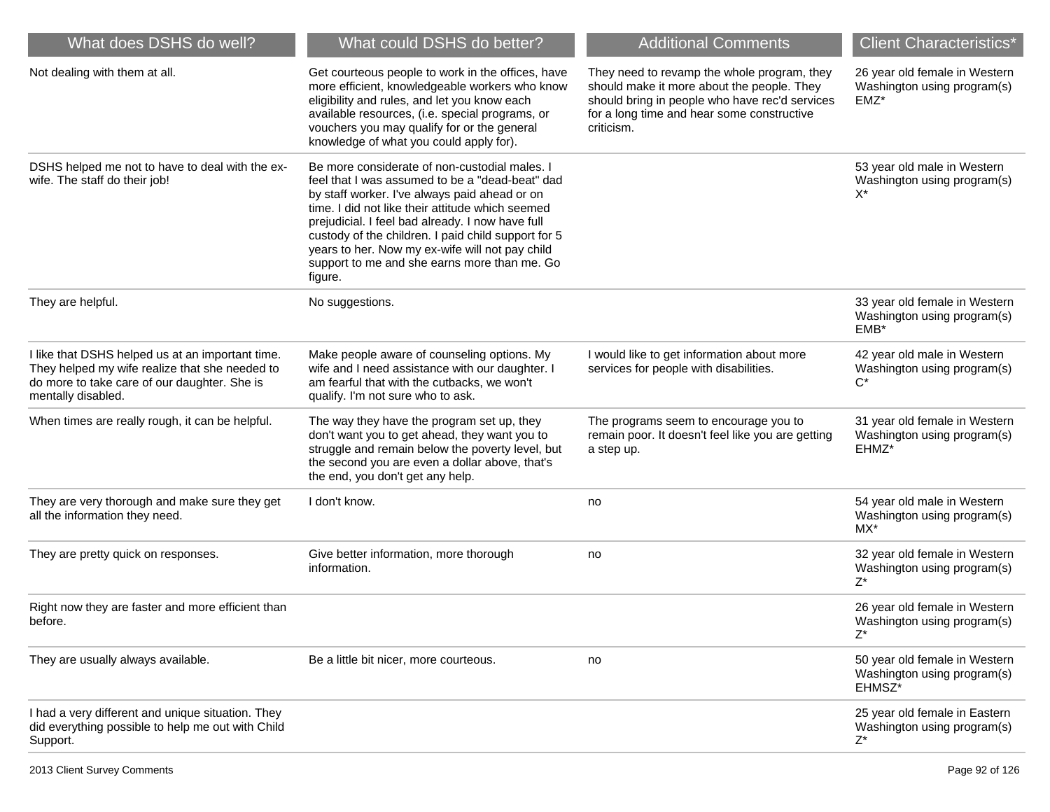| What does DSHS do well? | What could DSHS do better? | Additional Comments | Client Characteristics* |
|---|---|---|---|
| Not dealing with them at all. | Get courteous people to work in the offices, have more efficient, knowledgeable workers who know eligibility and rules, and let you know each available resources, (i.e. special programs, or vouchers you may qualify for or the general knowledge of what you could apply for). | They need to revamp the whole program, they should make it more about the people. They should bring in people who have rec'd services for a long time and hear some constructive criticism. | 26 year old female in Western Washington using program(s) EMZ* |
| DSHS helped me not to have to deal with the ex-wife. The staff do their job! | Be more considerate of non-custodial males. I feel that I was assumed to be a "dead-beat" dad by staff worker. I've always paid ahead or on time. I did not like their attitude which seemed prejudicial. I feel bad already. I now have full custody of the children. I paid child support for 5 years to her. Now my ex-wife will not pay child support to me and she earns more than me. Go figure. | | 53 year old male in Western Washington using program(s) X* |
| They are helpful. | No suggestions. | | 33 year old female in Western Washington using program(s) EMB* |
| I like that DSHS helped us at an important time. They helped my wife realize that she needed to do more to take care of our daughter. She is mentally disabled. | Make people aware of counseling options. My wife and I need assistance with our daughter. I am fearful that with the cutbacks, we won't qualify. I'm not sure who to ask. | I would like to get information about more services for people with disabilities. | 42 year old male in Western Washington using program(s) C* |
| When times are really rough, it can be helpful. | The way they have the program set up, they don't want you to get ahead, they want you to struggle and remain below the poverty level, but the second you are even a dollar above, that's the end, you don't get any help. | The programs seem to encourage you to remain poor. It doesn't feel like you are getting a step up. | 31 year old female in Western Washington using program(s) EHMZ* |
| They are very thorough and make sure they get all the information they need. | I don't know. | no | 54 year old male in Western Washington using program(s) MX* |
| They are pretty quick on responses. | Give better information, more thorough information. | no | 32 year old female in Western Washington using program(s) Z* |
| Right now they are faster and more efficient than before. | | | 26 year old female in Western Washington using program(s) Z* |
| They are usually always available. | Be a little bit nicer, more courteous. | no | 50 year old female in Western Washington using program(s) EHMSZ* |
| I had a very different and unique situation. They did everything possible to help me out with Child Support. | | | 25 year old female in Eastern Washington using program(s) Z* |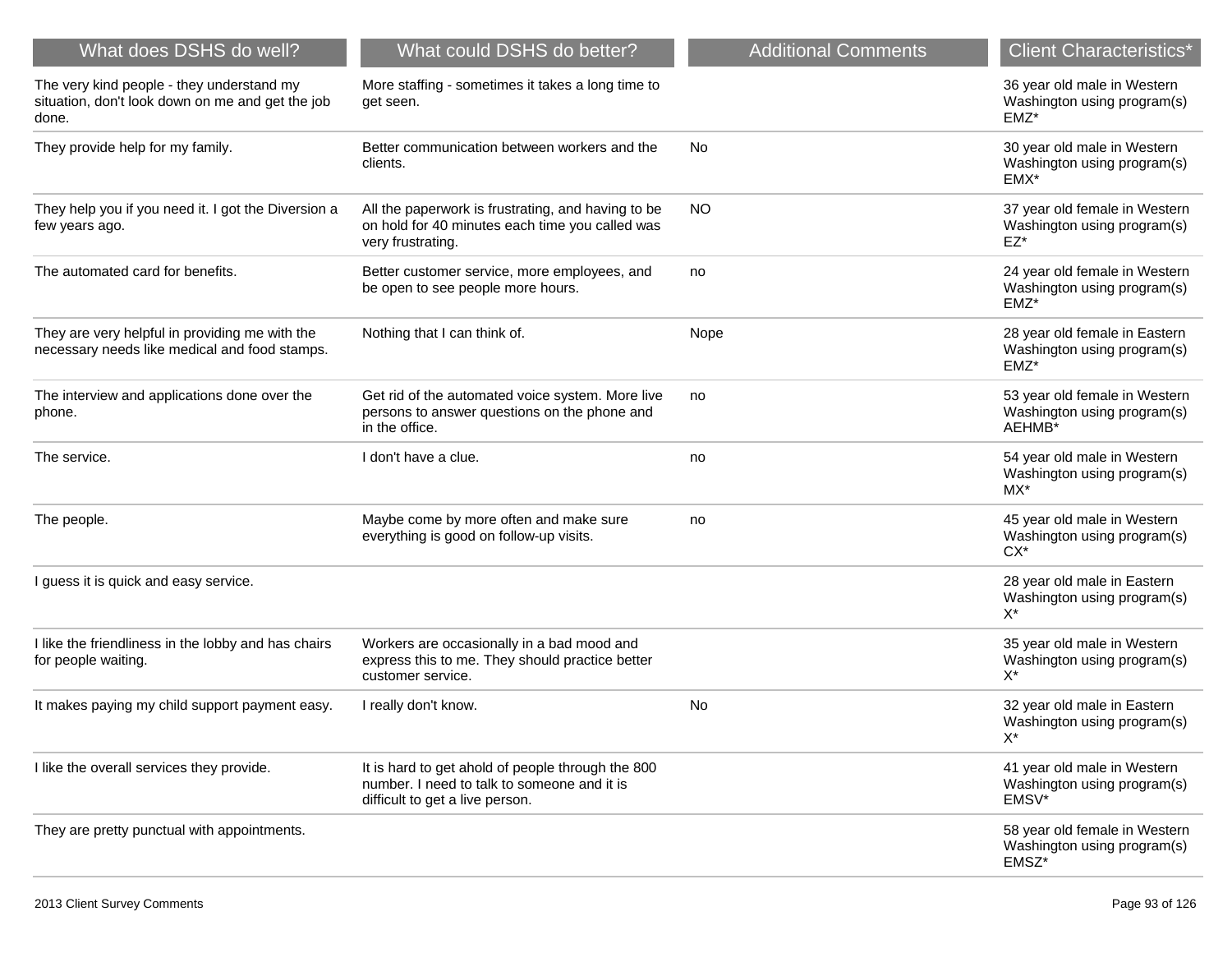| What does DSHS do well? | What could DSHS do better? | Additional Comments | Client Characteristics* |
|---|---|---|---|
| The very kind people - they understand my situation, don't look down on me and get the job done. | More staffing - sometimes it takes a long time to get seen. | | 36 year old male in Western Washington using program(s) EMZ* |
| They provide help for my family. | Better communication between workers and the clients. | No | 30 year old male in Western Washington using program(s) EMX* |
| They help you if you need it. I got the Diversion a few years ago. | All the paperwork is frustrating, and having to be on hold for 40 minutes each time you called was very frustrating. | NO | 37 year old female in Western Washington using program(s) EZ* |
| The automated card for benefits. | Better customer service, more employees, and be open to see people more hours. | no | 24 year old female in Western Washington using program(s) EMZ* |
| They are very helpful in providing me with the necessary needs like medical and food stamps. | Nothing that I can think of. | Nope | 28 year old female in Eastern Washington using program(s) EMZ* |
| The interview and applications done over the phone. | Get rid of the automated voice system. More live persons to answer questions on the phone and in the office. | no | 53 year old female in Western Washington using program(s) AEHMB* |
| The service. | I don't have a clue. | no | 54 year old male in Western Washington using program(s) MX* |
| The people. | Maybe come by more often and make sure everything is good on follow-up visits. | no | 45 year old male in Western Washington using program(s) CX* |
| I guess it is quick and easy service. | | | 28 year old male in Eastern Washington using program(s) X* |
| I like the friendliness in the lobby and has chairs for people waiting. | Workers are occasionally in a bad mood and express this to me. They should practice better customer service. | | 35 year old male in Western Washington using program(s) X* |
| It makes paying my child support payment easy. | I really don't know. | No | 32 year old male in Eastern Washington using program(s) X* |
| I like the overall services they provide. | It is hard to get ahold of people through the 800 number. I need to talk to someone and it is difficult to get a live person. | | 41 year old male in Western Washington using program(s) EMSV* |
| They are pretty punctual with appointments. | | | 58 year old female in Western Washington using program(s) EMSZ* |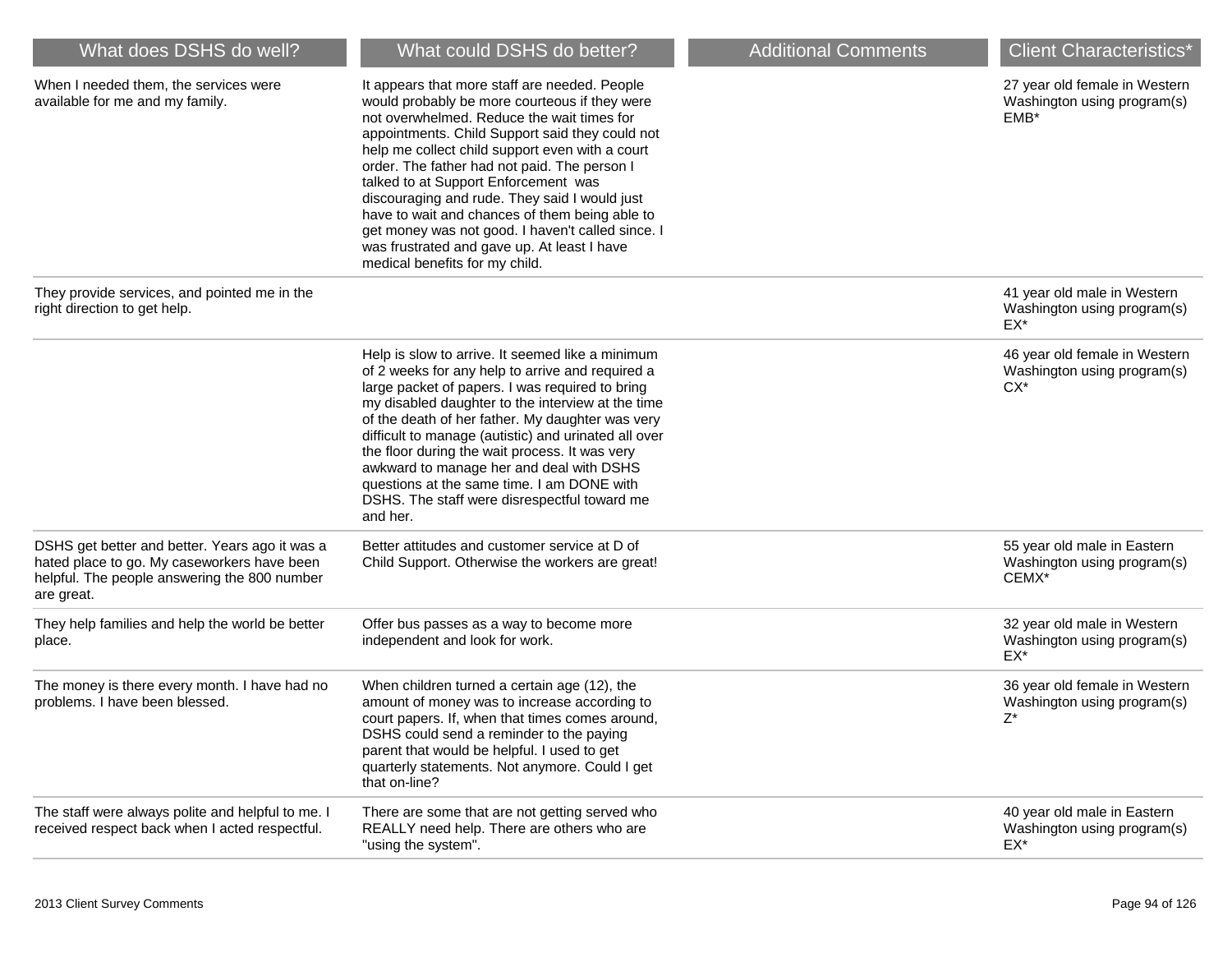| What does DSHS do well? | What could DSHS do better? | Additional Comments | Client Characteristics* |
|---|---|---|---|
| When I needed them, the services were available for me and my family. | It appears that more staff are needed. People would probably be more courteous if they were not overwhelmed. Reduce the wait times for appointments. Child Support said they could not help me collect child support even with a court order. The father had not paid. The person I talked to at Support Enforcement was discouraging and rude. They said I would just have to wait and chances of them being able to get money was not good. I haven't called since. I was frustrated and gave up. At least I have medical benefits for my child. | | 27 year old female in Western Washington using program(s) EMB* |
| They provide services, and pointed me in the right direction to get help. | | | 41 year old male in Western Washington using program(s) EX* |
| | Help is slow to arrive. It seemed like a minimum of 2 weeks for any help to arrive and required a large packet of papers. I was required to bring my disabled daughter to the interview at the time of the death of her father. My daughter was very difficult to manage (autistic) and urinated all over the floor during the wait process. It was very awkward to manage her and deal with DSHS questions at the same time. I am DONE with DSHS. The staff were disrespectful toward me and her. | | 46 year old female in Western Washington using program(s) CX* |
| DSHS get better and better. Years ago it was a hated place to go. My caseworkers have been helpful. The people answering the 800 number are great. | Better attitudes and customer service at D of Child Support. Otherwise the workers are great! | | 55 year old male in Eastern Washington using program(s) CEMX* |
| They help families and help the world be better place. | Offer bus passes as a way to become more independent and look for work. | | 32 year old male in Western Washington using program(s) EX* |
| The money is there every month. I have had no problems. I have been blessed. | When children turned a certain age (12), the amount of money was to increase according to court papers. If, when that times comes around, DSHS could send a reminder to the paying parent that would be helpful. I used to get quarterly statements. Not anymore. Could I get that on-line? | | 36 year old female in Western Washington using program(s) Z* |
| The staff were always polite and helpful to me. I received respect back when I acted respectful. | There are some that are not getting served who REALLY need help. There are others who are "using the system". | | 40 year old male in Eastern Washington using program(s) EX* |

2013 Client Survey Comments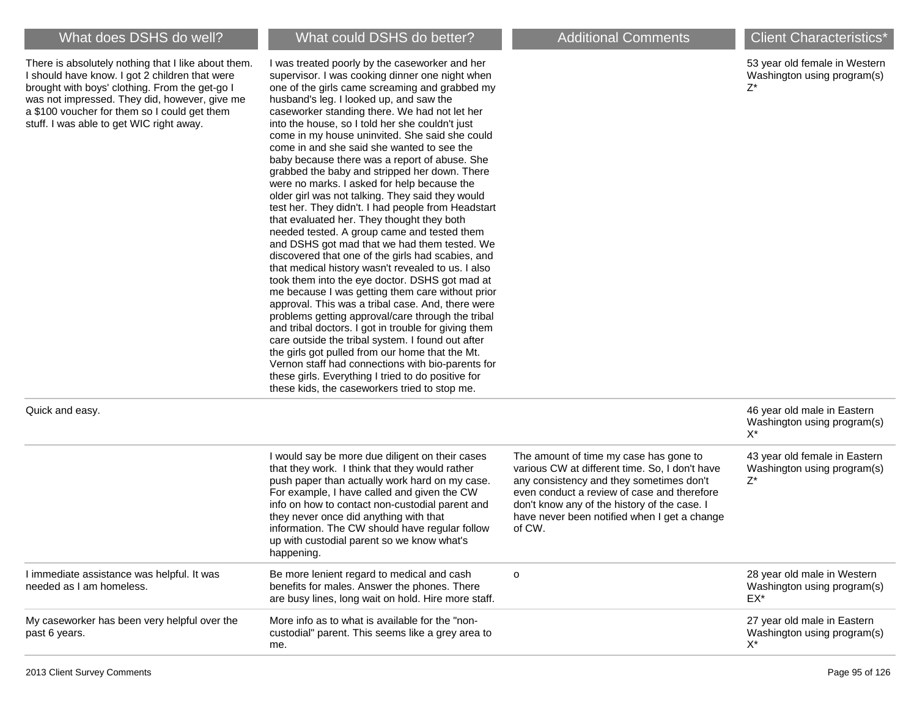| What does DSHS do well? | What could DSHS do better? | Additional Comments | Client Characteristics* |
| --- | --- | --- | --- |
| There is absolutely nothing that I like about them. I should have know. I got 2 children that were brought with boys' clothing. From the get-go I was not impressed. They did, however, give me a $100 voucher for them so I could get them stuff. I was able to get WIC right away. | I was treated poorly by the caseworker and her supervisor. I was cooking dinner one night when one of the girls came screaming and grabbed my husband's leg. I looked up, and saw the caseworker standing there. We had not let her into the house, so I told her she couldn't just come in my house uninvited. She said she could come in and she said she wanted to see the baby because there was a report of abuse. She grabbed the baby and stripped her down. There were no marks. I asked for help because the older girl was not talking. They said they would test her. They didn't. I had people from Headstart that evaluated her. They thought they both needed tested. A group came and tested them and DSHS got mad that we had them tested. We discovered that one of the girls had scabies, and that medical history wasn't revealed to us. I also took them into the eye doctor. DSHS got mad at me because I was getting them care without prior approval. This was a tribal case. And, there were problems getting approval/care through the tribal and tribal doctors. I got in trouble for giving them care outside the tribal system. I found out after the girls got pulled from our home that the Mt. Vernon staff had connections with bio-parents for these girls. Everything I tried to do positive for these kids, the caseworkers tried to stop me. | | 53 year old female in Western Washington using program(s) Z* |
| Quick and easy. | | | 46 year old male in Eastern Washington using program(s) X* |
| | I would say be more due diligent on their cases that they work. I think that they would rather push paper than actually work hard on my case. For example, I have called and given the CW info on how to contact non-custodial parent and they never once did anything with that information. The CW should have regular follow up with custodial parent so we know what's happening. | The amount of time my case has gone to various CW at different time. So, I don't have any consistency and they sometimes don't even conduct a review of case and therefore don't know any of the history of the case. I have never been notified when I get a change of CW. | 43 year old female in Eastern Washington using program(s) Z* |
| I immediate assistance was helpful. It was needed as I am homeless. | Be more lenient regard to medical and cash benefits for males. Answer the phones. There are busy lines, long wait on hold. Hire more staff. | o | 28 year old male in Western Washington using program(s) EX* |
| My caseworker has been very helpful over the past 6 years. | More info as to what is available for the "non-custodial" parent. This seems like a grey area to me. | | 27 year old male in Eastern Washington using program(s) X* |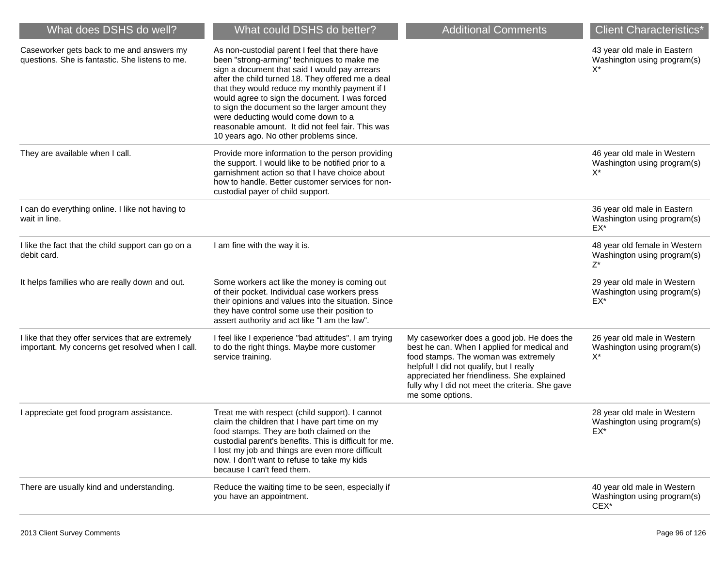| What does DSHS do well? | What could DSHS do better? | Additional Comments | Client Characteristics* |
|---|---|---|---|
| Caseworker gets back to me and answers my questions. She is fantastic. She listens to me. | As non-custodial parent I feel that there have been "strong-arming" techniques to make me sign a document that said I would pay arrears after the child turned 18. They offered me a deal that they would reduce my monthly payment if I would agree to sign the document. I was forced to sign the document so the larger amount they were deducting would come down to a reasonable amount. It did not feel fair. This was 10 years ago. No other problems since. | | 43 year old male in Eastern Washington using program(s) X* |
| They are available when I call. | Provide more information to the person providing the support. I would like to be notified prior to a garnishment action so that I have choice about how to handle. Better customer services for non-custodial payer of child support. | | 46 year old male in Western Washington using program(s) X* |
| I can do everything online. I like not having to wait in line. | | | 36 year old male in Eastern Washington using program(s) EX* |
| I like the fact that the child support can go on a debit card. | I am fine with the way it is. | | 48 year old female in Western Washington using program(s) Z* |
| It helps families who are really down and out. | Some workers act like the money is coming out of their pocket. Individual case workers press their opinions and values into the situation. Since they have control some use their position to assert authority and act like "I am the law". | | 29 year old male in Western Washington using program(s) EX* |
| I like that they offer services that are extremely important. My concerns get resolved when I call. | I feel like I experience "bad attitudes". I am trying to do the right things. Maybe more customer service training. | My caseworker does a good job. He does the best he can. When I applied for medical and food stamps. The woman was extremely helpful! I did not qualify, but I really appreciated her friendliness. She explained fully why I did not meet the criteria. She gave me some options. | 26 year old male in Western Washington using program(s) X* |
| I appreciate get food program assistance. | Treat me with respect (child support). I cannot claim the children that I have part time on my food stamps. They are both claimed on the custodial parent's benefits. This is difficult for me. I lost my job and things are even more difficult now. I don't want to refuse to take my kids because I can't feed them. | | 28 year old male in Western Washington using program(s) EX* |
| There are usually kind and understanding. | Reduce the waiting time to be seen, especially if you have an appointment. | | 40 year old male in Western Washington using program(s) CEX* |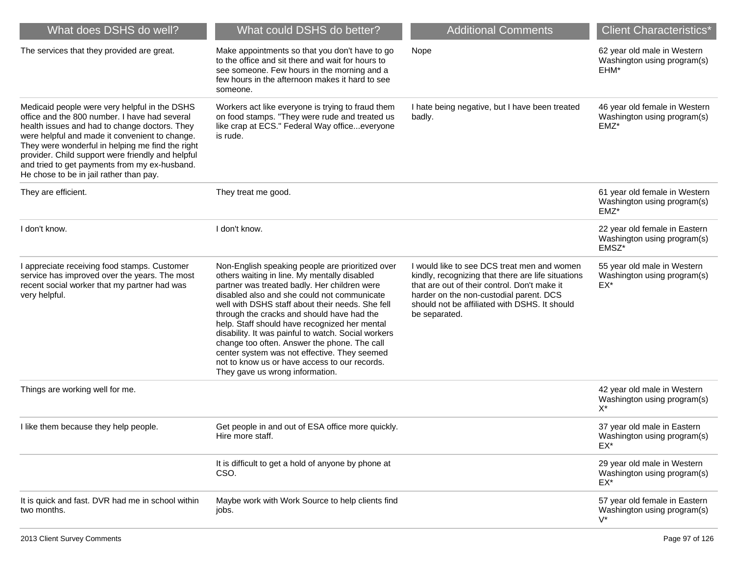| What does DSHS do well? | What could DSHS do better? | Additional Comments | Client Characteristics* |
|---|---|---|---|
| The services that they provided are great. | Make appointments so that you don't have to go to the office and sit there and wait for hours to see someone. Few hours in the morning and a few hours in the afternoon makes it hard to see someone. | Nope | 62 year old male in Western Washington using program(s) EHM* |
| Medicaid people were very helpful in the DSHS office and the 800 number. I have had several health issues and had to change doctors. They were helpful and made it convenient to change. They were wonderful in helping me find the right provider. Child support were friendly and helpful and tried to get payments from my ex-husband. He chose to be in jail rather than pay. | Workers act like everyone is trying to fraud them on food stamps. "They were rude and treated us like crap at ECS." Federal Way office...everyone is rude. | I hate being negative, but I have been treated badly. | 46 year old female in Western Washington using program(s) EMZ* |
| They are efficient. | They treat me good. | | 61 year old female in Western Washington using program(s) EMZ* |
| I don't know. | I don't know. | | 22 year old female in Eastern Washington using program(s) EMSZ* |
| I appreciate receiving food stamps. Customer service has improved over the years. The most recent social worker that my partner had was very helpful. | Non-English speaking people are prioritized over others waiting in line. My mentally disabled partner was treated badly. Her children were disabled also and she could not communicate well with DSHS staff about their needs. She fell through the cracks and should have had the help. Staff should have recognized her mental disability. It was painful to watch. Social workers change too often. Answer the phone. The call center system was not effective. They seemed not to know us or have access to our records. They gave us wrong information. | I would like to see DCS treat men and women kindly, recognizing that there are life situations that are out of their control. Don't make it harder on the non-custodial parent. DCS should not be affiliated with DSHS. It should be separated. | 55 year old male in Western Washington using program(s) EX* |
| Things are working well for me. | | | 42 year old male in Western Washington using program(s) X* |
| I like them because they help people. | Get people in and out of ESA office more quickly. Hire more staff. | | 37 year old male in Eastern Washington using program(s) EX* |
| | It is difficult to get a hold of anyone by phone at CSO. | | 29 year old male in Western Washington using program(s) EX* |
| It is quick and fast. DVR had me in school within two months. | Maybe work with Work Source to help clients find jobs. | | 57 year old female in Eastern Washington using program(s) V* |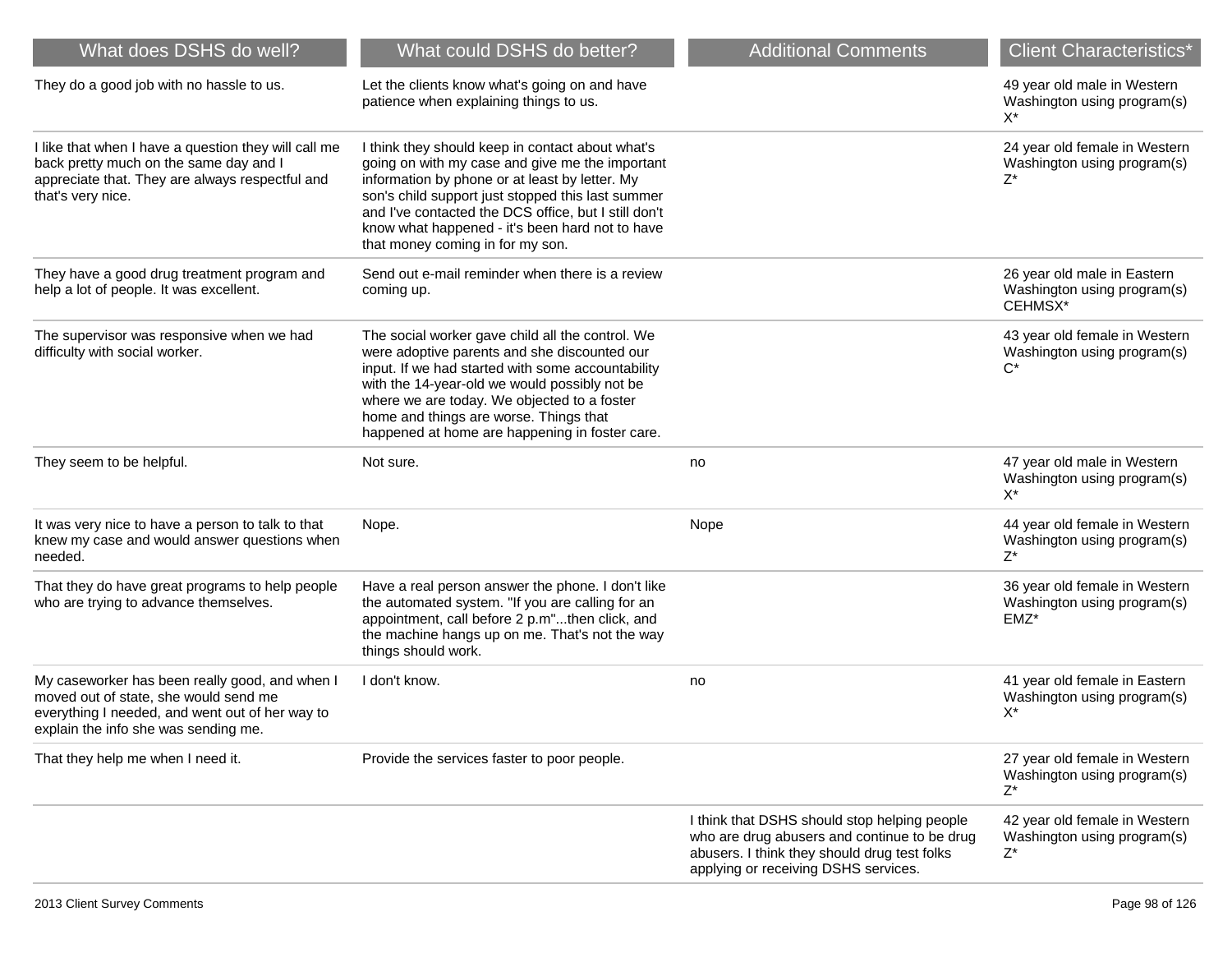| What does DSHS do well? | What could DSHS do better? | Additional Comments | Client Characteristics* |
|---|---|---|---|
| They do a good job with no hassle to us. | Let the clients know what's going on and have patience when explaining things to us. | | 49 year old male in Western Washington using program(s) X* |
| I like that when I have a question they will call me back pretty much on the same day and I appreciate that. They are always respectful and that's very nice. | I think they should keep in contact about what's going on with my case and give me the important information by phone or at least by letter. My son's child support just stopped this last summer and I've contacted the DCS office, but I still don't know what happened - it's been hard not to have that money coming in for my son. | | 24 year old female in Western Washington using program(s) Z* |
| They have a good drug treatment program and help a lot of people. It was excellent. | Send out e-mail reminder when there is a review coming up. | | 26 year old male in Eastern Washington using program(s) CEHMSX* |
| The supervisor was responsive when we had difficulty with social worker. | The social worker gave child all the control. We were adoptive parents and she discounted our input. If we had started with some accountability with the 14-year-old we would possibly not be where we are today. We objected to a foster home and things are worse. Things that happened at home are happening in foster care. | | 43 year old female in Western Washington using program(s) C* |
| They seem to be helpful. | Not sure. | no | 47 year old male in Western Washington using program(s) X* |
| It was very nice to have a person to talk to that knew my case and would answer questions when needed. | Nope. | Nope | 44 year old female in Western Washington using program(s) Z* |
| That they do have great programs to help people who are trying to advance themselves. | Have a real person answer the phone. I don't like the automated system. "If you are calling for an appointment, call before 2 p.m"...then click, and the machine hangs up on me. That's not the way things should work. | | 36 year old female in Western Washington using program(s) EMZ* |
| My caseworker has been really good, and when I moved out of state, she would send me everything I needed, and went out of her way to explain the info she was sending me. | I don't know. | no | 41 year old female in Eastern Washington using program(s) X* |
| That they help me when I need it. | Provide the services faster to poor people. | | 27 year old female in Western Washington using program(s) Z* |
| | | I think that DSHS should stop helping people who are drug abusers and continue to be drug abusers. I think they should drug test folks applying or receiving DSHS services. | 42 year old female in Western Washington using program(s) Z* |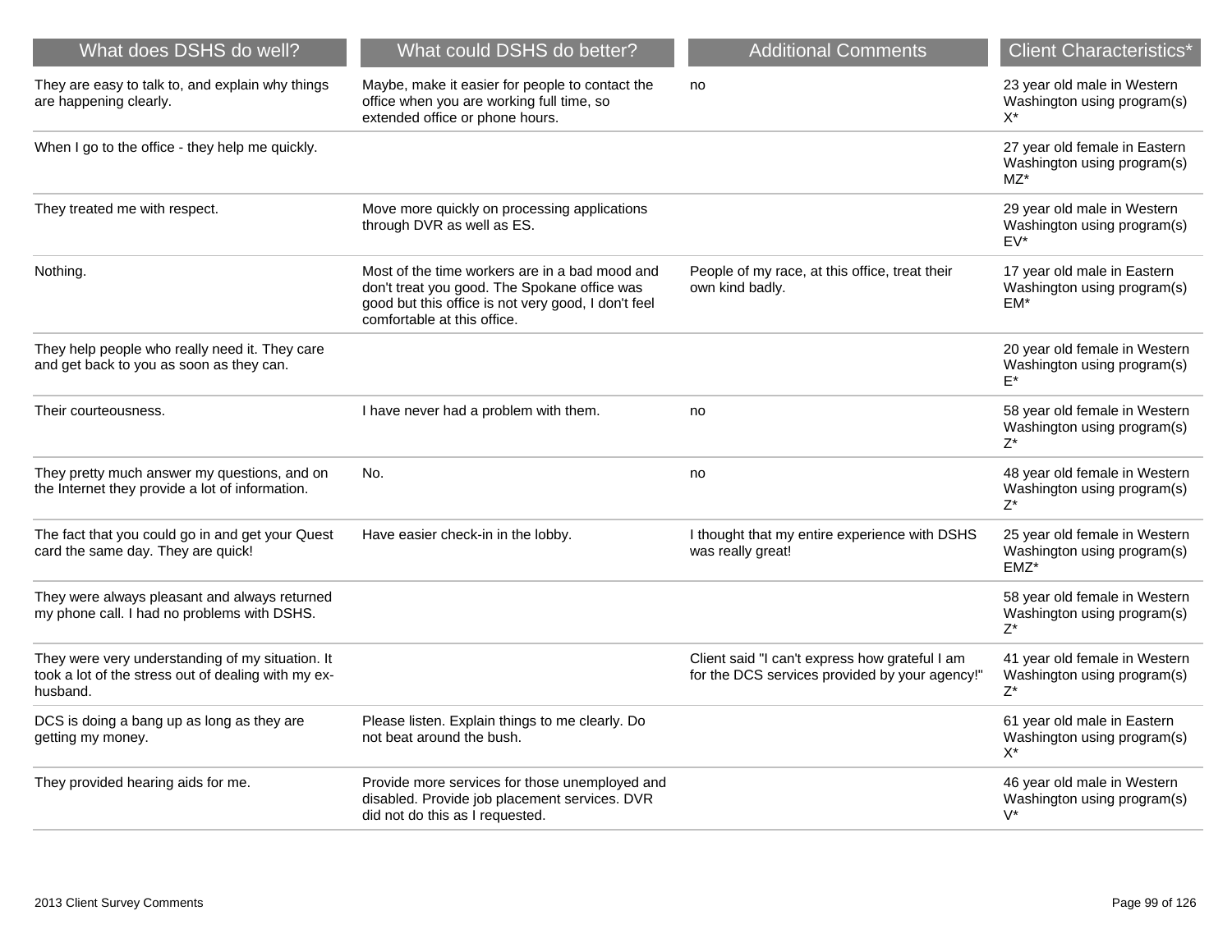| What does DSHS do well? | What could DSHS do better? | Additional Comments | Client Characteristics* |
|---|---|---|---|
| They are easy to talk to, and explain why things are happening clearly. | Maybe, make it easier for people to contact the office when you are working full time, so extended office or phone hours. | no | 23 year old male in Western Washington using program(s) X* |
| When I go to the office - they help me quickly. | | | 27 year old female in Eastern Washington using program(s) MZ* |
| They treated me with respect. | Move more quickly on processing applications through DVR as well as ES. | | 29 year old male in Western Washington using program(s) EV* |
| Nothing. | Most of the time workers are in a bad mood and don't treat you good. The Spokane office was good but this office is not very good, I don't feel comfortable at this office. | People of my race, at this office, treat their own kind badly. | 17 year old male in Eastern Washington using program(s) EM* |
| They help people who really need it. They care and get back to you as soon as they can. | | | 20 year old female in Western Washington using program(s) E* |
| Their courteousness. | I have never had a problem with them. | no | 58 year old female in Western Washington using program(s) Z* |
| They pretty much answer my questions, and on the Internet they provide a lot of information. | No. | no | 48 year old female in Western Washington using program(s) Z* |
| The fact that you could go in and get your Quest card the same day. They are quick! | Have easier check-in in the lobby. | I thought that my entire experience with DSHS was really great! | 25 year old female in Western Washington using program(s) EMZ* |
| They were always pleasant and always returned my phone call. I had no problems with DSHS. | | | 58 year old female in Western Washington using program(s) Z* |
| They were very understanding of my situation. It took a lot of the stress out of dealing with my ex-husband. | | Client said "I can't express how grateful I am for the DCS services provided by your agency!" | 41 year old female in Western Washington using program(s) Z* |
| DCS is doing a bang up as long as they are getting my money. | Please listen. Explain things to me clearly. Do not beat around the bush. | | 61 year old male in Eastern Washington using program(s) X* |
| They provided hearing aids for me. | Provide more services for those unemployed and disabled. Provide job placement services. DVR did not do this as I requested. | | 46 year old male in Western Washington using program(s) V* |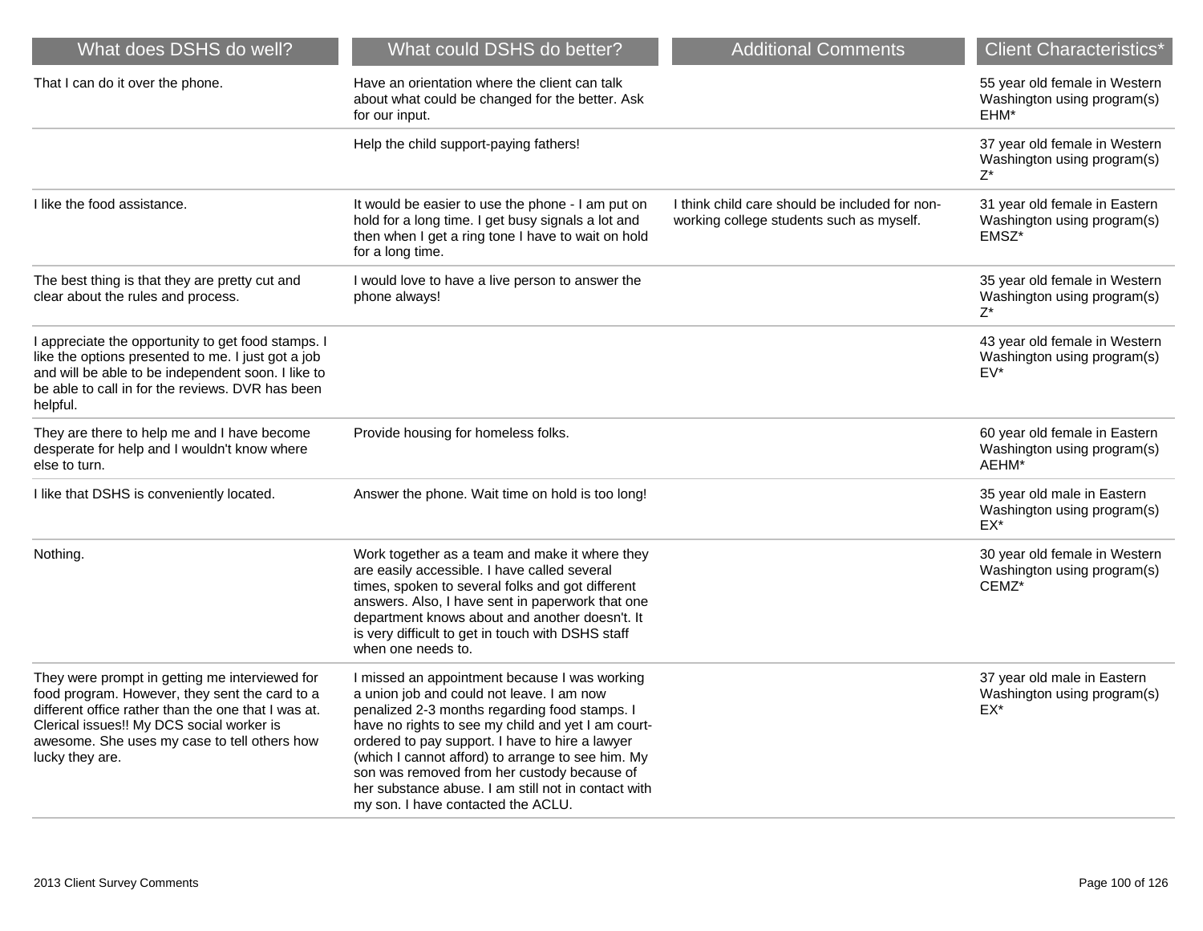| What does DSHS do well? | What could DSHS do better? | Additional Comments | Client Characteristics* |
| --- | --- | --- | --- |
| That I can do it over the phone. | Have an orientation where the client can talk about what could be changed for the better. Ask for our input. | | 55 year old female in Western Washington using program(s) EHM* |
| | Help the child support-paying fathers! | | 37 year old female in Western Washington using program(s) Z* |
| I like the food assistance. | It would be easier to use the phone - I am put on hold for a long time. I get busy signals a lot and then when I get a ring tone I have to wait on hold for a long time. | I think child care should be included for non-working college students such as myself. | 31 year old female in Eastern Washington using program(s) EMSZ* |
| The best thing is that they are pretty cut and clear about the rules and process. | I would love to have a live person to answer the phone always! | | 35 year old female in Western Washington using program(s) Z* |
| I appreciate the opportunity to get food stamps. I like the options presented to me. I just got a job and will be able to be independent soon. I like to be able to call in for the reviews. DVR has been helpful. | | | 43 year old female in Western Washington using program(s) EV* |
| They are there to help me and I have become desperate for help and I wouldn't know where else to turn. | Provide housing for homeless folks. | | 60 year old female in Eastern Washington using program(s) AEHM* |
| I like that DSHS is conveniently located. | Answer the phone. Wait time on hold is too long! | | 35 year old male in Eastern Washington using program(s) EX* |
| Nothing. | Work together as a team and make it where they are easily accessible. I have called several times, spoken to several folks and got different answers. Also, I have sent in paperwork that one department knows about and another doesn't. It is very difficult to get in touch with DSHS staff when one needs to. | | 30 year old female in Western Washington using program(s) CEMZ* |
| They were prompt in getting me interviewed for food program. However, they sent the card to a different office rather than the one that I was at. Clerical issues!! My DCS social worker is awesome. She uses my case to tell others how lucky they are. | I missed an appointment because I was working a union job and could not leave. I am now penalized 2-3 months regarding food stamps. I have no rights to see my child and yet I am court-ordered to pay support. I have to hire a lawyer (which I cannot afford) to arrange to see him. My son was removed from her custody because of her substance abuse. I am still not in contact with my son. I have contacted the ACLU. | | 37 year old male in Eastern Washington using program(s) EX* |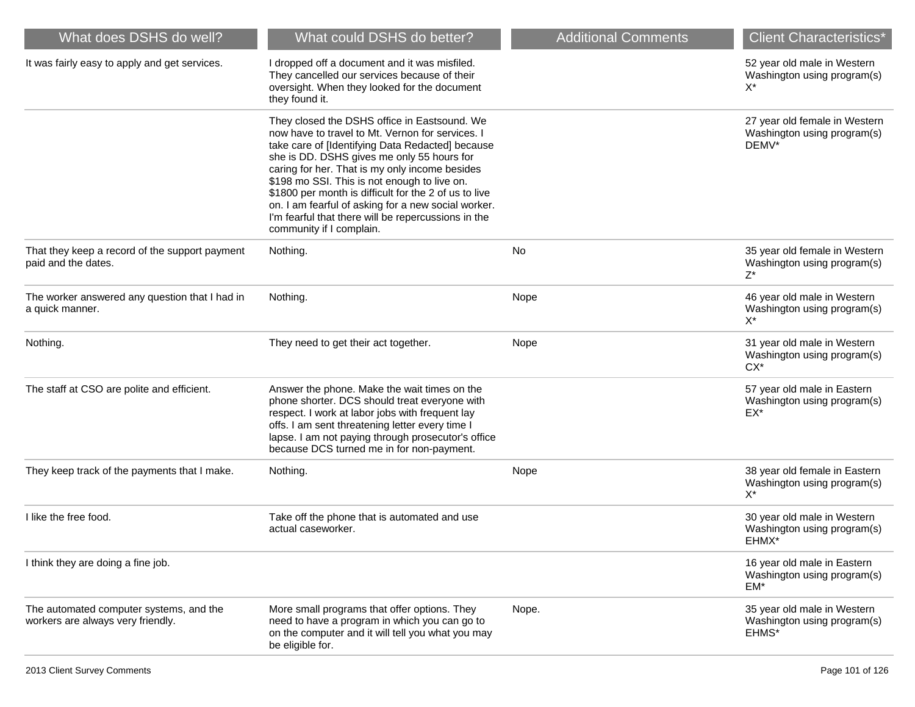| What does DSHS do well? | What could DSHS do better? | Additional Comments | Client Characteristics* |
|---|---|---|---|
| It was fairly easy to apply and get services. | I dropped off a document and it was misfiled. They cancelled our services because of their oversight. When they looked for the document they found it. | | 52 year old male in Western Washington using program(s) X* |
| | They closed the DSHS office in Eastsound. We now have to travel to Mt. Vernon for services. I take care of [Identifying Data Redacted] because she is DD. DSHS gives me only 55 hours for caring for her. That is my only income besides $198 mo SSI. This is not enough to live on. $1800 per month is difficult for the 2 of us to live on. I am fearful of asking for a new social worker. I'm fearful that there will be repercussions in the community if I complain. | | 27 year old female in Western Washington using program(s) DEMV* |
| That they keep a record of the support payment paid and the dates. | Nothing. | No | 35 year old female in Western Washington using program(s) Z* |
| The worker answered any question that I had in a quick manner. | Nothing. | Nope | 46 year old male in Western Washington using program(s) X* |
| Nothing. | They need to get their act together. | Nope | 31 year old male in Western Washington using program(s) CX* |
| The staff at CSO are polite and efficient. | Answer the phone. Make the wait times on the phone shorter. DCS should treat everyone with respect. I work at labor jobs with frequent lay offs. I am sent threatening letter every time I lapse. I am not paying through prosecutor's office because DCS turned me in for non-payment. | | 57 year old male in Eastern Washington using program(s) EX* |
| They keep track of the payments that I make. | Nothing. | Nope | 38 year old female in Eastern Washington using program(s) X* |
| I like the free food. | Take off the phone that is automated and use actual caseworker. | | 30 year old male in Western Washington using program(s) EHMX* |
| I think they are doing a fine job. | | | 16 year old male in Eastern Washington using program(s) EM* |
| The automated computer systems, and the workers are always very friendly. | More small programs that offer options. They need to have a program in which you can go to on the computer and it will tell you what you may be eligible for. | Nope. | 35 year old male in Western Washington using program(s) EHMS* |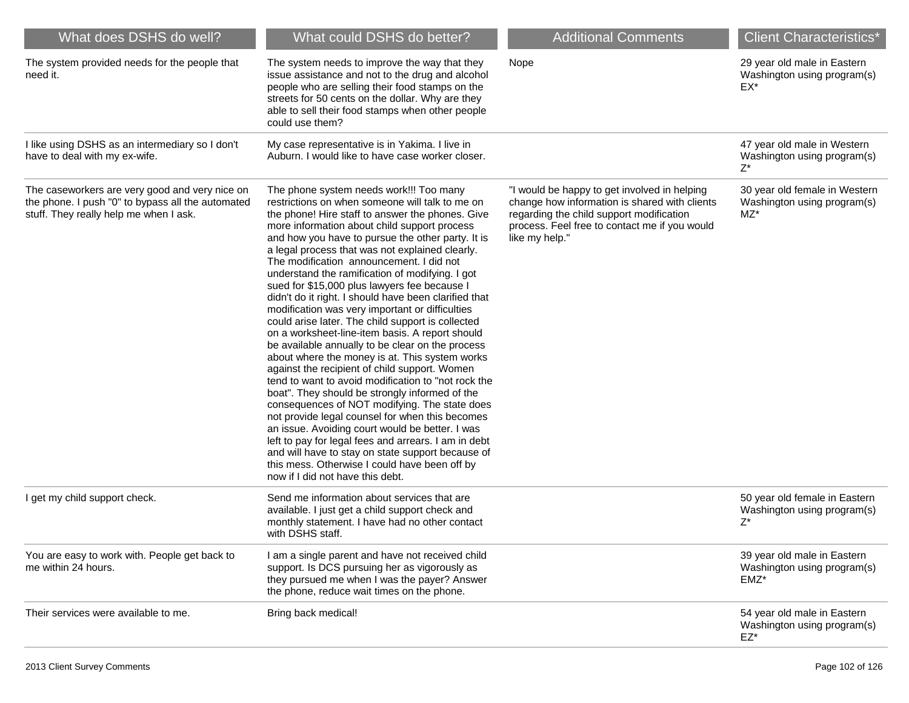| What does DSHS do well? | What could DSHS do better? | Additional Comments | Client Characteristics* |
|---|---|---|---|
| The system provided needs for the people that need it. | The system needs to improve the way that they issue assistance and not to the drug and alcohol people who are selling their food stamps on the streets for 50 cents on the dollar. Why are they able to sell their food stamps when other people could use them? | Nope | 29 year old male in Eastern Washington using program(s) EX* |
| I like using DSHS as an intermediary so I don't have to deal with my ex-wife. | My case representative is in Yakima. I live in Auburn. I would like to have case worker closer. | | 47 year old male in Western Washington using program(s) Z* |
| The caseworkers are very good and very nice on the phone. I push "0" to bypass all the automated stuff. They really help me when I ask. | The phone system needs work!!! Too many restrictions on when someone will talk to me on the phone! Hire staff to answer the phones. Give more information about child support process and how you have to pursue the other party. It is a legal process that was not explained clearly. The modification announcement. I did not understand the ramification of modifying. I got sued for $15,000 plus lawyers fee because I didn't do it right. I should have been clarified that modification was very important or difficulties could arise later. The child support is collected on a worksheet-line-item basis. A report should be available annually to be clear on the process about where the money is at. This system works against the recipient of child support. Women tend to want to avoid modification to "not rock the boat". They should be strongly informed of the consequences of NOT modifying. The state does not provide legal counsel for when this becomes an issue. Avoiding court would be better. I was left to pay for legal fees and arrears. I am in debt and will have to stay on state support because of this mess. Otherwise I could have been off by now if I did not have this debt. | "I would be happy to get involved in helping change how information is shared with clients regarding the child support modification process. Feel free to contact me if you would like my help." | 30 year old female in Western Washington using program(s) MZ* |
| I get my child support check. | Send me information about services that are available. I just get a child support check and monthly statement. I have had no other contact with DSHS staff. | | 50 year old female in Eastern Washington using program(s) Z* |
| You are easy to work with. People get back to me within 24 hours. | I am a single parent and have not received child support. Is DCS pursuing her as vigorously as they pursued me when I was the payer? Answer the phone, reduce wait times on the phone. | | 39 year old male in Eastern Washington using program(s) EMZ* |
| Their services were available to me. | Bring back medical! | | 54 year old male in Eastern Washington using program(s) EZ* |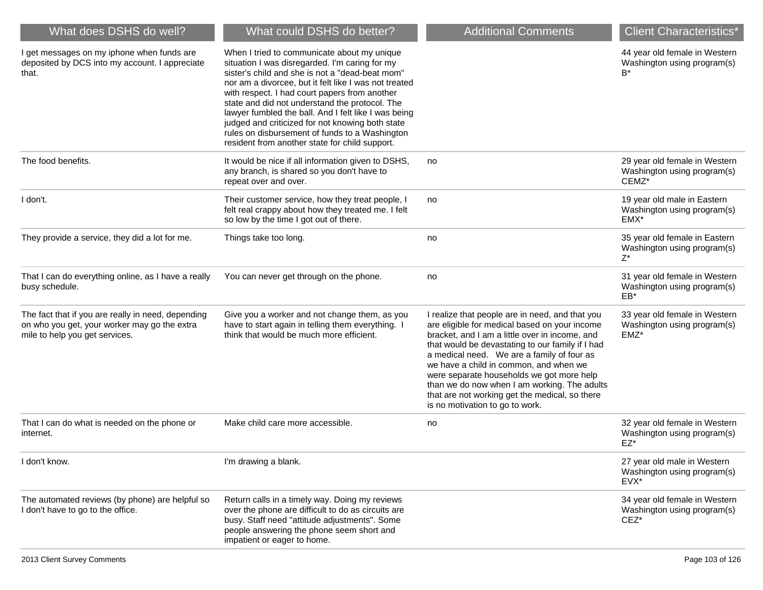| What does DSHS do well? | What could DSHS do better? | Additional Comments | Client Characteristics* |
|---|---|---|---|
| I get messages on my iphone when funds are deposited by DCS into my account. I appreciate that. | When I tried to communicate about my unique situation I was disregarded. I'm caring for my sister's child and she is not a "dead-beat mom" nor am a divorcee, but it felt like I was not treated with respect. I had court papers from another state and did not understand the protocol. The lawyer fumbled the ball. And I felt like I was being judged and criticized for not knowing both state rules on disbursement of funds to a Washington resident from another state for child support. | | 44 year old female in Western Washington using program(s) B* |
| The food benefits. | It would be nice if all information given to DSHS, any branch, is shared so you don't have to repeat over and over. | no | 29 year old female in Western Washington using program(s) CEMZ* |
| I don't. | Their customer service, how they treat people, I felt real crappy about how they treated me. I felt so low by the time I got out of there. | no | 19 year old male in Eastern Washington using program(s) EMX* |
| They provide a service, they did a lot for me. | Things take too long. | no | 35 year old female in Eastern Washington using program(s) Z* |
| That I can do everything online, as I have a really busy schedule. | You can never get through on the phone. | no | 31 year old female in Western Washington using program(s) EB* |
| The fact that if you are really in need, depending on who you get, your worker may go the extra mile to help you get services. | Give you a worker and not change them, as you have to start again in telling them everything. I think that would be much more efficient. | I realize that people are in need, and that you are eligible for medical based on your income bracket, and I am a little over in income, and that would be devastating to our family if I had a medical need. We are a family of four as we have a child in common, and when we were separate households we got more help than we do now when I am working. The adults that are not working get the medical, so there is no motivation to go to work. | 33 year old female in Western Washington using program(s) EMZ* |
| That I can do what is needed on the phone or internet. | Make child care more accessible. | no | 32 year old female in Western Washington using program(s) EZ* |
| I don't know. | I'm drawing a blank. | | 27 year old male in Western Washington using program(s) EVX* |
| The automated reviews (by phone) are helpful so I don't have to go to the office. | Return calls in a timely way. Doing my reviews over the phone are difficult to do as circuits are busy. Staff need "attitude adjustments". Some people answering the phone seem short and impatient or eager to home. | | 34 year old female in Western Washington using program(s) CEZ* |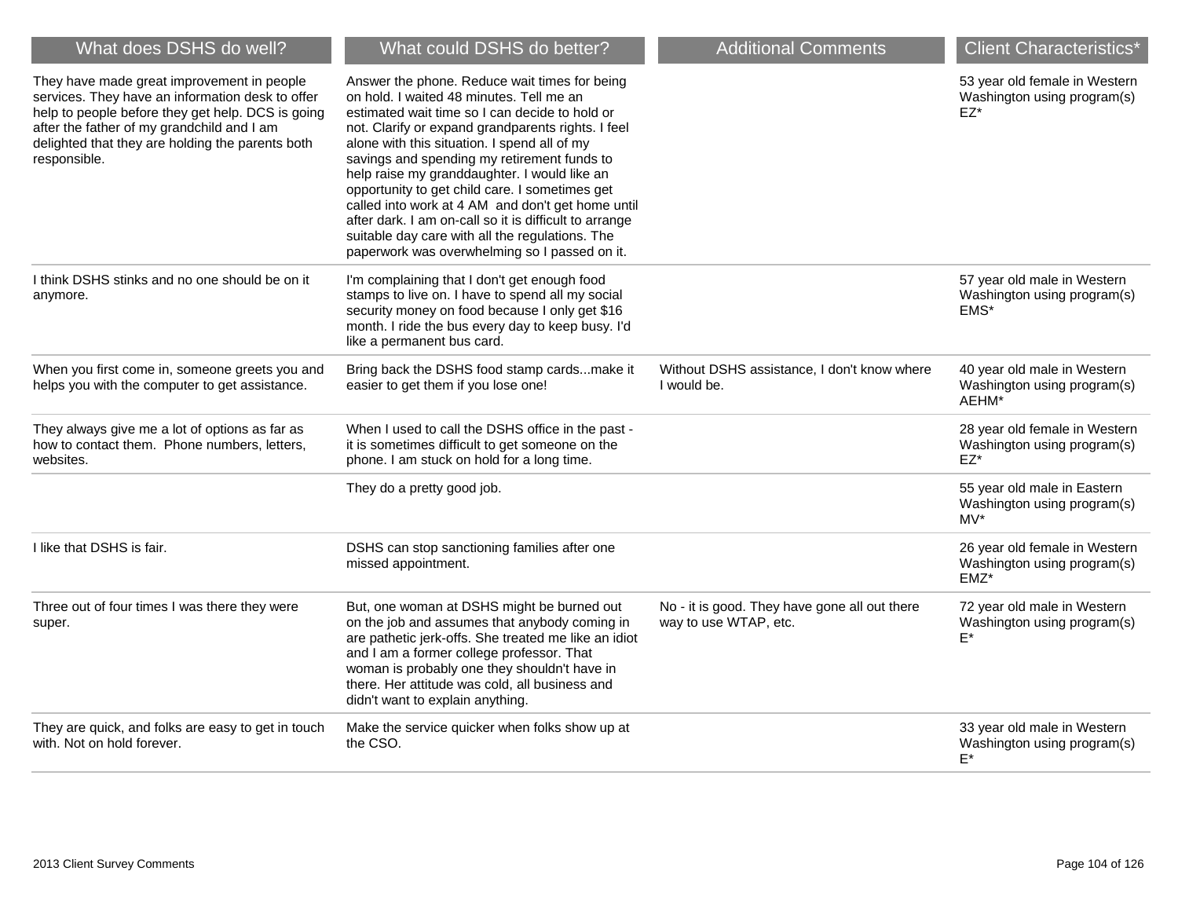| What does DSHS do well? | What could DSHS do better? | Additional Comments | Client Characteristics* |
| --- | --- | --- | --- |
| They have made great improvement in people services. They have an information desk to offer help to people before they get help. DCS is going after the father of my grandchild and I am delighted that they are holding the parents both responsible. | Answer the phone. Reduce wait times for being on hold. I waited 48 minutes. Tell me an estimated wait time so I can decide to hold or not. Clarify or expand grandparents rights. I feel alone with this situation. I spend all of my savings and spending my retirement funds to help raise my granddaughter. I would like an opportunity to get child care. I sometimes get called into work at 4 AM and don't get home until after dark. I am on-call so it is difficult to arrange suitable day care with all the regulations. The paperwork was overwhelming so I passed on it. | | 53 year old female in Western Washington using program(s) EZ* |
| I think DSHS stinks and no one should be on it anymore. | I'm complaining that I don't get enough food stamps to live on. I have to spend all my social security money on food because I only get $16 month. I ride the bus every day to keep busy. I'd like a permanent bus card. | | 57 year old male in Western Washington using program(s) EMS* |
| When you first come in, someone greets you and helps you with the computer to get assistance. | Bring back the DSHS food stamp cards...make it easier to get them if you lose one! | Without DSHS assistance, I don't know where I would be. | 40 year old male in Western Washington using program(s) AEHM* |
| They always give me a lot of options as far as how to contact them. Phone numbers, letters, websites. | When I used to call the DSHS office in the past - it is sometimes difficult to get someone on the phone. I am stuck on hold for a long time. | | 28 year old female in Western Washington using program(s) EZ* |
| | They do a pretty good job. | | 55 year old male in Eastern Washington using program(s) MV* |
| I like that DSHS is fair. | DSHS can stop sanctioning families after one missed appointment. | | 26 year old female in Western Washington using program(s) EMZ* |
| Three out of four times I was there they were super. | But, one woman at DSHS might be burned out on the job and assumes that anybody coming in are pathetic jerk-offs. She treated me like an idiot and I am a former college professor. That woman is probably one they shouldn't have in there. Her attitude was cold, all business and didn't want to explain anything. | No - it is good. They have gone all out there way to use WTAP, etc. | 72 year old male in Western Washington using program(s) E* |
| They are quick, and folks are easy to get in touch with. Not on hold forever. | Make the service quicker when folks show up at the CSO. | | 33 year old male in Western Washington using program(s) E* |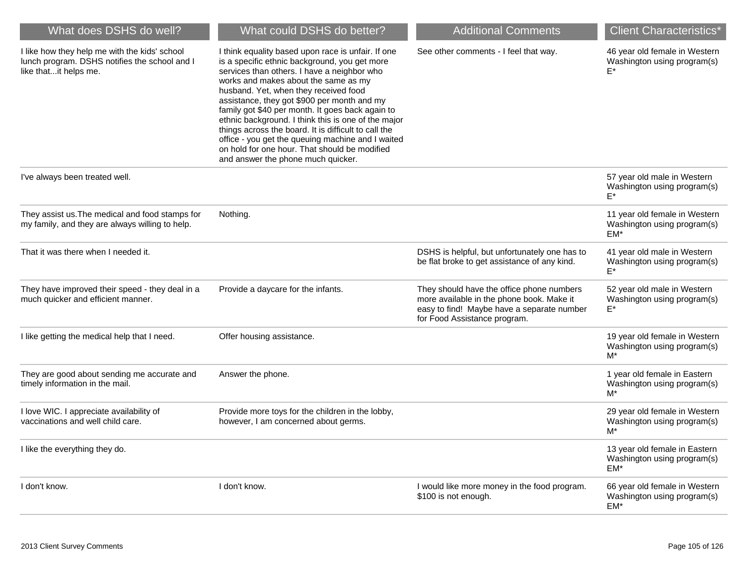| What does DSHS do well? | What could DSHS do better? | Additional Comments | Client Characteristics* |
|---|---|---|---|
| I like how they help me with the kids' school lunch program. DSHS notifies the school and I like that...it helps me. | I think equality based upon race is unfair. If one is a specific ethnic background, you get more services than others. I have a neighbor who works and makes about the same as my husband. Yet, when they received food assistance, they got $900 per month and my family got $40 per month. It goes back again to ethnic background. I think this is one of the major things across the board. It is difficult to call the office - you get the queuing machine and I waited on hold for one hour. That should be modified and answer the phone much quicker. | See other comments - I feel that way. | 46 year old female in Western Washington using program(s) E* |
| I've always been treated well. | | | 57 year old male in Western Washington using program(s) E* |
| They assist us.The medical and food stamps for my family, and they are always willing to help. | Nothing. | | 11 year old female in Western Washington using program(s) EM* |
| That it was there when I needed it. | | DSHS is helpful, but unfortunately one has to be flat broke to get assistance of any kind. | 41 year old male in Western Washington using program(s) E* |
| They have improved their speed - they deal in a much quicker and efficient manner. | Provide a daycare for the infants. | They should have the office phone numbers more available in the phone book. Make it easy to find! Maybe have a separate number for Food Assistance program. | 52 year old male in Western Washington using program(s) E* |
| I like getting the medical help that I need. | Offer housing assistance. | | 19 year old female in Western Washington using program(s) M* |
| They are good about sending me accurate and timely information in the mail. | Answer the phone. | | 1 year old female in Eastern Washington using program(s) M* |
| I love WIC. I appreciate availability of vaccinations and well child care. | Provide more toys for the children in the lobby, however, I am concerned about germs. | | 29 year old female in Western Washington using program(s) M* |
| I like the everything they do. | | | 13 year old female in Eastern Washington using program(s) EM* |
| I don't know. | I don't know. | I would like more money in the food program. $100 is not enough. | 66 year old female in Western Washington using program(s) EM* |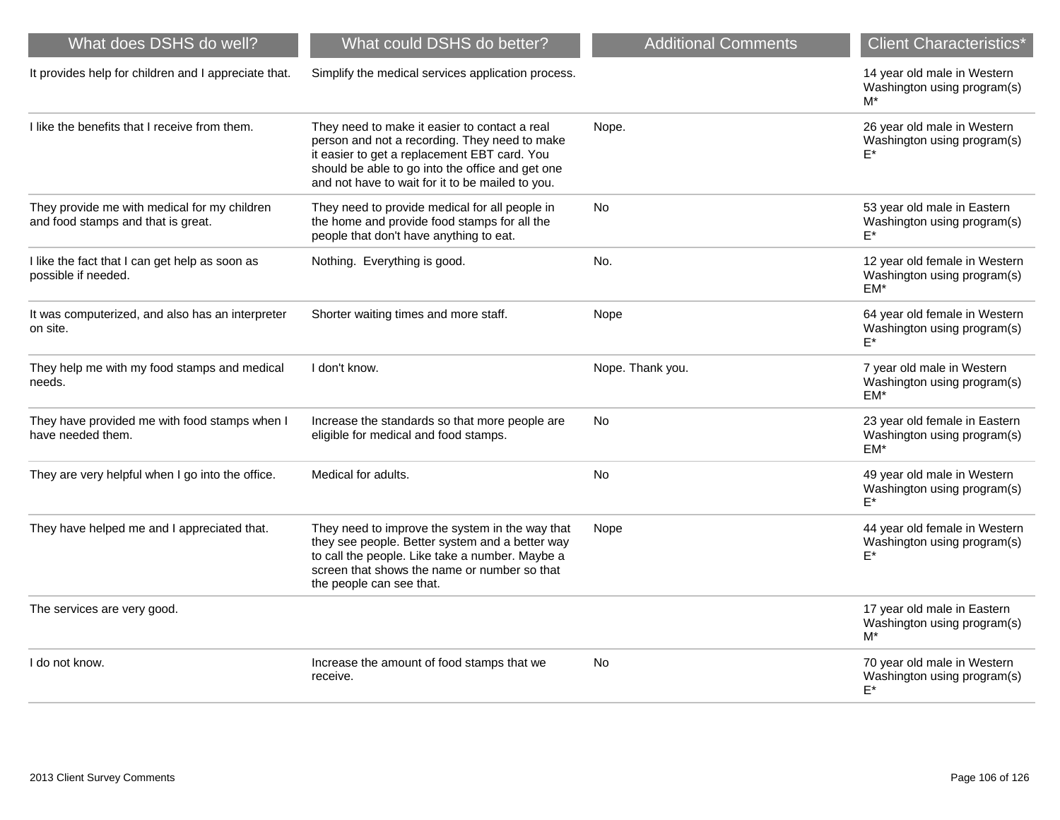| What does DSHS do well? | What could DSHS do better? | Additional Comments | Client Characteristics* |
| --- | --- | --- | --- |
| It provides help for children and I appreciate that. | Simplify the medical services application process. | | 14 year old male in Western Washington using program(s) M* |
| I like the benefits that I receive from them. | They need to make it easier to contact a real person and not a recording. They need to make it easier to get a replacement EBT card. You should be able to go into the office and get one and not have to wait for it to be mailed to you. | Nope. | 26 year old male in Western Washington using program(s) E* |
| They provide me with medical for my children and food stamps and that is great. | They need to provide medical for all people in the home and provide food stamps for all the people that don't have anything to eat. | No | 53 year old male in Eastern Washington using program(s) E* |
| I like the fact that I can get help as soon as possible if needed. | Nothing. Everything is good. | No. | 12 year old female in Western Washington using program(s) EM* |
| It was computerized, and also has an interpreter on site. | Shorter waiting times and more staff. | Nope | 64 year old female in Western Washington using program(s) E* |
| They help me with my food stamps and medical needs. | I don't know. | Nope. Thank you. | 7 year old male in Western Washington using program(s) EM* |
| They have provided me with food stamps when I have needed them. | Increase the standards so that more people are eligible for medical and food stamps. | No | 23 year old female in Eastern Washington using program(s) EM* |
| They are very helpful when I go into the office. | Medical for adults. | No | 49 year old male in Western Washington using program(s) E* |
| They have helped me and I appreciated that. | They need to improve the system in the way that they see people. Better system and a better way to call the people. Like take a number. Maybe a screen that shows the name or number so that the people can see that. | Nope | 44 year old female in Western Washington using program(s) E* |
| The services are very good. | | | 17 year old male in Eastern Washington using program(s) M* |
| I do not know. | Increase the amount of food stamps that we receive. | No | 70 year old male in Western Washington using program(s) E* |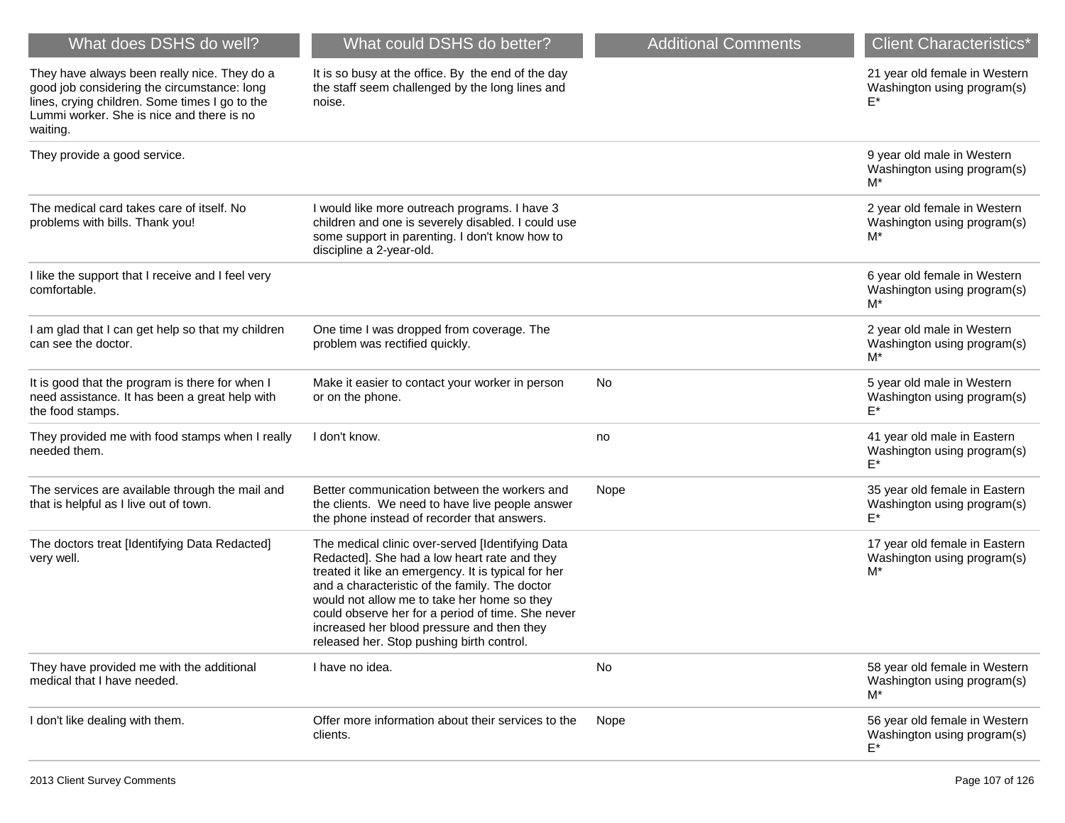| What does DSHS do well? | What could DSHS do better? | Additional Comments | Client Characteristics* |
| --- | --- | --- | --- |
| They have always been really nice. They do a good job considering the circumstance: long lines, crying children. Some times I go to the Lummi worker. She is nice and there is no waiting. | It is so busy at the office. By the end of the day the staff seem challenged by the long lines and noise. | | 21 year old female in Western Washington using program(s) E* |
| They provide a good service. | | | 9 year old male in Western Washington using program(s) M* |
| The medical card takes care of itself. No problems with bills. Thank you! | I would like more outreach programs. I have 3 children and one is severely disabled. I could use some support in parenting. I don't know how to discipline a 2-year-old. | | 2 year old female in Western Washington using program(s) M* |
| I like the support that I receive and I feel very comfortable. | | | 6 year old female in Western Washington using program(s) M* |
| I am glad that I can get help so that my children can see the doctor. | One time I was dropped from coverage. The problem was rectified quickly. | | 2 year old male in Western Washington using program(s) M* |
| It is good that the program is there for when I need assistance. It has been a great help with the food stamps. | Make it easier to contact your worker in person or on the phone. | No | 5 year old male in Western Washington using program(s) E* |
| They provided me with food stamps when I really needed them. | I don't know. | no | 41 year old male in Eastern Washington using program(s) E* |
| The services are available through the mail and that is helpful as I live out of town. | Better communication between the workers and the clients. We need to have live people answer the phone instead of recorder that answers. | Nope | 35 year old female in Eastern Washington using program(s) E* |
| The doctors treat [Identifying Data Redacted] very well. | The medical clinic over-served [Identifying Data Redacted]. She had a low heart rate and they treated it like an emergency. It is typical for her and a characteristic of the family. The doctor would not allow me to take her home so they could observe her for a period of time. She never increased her blood pressure and then they released her. Stop pushing birth control. | | 17 year old female in Eastern Washington using program(s) M* |
| They have provided me with the additional medical that I have needed. | I have no idea. | No | 58 year old female in Western Washington using program(s) M* |
| I don't like dealing with them. | Offer more information about their services to the clients. | Nope | 56 year old female in Western Washington using program(s) E* |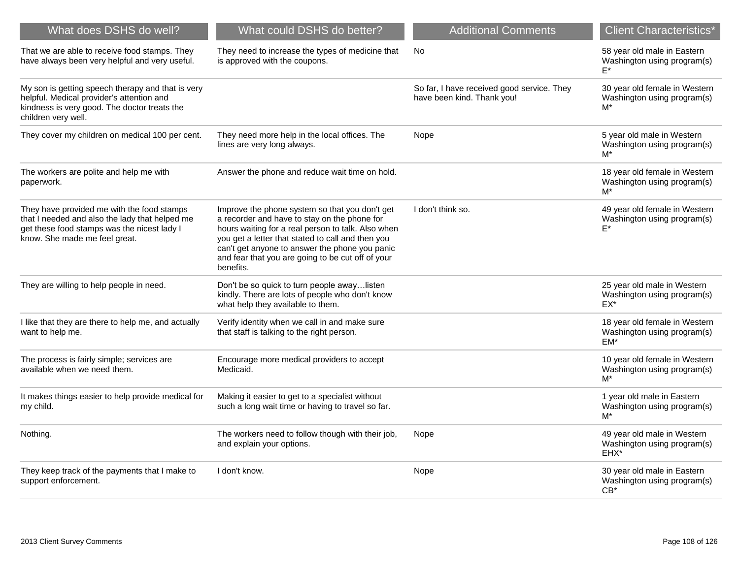| What does DSHS do well? | What could DSHS do better? | Additional Comments | Client Characteristics* |
| --- | --- | --- | --- |
| That we are able to receive food stamps. They have always been very helpful and very useful. | They need to increase the types of medicine that is approved with the coupons. | No | 58 year old male in Eastern Washington using program(s) E* |
| My son is getting speech therapy and that is very helpful. Medical provider's attention and kindness is very good. The doctor treats the children very well. | | So far, I have received good service. They have been kind. Thank you! | 30 year old female in Western Washington using program(s) M* |
| They cover my children on medical 100 per cent. | They need more help in the local offices. The lines are very long always. | Nope | 5 year old male in Western Washington using program(s) M* |
| The workers are polite and help me with paperwork. | Answer the phone and reduce wait time on hold. | | 18 year old female in Western Washington using program(s) M* |
| They have provided me with the food stamps that I needed and also the lady that helped me get these food stamps was the nicest lady I know. She made me feel great. | Improve the phone system so that you don't get a recorder and have to stay on the phone for hours waiting for a real person to talk. Also when you get a letter that stated to call and then you can't get anyone to answer the phone you panic and fear that you are going to be cut off of your benefits. | I don't think so. | 49 year old female in Western Washington using program(s) E* |
| They are willing to help people in need. | Don't be so quick to turn people away…listen kindly. There are lots of people who don't know what help they available to them. | | 25 year old male in Western Washington using program(s) EX* |
| I like that they are there to help me, and actually want to help me. | Verify identity when we call in and make sure that staff is talking to the right person. | | 18 year old female in Western Washington using program(s) EM* |
| The process is fairly simple; services are available when we need them. | Encourage more medical providers to accept Medicaid. | | 10 year old female in Western Washington using program(s) M* |
| It makes things easier to help provide medical for my child. | Making it easier to get to a specialist without such a long wait time or having to travel so far. | | 1 year old male in Eastern Washington using program(s) M* |
| Nothing. | The workers need to follow though with their job, and explain your options. | Nope | 49 year old male in Western Washington using program(s) EHX* |
| They keep track of the payments that I make to support enforcement. | I don't know. | Nope | 30 year old male in Eastern Washington using program(s) CB* |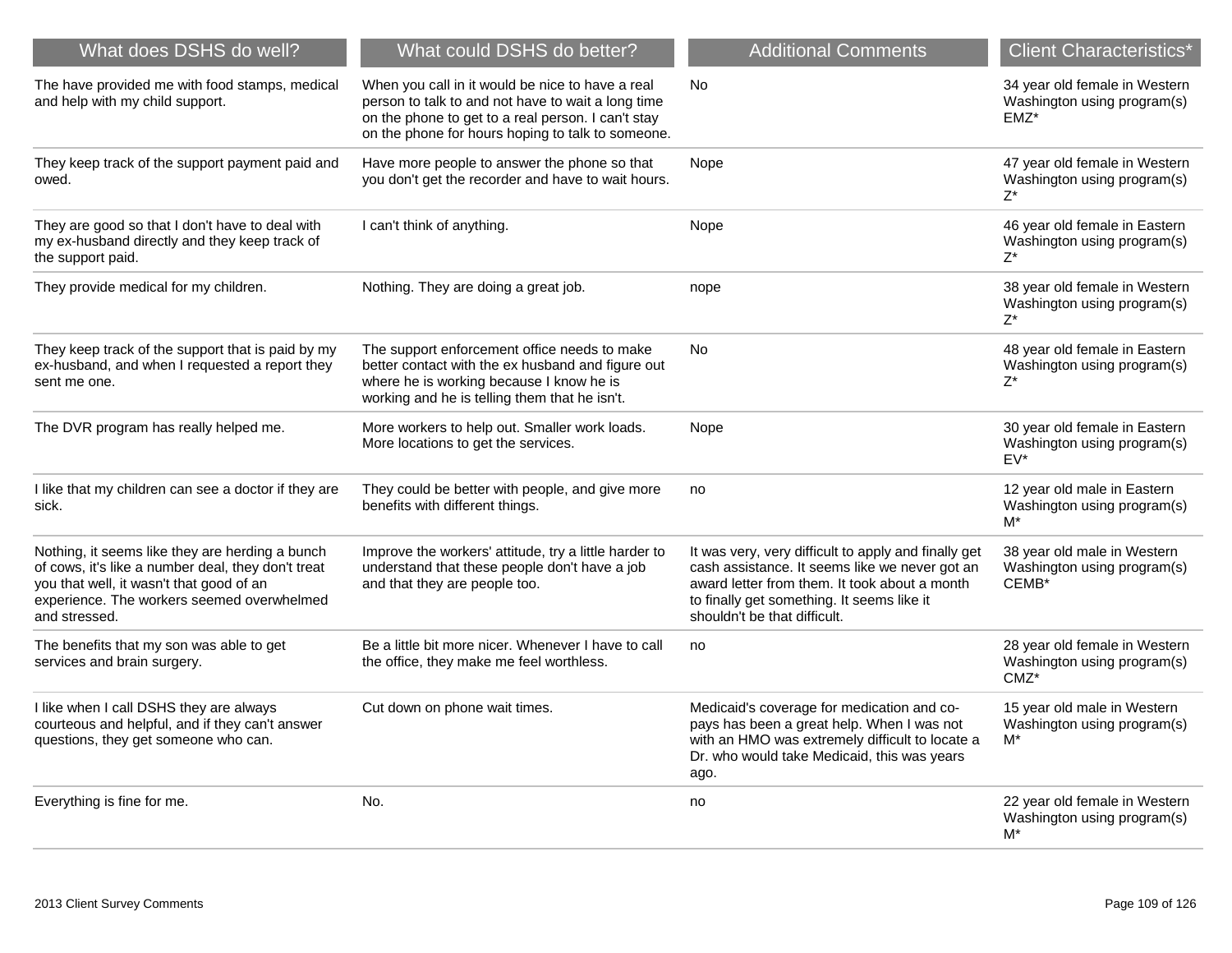| What does DSHS do well? | What could DSHS do better? | Additional Comments | Client Characteristics* |
| --- | --- | --- | --- |
| The have provided me with food stamps, medical and help with my child support. | When you call in it would be nice to have a real person to talk to and not have to wait a long time on the phone to get to a real person. I can't stay on the phone for hours hoping to talk to someone. | No | 34 year old female in Western Washington using program(s) EMZ* |
| They keep track of the support payment paid and owed. | Have more people to answer the phone so that you don't get the recorder and have to wait hours. | Nope | 47 year old female in Western Washington using program(s) Z* |
| They are good so that I don't have to deal with my ex-husband directly and they keep track of the support paid. | I can't think of anything. | Nope | 46 year old female in Eastern Washington using program(s) Z* |
| They provide medical for my children. | Nothing. They are doing a great job. | nope | 38 year old female in Western Washington using program(s) Z* |
| They keep track of the support that is paid by my ex-husband, and when I requested a report they sent me one. | The support enforcement office needs to make better contact with the ex husband and figure out where he is working because I know he is working and he is telling them that he isn't. | No | 48 year old female in Eastern Washington using program(s) Z* |
| The DVR program has really helped me. | More workers to help out. Smaller work loads. More locations to get the services. | Nope | 30 year old female in Eastern Washington using program(s) EV* |
| I like that my children can see a doctor if they are sick. | They could be better with people, and give more benefits with different things. | no | 12 year old male in Eastern Washington using program(s) M* |
| Nothing, it seems like they are herding a bunch of cows, it's like a number deal, they don't treat you that well, it wasn't that good of an experience. The workers seemed overwhelmed and stressed. | Improve the workers' attitude, try a little harder to understand that these people don't have a job and that they are people too. | It was very, very difficult to apply and finally get cash assistance. It seems like we never got an award letter from them. It took about a month to finally get something. It seems like it shouldn't be that difficult. | 38 year old male in Western Washington using program(s) CEMB* |
| The benefits that my son was able to get services and brain surgery. | Be a little bit more nicer. Whenever I have to call the office, they make me feel worthless. | no | 28 year old female in Western Washington using program(s) CMZ* |
| I like when I call DSHS they are always courteous and helpful, and if they can't answer questions, they get someone who can. | Cut down on phone wait times. | Medicaid's coverage for medication and co-pays has been a great help. When I was not with an HMO was extremely difficult to locate a Dr. who would take Medicaid, this was years ago. | 15 year old male in Western Washington using program(s) M* |
| Everything is fine for me. | No. | no | 22 year old female in Western Washington using program(s) M* |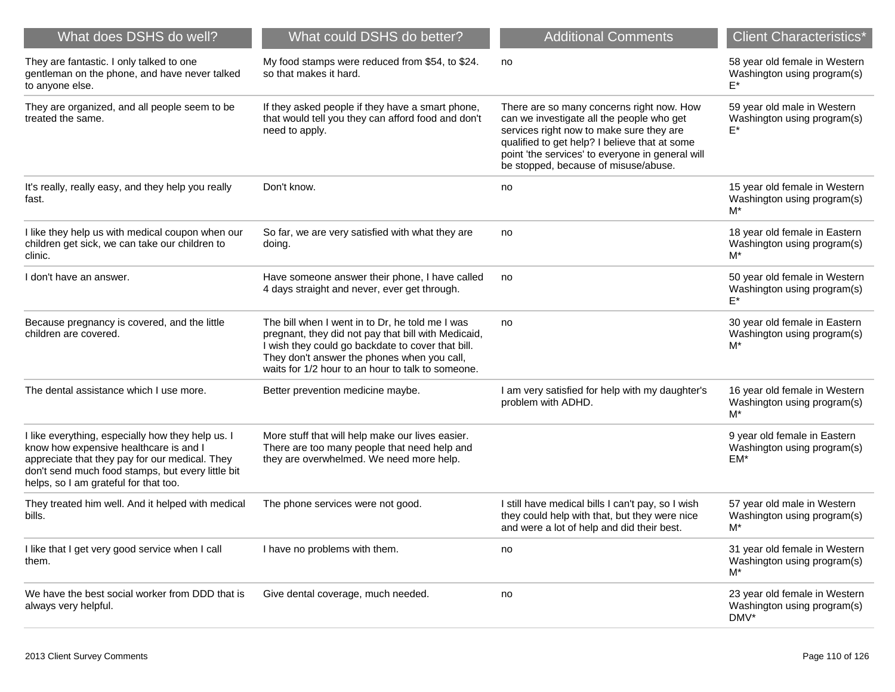| What does DSHS do well? | What could DSHS do better? | Additional Comments | Client Characteristics* |
|---|---|---|---|
| They are fantastic. I only talked to one gentleman on the phone, and have never talked to anyone else. | My food stamps were reduced from $54, to $24. so that makes it hard. | no | 58 year old female in Western Washington using program(s) E* |
| They are organized, and all people seem to be treated the same. | If they asked people if they have a smart phone, that would tell you they can afford food and don't need to apply. | There are so many concerns right now. How can we investigate all the people who get services right now to make sure they are qualified to get help? I believe that at some point 'the services' to everyone in general will be stopped, because of misuse/abuse. | 59 year old male in Western Washington using program(s) E* |
| It's really, really easy, and they help you really fast. | Don't know. | no | 15 year old female in Western Washington using program(s) M* |
| I like they help us with medical coupon when our children get sick, we can take our children to clinic. | So far, we are very satisfied with what they are doing. | no | 18 year old female in Eastern Washington using program(s) M* |
| I don't have an answer. | Have someone answer their phone, I have called 4 days straight and never, ever get through. | no | 50 year old female in Western Washington using program(s) E* |
| Because pregnancy is covered, and the little children are covered. | The bill when I went in to Dr, he told me I was pregnant, they did not pay that bill with Medicaid, I wish they could go backdate to cover that bill. They don't answer the phones when you call, waits for 1/2 hour to an hour to talk to someone. | no | 30 year old female in Eastern Washington using program(s) M* |
| The dental assistance which I use more. | Better prevention medicine maybe. | I am very satisfied for help with my daughter's problem with ADHD. | 16 year old female in Western Washington using program(s) M* |
| I like everything, especially how they help us. I know how expensive healthcare is and I appreciate that they pay for our medical. They don't send much food stamps, but every little bit helps, so I am grateful for that too. | More stuff that will help make our lives easier. There are too many people that need help and they are overwhelmed. We need more help. | | 9 year old female in Eastern Washington using program(s) EM* |
| They treated him well. And it helped with medical bills. | The phone services were not good. | I still have medical bills I can't pay, so I wish they could help with that, but they were nice and were a lot of help and did their best. | 57 year old male in Western Washington using program(s) M* |
| I like that I get very good service when I call them. | I have no problems with them. | no | 31 year old female in Western Washington using program(s) M* |
| We have the best social worker from DDD that is always very helpful. | Give dental coverage, much needed. | no | 23 year old female in Western Washington using program(s) DMV* |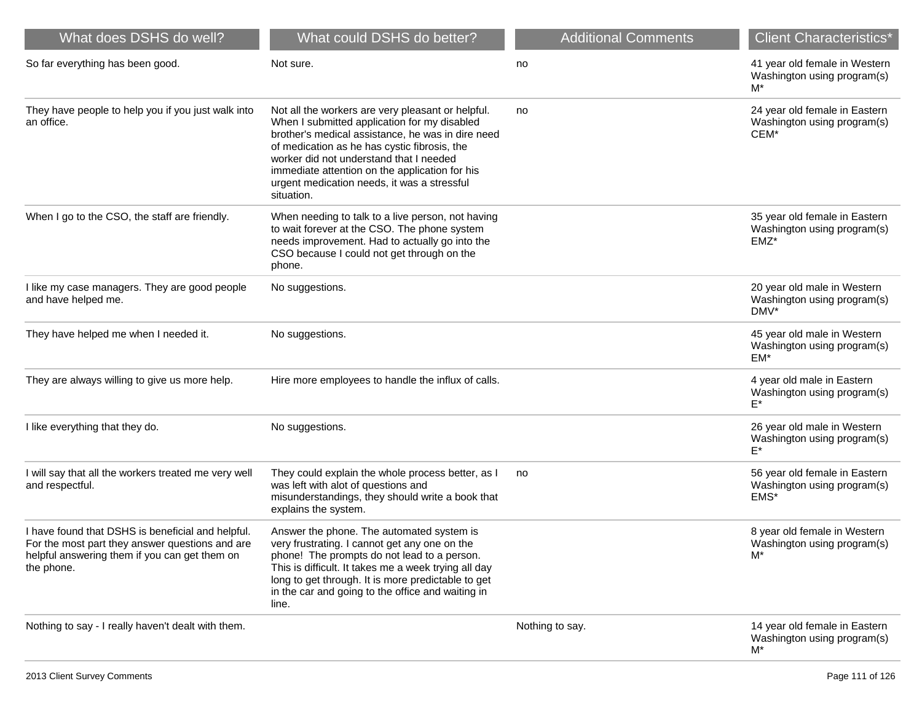| What does DSHS do well? | What could DSHS do better? | Additional Comments | Client Characteristics* |
| --- | --- | --- | --- |
| So far everything has been good. | Not sure. | no | 41 year old female in Western Washington using program(s) M* |
| They have people to help you if you just walk into an office. | Not all the workers are very pleasant or helpful. When I submitted application for my disabled brother's medical assistance, he was in dire need of medication as he has cystic fibrosis, the worker did not understand that I needed immediate attention on the application for his urgent medication needs, it was a stressful situation. | no | 24 year old female in Eastern Washington using program(s) CEM* |
| When I go to the CSO, the staff are friendly. | When needing to talk to a live person, not having to wait forever at the CSO. The phone system needs improvement. Had to actually go into the CSO because I could not get through on the phone. | | 35 year old female in Eastern Washington using program(s) EMZ* |
| I like my case managers. They are good people and have helped me. | No suggestions. | | 20 year old male in Western Washington using program(s) DMV* |
| They have helped me when I needed it. | No suggestions. | | 45 year old male in Western Washington using program(s) EM* |
| They are always willing to give us more help. | Hire more employees to handle the influx of calls. | | 4 year old male in Eastern Washington using program(s) E* |
| I like everything that they do. | No suggestions. | | 26 year old male in Western Washington using program(s) E* |
| I will say that all the workers treated me very well and respectful. | They could explain the whole process better, as I was left with alot of questions and misunderstandings, they should write a book that explains the system. | no | 56 year old female in Eastern Washington using program(s) EMS* |
| I have found that DSHS is beneficial and helpful. For the most part they answer questions and are helpful answering them if you can get them on the phone. | Answer the phone. The automated system is very frustrating. I cannot get any one on the phone! The prompts do not lead to a person. This is difficult. It takes me a week trying all day long to get through. It is more predictable to get in the car and going to the office and waiting in line. | | 8 year old female in Western Washington using program(s) M* |
| Nothing to say - I really haven't dealt with them. | | Nothing to say. | 14 year old female in Eastern Washington using program(s) M* |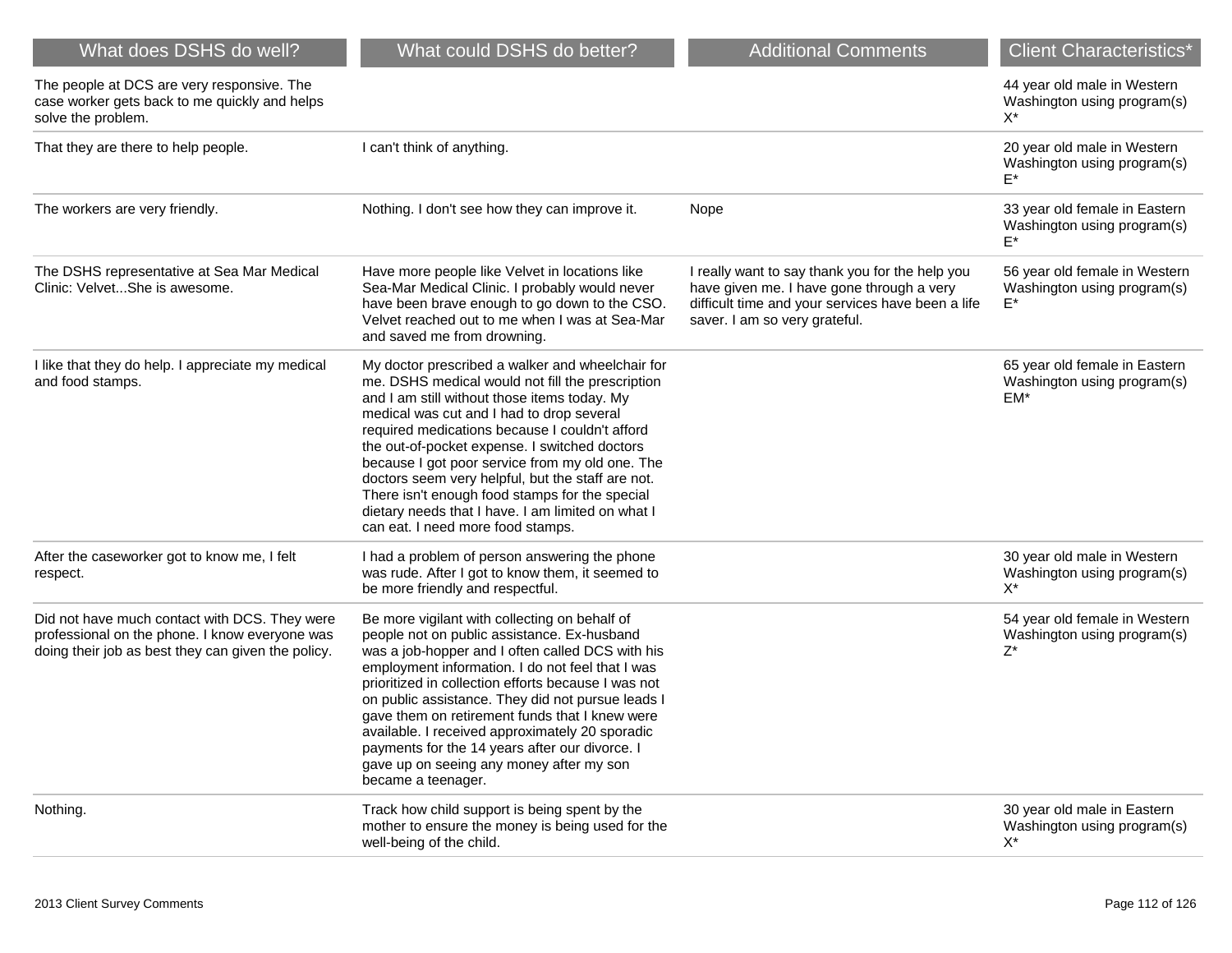| What does DSHS do well? | What could DSHS do better? | Additional Comments | Client Characteristics* |
|---|---|---|---|
| The people at DCS are very responsive. The case worker gets back to me quickly and helps solve the problem. | | | 44 year old male in Western Washington using program(s) X* |
| That they are there to help people. | I can't think of anything. | | 20 year old male in Western Washington using program(s) E* |
| The workers are very friendly. | Nothing. I don't see how they can improve it. | Nope | 33 year old female in Eastern Washington using program(s) E* |
| The DSHS representative at Sea Mar Medical Clinic: Velvet...She is awesome. | Have more people like Velvet in locations like Sea-Mar Medical Clinic. I probably would never have been brave enough to go down to the CSO. Velvet reached out to me when I was at Sea-Mar and saved me from drowning. | I really want to say thank you for the help you have given me. I have gone through a very difficult time and your services have been a life saver. I am so very grateful. | 56 year old female in Western Washington using program(s) E* |
| I like that they do help. I appreciate my medical and food stamps. | My doctor prescribed a walker and wheelchair for me. DSHS medical would not fill the prescription and I am still without those items today. My medical was cut and I had to drop several required medications because I couldn't afford the out-of-pocket expense. I switched doctors because I got poor service from my old one. The doctors seem very helpful, but the staff are not. There isn't enough food stamps for the special dietary needs that I have. I am limited on what I can eat. I need more food stamps. | | 65 year old female in Eastern Washington using program(s) EM* |
| After the caseworker got to know me, I felt respect. | I had a problem of person answering the phone was rude. After I got to know them, it seemed to be more friendly and respectful. | | 30 year old male in Western Washington using program(s) X* |
| Did not have much contact with DCS. They were professional on the phone. I know everyone was doing their job as best they can given the policy. | Be more vigilant with collecting on behalf of people not on public assistance. Ex-husband was a job-hopper and I often called DCS with his employment information. I do not feel that I was prioritized in collection efforts because I was not on public assistance. They did not pursue leads I gave them on retirement funds that I knew were available. I received approximately 20 sporadic payments for the 14 years after our divorce. I gave up on seeing any money after my son became a teenager. | | 54 year old female in Western Washington using program(s) Z* |
| Nothing. | Track how child support is being spent by the mother to ensure the money is being used for the well-being of the child. | | 30 year old male in Eastern Washington using program(s) X* |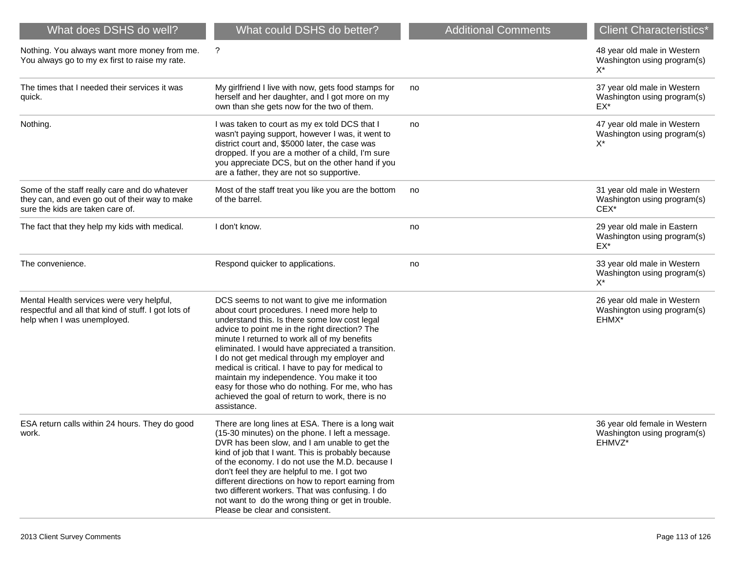| What does DSHS do well? | What could DSHS do better? | Additional Comments | Client Characteristics* |
| --- | --- | --- | --- |
| Nothing. You always want more money from me. You always go to my ex first to raise my rate. | ? | | 48 year old male in Western Washington using program(s) X* |
| The times that I needed their services it was quick. | My girlfriend I live with now, gets food stamps for herself and her daughter, and I got more on my own than she gets now for the two of them. | no | 37 year old male in Western Washington using program(s) EX* |
| Nothing. | I was taken to court as my ex told DCS that I wasn't paying support, however I was, it went to district court and, $5000 later, the case was dropped. If you are a mother of a child, I'm sure you appreciate DCS, but on the other hand if you are a father, they are not so supportive. | no | 47 year old male in Western Washington using program(s) X* |
| Some of the staff really care and do whatever they can, and even go out of their way to make sure the kids are taken care of. | Most of the staff treat you like you are the bottom of the barrel. | no | 31 year old male in Western Washington using program(s) CEX* |
| The fact that they help my kids with medical. | I don't know. | no | 29 year old male in Eastern Washington using program(s) EX* |
| The convenience. | Respond quicker to applications. | no | 33 year old male in Western Washington using program(s) X* |
| Mental Health services were very helpful, respectful and all that kind of stuff. I got lots of help when I was unemployed. | DCS seems to not want to give me information about court procedures. I need more help to understand this. Is there some low cost legal advice to point me in the right direction? The minute I returned to work all of my benefits eliminated. I would have appreciated a transition. I do not get medical through my employer and medical is critical. I have to pay for medical to maintain my independence. You make it too easy for those who do nothing. For me, who has achieved the goal of return to work, there is no assistance. | | 26 year old male in Western Washington using program(s) EHMX* |
| ESA return calls within 24 hours. They do good work. | There are long lines at ESA. There is a long wait (15-30 minutes) on the phone. I left a message. DVR has been slow, and I am unable to get the kind of job that I want. This is probably because of the economy. I do not use the M.D. because I don't feel they are helpful to me. I got two different directions on how to report earning from two different workers. That was confusing. I do not want to do the wrong thing or get in trouble. Please be clear and consistent. | | 36 year old female in Western Washington using program(s) EHMVZ* |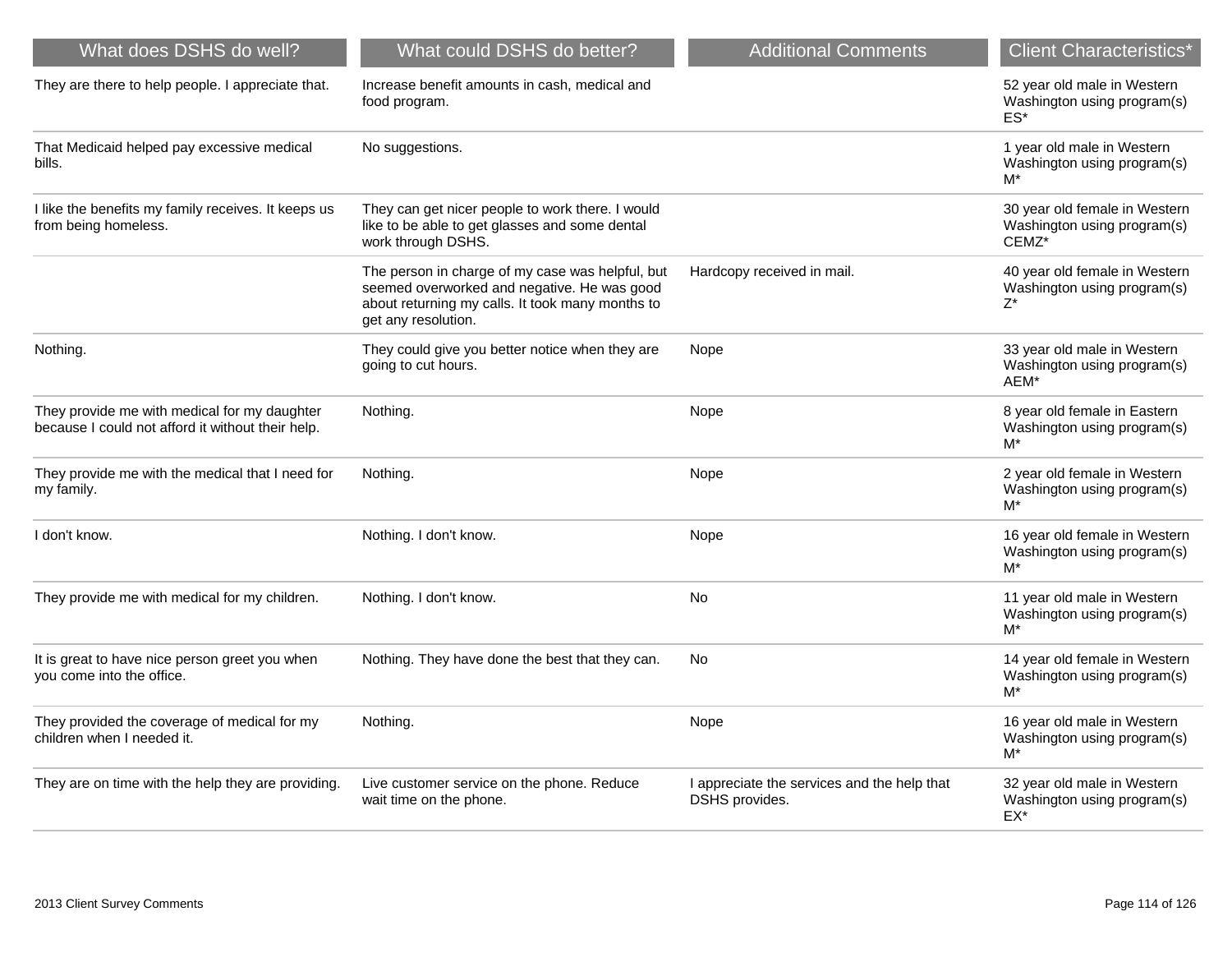| What does DSHS do well? | What could DSHS do better? | Additional Comments | Client Characteristics* |
| --- | --- | --- | --- |
| They are there to help people. I appreciate that. | Increase benefit amounts in cash, medical and food program. | | 52 year old male in Western Washington using program(s) ES* |
| That Medicaid helped pay excessive medical bills. | No suggestions. | | 1 year old male in Western Washington using program(s) M* |
| I like the benefits my family receives. It keeps us from being homeless. | They can get nicer people to work there. I would like to be able to get glasses and some dental work through DSHS. | | 30 year old female in Western Washington using program(s) CEMZ* |
| | The person in charge of my case was helpful, but seemed overworked and negative. He was good about returning my calls. It took many months to get any resolution. | Hardcopy received in mail. | 40 year old female in Western Washington using program(s) Z* |
| Nothing. | They could give you better notice when they are going to cut hours. | Nope | 33 year old male in Western Washington using program(s) AEM* |
| They provide me with medical for my daughter because I could not afford it without their help. | Nothing. | Nope | 8 year old female in Eastern Washington using program(s) M* |
| They provide me with the medical that I need for my family. | Nothing. | Nope | 2 year old female in Western Washington using program(s) M* |
| I don't know. | Nothing. I don't know. | Nope | 16 year old female in Western Washington using program(s) M* |
| They provide me with medical for my children. | Nothing. I don't know. | No | 11 year old male in Western Washington using program(s) M* |
| It is great to have nice person greet you when you come into the office. | Nothing. They have done the best that they can. | No | 14 year old female in Western Washington using program(s) M* |
| They provided the coverage of medical for my children when I needed it. | Nothing. | Nope | 16 year old male in Western Washington using program(s) M* |
| They are on time with the help they are providing. | Live customer service on the phone. Reduce wait time on the phone. | I appreciate the services and the help that DSHS provides. | 32 year old male in Western Washington using program(s) EX* |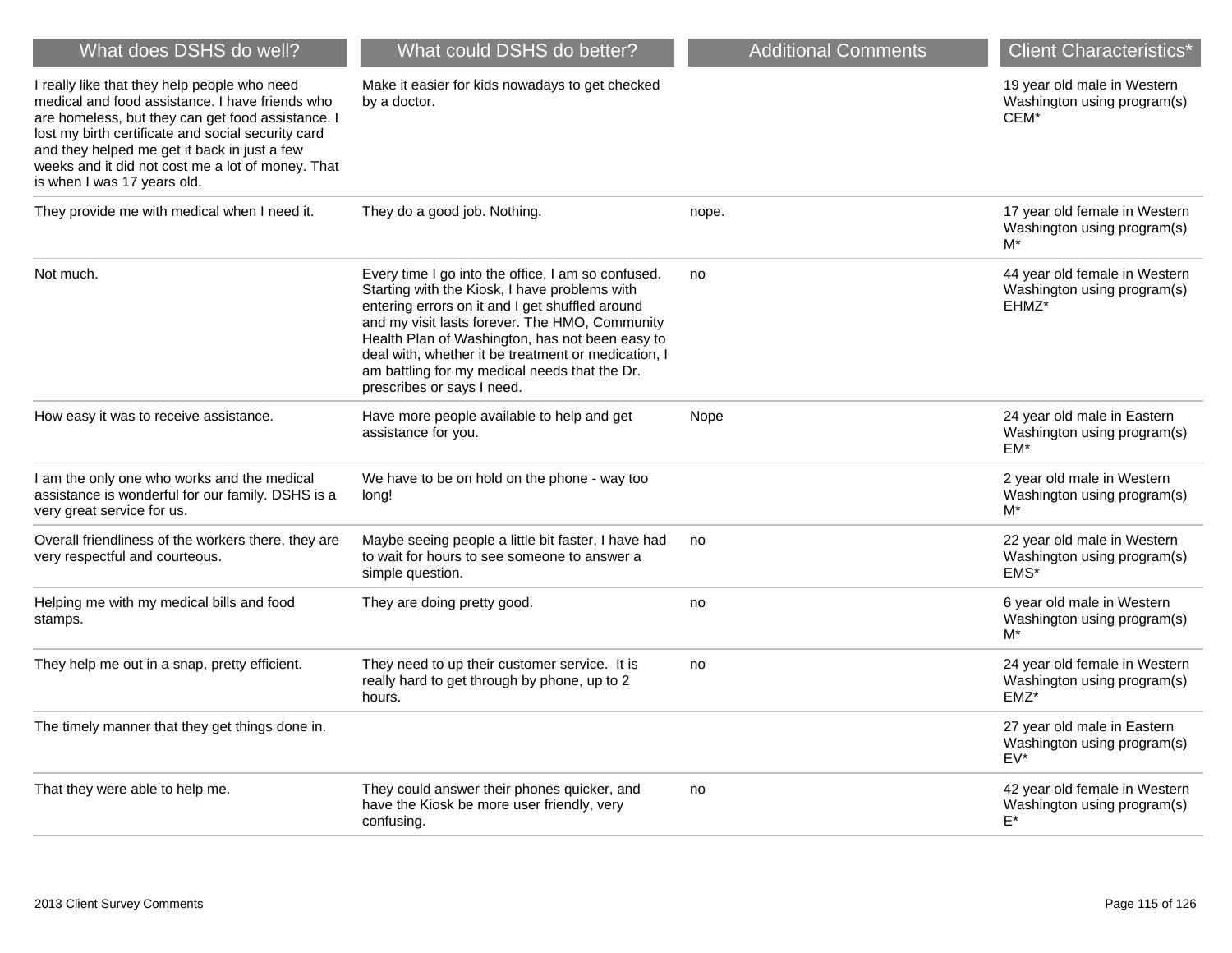| What does DSHS do well? | What could DSHS do better? | Additional Comments | Client Characteristics* |
| --- | --- | --- | --- |
| I really like that they help people who need medical and food assistance. I have friends who are homeless, but they can get food assistance. I lost my birth certificate and social security card and they helped me get it back in just a few weeks and it did not cost me a lot of money. That is when I was 17 years old. | Make it easier for kids nowadays to get checked by a doctor. | | 19 year old male in Western Washington using program(s) CEM* |
| They provide me with medical when I need it. | They do a good job. Nothing. | nope. | 17 year old female in Western Washington using program(s) M* |
| Not much. | Every time I go into the office, I am so confused. Starting with the Kiosk, I have problems with entering errors on it and I get shuffled around and my visit lasts forever. The HMO, Community Health Plan of Washington, has not been easy to deal with, whether it be treatment or medication, I am battling for my medical needs that the Dr. prescribes or says I need. | no | 44 year old female in Western Washington using program(s) EHMZ* |
| How easy it was to receive assistance. | Have more people available to help and get assistance for you. | Nope | 24 year old male in Eastern Washington using program(s) EM* |
| I am the only one who works and the medical assistance is wonderful for our family. DSHS is a very great service for us. | We have to be on hold on the phone - way too long! | | 2 year old male in Western Washington using program(s) M* |
| Overall friendliness of the workers there, they are very respectful and courteous. | Maybe seeing people a little bit faster, I have had to wait for hours to see someone to answer a simple question. | no | 22 year old male in Western Washington using program(s) EMS* |
| Helping me with my medical bills and food stamps. | They are doing pretty good. | no | 6 year old male in Western Washington using program(s) M* |
| They help me out in a snap, pretty efficient. | They need to up their customer service. It is really hard to get through by phone, up to 2 hours. | no | 24 year old female in Western Washington using program(s) EMZ* |
| The timely manner that they get things done in. | | | 27 year old male in Eastern Washington using program(s) EV* |
| That they were able to help me. | They could answer their phones quicker, and have the Kiosk be more user friendly, very confusing. | no | 42 year old female in Western Washington using program(s) E* |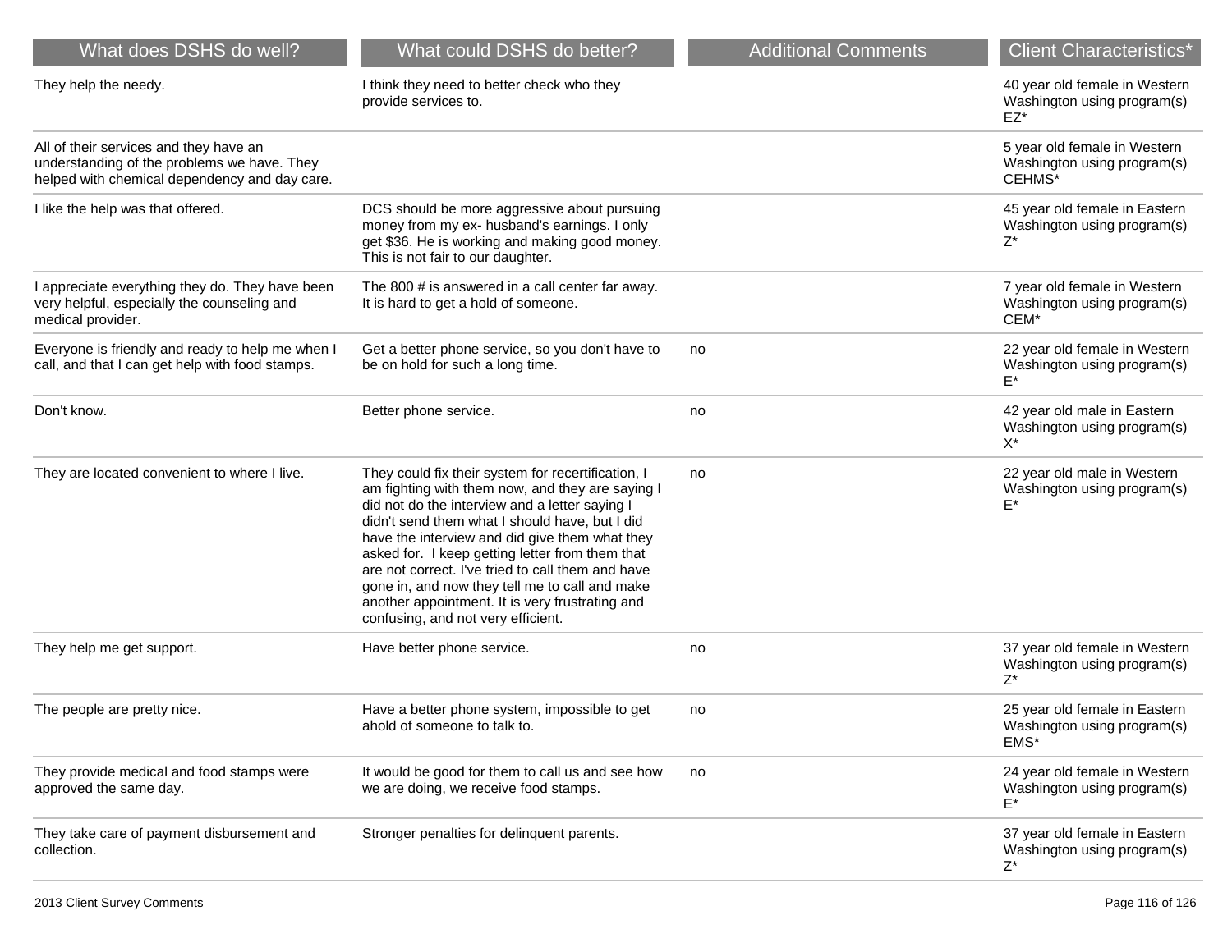| What does DSHS do well? | What could DSHS do better? | Additional Comments | Client Characteristics* |
| --- | --- | --- | --- |
| They help the needy. | I think they need to better check who they provide services to. | | 40 year old female in Western Washington using program(s) EZ* |
| All of their services and they have an understanding of the problems we have. They helped with chemical dependency and day care. | | | 5 year old female in Western Washington using program(s) CEHMS* |
| I like the help was that offered. | DCS should be more aggressive about pursuing money from my ex- husband's earnings. I only get $36. He is working and making good money. This is not fair to our daughter. | | 45 year old female in Eastern Washington using program(s) Z* |
| I appreciate everything they do. They have been very helpful, especially the counseling and medical provider. | The 800 # is answered in a call center far away. It is hard to get a hold of someone. | | 7 year old female in Western Washington using program(s) CEM* |
| Everyone is friendly and ready to help me when I call, and that I can get help with food stamps. | Get a better phone service, so you don't have to be on hold for such a long time. | no | 22 year old female in Western Washington using program(s) E* |
| Don't know. | Better phone service. | no | 42 year old male in Eastern Washington using program(s) X* |
| They are located convenient to where I live. | They could fix their system for recertification, I am fighting with them now, and they are saying I did not do the interview and a letter saying I didn't send them what I should have, but I did have the interview and did give them what they asked for. I keep getting letter from them that are not correct. I've tried to call them and have gone in, and now they tell me to call and make another appointment. It is very frustrating and confusing, and not very efficient. | no | 22 year old male in Western Washington using program(s) E* |
| They help me get support. | Have better phone service. | no | 37 year old female in Western Washington using program(s) Z* |
| The people are pretty nice. | Have a better phone system, impossible to get ahold of someone to talk to. | no | 25 year old female in Eastern Washington using program(s) EMS* |
| They provide medical and food stamps were approved the same day. | It would be good for them to call us and see how we are doing, we receive food stamps. | no | 24 year old female in Western Washington using program(s) E* |
| They take care of payment disbursement and collection. | Stronger penalties for delinquent parents. | | 37 year old female in Eastern Washington using program(s) Z* |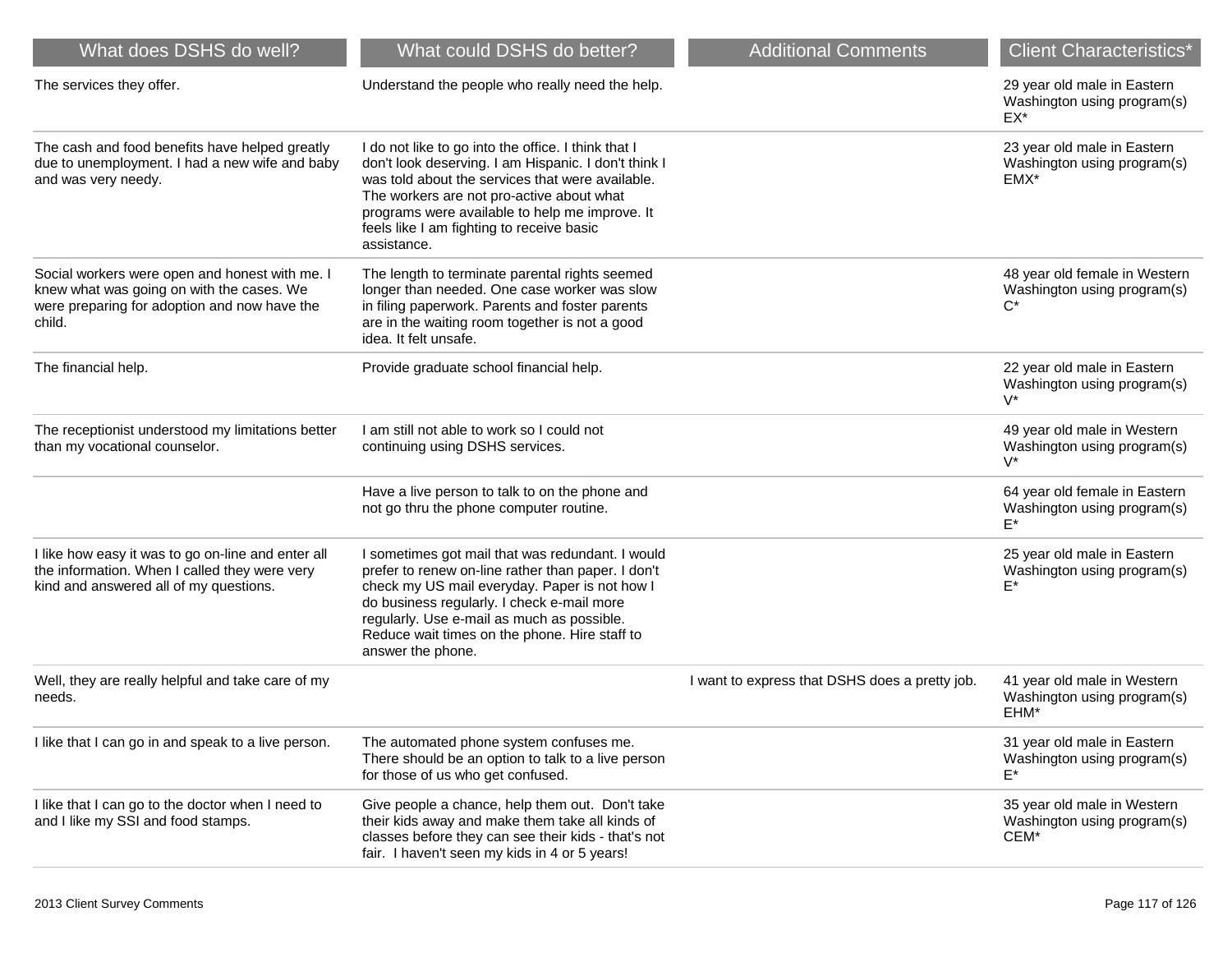| What does DSHS do well? | What could DSHS do better? | Additional Comments | Client Characteristics* |
|---|---|---|---|
| The services they offer. | Understand the people who really need the help. | | 29 year old male in Eastern Washington using program(s) EX* |
| The cash and food benefits have helped greatly due to unemployment. I had a new wife and baby and was very needy. | I do not like to go into the office. I think that I don't look deserving. I am Hispanic. I don't think I was told about the services that were available. The workers are not pro-active about what programs were available to help me improve. It feels like I am fighting to receive basic assistance. | | 23 year old male in Eastern Washington using program(s) EMX* |
| Social workers were open and honest with me. I knew what was going on with the cases. We were preparing for adoption and now have the child. | The length to terminate parental rights seemed longer than needed. One case worker was slow in filing paperwork. Parents and foster parents are in the waiting room together is not a good idea. It felt unsafe. | | 48 year old female in Western Washington using program(s) C* |
| The financial help. | Provide graduate school financial help. | | 22 year old male in Eastern Washington using program(s) V* |
| The receptionist understood my limitations better than my vocational counselor. | I am still not able to work so I could not continuing using DSHS services. | | 49 year old male in Western Washington using program(s) V* |
| | Have a live person to talk to on the phone and not go thru the phone computer routine. | | 64 year old female in Eastern Washington using program(s) E* |
| I like how easy it was to go on-line and enter all the information. When I called they were very kind and answered all of my questions. | I sometimes got mail that was redundant. I would prefer to renew on-line rather than paper. I don't check my US mail everyday. Paper is not how I do business regularly. I check e-mail more regularly. Use e-mail as much as possible. Reduce wait times on the phone. Hire staff to answer the phone. | | 25 year old male in Eastern Washington using program(s) E* |
| Well, they are really helpful and take care of my needs. | | I want to express that DSHS does a pretty job. | 41 year old male in Western Washington using program(s) EHM* |
| I like that I can go in and speak to a live person. | The automated phone system confuses me. There should be an option to talk to a live person for those of us who get confused. | | 31 year old male in Eastern Washington using program(s) E* |
| I like that I can go to the doctor when I need to and I like my SSI and food stamps. | Give people a chance, help them out. Don't take their kids away and make them take all kinds of classes before they can see their kids - that's not fair. I haven't seen my kids in 4 or 5 years! | | 35 year old male in Western Washington using program(s) CEM* |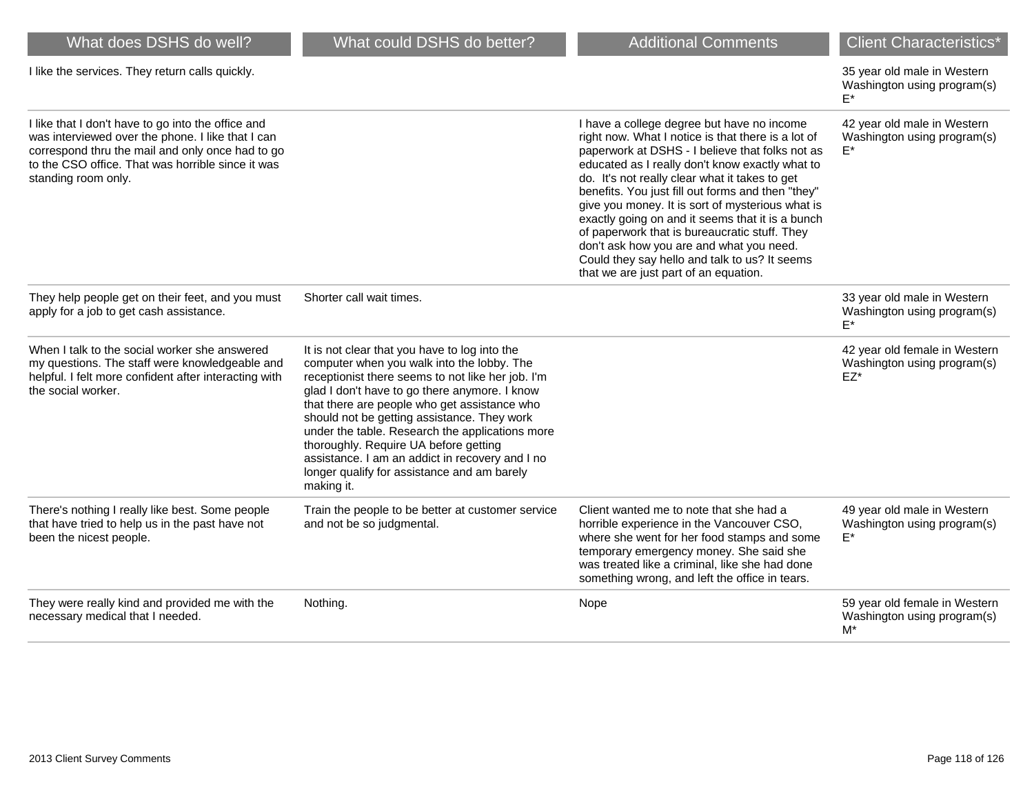| What does DSHS do well? | What could DSHS do better? | Additional Comments | Client Characteristics* |
| --- | --- | --- | --- |
| I like the services. They return calls quickly. | | | 35 year old male in Western Washington using program(s) E* |
| I like that I don't have to go into the office and was interviewed over the phone. I like that I can correspond thru the mail and only once had to go to the CSO office. That was horrible since it was standing room only. | | I have a college degree but have no income right now. What I notice is that there is a lot of paperwork at DSHS - I believe that folks not as educated as I really don't know exactly what to do. It's not really clear what it takes to get benefits. You just fill out forms and then "they" give you money. It is sort of mysterious what is exactly going on and it seems that it is a bunch of paperwork that is bureaucratic stuff. They don't ask how you are and what you need. Could they say hello and talk to us? It seems that we are just part of an equation. | 42 year old male in Western Washington using program(s) E* |
| They help people get on their feet, and you must apply for a job to get cash assistance. | Shorter call wait times. | | 33 year old male in Western Washington using program(s) E* |
| When I talk to the social worker she answered my questions. The staff were knowledgeable and helpful. I felt more confident after interacting with the social worker. | It is not clear that you have to log into the computer when you walk into the lobby. The receptionist there seems to not like her job. I'm glad I don't have to go there anymore. I know that there are people who get assistance who should not be getting assistance. They work under the table. Research the applications more thoroughly. Require UA before getting assistance. I am an addict in recovery and I no longer qualify for assistance and am barely making it. | | 42 year old female in Western Washington using program(s) EZ* |
| There's nothing I really like best. Some people that have tried to help us in the past have not been the nicest people. | Train the people to be better at customer service and not be so judgmental. | Client wanted me to note that she had a horrible experience in the Vancouver CSO, where she went for her food stamps and some temporary emergency money. She said she was treated like a criminal, like she had done something wrong, and left the office in tears. | 49 year old male in Western Washington using program(s) E* |
| They were really kind and provided me with the necessary medical that I needed. | Nothing. | Nope | 59 year old female in Western Washington using program(s) M* |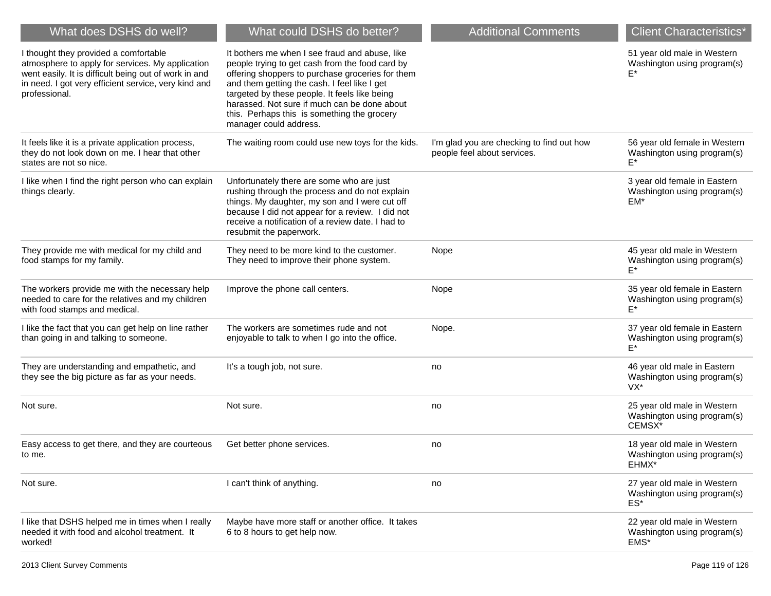| What does DSHS do well? | What could DSHS do better? | Additional Comments | Client Characteristics* |
|---|---|---|---|
| I thought they provided a comfortable atmosphere to apply for services. My application went easily. It is difficult being out of work in and in need. I got very efficient service, very kind and professional. | It bothers me when I see fraud and abuse, like people trying to get cash from the food card by offering shoppers to purchase groceries for them and them getting the cash. I feel like I get targeted by these people. It feels like being harassed. Not sure if much can be done about this. Perhaps this is something the grocery manager could address. | | 51 year old male in Western Washington using program(s) E* |
| It feels like it is a private application process, they do not look down on me. I hear that other states are not so nice. | The waiting room could use new toys for the kids. | I'm glad you are checking to find out how people feel about services. | 56 year old female in Western Washington using program(s) E* |
| I like when I find the right person who can explain things clearly. | Unfortunately there are some who are just rushing through the process and do not explain things. My daughter, my son and I were cut off because I did not appear for a review. I did not receive a notification of a review date. I had to resubmit the paperwork. | | 3 year old female in Eastern Washington using program(s) EM* |
| They provide me with medical for my child and food stamps for my family. | They need to be more kind to the customer. They need to improve their phone system. | Nope | 45 year old male in Western Washington using program(s) E* |
| The workers provide me with the necessary help needed to care for the relatives and my children with food stamps and medical. | Improve the phone call centers. | Nope | 35 year old female in Eastern Washington using program(s) E* |
| I like the fact that you can get help on line rather than going in and talking to someone. | The workers are sometimes rude and not enjoyable to talk to when I go into the office. | Nope. | 37 year old female in Eastern Washington using program(s) E* |
| They are understanding and empathetic, and they see the big picture as far as your needs. | It's a tough job, not sure. | no | 46 year old male in Eastern Washington using program(s) VX* |
| Not sure. | Not sure. | no | 25 year old male in Western Washington using program(s) CEMSX* |
| Easy access to get there, and they are courteous to me. | Get better phone services. | no | 18 year old male in Western Washington using program(s) EHMX* |
| Not sure. | I can't think of anything. | no | 27 year old male in Western Washington using program(s) ES* |
| I like that DSHS helped me in times when I really needed it with food and alcohol treatment. It worked! | Maybe have more staff or another office. It takes 6 to 8 hours to get help now. | | 22 year old male in Western Washington using program(s) EMS* |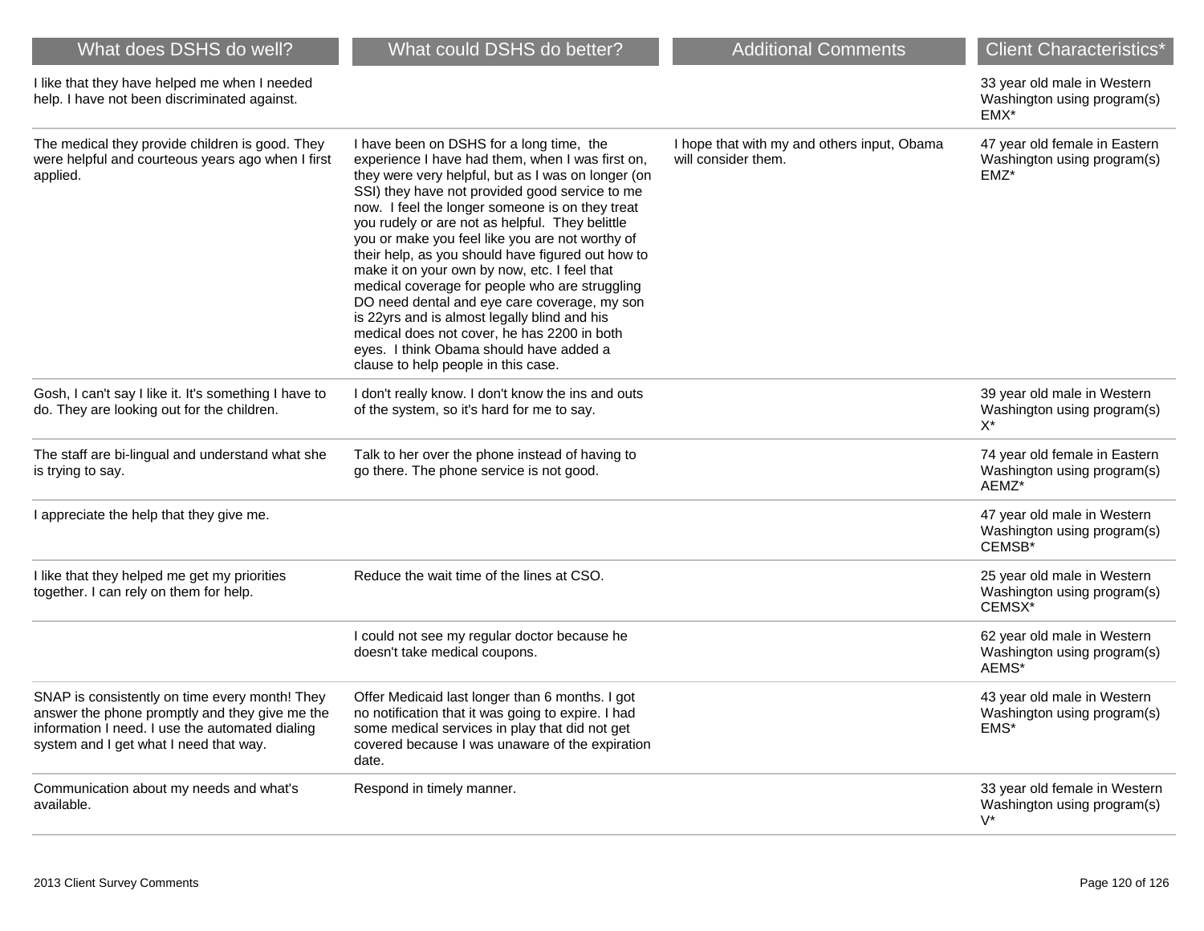| What does DSHS do well? | What could DSHS do better? | Additional Comments | Client Characteristics* |
| --- | --- | --- | --- |
| I like that they have helped me when I needed help. I have not been discriminated against. | | | 33 year old male in Western Washington using program(s) EMX* |
| The medical they provide children is good. They were helpful and courteous years ago when I first applied. | I have been on DSHS for a long time, the experience I have had them, when I was first on, they were very helpful, but as I was on longer (on SSI) they have not provided good service to me now. I feel the longer someone is on they treat you rudely or are not as helpful. They belittle you or make you feel like you are not worthy of their help, as you should have figured out how to make it on your own by now, etc. I feel that medical coverage for people who are struggling DO need dental and eye care coverage, my son is 22yrs and is almost legally blind and his medical does not cover, he has 2200 in both eyes. I think Obama should have added a clause to help people in this case. | I hope that with my and others input, Obama will consider them. | 47 year old female in Eastern Washington using program(s) EMZ* |
| Gosh, I can't say I like it. It's something I have to do. They are looking out for the children. | I don't really know. I don't know the ins and outs of the system, so it's hard for me to say. | | 39 year old male in Western Washington using program(s) X* |
| The staff are bi-lingual and understand what she is trying to say. | Talk to her over the phone instead of having to go there. The phone service is not good. | | 74 year old female in Eastern Washington using program(s) AEMZ* |
| I appreciate the help that they give me. | | | 47 year old male in Western Washington using program(s) CEMSB* |
| I like that they helped me get my priorities together. I can rely on them for help. | Reduce the wait time of the lines at CSO. | | 25 year old male in Western Washington using program(s) CEMSX* |
| | I could not see my regular doctor because he doesn't take medical coupons. | | 62 year old male in Western Washington using program(s) AEMS* |
| SNAP is consistently on time every month! They answer the phone promptly and they give me the information I need. I use the automated dialing system and I get what I need that way. | Offer Medicaid last longer than 6 months. I got no notification that it was going to expire. I had some medical services in play that did not get covered because I was unaware of the expiration date. | | 43 year old male in Western Washington using program(s) EMS* |
| Communication about my needs and what's available. | Respond in timely manner. | | 33 year old female in Western Washington using program(s) V* |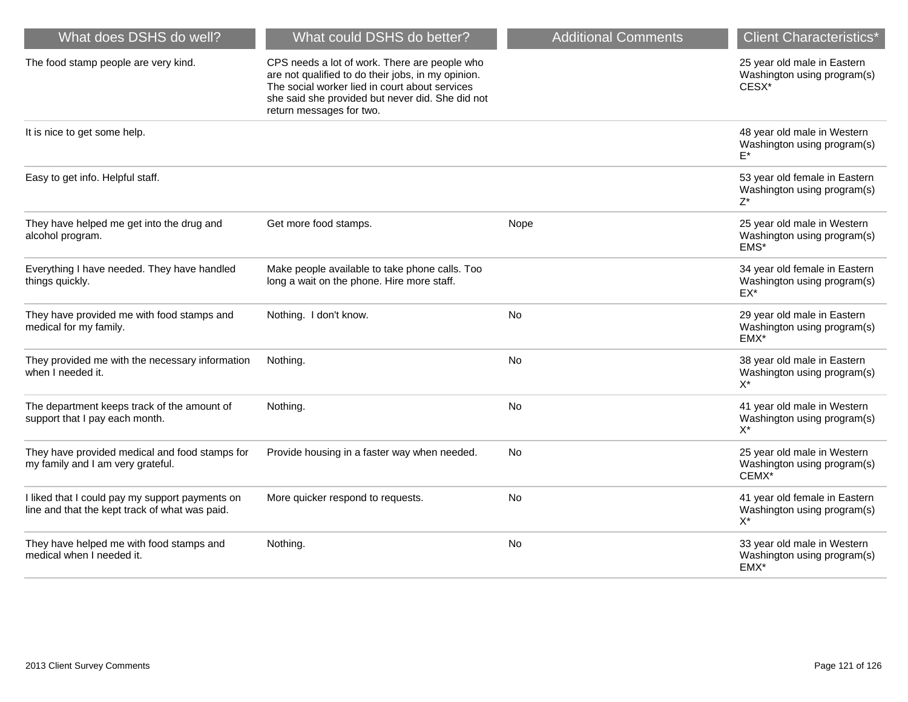| What does DSHS do well? | What could DSHS do better? | Additional Comments | Client Characteristics* |
|---|---|---|---|
| The food stamp people are very kind. | CPS needs a lot of work. There are people who are not qualified to do their jobs, in my opinion. The social worker lied in court about services she said she provided but never did. She did not return messages for two. | | 25 year old male in Eastern Washington using program(s) CESX* |
| It is nice to get some help. | | | 48 year old male in Western Washington using program(s) E* |
| Easy to get info. Helpful staff. | | | 53 year old female in Eastern Washington using program(s) Z* |
| They have helped me get into the drug and alcohol program. | Get more food stamps. | Nope | 25 year old male in Western Washington using program(s) EMS* |
| Everything I have needed. They have handled things quickly. | Make people available to take phone calls. Too long a wait on the phone. Hire more staff. | | 34 year old female in Eastern Washington using program(s) EX* |
| They have provided me with food stamps and medical for my family. | Nothing. I don't know. | No | 29 year old male in Eastern Washington using program(s) EMX* |
| They provided me with the necessary information when I needed it. | Nothing. | No | 38 year old male in Eastern Washington using program(s) X* |
| The department keeps track of the amount of support that I pay each month. | Nothing. | No | 41 year old male in Western Washington using program(s) X* |
| They have provided medical and food stamps for my family and I am very grateful. | Provide housing in a faster way when needed. | No | 25 year old male in Western Washington using program(s) CEMX* |
| I liked that I could pay my support payments on line and that the kept track of what was paid. | More quicker respond to requests. | No | 41 year old female in Eastern Washington using program(s) X* |
| They have helped me with food stamps and medical when I needed it. | Nothing. | No | 33 year old male in Western Washington using program(s) EMX* |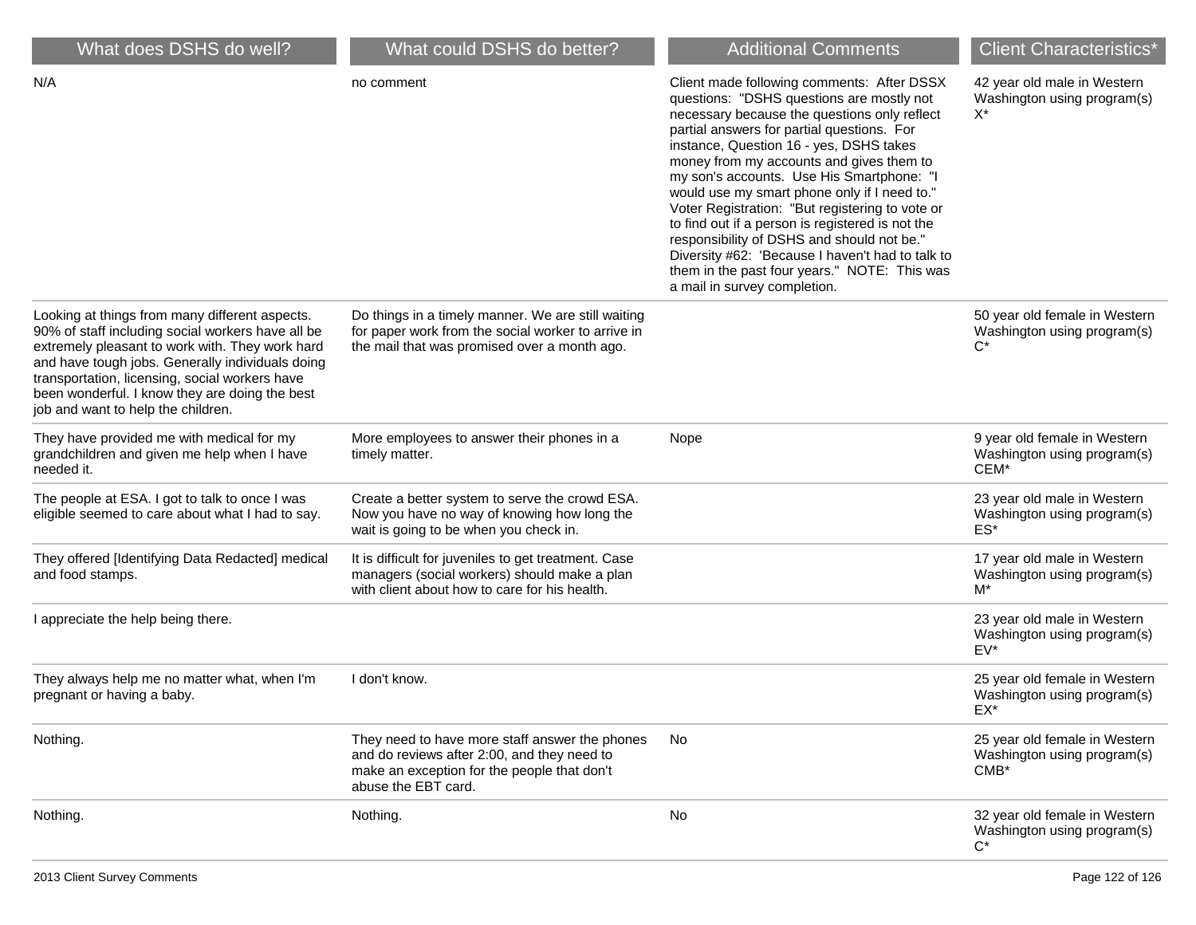| What does DSHS do well? | What could DSHS do better? | Additional Comments | Client Characteristics* |
|---|---|---|---|
| N/A | no comment | Client made following comments: After DSSX questions: "DSHS questions are mostly not necessary because the questions only reflect partial answers for partial questions. For instance, Question 16 - yes, DSHS takes money from my accounts and gives them to my son's accounts. Use His Smartphone: "I would use my smart phone only if I need to." Voter Registration: "But registering to vote or to find out if a person is registered is not the responsibility of DSHS and should not be." Diversity #62: 'Because I haven't had to talk to them in the past four years." NOTE: This was a mail in survey completion. | 42 year old male in Western Washington using program(s) X* |
| Looking at things from many different aspects. 90% of staff including social workers have all be extremely pleasant to work with. They work hard and have tough jobs. Generally individuals doing transportation, licensing, social workers have been wonderful. I know they are doing the best job and want to help the children. | Do things in a timely manner. We are still waiting for paper work from the social worker to arrive in the mail that was promised over a month ago. | | 50 year old female in Western Washington using program(s) C* |
| They have provided me with medical for my grandchildren and given me help when I have needed it. | More employees to answer their phones in a timely matter. | Nope | 9 year old female in Western Washington using program(s) CEM* |
| The people at ESA. I got to talk to once I was eligible seemed to care about what I had to say. | Create a better system to serve the crowd ESA. Now you have no way of knowing how long the wait is going to be when you check in. | | 23 year old male in Western Washington using program(s) ES* |
| They offered [Identifying Data Redacted] medical and food stamps. | It is difficult for juveniles to get treatment. Case managers (social workers) should make a plan with client about how to care for his health. | | 17 year old male in Western Washington using program(s) M* |
| I appreciate the help being there. | | | 23 year old male in Western Washington using program(s) EV* |
| They always help me no matter what, when I'm pregnant or having a baby. | I don't know. | | 25 year old female in Western Washington using program(s) EX* |
| Nothing. | They need to have more staff answer the phones and do reviews after 2:00, and they need to make an exception for the people that don't abuse the EBT card. | No | 25 year old female in Western Washington using program(s) CMB* |
| Nothing. | Nothing. | No | 32 year old female in Western Washington using program(s) C* |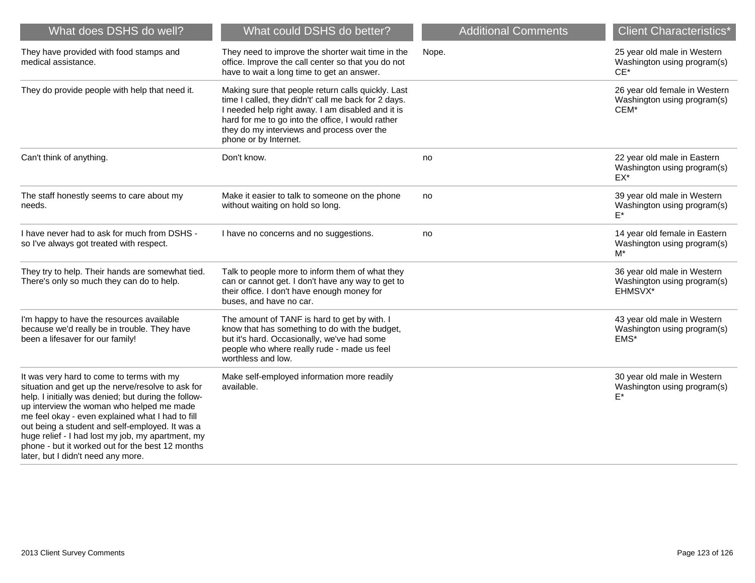| What does DSHS do well? | What could DSHS do better? | Additional Comments | Client Characteristics* |
| --- | --- | --- | --- |
| They have provided with food stamps and medical assistance. | They need to improve the shorter wait time in the office. Improve the call center so that you do not have to wait a long time to get an answer. | Nope. | 25 year old male in Western Washington using program(s) CE* |
| They do provide people with help that need it. | Making sure that people return calls quickly. Last time I called, they didn't' call me back for 2 days. I needed help right away. I am disabled and it is hard for me to go into the office, I would rather they do my interviews and process over the phone or by Internet. | | 26 year old female in Western Washington using program(s) CEM* |
| Can't think of anything. | Don't know. | no | 22 year old male in Eastern Washington using program(s) EX* |
| The staff honestly seems to care about my needs. | Make it easier to talk to someone on the phone without waiting on hold so long. | no | 39 year old male in Western Washington using program(s) E* |
| I have never had to ask for much from DSHS - so I've always got treated with respect. | I have no concerns and no suggestions. | no | 14 year old female in Eastern Washington using program(s) M* |
| They try to help. Their hands are somewhat tied. There's only so much they can do to help. | Talk to people more to inform them of what they can or cannot get. I don't have any way to get to their office. I don't have enough money for buses, and have no car. | | 36 year old male in Western Washington using program(s) EHMSVX* |
| I'm happy to have the resources available because we'd really be in trouble. They have been a lifesaver for our family! | The amount of TANF is hard to get by with. I know that has something to do with the budget, but it's hard. Occasionally, we've had some people who where really rude - made us feel worthless and low. | | 43 year old male in Western Washington using program(s) EMS* |
| It was very hard to come to terms with my situation and get up the nerve/resolve to ask for help. I initially was denied; but during the follow-up interview the woman who helped me made me feel okay - even explained what I had to fill out being a student and self-employed. It was a huge relief - I had lost my job, my apartment, my phone - but it worked out for the best 12 months later, but I didn't need any more. | Make self-employed information more readily available. | | 30 year old male in Western Washington using program(s) E* |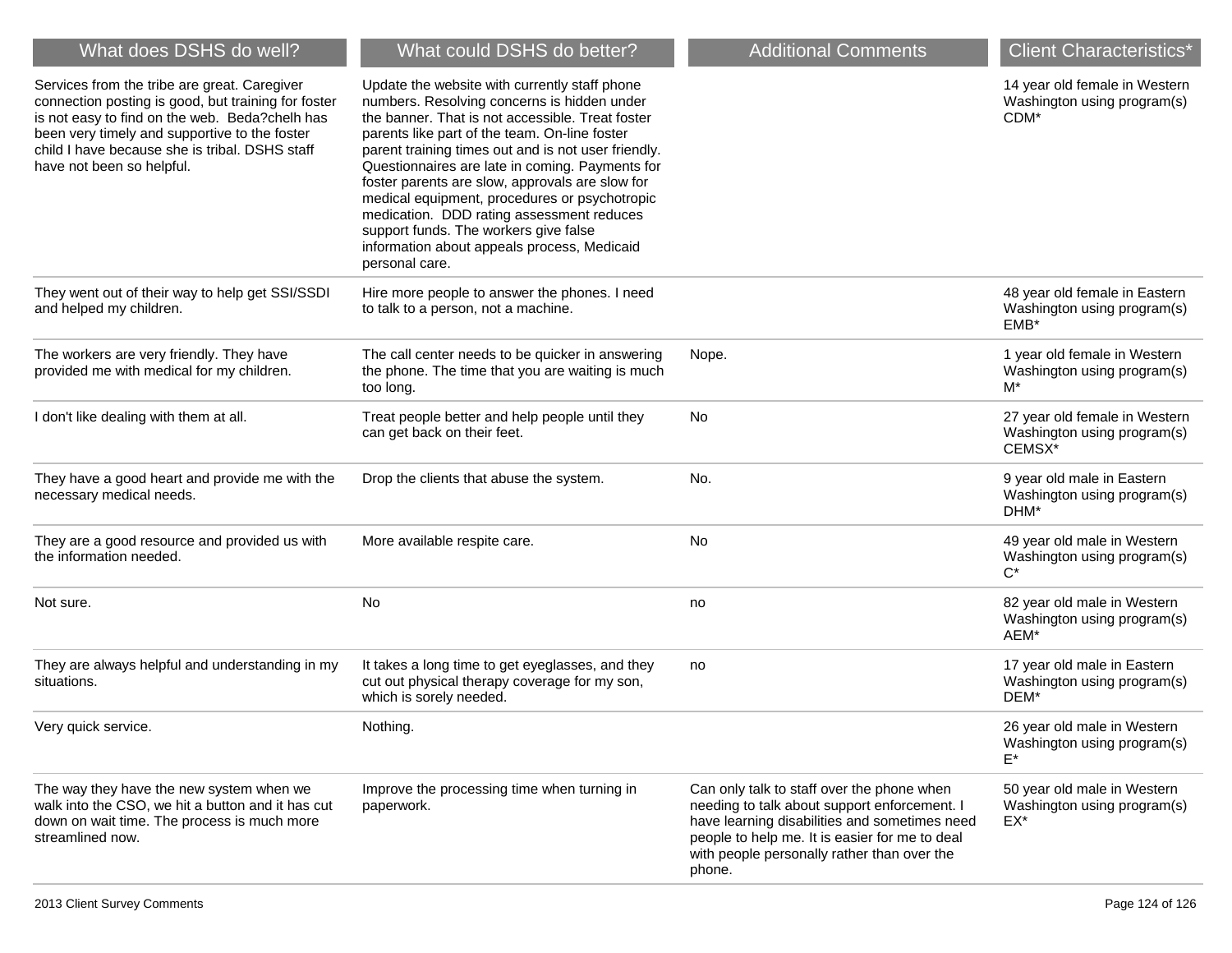| What does DSHS do well? | What could DSHS do better? | Additional Comments | Client Characteristics* |
| --- | --- | --- | --- |
| Services from the tribe are great. Caregiver connection posting is good, but training for foster is not easy to find on the web. Beda?chelh has been very timely and supportive to the foster child I have because she is tribal. DSHS staff have not been so helpful. | Update the website with currently staff phone numbers. Resolving concerns is hidden under the banner. That is not accessible. Treat foster parents like part of the team. On-line foster parent training times out and is not user friendly. Questionnaires are late in coming. Payments for foster parents are slow, approvals are slow for medical equipment, procedures or psychotropic medication. DDD rating assessment reduces support funds. The workers give false information about appeals process, Medicaid personal care. | | 14 year old female in Western Washington using program(s) CDM* |
| They went out of their way to help get SSI/SSDI and helped my children. | Hire more people to answer the phones. I need to talk to a person, not a machine. | | 48 year old female in Eastern Washington using program(s) EMB* |
| The workers are very friendly. They have provided me with medical for my children. | The call center needs to be quicker in answering the phone. The time that you are waiting is much too long. | Nope. | 1 year old female in Western Washington using program(s) M* |
| I don't like dealing with them at all. | Treat people better and help people until they can get back on their feet. | No | 27 year old female in Western Washington using program(s) CEMSX* |
| They have a good heart and provide me with the necessary medical needs. | Drop the clients that abuse the system. | No. | 9 year old male in Eastern Washington using program(s) DHM* |
| They are a good resource and provided us with the information needed. | More available respite care. | No | 49 year old male in Western Washington using program(s) C* |
| Not sure. | No | no | 82 year old male in Western Washington using program(s) AEM* |
| They are always helpful and understanding in my situations. | It takes a long time to get eyeglasses, and they cut out physical therapy coverage for my son, which is sorely needed. | no | 17 year old male in Eastern Washington using program(s) DEM* |
| Very quick service. | Nothing. | | 26 year old male in Western Washington using program(s) E* |
| The way they have the new system when we walk into the CSO, we hit a button and it has cut down on wait time. The process is much more streamlined now. | Improve the processing time when turning in paperwork. | Can only talk to staff over the phone when needing to talk about support enforcement. I have learning disabilities and sometimes need people to help me. It is easier for me to deal with people personally rather than over the phone. | 50 year old male in Western Washington using program(s) EX* |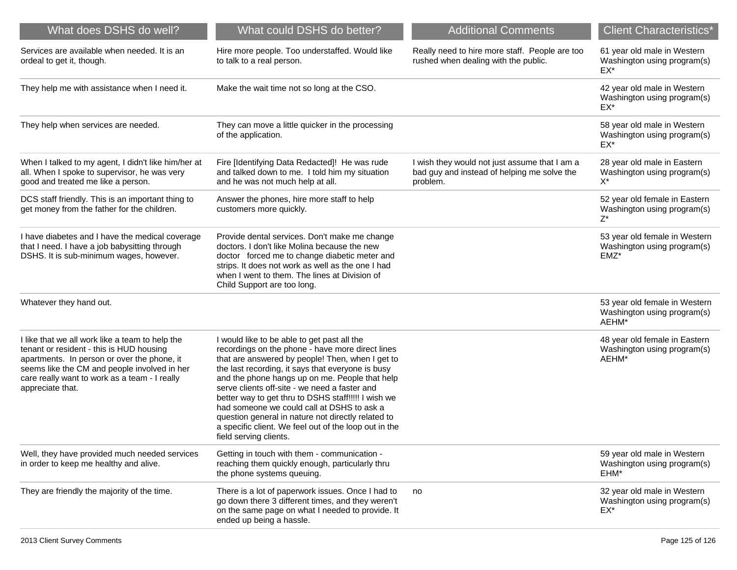| What does DSHS do well? | What could DSHS do better? | Additional Comments | Client Characteristics* |
|---|---|---|---|
| Services are available when needed. It is an ordeal to get it, though. | Hire more people. Too understaffed. Would like to talk to a real person. | Really need to hire more staff. People are too rushed when dealing with the public. | 61 year old male in Western Washington using program(s) EX* |
| They help me with assistance when I need it. | Make the wait time not so long at the CSO. | | 42 year old male in Western Washington using program(s) EX* |
| They help when services are needed. | They can move a little quicker in the processing of the application. | | 58 year old male in Western Washington using program(s) EX* |
| When I talked to my agent, I didn't like him/her at all. When I spoke to supervisor, he was very good and treated me like a person. | Fire [Identifying Data Redacted]! He was rude and talked down to me. I told him my situation and he was not much help at all. | I wish they would not just assume that I am a bad guy and instead of helping me solve the problem. | 28 year old male in Eastern Washington using program(s) X* |
| DCS staff friendly. This is an important thing to get money from the father for the children. | Answer the phones, hire more staff to help customers more quickly. | | 52 year old female in Eastern Washington using program(s) Z* |
| I have diabetes and I have the medical coverage that I need. I have a job babysitting through DSHS. It is sub-minimum wages, however. | Provide dental services. Don't make me change doctors. I don't like Molina because the new doctor forced me to change diabetic meter and strips. It does not work as well as the one I had when I went to them. The lines at Division of Child Support are too long. | | 53 year old female in Western Washington using program(s) EMZ* |
| Whatever they hand out. | | | 53 year old female in Western Washington using program(s) AEHM* |
| I like that we all work like a team to help the tenant or resident - this is HUD housing apartments. In person or over the phone, it seems like the CM and people involved in her care really want to work as a team - I really appreciate that. | I would like to be able to get past all the recordings on the phone - have more direct lines that are answered by people! Then, when I get to the last recording, it says that everyone is busy and the phone hangs up on me. People that help serve clients off-site - we need a faster and better way to get thru to DSHS staff!!!!! I wish we had someone we could call at DSHS to ask a question general in nature not directly related to a specific client. We feel out of the loop out in the field serving clients. | | 48 year old female in Eastern Washington using program(s) AEHM* |
| Well, they have provided much needed services in order to keep me healthy and alive. | Getting in touch with them - communication - reaching them quickly enough, particularly thru the phone systems queuing. | | 59 year old male in Western Washington using program(s) EHM* |
| They are friendly the majority of the time. | There is a lot of paperwork issues. Once I had to go down there 3 different times, and they weren't on the same page on what I needed to provide. It ended up being a hassle. | no | 32 year old male in Western Washington using program(s) EX* |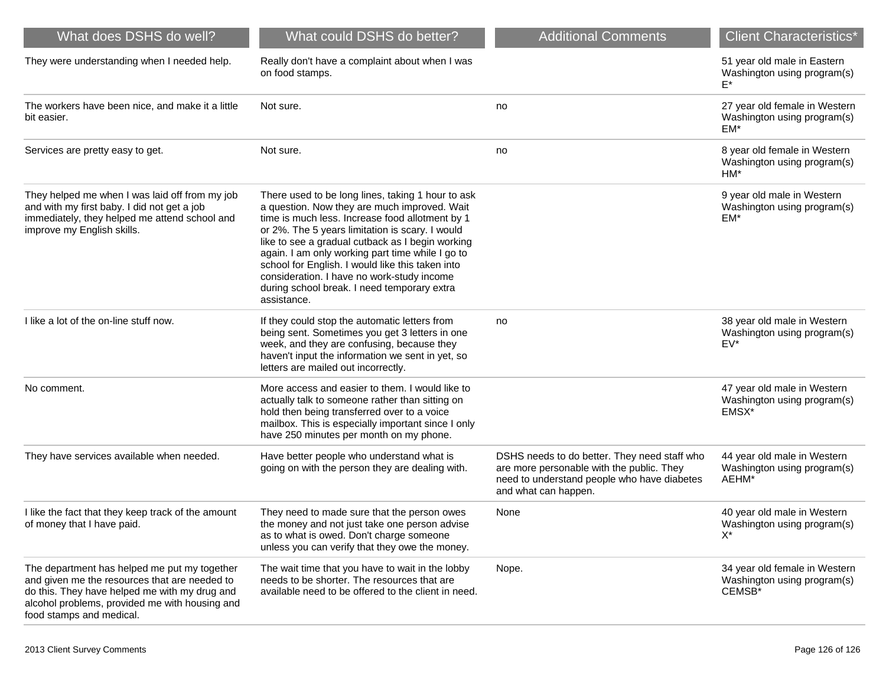| What does DSHS do well? | What could DSHS do better? | Additional Comments | Client Characteristics* |
|---|---|---|---|
| They were understanding when I needed help. | Really don't have a complaint about when I was on food stamps. | | 51 year old male in Eastern Washington using program(s) E* |
| The workers have been nice, and make it a little bit easier. | Not sure. | no | 27 year old female in Western Washington using program(s) EM* |
| Services are pretty easy to get. | Not sure. | no | 8 year old female in Western Washington using program(s) HM* |
| They helped me when I was laid off from my job and with my first baby. I did not get a job immediately, they helped me attend school and improve my English skills. | There used to be long lines, taking 1 hour to ask a question. Now they are much improved. Wait time is much less. Increase food allotment by 1 or 2%. The 5 years limitation is scary. I would like to see a gradual cutback as I begin working again. I am only working part time while I go to school for English. I would like this taken into consideration. I have no work-study income during school break. I need temporary extra assistance. | | 9 year old male in Western Washington using program(s) EM* |
| I like a lot of the on-line stuff now. | If they could stop the automatic letters from being sent. Sometimes you get 3 letters in one week, and they are confusing, because they haven't input the information we sent in yet, so letters are mailed out incorrectly. | no | 38 year old male in Western Washington using program(s) EV* |
| No comment. | More access and easier to them. I would like to actually talk to someone rather than sitting on hold then being transferred over to a voice mailbox. This is especially important since I only have 250 minutes per month on my phone. | | 47 year old male in Western Washington using program(s) EMSX* |
| They have services available when needed. | Have better people who understand what is going on with the person they are dealing with. | DSHS needs to do better. They need staff who are more personable with the public. They need to understand people who have diabetes and what can happen. | 44 year old male in Western Washington using program(s) AEHM* |
| I like the fact that they keep track of the amount of money that I have paid. | They need to made sure that the person owes the money and not just take one person advise as to what is owed. Don't charge someone unless you can verify that they owe the money. | None | 40 year old male in Western Washington using program(s) X* |
| The department has helped me put my together and given me the resources that are needed to do this. They have helped me with my drug and alcohol problems, provided me with housing and food stamps and medical. | The wait time that you have to wait in the lobby needs to be shorter. The resources that are available need to be offered to the client in need. | Nope. | 34 year old female in Western Washington using program(s) CEMSB* |

2013 Client Survey Comments